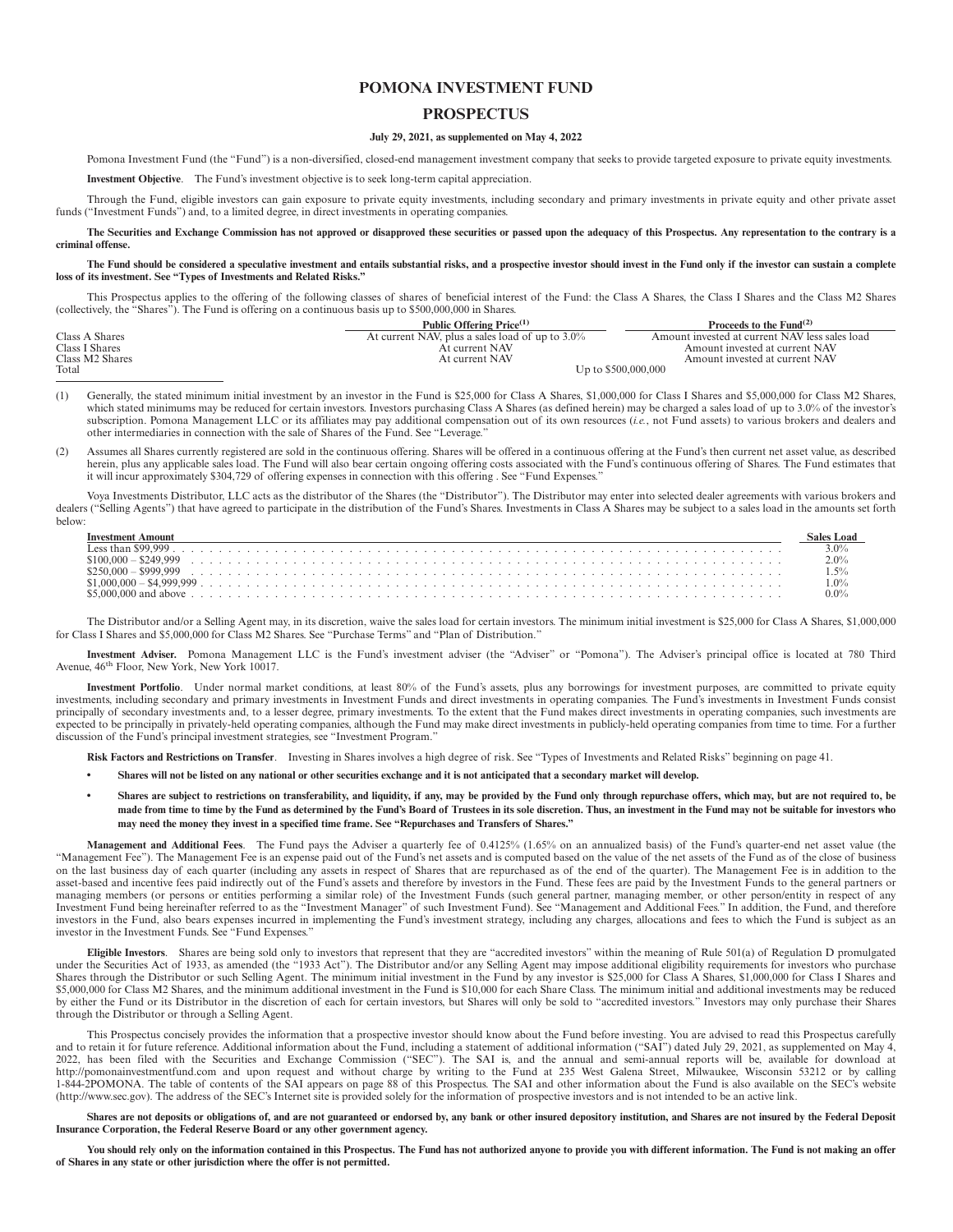# POMONA INVESTMENT FUND

# PROSPECTUS

**July 29, 2021, as supplemented on May 4, 2022**

Pomona Investment Fund (the "Fund") is a non-diversified, closed-end management investment company that seeks to provide targeted exposure to private equity investments.

**Investment Objective**. The Fund's investment objective is to seek long-term capital appreciation.

Through the Fund, eligible investors can gain exposure to private equity investments, including secondary and primary investments in private equity and other private asset funds ("Investment Funds") and, to a limited degree, in direct investments in operating companies.

**The Securities and Exchange Commission has not approved or disapproved these securities or passed upon the adequacy of this Prospectus. Any representation to the contrary is a criminal offense.**

**The Fund should be considered a speculative investment and entails substantial risks, and a prospective investor should invest in the Fund only if the investor can sustain a complete loss of its investment. See "Types of Investments and Related Risks."**

This Prospectus applies to the offering of the following classes of shares of beneficial interest of the Fund: the Class A Shares, the Class I Shares and the Class M2 Shares (collectively, the "Shares"). The Fund is offering on a continuous basis up to $500,000,000 in Shares.

| | Public Offering Price[(1)] | Proceeds to the Fund[(2)] |
|---|---|---|
| Class A Shares | At current NAV, plus a sales load of up to 3.0% | Amount invested at current NAV less sales load |
| Class I Shares | At current NAV | Amount invested at current NAV |
| Class M2 Shares | At current NAV | Amount invested at current NAV |
| Total | Up to $500,000,000 | |

(1) Generally, the stated minimum initial investment by an investor in the Fund is $25,000 for Class A Shares, $1,000,000 for Class I Shares and $5,000,000 for Class M2 Shares, which stated minimums may be reduced for certain investors. Investors purchasing Class A Shares (as defined herein) may be charged a sales load of up to 3.0% of the investor's subscription. Pomona Management LLC or its affiliates may pay additional compensation out of its own resources (*i.e.*, not Fund assets) to various brokers and dealers and other intermediaries in connection with the sale of Shares of the Fund. See "Leverage."

(2) Assumes all Shares currently registered are sold in the continuous offering. Shares will be offered in a continuous offering at the Fund's then current net asset value, as described herein, plus any applicable sales load. The Fund will also bear certain ongoing offering costs associated with the Fund's continuous offering of Shares. The Fund estimates that it will incur approximately $304,729 of offering expenses in connection with this offering . See "Fund Expenses."

Voya Investments Distributor, LLC acts as the distributor of the Shares (the "Distributor"). The Distributor may enter into selected dealer agreements with various brokers and dealers ("Selling Agents") that have agreed to participate in the distribution of the Fund's Shares. Investments in Class A Shares may be subject to a sales load in the amounts set forth below:

| Investment Amount | Sales Load |
|---|---|
| Less than $99,999 | 3.0% |
| $100,000 – $249,999 | 2.0% |
| $250,000 – $999,999 | 1.5% |
| $1,000,000 – $4,999,999 | 1.0% |
| $5,000,000 and above | 0.0% |

The Distributor and/or a Selling Agent may, in its discretion, waive the sales load for certain investors. The minimum initial investment is $25,000 for Class A Shares, $1,000,000 for Class I Shares and $5,000,000 for Class M2 Shares. See "Purchase Terms" and "Plan of Distribution."

**Investment Adviser.** Pomona Management LLC is the Fund's investment adviser (the "Adviser" or "Pomona"). The Adviser's principal office is located at 780 Third Avenue, 46th Floor, New York, New York 10017.

**Investment Portfolio**. Under normal market conditions, at least 80% of the Fund's assets, plus any borrowings for investment purposes, are committed to private equity investments, including secondary and primary investments in Investment Funds and direct investments in operating companies. The Fund's investments in Investment Funds consist principally of secondary investments and, to a lesser degree, primary investments. To the extent that the Fund makes direct investments in operating companies, such investments are expected to be principally in privately-held operating companies, although the Fund may make direct investments in publicly-held operating companies from time to time. For a further discussion of the Fund's principal investment strategies, see "Investment Program."

**Risk Factors and Restrictions on Transfer**. Investing in Shares involves a high degree of risk. See "Types of Investments and Related Risks" beginning on page 41.

- **Shares will not be listed on any national or other securities exchange and it is not anticipated that a secondary market will develop.**
- **Shares are subject to restrictions on transferability, and liquidity, if any, may be provided by the Fund only through repurchase offers, which may, but are not required to, be made from time to time by the Fund as determined by the Fund's Board of Trustees in its sole discretion. Thus, an investment in the Fund may not be suitable for investors who may need the money they invest in a specified time frame. See "Repurchases and Transfers of Shares."**

**Management and Additional Fees**. The Fund pays the Adviser a quarterly fee of 0.4125% (1.65% on an annualized basis) of the Fund's quarter-end net asset value (the "Management Fee"). The Management Fee is an expense paid out of the Fund's net assets and is computed based on the value of the net assets of the Fund as of the close of business on the last business day of each quarter (including any assets in respect of Shares that are repurchased as of the end of the quarter). The Management Fee is in addition to the asset-based and incentive fees paid indirectly out of the Fund's assets and therefore by investors in the Fund. These fees are paid by the Investment Funds to the general partners or managing members (or persons or entities performing a similar role) of the Investment Funds (such general partner, managing member, or other person/entity in respect of any Investment Fund being hereinafter referred to as the "Investment Manager" of such Investment Fund). See "Management and Additional Fees." In addition, the Fund, and therefore investors in the Fund, also bears expenses incurred in implementing the Fund's investment strategy, including any charges, allocations and fees to which the Fund is subject as an investor in the Investment Funds. See "Fund Expenses."

**Eligible Investors**. Shares are being sold only to investors that represent that they are "accredited investors" within the meaning of Rule 501(a) of Regulation D promulgated under the Securities Act of 1933, as amended (the "1933 Act"). The Distributor and/or any Selling Agent may impose additional eligibility requirements for investors who purchase Shares through the Distributor or such Selling Agent. The minimum initial investment in the Fund by any investor is $25,000 for Class A Shares, $1,000,000 for Class I Shares and $5,000,000 for Class M2 Shares, and the minimum additional investment in the Fund is $10,000 for each Share Class. The minimum initial and additional investments may be reduced by either the Fund or its Distributor in the discretion of each for certain investors, but Shares will only be sold to "accredited investors." Investors may only purchase their Shares through the Distributor or through a Selling Agent.

This Prospectus concisely provides the information that a prospective investor should know about the Fund before investing. You are advised to read this Prospectus carefully and to retain it for future reference. Additional information about the Fund, including a statement of additional information ("SAI") dated July 29, 2021, as supplemented on May 4, 2022, has been filed with the Securities and Exchange Commission ("SEC"). The SAI is, and the annual and semi-annual reports will be, available for download at http://pomonainvestmentfund.com and upon request and without charge by writing to the Fund at 235 West Galena Street, Milwaukee, Wisconsin 53212 or by calling 1-844-2POMONA. The table of contents of the SAI appears on page 88 of this Prospectus. The SAI and other information about the Fund is also available on the SEC's website (http://www.sec.gov). The address of the SEC's Internet site is provided solely for the information of prospective investors and is not intended to be an active link.

**Shares are not deposits or obligations of, and are not guaranteed or endorsed by, any bank or other insured depository institution, and Shares are not insured by the Federal Deposit Insurance Corporation, the Federal Reserve Board or any other government agency.**

**You should rely only on the information contained in this Prospectus. The Fund has not authorized anyone to provide you with different information. The Fund is not making an offer of Shares in any state or other jurisdiction where the offer is not permitted.**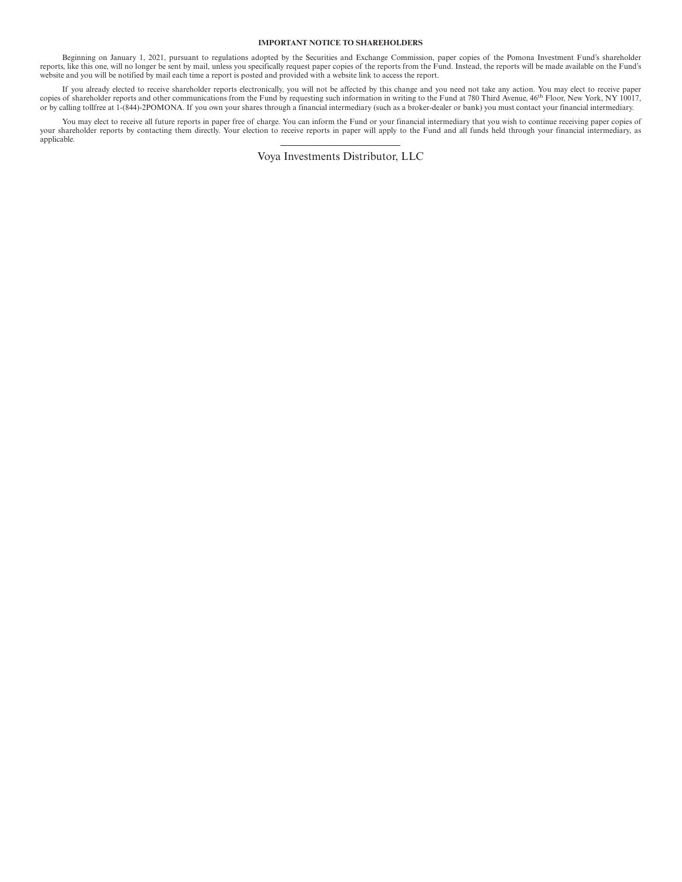**IMPORTANT NOTICE TO SHAREHOLDERS**

Beginning on January 1, 2021, pursuant to regulations adopted by the Securities and Exchange Commission, paper copies of the Pomona Investment Fund's shareholder reports, like this one, will no longer be sent by mail, unless you specifically request paper copies of the reports from the Fund. Instead, the reports will be made available on the Fund's website and you will be notified by mail each time a report is posted and provided with a website link to access the report.

If you already elected to receive shareholder reports electronically, you will not be affected by this change and you need not take any action. You may elect to receive paper copies of shareholder reports and other communications from the Fund by requesting such information in writing to the Fund at 780 Third Avenue, 46th Floor, New York, NY 10017, or by calling tollfree at 1-(844)-2POMONA. If you own your shares through a financial intermediary (such as a broker-dealer or bank) you must contact your financial intermediary.

You may elect to receive all future reports in paper free of charge. You can inform the Fund or your financial intermediary that you wish to continue receiving paper copies of your shareholder reports by contacting them directly. Your election to receive reports in paper will apply to the Fund and all funds held through your financial intermediary, as applicable.

---

Voya Investments Distributor, LLC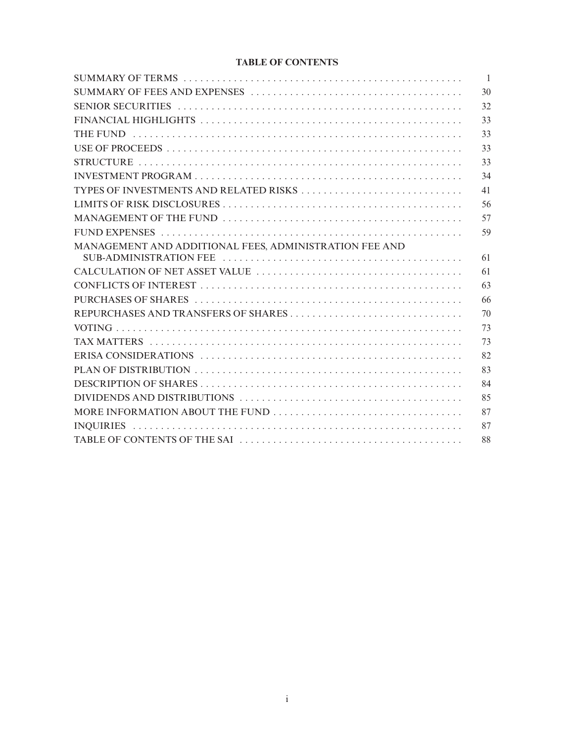## TABLE OF CONTENTS

| | |
|---|---|
| SUMMARY OF TERMS | 1 |
| SUMMARY OF FEES AND EXPENSES | 30 |
| SENIOR SECURITIES | 32 |
| FINANCIAL HIGHLIGHTS | 33 |
| THE FUND | 33 |
| USE OF PROCEEDS | 33 |
| STRUCTURE | 33 |
| INVESTMENT PROGRAM | 34 |
| TYPES OF INVESTMENTS AND RELATED RISKS | 41 |
| LIMITS OF RISK DISCLOSURES | 56 |
| MANAGEMENT OF THE FUND | 57 |
| FUND EXPENSES | 59 |
| MANAGEMENT AND ADDITIONAL FEES, ADMINISTRATION FEE AND SUB-ADMINISTRATION FEE | 61 |
| CALCULATION OF NET ASSET VALUE | 61 |
| CONFLICTS OF INTEREST | 63 |
| PURCHASES OF SHARES | 66 |
| REPURCHASES AND TRANSFERS OF SHARES | 70 |
| VOTING | 73 |
| TAX MATTERS | 73 |
| ERISA CONSIDERATIONS | 82 |
| PLAN OF DISTRIBUTION | 83 |
| DESCRIPTION OF SHARES | 84 |
| DIVIDENDS AND DISTRIBUTIONS | 85 |
| MORE INFORMATION ABOUT THE FUND | 87 |
| INQUIRIES | 87 |
| TABLE OF CONTENTS OF THE SAI | 88 |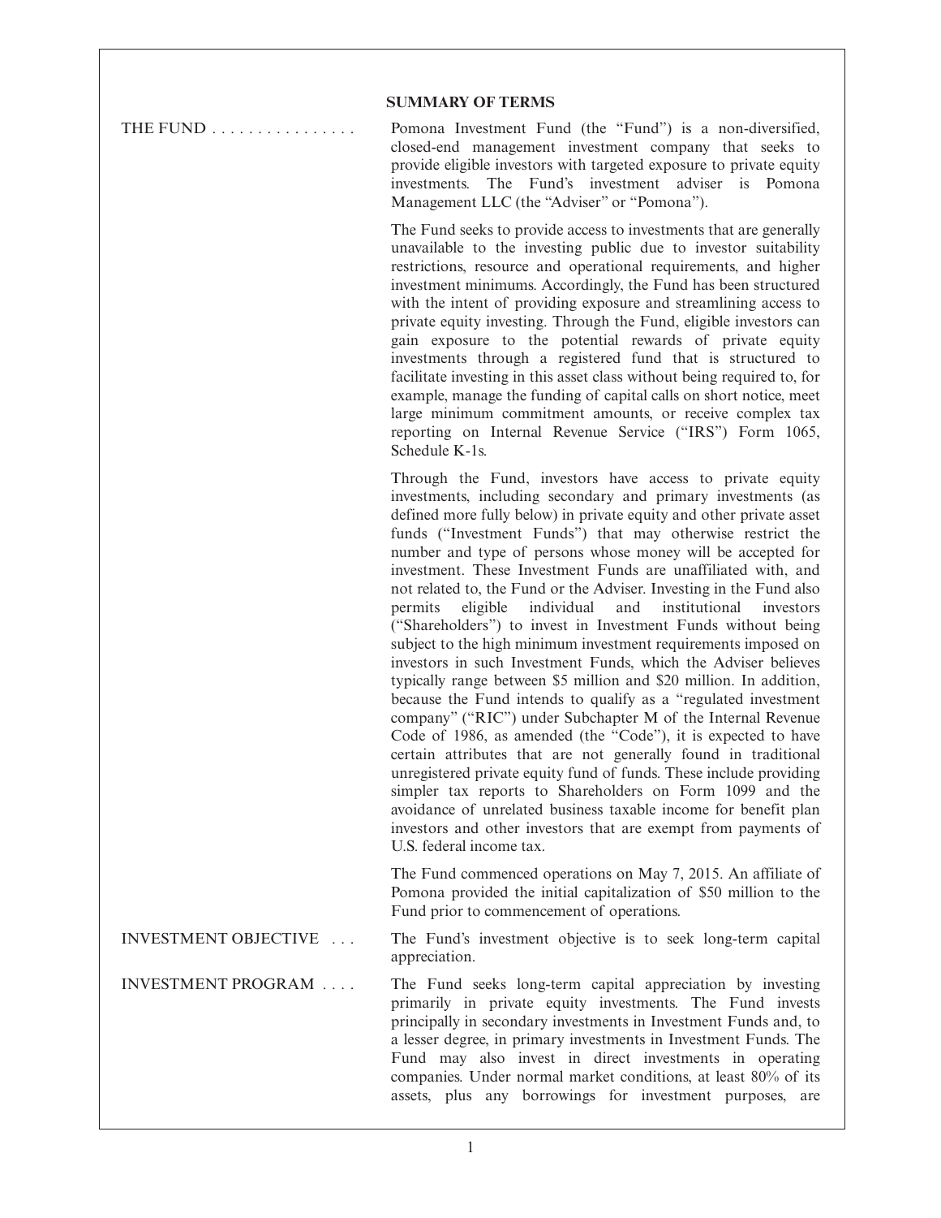## SUMMARY OF TERMS

**THE FUND**

Pomona Investment Fund (the "Fund") is a non-diversified, closed-end management investment company that seeks to provide eligible investors with targeted exposure to private equity investments. The Fund's investment adviser is Pomona Management LLC (the "Adviser" or "Pomona").

The Fund seeks to provide access to investments that are generally unavailable to the investing public due to investor suitability restrictions, resource and operational requirements, and higher investment minimums. Accordingly, the Fund has been structured with the intent of providing exposure and streamlining access to private equity investing. Through the Fund, eligible investors can gain exposure to the potential rewards of private equity investments through a registered fund that is structured to facilitate investing in this asset class without being required to, for example, manage the funding of capital calls on short notice, meet large minimum commitment amounts, or receive complex tax reporting on Internal Revenue Service ("IRS") Form 1065, Schedule K-1s.

Through the Fund, investors have access to private equity investments, including secondary and primary investments (as defined more fully below) in private equity and other private asset funds ("Investment Funds") that may otherwise restrict the number and type of persons whose money will be accepted for investment. These Investment Funds are unaffiliated with, and not related to, the Fund or the Adviser. Investing in the Fund also permits eligible individual and institutional investors ("Shareholders") to invest in Investment Funds without being subject to the high minimum investment requirements imposed on investors in such Investment Funds, which the Adviser believes typically range between $5 million and $20 million. In addition, because the Fund intends to qualify as a "regulated investment company" ("RIC") under Subchapter M of the Internal Revenue Code of 1986, as amended (the "Code"), it is expected to have certain attributes that are not generally found in traditional unregistered private equity fund of funds. These include providing simpler tax reports to Shareholders on Form 1099 and the avoidance of unrelated business taxable income for benefit plan investors and other investors that are exempt from payments of U.S. federal income tax.

The Fund commenced operations on May 7, 2015. An affiliate of Pomona provided the initial capitalization of $50 million to the Fund prior to commencement of operations.

**INVESTMENT OBJECTIVE**

The Fund's investment objective is to seek long-term capital appreciation.

**INVESTMENT PROGRAM**

The Fund seeks long-term capital appreciation by investing primarily in private equity investments. The Fund invests principally in secondary investments in Investment Funds and, to a lesser degree, in primary investments in Investment Funds. The Fund may also invest in direct investments in operating companies. Under normal market conditions, at least 80% of its assets, plus any borrowings for investment purposes, are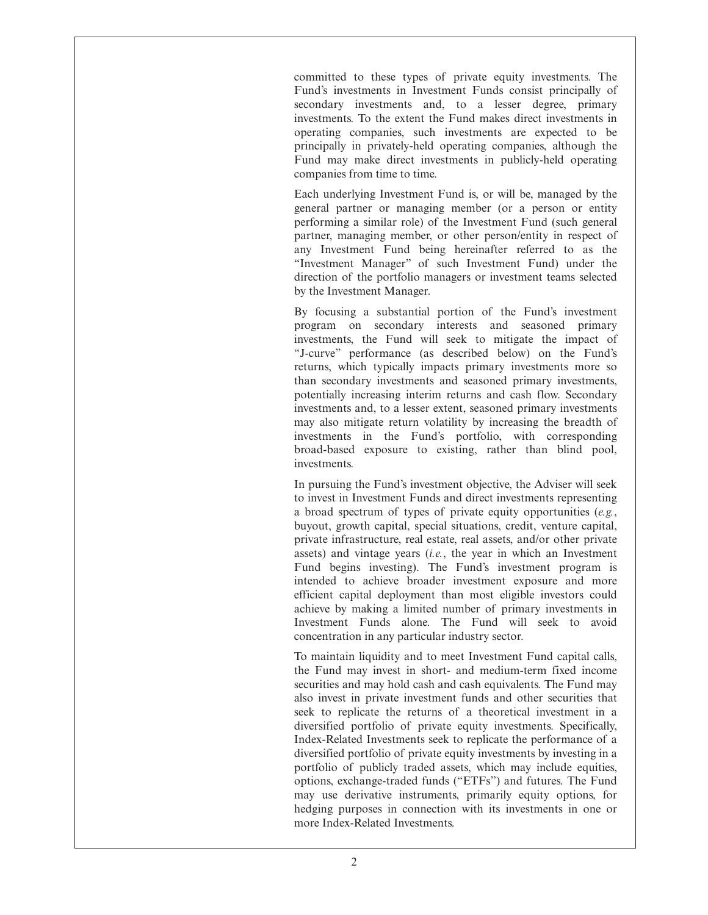committed to these types of private equity investments. The Fund's investments in Investment Funds consist principally of secondary investments and, to a lesser degree, primary investments. To the extent the Fund makes direct investments in operating companies, such investments are expected to be principally in privately-held operating companies, although the Fund may make direct investments in publicly-held operating companies from time to time.

Each underlying Investment Fund is, or will be, managed by the general partner or managing member (or a person or entity performing a similar role) of the Investment Fund (such general partner, managing member, or other person/entity in respect of any Investment Fund being hereinafter referred to as the "Investment Manager" of such Investment Fund) under the direction of the portfolio managers or investment teams selected by the Investment Manager.

By focusing a substantial portion of the Fund's investment program on secondary interests and seasoned primary investments, the Fund will seek to mitigate the impact of "J-curve" performance (as described below) on the Fund's returns, which typically impacts primary investments more so than secondary investments and seasoned primary investments, potentially increasing interim returns and cash flow. Secondary investments and, to a lesser extent, seasoned primary investments may also mitigate return volatility by increasing the breadth of investments in the Fund's portfolio, with corresponding broad-based exposure to existing, rather than blind pool, investments.

In pursuing the Fund's investment objective, the Adviser will seek to invest in Investment Funds and direct investments representing a broad spectrum of types of private equity opportunities (*e.g.*, buyout, growth capital, special situations, credit, venture capital, private infrastructure, real estate, real assets, and/or other private assets) and vintage years (*i.e.*, the year in which an Investment Fund begins investing). The Fund's investment program is intended to achieve broader investment exposure and more efficient capital deployment than most eligible investors could achieve by making a limited number of primary investments in Investment Funds alone. The Fund will seek to avoid concentration in any particular industry sector.

To maintain liquidity and to meet Investment Fund capital calls, the Fund may invest in short- and medium-term fixed income securities and may hold cash and cash equivalents. The Fund may also invest in private investment funds and other securities that seek to replicate the returns of a theoretical investment in a diversified portfolio of private equity investments. Specifically, Index-Related Investments seek to replicate the performance of a diversified portfolio of private equity investments by investing in a portfolio of publicly traded assets, which may include equities, options, exchange-traded funds ("ETFs") and futures. The Fund may use derivative instruments, primarily equity options, for hedging purposes in connection with its investments in one or more Index-Related Investments.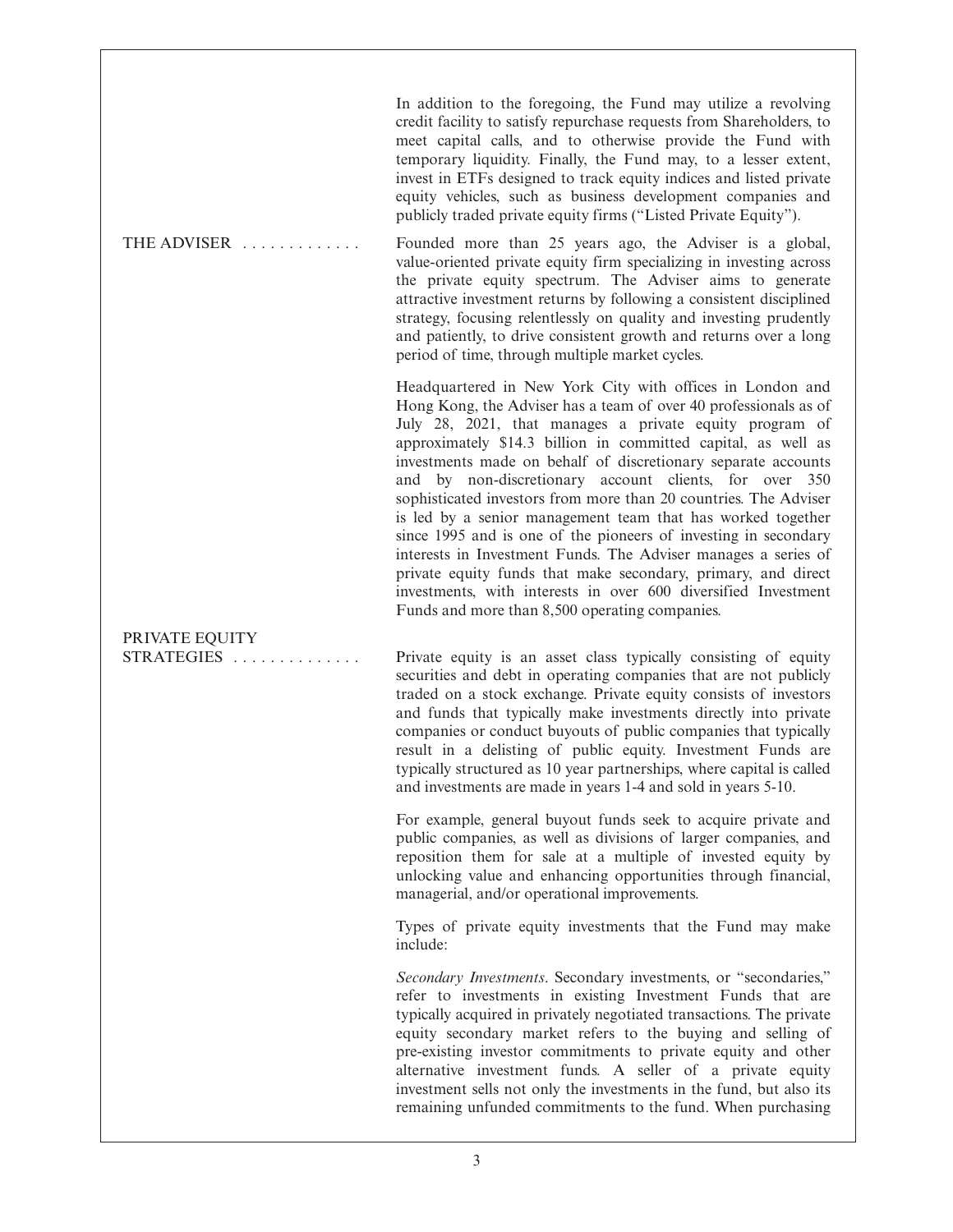In addition to the foregoing, the Fund may utilize a revolving credit facility to satisfy repurchase requests from Shareholders, to meet capital calls, and to otherwise provide the Fund with temporary liquidity. Finally, the Fund may, to a lesser extent, invest in ETFs designed to track equity indices and listed private equity vehicles, such as business development companies and publicly traded private equity firms ("Listed Private Equity").

**THE ADVISER** . . . . . . . . . . . . . Founded more than 25 years ago, the Adviser is a global, value-oriented private equity firm specializing in investing across the private equity spectrum. The Adviser aims to generate attractive investment returns by following a consistent disciplined strategy, focusing relentlessly on quality and investing prudently and patiently, to drive consistent growth and returns over a long period of time, through multiple market cycles.

Headquartered in New York City with offices in London and Hong Kong, the Adviser has a team of over 40 professionals as of July 28, 2021, that manages a private equity program of approximately $14.3 billion in committed capital, as well as investments made on behalf of discretionary separate accounts and by non-discretionary account clients, for over 350 sophisticated investors from more than 20 countries. The Adviser is led by a senior management team that has worked together since 1995 and is one of the pioneers of investing in secondary interests in Investment Funds. The Adviser manages a series of private equity funds that make secondary, primary, and direct investments, with interests in over 600 diversified Investment Funds and more than 8,500 operating companies.

**PRIVATE EQUITY STRATEGIES** . . . . . . . . . . . . . . Private equity is an asset class typically consisting of equity securities and debt in operating companies that are not publicly traded on a stock exchange. Private equity consists of investors and funds that typically make investments directly into private companies or conduct buyouts of public companies that typically result in a delisting of public equity. Investment Funds are typically structured as 10 year partnerships, where capital is called and investments are made in years 1-4 and sold in years 5-10.

For example, general buyout funds seek to acquire private and public companies, as well as divisions of larger companies, and reposition them for sale at a multiple of invested equity by unlocking value and enhancing opportunities through financial, managerial, and/or operational improvements.

Types of private equity investments that the Fund may make include:

*Secondary Investments*. Secondary investments, or "secondaries," refer to investments in existing Investment Funds that are typically acquired in privately negotiated transactions. The private equity secondary market refers to the buying and selling of pre-existing investor commitments to private equity and other alternative investment funds. A seller of a private equity investment sells not only the investments in the fund, but also its remaining unfunded commitments to the fund. When purchasing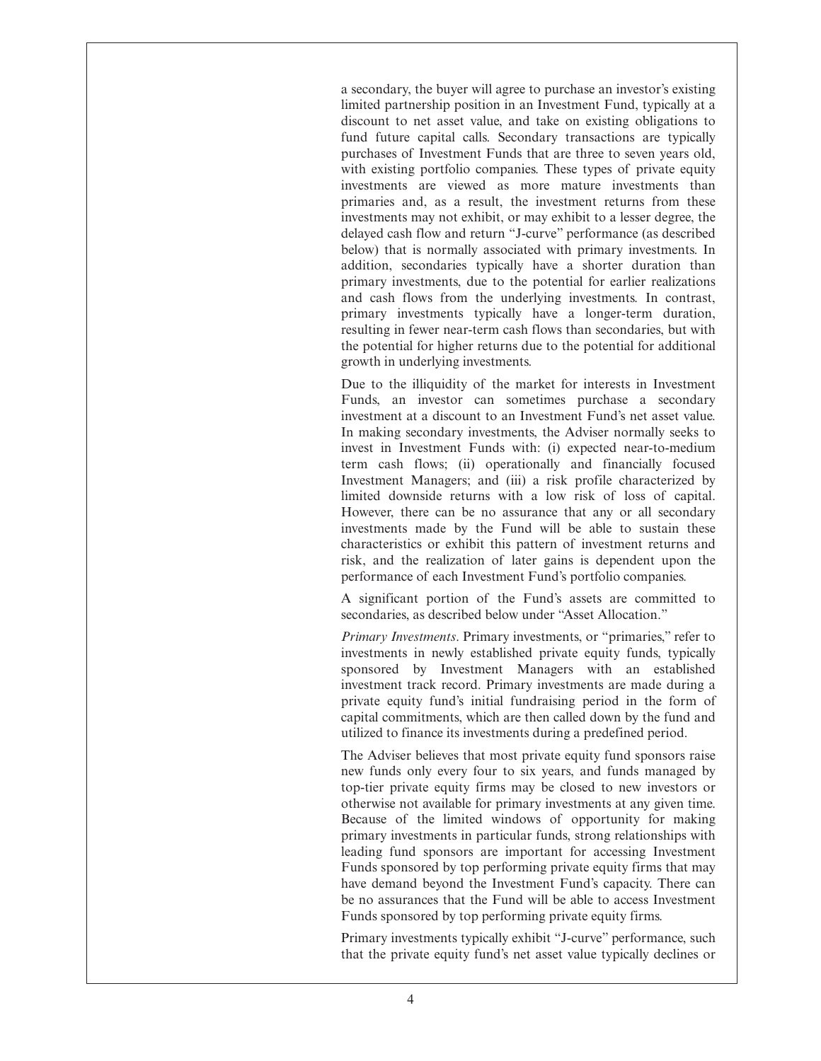a secondary, the buyer will agree to purchase an investor's existing limited partnership position in an Investment Fund, typically at a discount to net asset value, and take on existing obligations to fund future capital calls. Secondary transactions are typically purchases of Investment Funds that are three to seven years old, with existing portfolio companies. These types of private equity investments are viewed as more mature investments than primaries and, as a result, the investment returns from these investments may not exhibit, or may exhibit to a lesser degree, the delayed cash flow and return "J-curve" performance (as described below) that is normally associated with primary investments. In addition, secondaries typically have a shorter duration than primary investments, due to the potential for earlier realizations and cash flows from the underlying investments. In contrast, primary investments typically have a longer-term duration, resulting in fewer near-term cash flows than secondaries, but with the potential for higher returns due to the potential for additional growth in underlying investments.

Due to the illiquidity of the market for interests in Investment Funds, an investor can sometimes purchase a secondary investment at a discount to an Investment Fund's net asset value. In making secondary investments, the Adviser normally seeks to invest in Investment Funds with: (i) expected near-to-medium term cash flows; (ii) operationally and financially focused Investment Managers; and (iii) a risk profile characterized by limited downside returns with a low risk of loss of capital. However, there can be no assurance that any or all secondary investments made by the Fund will be able to sustain these characteristics or exhibit this pattern of investment returns and risk, and the realization of later gains is dependent upon the performance of each Investment Fund's portfolio companies.

A significant portion of the Fund's assets are committed to secondaries, as described below under "Asset Allocation."

*Primary Investments*. Primary investments, or "primaries," refer to investments in newly established private equity funds, typically sponsored by Investment Managers with an established investment track record. Primary investments are made during a private equity fund's initial fundraising period in the form of capital commitments, which are then called down by the fund and utilized to finance its investments during a predefined period.

The Adviser believes that most private equity fund sponsors raise new funds only every four to six years, and funds managed by top-tier private equity firms may be closed to new investors or otherwise not available for primary investments at any given time. Because of the limited windows of opportunity for making primary investments in particular funds, strong relationships with leading fund sponsors are important for accessing Investment Funds sponsored by top performing private equity firms that may have demand beyond the Investment Fund's capacity. There can be no assurances that the Fund will be able to access Investment Funds sponsored by top performing private equity firms.

Primary investments typically exhibit "J-curve" performance, such that the private equity fund's net asset value typically declines or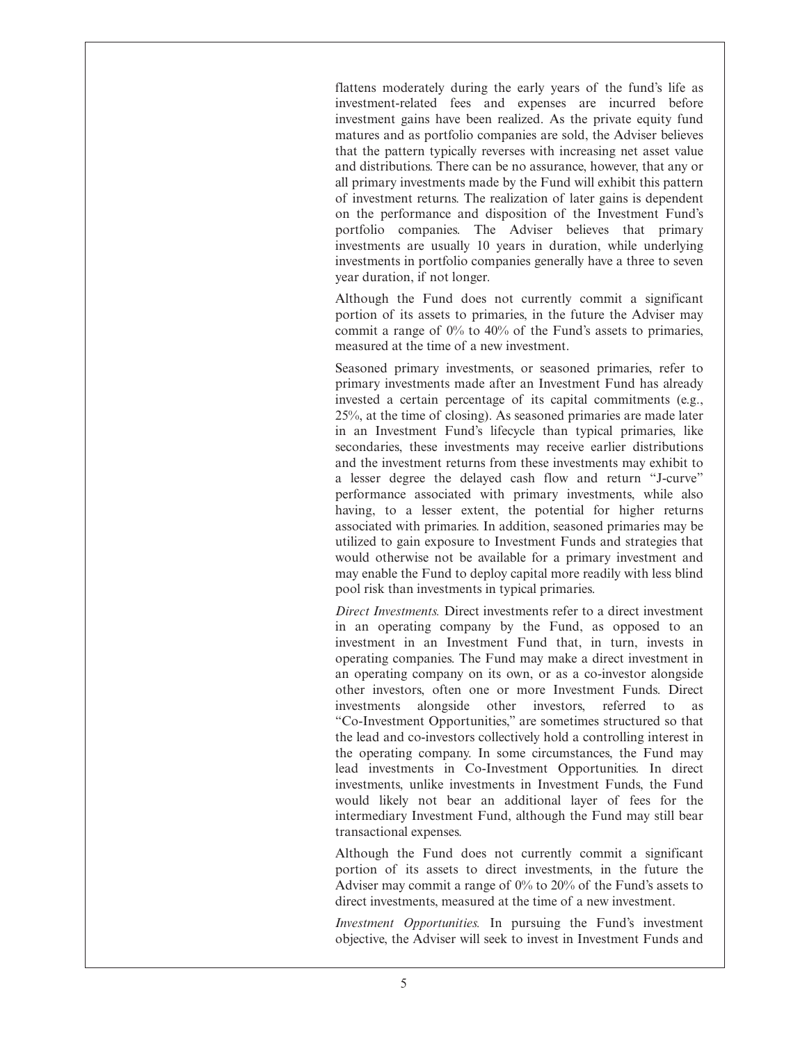flattens moderately during the early years of the fund's life as investment-related fees and expenses are incurred before investment gains have been realized. As the private equity fund matures and as portfolio companies are sold, the Adviser believes that the pattern typically reverses with increasing net asset value and distributions. There can be no assurance, however, that any or all primary investments made by the Fund will exhibit this pattern of investment returns. The realization of later gains is dependent on the performance and disposition of the Investment Fund's portfolio companies. The Adviser believes that primary investments are usually 10 years in duration, while underlying investments in portfolio companies generally have a three to seven year duration, if not longer.

Although the Fund does not currently commit a significant portion of its assets to primaries, in the future the Adviser may commit a range of 0% to 40% of the Fund's assets to primaries, measured at the time of a new investment.

Seasoned primary investments, or seasoned primaries, refer to primary investments made after an Investment Fund has already invested a certain percentage of its capital commitments (e.g., 25%, at the time of closing). As seasoned primaries are made later in an Investment Fund's lifecycle than typical primaries, like secondaries, these investments may receive earlier distributions and the investment returns from these investments may exhibit to a lesser degree the delayed cash flow and return "J-curve" performance associated with primary investments, while also having, to a lesser extent, the potential for higher returns associated with primaries. In addition, seasoned primaries may be utilized to gain exposure to Investment Funds and strategies that would otherwise not be available for a primary investment and may enable the Fund to deploy capital more readily with less blind pool risk than investments in typical primaries.

*Direct Investments.* Direct investments refer to a direct investment in an operating company by the Fund, as opposed to an investment in an Investment Fund that, in turn, invests in operating companies. The Fund may make a direct investment in an operating company on its own, or as a co-investor alongside other investors, often one or more Investment Funds. Direct investments alongside other investors, referred to as "Co-Investment Opportunities," are sometimes structured so that the lead and co-investors collectively hold a controlling interest in the operating company. In some circumstances, the Fund may lead investments in Co-Investment Opportunities. In direct investments, unlike investments in Investment Funds, the Fund would likely not bear an additional layer of fees for the intermediary Investment Fund, although the Fund may still bear transactional expenses.

Although the Fund does not currently commit a significant portion of its assets to direct investments, in the future the Adviser may commit a range of 0% to 20% of the Fund's assets to direct investments, measured at the time of a new investment.

*Investment Opportunities.* In pursuing the Fund's investment objective, the Adviser will seek to invest in Investment Funds and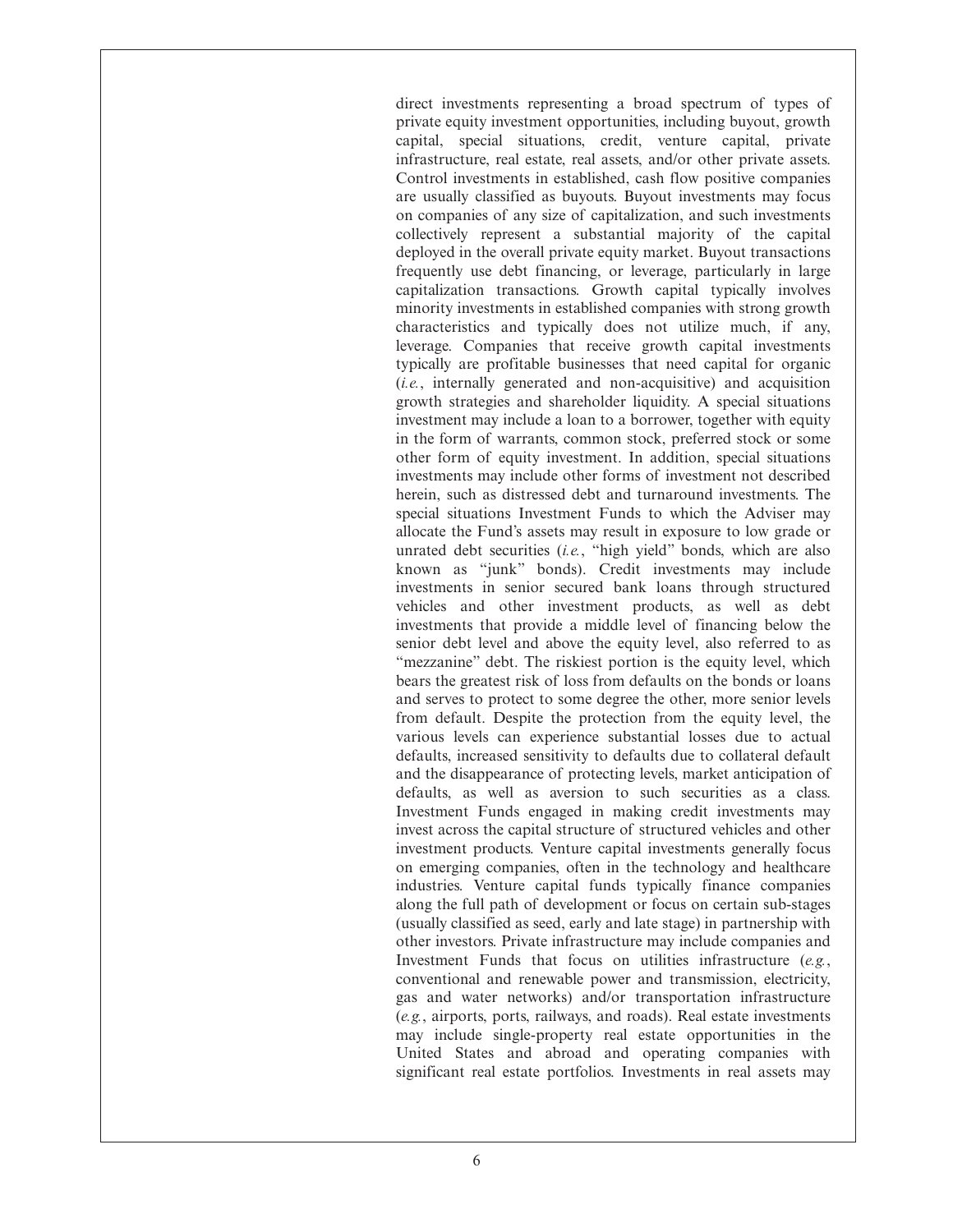direct investments representing a broad spectrum of types of private equity investment opportunities, including buyout, growth capital, special situations, credit, venture capital, private infrastructure, real estate, real assets, and/or other private assets. Control investments in established, cash flow positive companies are usually classified as buyouts. Buyout investments may focus on companies of any size of capitalization, and such investments collectively represent a substantial majority of the capital deployed in the overall private equity market. Buyout transactions frequently use debt financing, or leverage, particularly in large capitalization transactions. Growth capital typically involves minority investments in established companies with strong growth characteristics and typically does not utilize much, if any, leverage. Companies that receive growth capital investments typically are profitable businesses that need capital for organic (*i.e.*, internally generated and non-acquisitive) and acquisition growth strategies and shareholder liquidity. A special situations investment may include a loan to a borrower, together with equity in the form of warrants, common stock, preferred stock or some other form of equity investment. In addition, special situations investments may include other forms of investment not described herein, such as distressed debt and turnaround investments. The special situations Investment Funds to which the Adviser may allocate the Fund's assets may result in exposure to low grade or unrated debt securities (*i.e.*, "high yield" bonds, which are also known as "junk" bonds). Credit investments may include investments in senior secured bank loans through structured vehicles and other investment products, as well as debt investments that provide a middle level of financing below the senior debt level and above the equity level, also referred to as "mezzanine" debt. The riskiest portion is the equity level, which bears the greatest risk of loss from defaults on the bonds or loans and serves to protect to some degree the other, more senior levels from default. Despite the protection from the equity level, the various levels can experience substantial losses due to actual defaults, increased sensitivity to defaults due to collateral default and the disappearance of protecting levels, market anticipation of defaults, as well as aversion to such securities as a class. Investment Funds engaged in making credit investments may invest across the capital structure of structured vehicles and other investment products. Venture capital investments generally focus on emerging companies, often in the technology and healthcare industries. Venture capital funds typically finance companies along the full path of development or focus on certain sub-stages (usually classified as seed, early and late stage) in partnership with other investors. Private infrastructure may include companies and Investment Funds that focus on utilities infrastructure (*e.g.*, conventional and renewable power and transmission, electricity, gas and water networks) and/or transportation infrastructure (*e.g.*, airports, ports, railways, and roads). Real estate investments may include single-property real estate opportunities in the United States and abroad and operating companies with significant real estate portfolios. Investments in real assets may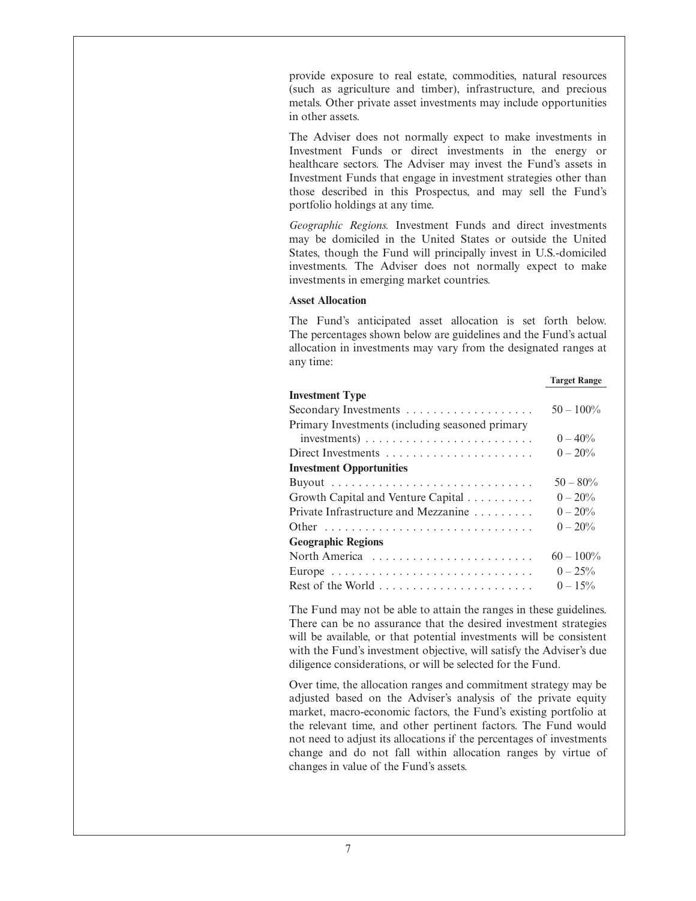provide exposure to real estate, commodities, natural resources (such as agriculture and timber), infrastructure, and precious metals. Other private asset investments may include opportunities in other assets.

The Adviser does not normally expect to make investments in Investment Funds or direct investments in the energy or healthcare sectors. The Adviser may invest the Fund's assets in Investment Funds that engage in investment strategies other than those described in this Prospectus, and may sell the Fund's portfolio holdings at any time.

*Geographic Regions.* Investment Funds and direct investments may be domiciled in the United States or outside the United States, though the Fund will principally invest in U.S.-domiciled investments. The Adviser does not normally expect to make investments in emerging market countries.

**Asset Allocation**

The Fund's anticipated asset allocation is set forth below. The percentages shown below are guidelines and the Fund's actual allocation in investments may vary from the designated ranges at any time:

| | Target Range |
|---|---|
| **Investment Type** | |
| Secondary Investments | 50 – 100% |
| Primary Investments (including seasoned primary investments) | 0 – 40% |
| Direct Investments | 0 – 20% |
| **Investment Opportunities** | |
| Buyout | 50 – 80% |
| Growth Capital and Venture Capital | 0 – 20% |
| Private Infrastructure and Mezzanine | 0 – 20% |
| Other | 0 – 20% |
| **Geographic Regions** | |
| North America | 60 – 100% |
| Europe | 0 – 25% |
| Rest of the World | 0 – 15% |

The Fund may not be able to attain the ranges in these guidelines. There can be no assurance that the desired investment strategies will be available, or that potential investments will be consistent with the Fund's investment objective, will satisfy the Adviser's due diligence considerations, or will be selected for the Fund.

Over time, the allocation ranges and commitment strategy may be adjusted based on the Adviser's analysis of the private equity market, macro-economic factors, the Fund's existing portfolio at the relevant time, and other pertinent factors. The Fund would not need to adjust its allocations if the percentages of investments change and do not fall within allocation ranges by virtue of changes in value of the Fund's assets.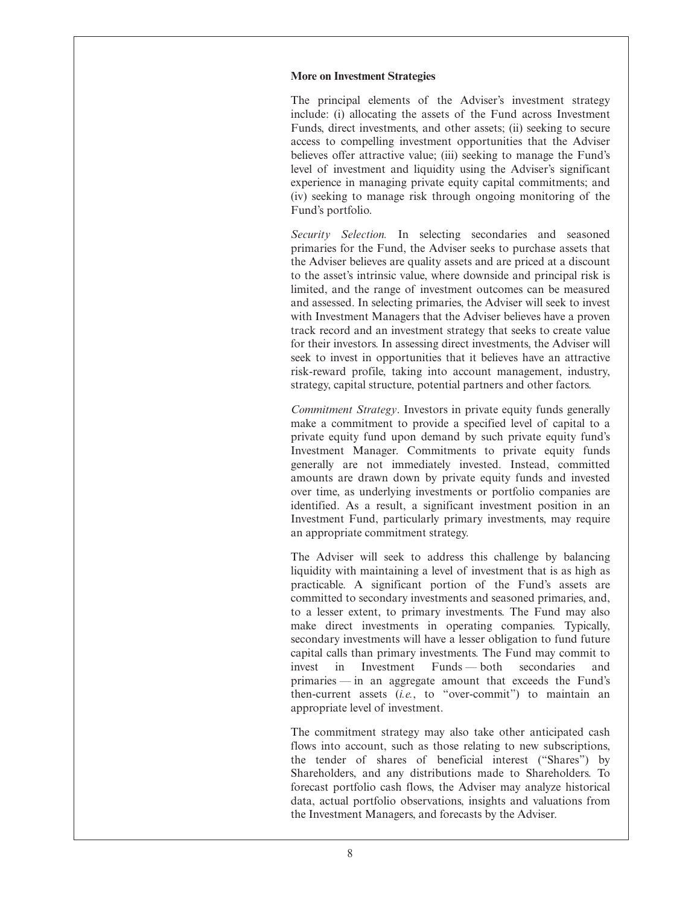**More on Investment Strategies**

The principal elements of the Adviser's investment strategy include: (i) allocating the assets of the Fund across Investment Funds, direct investments, and other assets; (ii) seeking to secure access to compelling investment opportunities that the Adviser believes offer attractive value; (iii) seeking to manage the Fund's level of investment and liquidity using the Adviser's significant experience in managing private equity capital commitments; and (iv) seeking to manage risk through ongoing monitoring of the Fund's portfolio.

*Security Selection.* In selecting secondaries and seasoned primaries for the Fund, the Adviser seeks to purchase assets that the Adviser believes are quality assets and are priced at a discount to the asset's intrinsic value, where downside and principal risk is limited, and the range of investment outcomes can be measured and assessed. In selecting primaries, the Adviser will seek to invest with Investment Managers that the Adviser believes have a proven track record and an investment strategy that seeks to create value for their investors. In assessing direct investments, the Adviser will seek to invest in opportunities that it believes have an attractive risk-reward profile, taking into account management, industry, strategy, capital structure, potential partners and other factors.

*Commitment Strategy*. Investors in private equity funds generally make a commitment to provide a specified level of capital to a private equity fund upon demand by such private equity fund's Investment Manager. Commitments to private equity funds generally are not immediately invested. Instead, committed amounts are drawn down by private equity funds and invested over time, as underlying investments or portfolio companies are identified. As a result, a significant investment position in an Investment Fund, particularly primary investments, may require an appropriate commitment strategy.

The Adviser will seek to address this challenge by balancing liquidity with maintaining a level of investment that is as high as practicable. A significant portion of the Fund's assets are committed to secondary investments and seasoned primaries, and, to a lesser extent, to primary investments. The Fund may also make direct investments in operating companies. Typically, secondary investments will have a lesser obligation to fund future capital calls than primary investments. The Fund may commit to invest in Investment Funds — both secondaries and primaries — in an aggregate amount that exceeds the Fund's then-current assets (*i.e.*, to "over-commit") to maintain an appropriate level of investment.

The commitment strategy may also take other anticipated cash flows into account, such as those relating to new subscriptions, the tender of shares of beneficial interest ("Shares") by Shareholders, and any distributions made to Shareholders. To forecast portfolio cash flows, the Adviser may analyze historical data, actual portfolio observations, insights and valuations from the Investment Managers, and forecasts by the Adviser.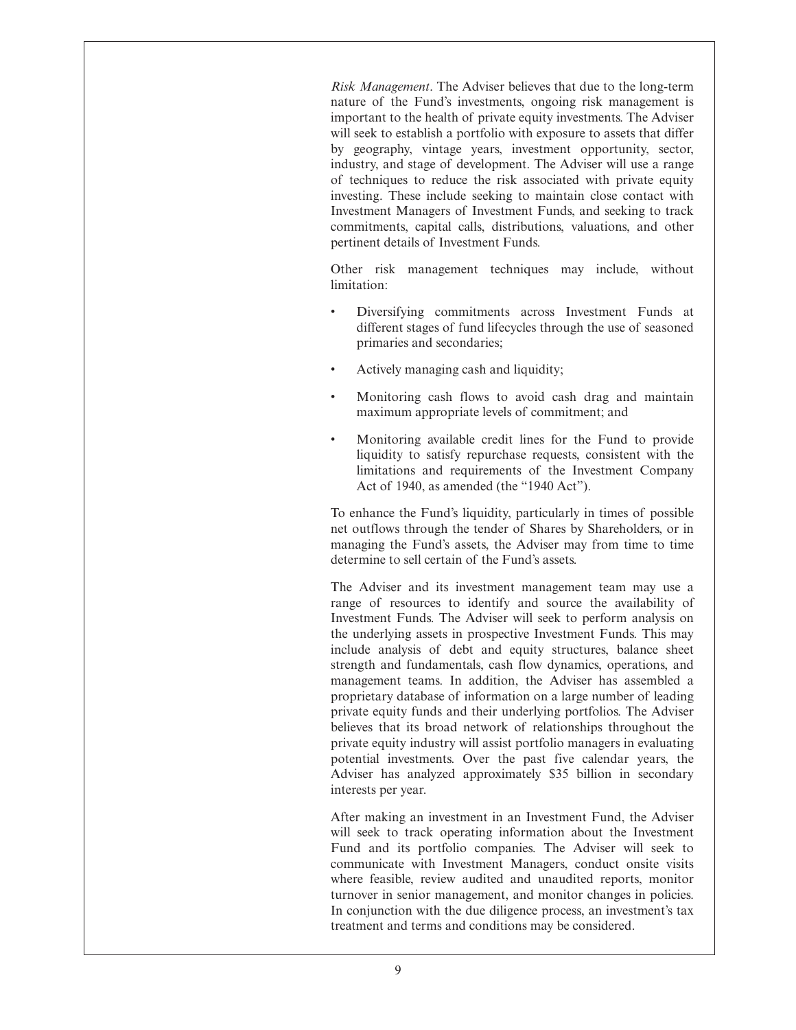*Risk Management*. The Adviser believes that due to the long-term nature of the Fund's investments, ongoing risk management is important to the health of private equity investments. The Adviser will seek to establish a portfolio with exposure to assets that differ by geography, vintage years, investment opportunity, sector, industry, and stage of development. The Adviser will use a range of techniques to reduce the risk associated with private equity investing. These include seeking to maintain close contact with Investment Managers of Investment Funds, and seeking to track commitments, capital calls, distributions, valuations, and other pertinent details of Investment Funds.

Other risk management techniques may include, without limitation:

- Diversifying commitments across Investment Funds at different stages of fund lifecycles through the use of seasoned primaries and secondaries;
- Actively managing cash and liquidity;
- Monitoring cash flows to avoid cash drag and maintain maximum appropriate levels of commitment; and
- Monitoring available credit lines for the Fund to provide liquidity to satisfy repurchase requests, consistent with the limitations and requirements of the Investment Company Act of 1940, as amended (the "1940 Act").

To enhance the Fund's liquidity, particularly in times of possible net outflows through the tender of Shares by Shareholders, or in managing the Fund's assets, the Adviser may from time to time determine to sell certain of the Fund's assets.

The Adviser and its investment management team may use a range of resources to identify and source the availability of Investment Funds. The Adviser will seek to perform analysis on the underlying assets in prospective Investment Funds. This may include analysis of debt and equity structures, balance sheet strength and fundamentals, cash flow dynamics, operations, and management teams. In addition, the Adviser has assembled a proprietary database of information on a large number of leading private equity funds and their underlying portfolios. The Adviser believes that its broad network of relationships throughout the private equity industry will assist portfolio managers in evaluating potential investments. Over the past five calendar years, the Adviser has analyzed approximately $35 billion in secondary interests per year.

After making an investment in an Investment Fund, the Adviser will seek to track operating information about the Investment Fund and its portfolio companies. The Adviser will seek to communicate with Investment Managers, conduct onsite visits where feasible, review audited and unaudited reports, monitor turnover in senior management, and monitor changes in policies. In conjunction with the due diligence process, an investment's tax treatment and terms and conditions may be considered.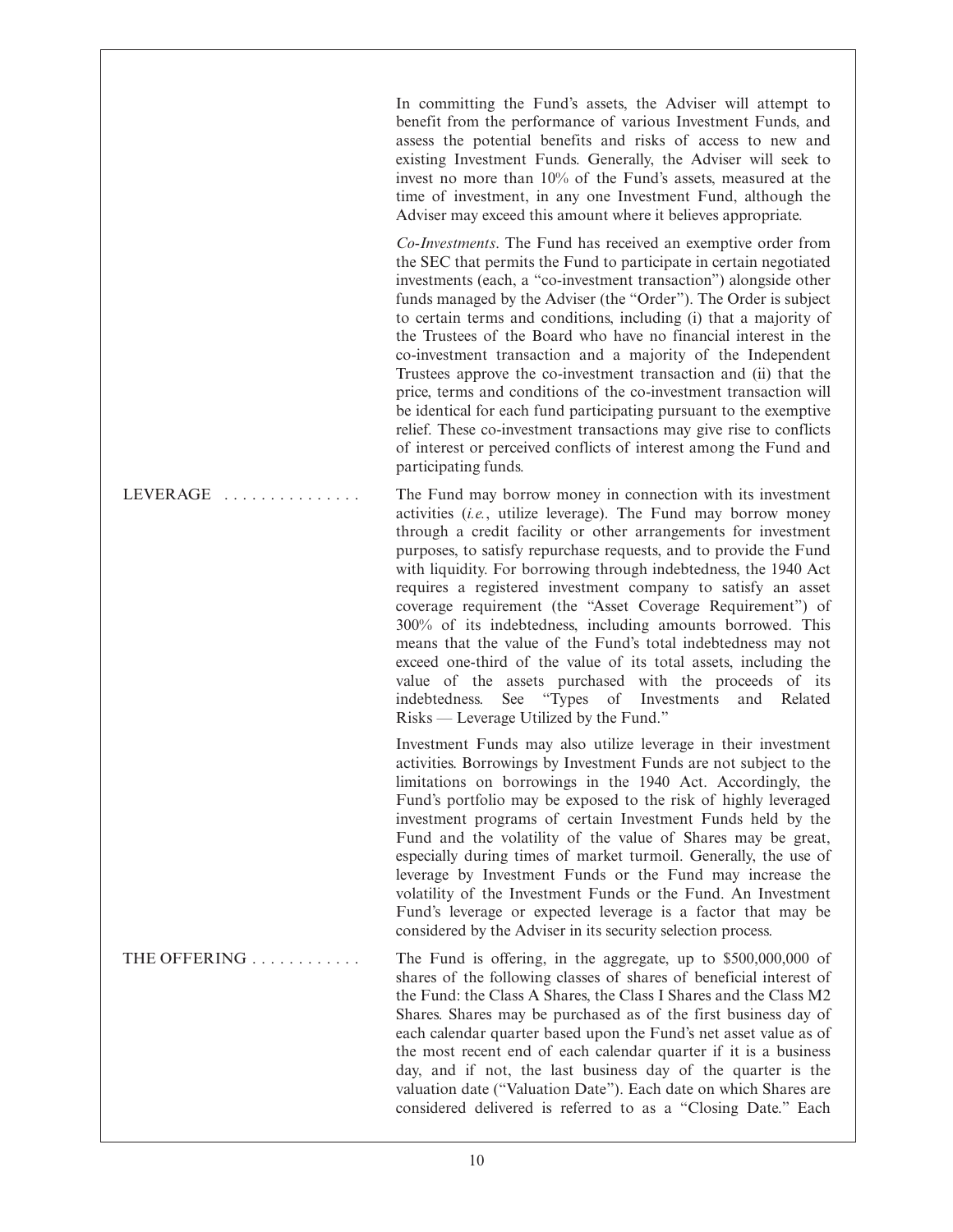In committing the Fund's assets, the Adviser will attempt to benefit from the performance of various Investment Funds, and assess the potential benefits and risks of access to new and existing Investment Funds. Generally, the Adviser will seek to invest no more than 10% of the Fund's assets, measured at the time of investment, in any one Investment Fund, although the Adviser may exceed this amount where it believes appropriate.

*Co-Investments*. The Fund has received an exemptive order from the SEC that permits the Fund to participate in certain negotiated investments (each, a "co-investment transaction") alongside other funds managed by the Adviser (the "Order"). The Order is subject to certain terms and conditions, including (i) that a majority of the Trustees of the Board who have no financial interest in the co-investment transaction and a majority of the Independent Trustees approve the co-investment transaction and (ii) that the price, terms and conditions of the co-investment transaction will be identical for each fund participating pursuant to the exemptive relief. These co-investment transactions may give rise to conflicts of interest or perceived conflicts of interest among the Fund and participating funds.

**LEVERAGE**

The Fund may borrow money in connection with its investment activities (*i.e.*, utilize leverage). The Fund may borrow money through a credit facility or other arrangements for investment purposes, to satisfy repurchase requests, and to provide the Fund with liquidity. For borrowing through indebtedness, the 1940 Act requires a registered investment company to satisfy an asset coverage requirement (the "Asset Coverage Requirement") of 300% of its indebtedness, including amounts borrowed. This means that the value of the Fund's total indebtedness may not exceed one-third of the value of its total assets, including the value of the assets purchased with the proceeds of its indebtedness. See "Types of Investments and Related Risks — Leverage Utilized by the Fund."

Investment Funds may also utilize leverage in their investment activities. Borrowings by Investment Funds are not subject to the limitations on borrowings in the 1940 Act. Accordingly, the Fund's portfolio may be exposed to the risk of highly leveraged investment programs of certain Investment Funds held by the Fund and the volatility of the value of Shares may be great, especially during times of market turmoil. Generally, the use of leverage by Investment Funds or the Fund may increase the volatility of the Investment Funds or the Fund. An Investment Fund's leverage or expected leverage is a factor that may be considered by the Adviser in its security selection process.

**THE OFFERING**

The Fund is offering, in the aggregate, up to $500,000,000 of shares of the following classes of shares of beneficial interest of the Fund: the Class A Shares, the Class I Shares and the Class M2 Shares. Shares may be purchased as of the first business day of each calendar quarter based upon the Fund's net asset value as of the most recent end of each calendar quarter if it is a business day, and if not, the last business day of the quarter is the valuation date ("Valuation Date"). Each date on which Shares are considered delivered is referred to as a "Closing Date." Each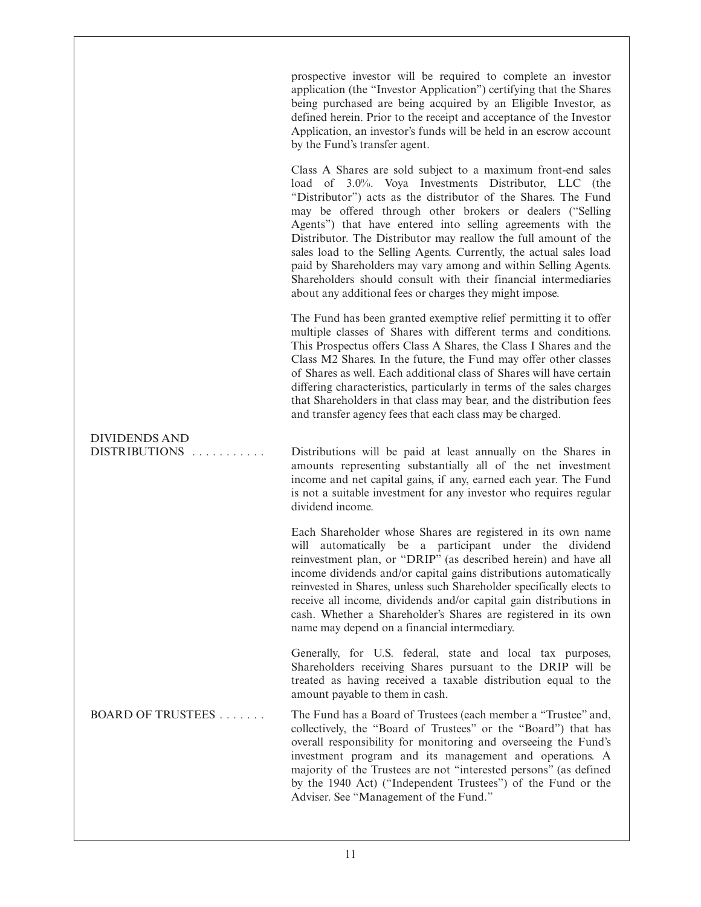prospective investor will be required to complete an investor application (the "Investor Application") certifying that the Shares being purchased are being acquired by an Eligible Investor, as defined herein. Prior to the receipt and acceptance of the Investor Application, an investor's funds will be held in an escrow account by the Fund's transfer agent.

Class A Shares are sold subject to a maximum front-end sales load of 3.0%. Voya Investments Distributor, LLC (the "Distributor") acts as the distributor of the Shares. The Fund may be offered through other brokers or dealers ("Selling Agents") that have entered into selling agreements with the Distributor. The Distributor may reallow the full amount of the sales load to the Selling Agents. Currently, the actual sales load paid by Shareholders may vary among and within Selling Agents. Shareholders should consult with their financial intermediaries about any additional fees or charges they might impose.

The Fund has been granted exemptive relief permitting it to offer multiple classes of Shares with different terms and conditions. This Prospectus offers Class A Shares, the Class I Shares and the Class M2 Shares. In the future, the Fund may offer other classes of Shares as well. Each additional class of Shares will have certain differing characteristics, particularly in terms of the sales charges that Shareholders in that class may bear, and the distribution fees and transfer agency fees that each class may be charged.

**DIVIDENDS AND DISTRIBUTIONS** . . . . . . . . . . . Distributions will be paid at least annually on the Shares in amounts representing substantially all of the net investment income and net capital gains, if any, earned each year. The Fund is not a suitable investment for any investor who requires regular dividend income.

Each Shareholder whose Shares are registered in its own name will automatically be a participant under the dividend reinvestment plan, or "DRIP" (as described herein) and have all income dividends and/or capital gains distributions automatically reinvested in Shares, unless such Shareholder specifically elects to receive all income, dividends and/or capital gain distributions in cash. Whether a Shareholder's Shares are registered in its own name may depend on a financial intermediary.

Generally, for U.S. federal, state and local tax purposes, Shareholders receiving Shares pursuant to the DRIP will be treated as having received a taxable distribution equal to the amount payable to them in cash.

**BOARD OF TRUSTEES** . . . . . . . The Fund has a Board of Trustees (each member a "Trustee" and, collectively, the "Board of Trustees" or the "Board") that has overall responsibility for monitoring and overseeing the Fund's investment program and its management and operations. A majority of the Trustees are not "interested persons" (as defined by the 1940 Act) ("Independent Trustees") of the Fund or the Adviser. See "Management of the Fund."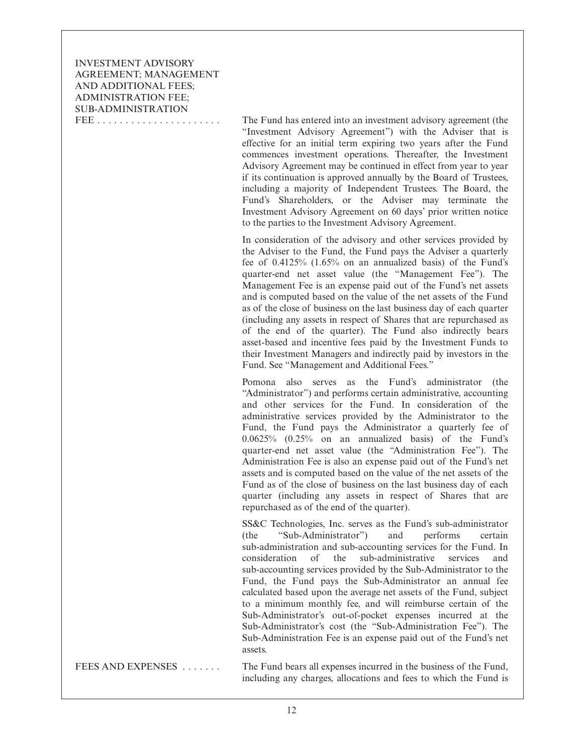**INVESTMENT ADVISORY AGREEMENT; MANAGEMENT AND ADDITIONAL FEES; ADMINISTRATION FEE; SUB-ADMINISTRATION FEE**

The Fund has entered into an investment advisory agreement (the "Investment Advisory Agreement") with the Adviser that is effective for an initial term expiring two years after the Fund commences investment operations. Thereafter, the Investment Advisory Agreement may be continued in effect from year to year if its continuation is approved annually by the Board of Trustees, including a majority of Independent Trustees. The Board, the Fund's Shareholders, or the Adviser may terminate the Investment Advisory Agreement on 60 days' prior written notice to the parties to the Investment Advisory Agreement.

In consideration of the advisory and other services provided by the Adviser to the Fund, the Fund pays the Adviser a quarterly fee of 0.4125% (1.65% on an annualized basis) of the Fund's quarter-end net asset value (the "Management Fee"). The Management Fee is an expense paid out of the Fund's net assets and is computed based on the value of the net assets of the Fund as of the close of business on the last business day of each quarter (including any assets in respect of Shares that are repurchased as of the end of the quarter). The Fund also indirectly bears asset-based and incentive fees paid by the Investment Funds to their Investment Managers and indirectly paid by investors in the Fund. See "Management and Additional Fees."

Pomona also serves as the Fund's administrator (the "Administrator") and performs certain administrative, accounting and other services for the Fund. In consideration of the administrative services provided by the Administrator to the Fund, the Fund pays the Administrator a quarterly fee of 0.0625% (0.25% on an annualized basis) of the Fund's quarter-end net asset value (the "Administration Fee"). The Administration Fee is also an expense paid out of the Fund's net assets and is computed based on the value of the net assets of the Fund as of the close of business on the last business day of each quarter (including any assets in respect of Shares that are repurchased as of the end of the quarter).

SS&C Technologies, Inc. serves as the Fund's sub-administrator (the "Sub-Administrator") and performs certain sub-administration and sub-accounting services for the Fund. In consideration of the sub-administrative services and sub-accounting services provided by the Sub-Administrator to the Fund, the Fund pays the Sub-Administrator an annual fee calculated based upon the average net assets of the Fund, subject to a minimum monthly fee, and will reimburse certain of the Sub-Administrator's out-of-pocket expenses incurred at the Sub-Administrator's cost (the "Sub-Administration Fee"). The Sub-Administration Fee is an expense paid out of the Fund's net assets.

**FEES AND EXPENSES**

The Fund bears all expenses incurred in the business of the Fund, including any charges, allocations and fees to which the Fund is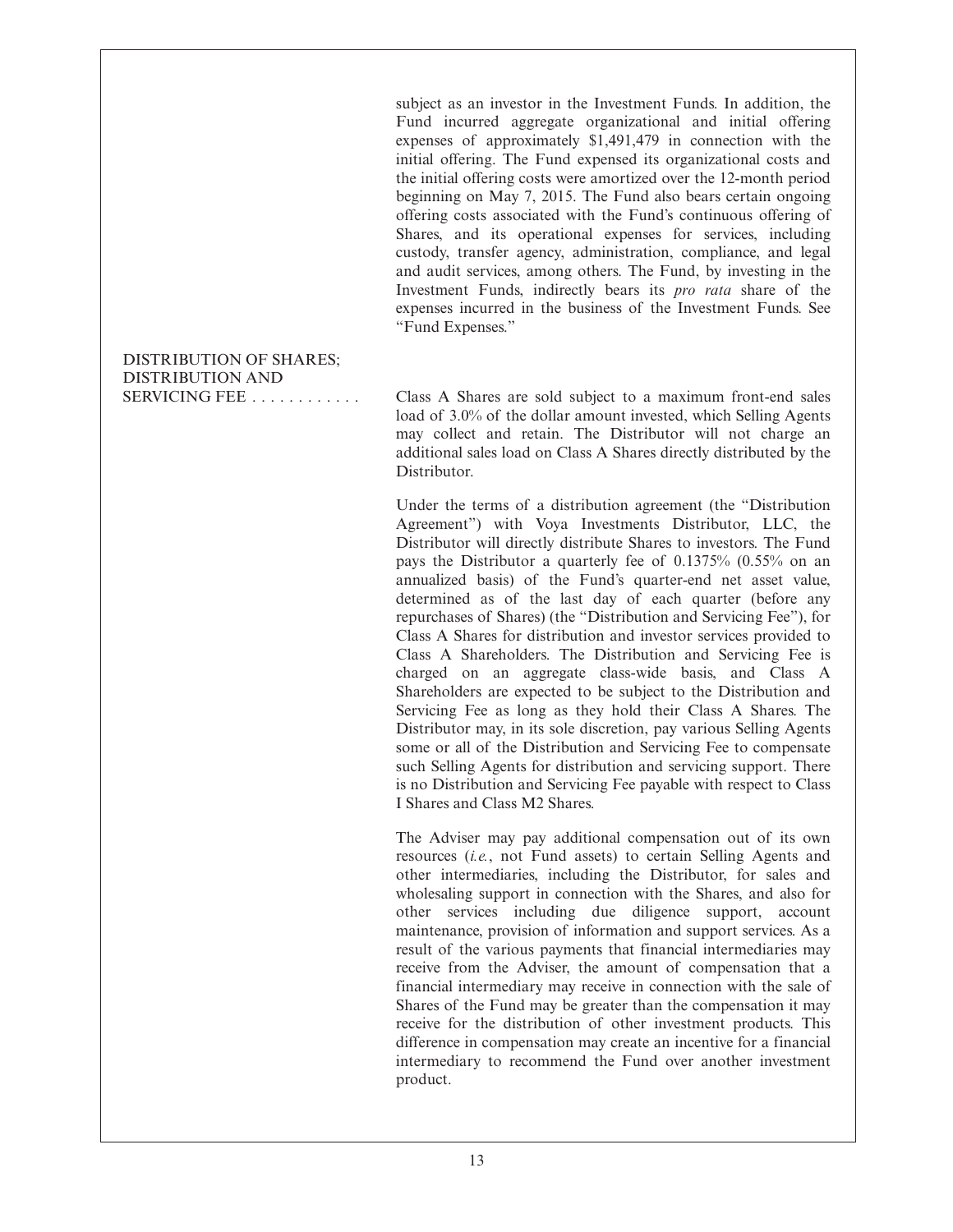subject as an investor in the Investment Funds. In addition, the Fund incurred aggregate organizational and initial offering expenses of approximately $1,491,479 in connection with the initial offering. The Fund expensed its organizational costs and the initial offering costs were amortized over the 12-month period beginning on May 7, 2015. The Fund also bears certain ongoing offering costs associated with the Fund's continuous offering of Shares, and its operational expenses for services, including custody, transfer agency, administration, compliance, and legal and audit services, among others. The Fund, by investing in the Investment Funds, indirectly bears its *pro rata* share of the expenses incurred in the business of the Investment Funds. See "Fund Expenses."

**DISTRIBUTION OF SHARES; DISTRIBUTION AND SERVICING FEE**

Class A Shares are sold subject to a maximum front-end sales load of 3.0% of the dollar amount invested, which Selling Agents may collect and retain. The Distributor will not charge an additional sales load on Class A Shares directly distributed by the Distributor.

Under the terms of a distribution agreement (the "Distribution Agreement") with Voya Investments Distributor, LLC, the Distributor will directly distribute Shares to investors. The Fund pays the Distributor a quarterly fee of 0.1375% (0.55% on an annualized basis) of the Fund's quarter-end net asset value, determined as of the last day of each quarter (before any repurchases of Shares) (the "Distribution and Servicing Fee"), for Class A Shares for distribution and investor services provided to Class A Shareholders. The Distribution and Servicing Fee is charged on an aggregate class-wide basis, and Class A Shareholders are expected to be subject to the Distribution and Servicing Fee as long as they hold their Class A Shares. The Distributor may, in its sole discretion, pay various Selling Agents some or all of the Distribution and Servicing Fee to compensate such Selling Agents for distribution and servicing support. There is no Distribution and Servicing Fee payable with respect to Class I Shares and Class M2 Shares.

The Adviser may pay additional compensation out of its own resources (*i.e.*, not Fund assets) to certain Selling Agents and other intermediaries, including the Distributor, for sales and wholesaling support in connection with the Shares, and also for other services including due diligence support, account maintenance, provision of information and support services. As a result of the various payments that financial intermediaries may receive from the Adviser, the amount of compensation that a financial intermediary may receive in connection with the sale of Shares of the Fund may be greater than the compensation it may receive for the distribution of other investment products. This difference in compensation may create an incentive for a financial intermediary to recommend the Fund over another investment product.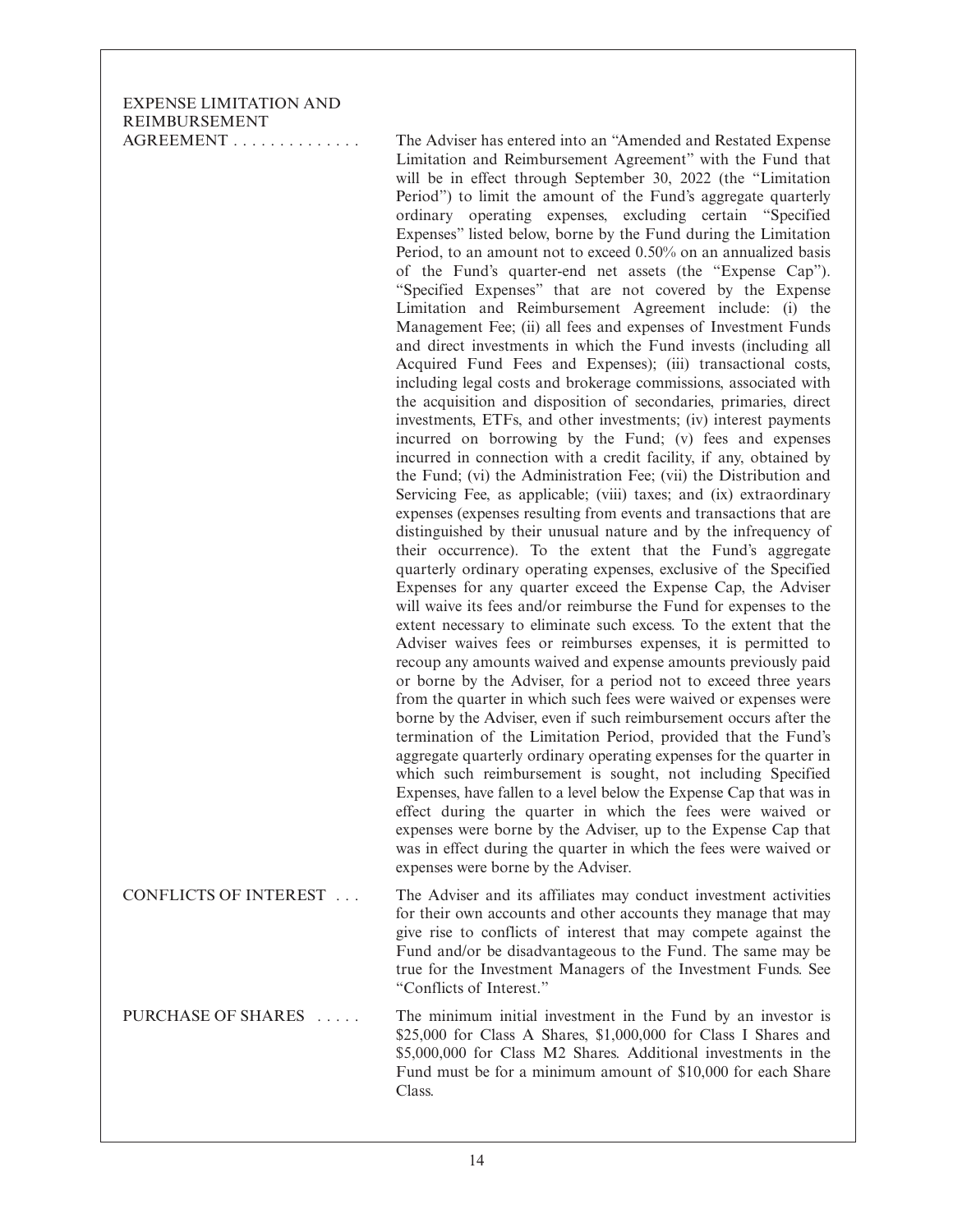**EXPENSE LIMITATION AND REIMBURSEMENT AGREEMENT**

The Adviser has entered into an "Amended and Restated Expense Limitation and Reimbursement Agreement" with the Fund that will be in effect through September 30, 2022 (the "Limitation Period") to limit the amount of the Fund's aggregate quarterly ordinary operating expenses, excluding certain "Specified Expenses" listed below, borne by the Fund during the Limitation Period, to an amount not to exceed 0.50% on an annualized basis of the Fund's quarter-end net assets (the "Expense Cap"). "Specified Expenses" that are not covered by the Expense Limitation and Reimbursement Agreement include: (i) the Management Fee; (ii) all fees and expenses of Investment Funds and direct investments in which the Fund invests (including all Acquired Fund Fees and Expenses); (iii) transactional costs, including legal costs and brokerage commissions, associated with the acquisition and disposition of secondaries, primaries, direct investments, ETFs, and other investments; (iv) interest payments incurred on borrowing by the Fund; (v) fees and expenses incurred in connection with a credit facility, if any, obtained by the Fund; (vi) the Administration Fee; (vii) the Distribution and Servicing Fee, as applicable; (viii) taxes; and (ix) extraordinary expenses (expenses resulting from events and transactions that are distinguished by their unusual nature and by the infrequency of their occurrence). To the extent that the Fund's aggregate quarterly ordinary operating expenses, exclusive of the Specified Expenses for any quarter exceed the Expense Cap, the Adviser will waive its fees and/or reimburse the Fund for expenses to the extent necessary to eliminate such excess. To the extent that the Adviser waives fees or reimburses expenses, it is permitted to recoup any amounts waived and expense amounts previously paid or borne by the Adviser, for a period not to exceed three years from the quarter in which such fees were waived or expenses were borne by the Adviser, even if such reimbursement occurs after the termination of the Limitation Period, provided that the Fund's aggregate quarterly ordinary operating expenses for the quarter in which such reimbursement is sought, not including Specified Expenses, have fallen to a level below the Expense Cap that was in effect during the quarter in which the fees were waived or expenses were borne by the Adviser, up to the Expense Cap that was in effect during the quarter in which the fees were waived or expenses were borne by the Adviser.

**CONFLICTS OF INTEREST**

The Adviser and its affiliates may conduct investment activities for their own accounts and other accounts they manage that may give rise to conflicts of interest that may compete against the Fund and/or be disadvantageous to the Fund. The same may be true for the Investment Managers of the Investment Funds. See "Conflicts of Interest."

**PURCHASE OF SHARES**

The minimum initial investment in the Fund by an investor is \$25,000 for Class A Shares, \$1,000,000 for Class I Shares and \$5,000,000 for Class M2 Shares. Additional investments in the Fund must be for a minimum amount of \$10,000 for each Share Class.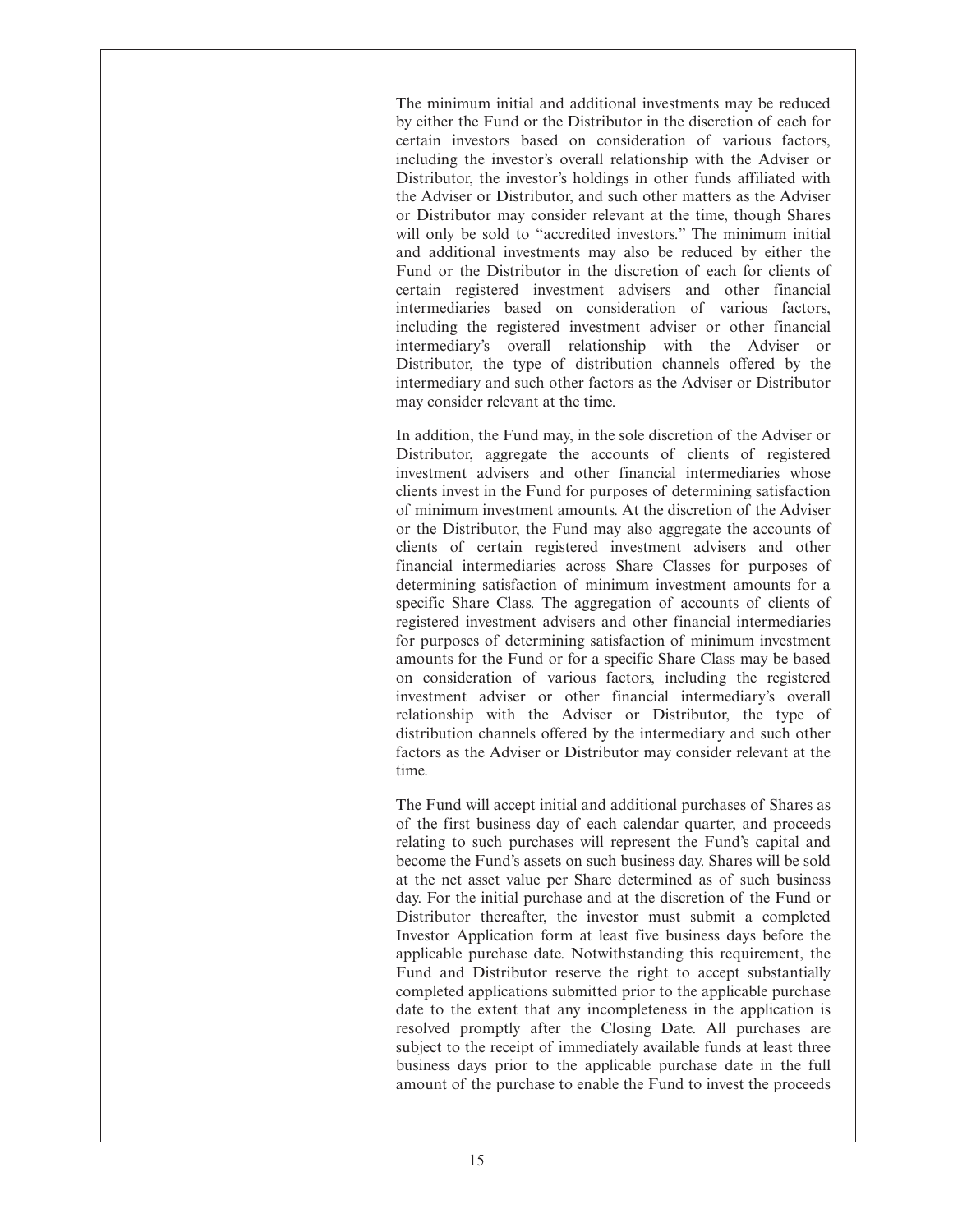The minimum initial and additional investments may be reduced by either the Fund or the Distributor in the discretion of each for certain investors based on consideration of various factors, including the investor's overall relationship with the Adviser or Distributor, the investor's holdings in other funds affiliated with the Adviser or Distributor, and such other matters as the Adviser or Distributor may consider relevant at the time, though Shares will only be sold to "accredited investors." The minimum initial and additional investments may also be reduced by either the Fund or the Distributor in the discretion of each for clients of certain registered investment advisers and other financial intermediaries based on consideration of various factors, including the registered investment adviser or other financial intermediary's overall relationship with the Adviser or Distributor, the type of distribution channels offered by the intermediary and such other factors as the Adviser or Distributor may consider relevant at the time.

In addition, the Fund may, in the sole discretion of the Adviser or Distributor, aggregate the accounts of clients of registered investment advisers and other financial intermediaries whose clients invest in the Fund for purposes of determining satisfaction of minimum investment amounts. At the discretion of the Adviser or the Distributor, the Fund may also aggregate the accounts of clients of certain registered investment advisers and other financial intermediaries across Share Classes for purposes of determining satisfaction of minimum investment amounts for a specific Share Class. The aggregation of accounts of clients of registered investment advisers and other financial intermediaries for purposes of determining satisfaction of minimum investment amounts for the Fund or for a specific Share Class may be based on consideration of various factors, including the registered investment adviser or other financial intermediary's overall relationship with the Adviser or Distributor, the type of distribution channels offered by the intermediary and such other factors as the Adviser or Distributor may consider relevant at the time.

The Fund will accept initial and additional purchases of Shares as of the first business day of each calendar quarter, and proceeds relating to such purchases will represent the Fund's capital and become the Fund's assets on such business day. Shares will be sold at the net asset value per Share determined as of such business day. For the initial purchase and at the discretion of the Fund or Distributor thereafter, the investor must submit a completed Investor Application form at least five business days before the applicable purchase date. Notwithstanding this requirement, the Fund and Distributor reserve the right to accept substantially completed applications submitted prior to the applicable purchase date to the extent that any incompleteness in the application is resolved promptly after the Closing Date. All purchases are subject to the receipt of immediately available funds at least three business days prior to the applicable purchase date in the full amount of the purchase to enable the Fund to invest the proceeds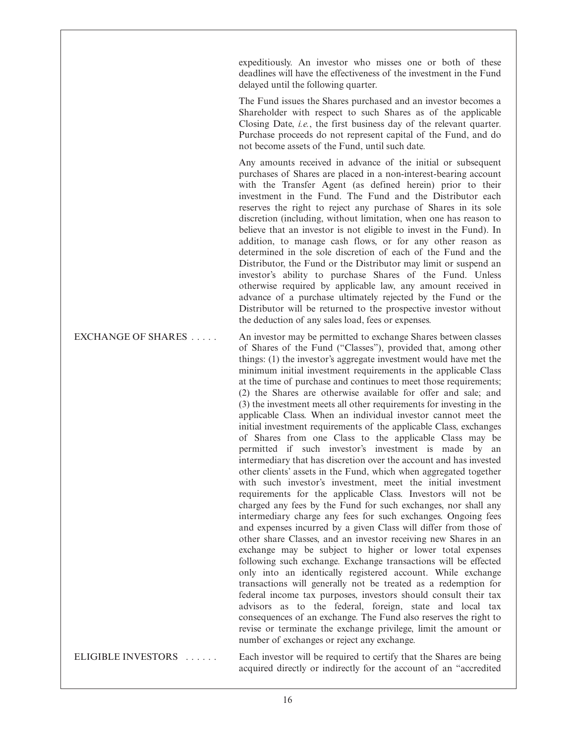expeditiously. An investor who misses one or both of these deadlines will have the effectiveness of the investment in the Fund delayed until the following quarter.

The Fund issues the Shares purchased and an investor becomes a Shareholder with respect to such Shares as of the applicable Closing Date, *i.e.*, the first business day of the relevant quarter. Purchase proceeds do not represent capital of the Fund, and do not become assets of the Fund, until such date.

Any amounts received in advance of the initial or subsequent purchases of Shares are placed in a non-interest-bearing account with the Transfer Agent (as defined herein) prior to their investment in the Fund. The Fund and the Distributor each reserves the right to reject any purchase of Shares in its sole discretion (including, without limitation, when one has reason to believe that an investor is not eligible to invest in the Fund). In addition, to manage cash flows, or for any other reason as determined in the sole discretion of each of the Fund and the Distributor, the Fund or the Distributor may limit or suspend an investor's ability to purchase Shares of the Fund. Unless otherwise required by applicable law, any amount received in advance of a purchase ultimately rejected by the Fund or the Distributor will be returned to the prospective investor without the deduction of any sales load, fees or expenses.

**EXCHANGE OF SHARES**

An investor may be permitted to exchange Shares between classes of Shares of the Fund ("Classes"), provided that, among other things: (1) the investor's aggregate investment would have met the minimum initial investment requirements in the applicable Class at the time of purchase and continues to meet those requirements; (2) the Shares are otherwise available for offer and sale; and (3) the investment meets all other requirements for investing in the applicable Class. When an individual investor cannot meet the initial investment requirements of the applicable Class, exchanges of Shares from one Class to the applicable Class may be permitted if such investor's investment is made by an intermediary that has discretion over the account and has invested other clients' assets in the Fund, which when aggregated together with such investor's investment, meet the initial investment requirements for the applicable Class. Investors will not be charged any fees by the Fund for such exchanges, nor shall any intermediary charge any fees for such exchanges. Ongoing fees and expenses incurred by a given Class will differ from those of other share Classes, and an investor receiving new Shares in an exchange may be subject to higher or lower total expenses following such exchange. Exchange transactions will be effected only into an identically registered account. While exchange transactions will generally not be treated as a redemption for federal income tax purposes, investors should consult their tax advisors as to the federal, foreign, state and local tax consequences of an exchange. The Fund also reserves the right to revise or terminate the exchange privilege, limit the amount or number of exchanges or reject any exchange.

**ELIGIBLE INVESTORS**

Each investor will be required to certify that the Shares are being acquired directly or indirectly for the account of an "accredited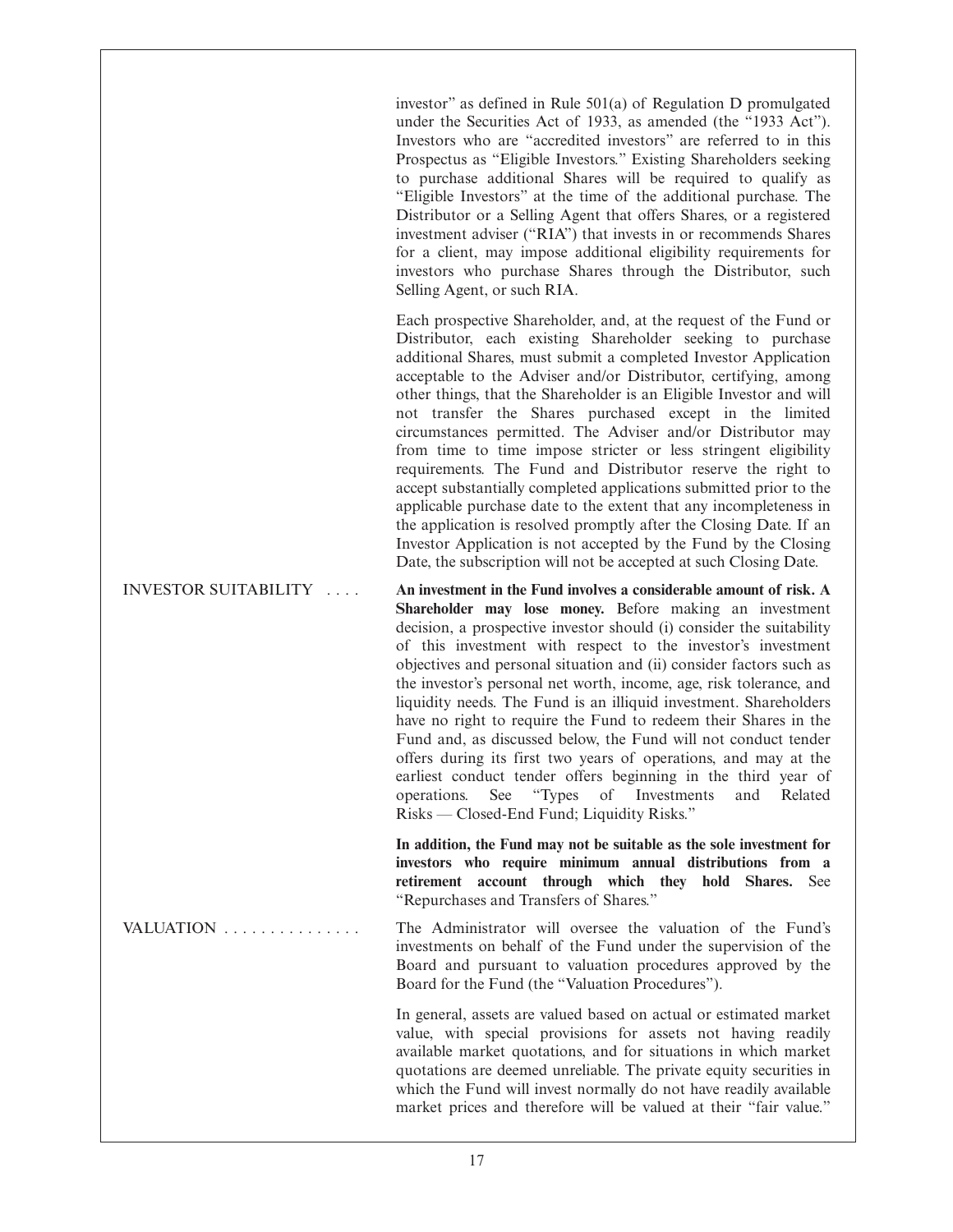investor" as defined in Rule 501(a) of Regulation D promulgated under the Securities Act of 1933, as amended (the "1933 Act"). Investors who are "accredited investors" are referred to in this Prospectus as "Eligible Investors." Existing Shareholders seeking to purchase additional Shares will be required to qualify as "Eligible Investors" at the time of the additional purchase. The Distributor or a Selling Agent that offers Shares, or a registered investment adviser ("RIA") that invests in or recommends Shares for a client, may impose additional eligibility requirements for investors who purchase Shares through the Distributor, such Selling Agent, or such RIA.

Each prospective Shareholder, and, at the request of the Fund or Distributor, each existing Shareholder seeking to purchase additional Shares, must submit a completed Investor Application acceptable to the Adviser and/or Distributor, certifying, among other things, that the Shareholder is an Eligible Investor and will not transfer the Shares purchased except in the limited circumstances permitted. The Adviser and/or Distributor may from time to time impose stricter or less stringent eligibility requirements. The Fund and Distributor reserve the right to accept substantially completed applications submitted prior to the applicable purchase date to the extent that any incompleteness in the application is resolved promptly after the Closing Date. If an Investor Application is not accepted by the Fund by the Closing Date, the subscription will not be accepted at such Closing Date.

**INVESTOR SUITABILITY**

**An investment in the Fund involves a considerable amount of risk. A Shareholder may lose money.** Before making an investment decision, a prospective investor should (i) consider the suitability of this investment with respect to the investor's investment objectives and personal situation and (ii) consider factors such as the investor's personal net worth, income, age, risk tolerance, and liquidity needs. The Fund is an illiquid investment. Shareholders have no right to require the Fund to redeem their Shares in the Fund and, as discussed below, the Fund will not conduct tender offers during its first two years of operations, and may at the earliest conduct tender offers beginning in the third year of operations. See "Types of Investments and Related Risks — Closed-End Fund; Liquidity Risks."

**In addition, the Fund may not be suitable as the sole investment for investors who require minimum annual distributions from a retirement account through which they hold Shares.** See "Repurchases and Transfers of Shares."

**VALUATION**

The Administrator will oversee the valuation of the Fund's investments on behalf of the Fund under the supervision of the Board and pursuant to valuation procedures approved by the Board for the Fund (the "Valuation Procedures").

In general, assets are valued based on actual or estimated market value, with special provisions for assets not having readily available market quotations, and for situations in which market quotations are deemed unreliable. The private equity securities in which the Fund will invest normally do not have readily available market prices and therefore will be valued at their "fair value."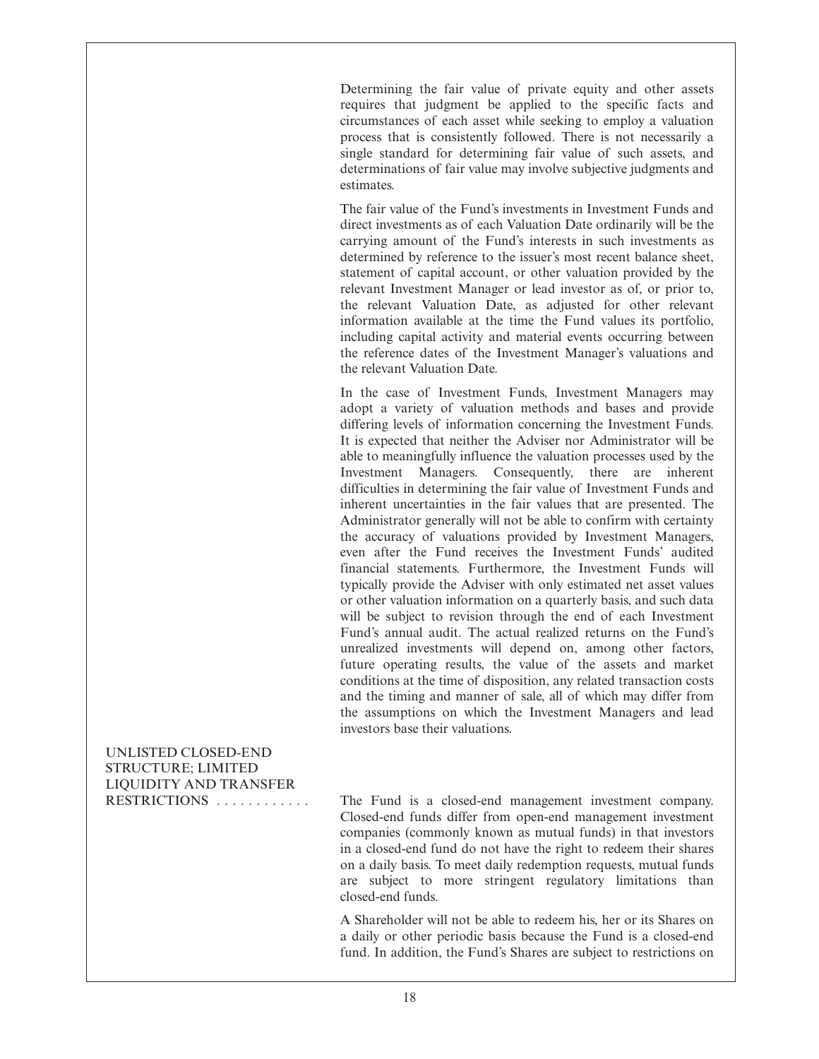Determining the fair value of private equity and other assets requires that judgment be applied to the specific facts and circumstances of each asset while seeking to employ a valuation process that is consistently followed. There is not necessarily a single standard for determining fair value of such assets, and determinations of fair value may involve subjective judgments and estimates.

The fair value of the Fund's investments in Investment Funds and direct investments as of each Valuation Date ordinarily will be the carrying amount of the Fund's interests in such investments as determined by reference to the issuer's most recent balance sheet, statement of capital account, or other valuation provided by the relevant Investment Manager or lead investor as of, or prior to, the relevant Valuation Date, as adjusted for other relevant information available at the time the Fund values its portfolio, including capital activity and material events occurring between the reference dates of the Investment Manager's valuations and the relevant Valuation Date.

In the case of Investment Funds, Investment Managers may adopt a variety of valuation methods and bases and provide differing levels of information concerning the Investment Funds. It is expected that neither the Adviser nor Administrator will be able to meaningfully influence the valuation processes used by the Investment Managers. Consequently, there are inherent difficulties in determining the fair value of Investment Funds and inherent uncertainties in the fair values that are presented. The Administrator generally will not be able to confirm with certainty the accuracy of valuations provided by Investment Managers, even after the Fund receives the Investment Funds' audited financial statements. Furthermore, the Investment Funds will typically provide the Adviser with only estimated net asset values or other valuation information on a quarterly basis, and such data will be subject to revision through the end of each Investment Fund's annual audit. The actual realized returns on the Fund's unrealized investments will depend on, among other factors, future operating results, the value of the assets and market conditions at the time of disposition, any related transaction costs and the timing and manner of sale, all of which may differ from the assumptions on which the Investment Managers and lead investors base their valuations.

**UNLISTED CLOSED-END STRUCTURE; LIMITED LIQUIDITY AND TRANSFER RESTRICTIONS** . . . . . . . . . . . . The Fund is a closed-end management investment company. Closed-end funds differ from open-end management investment companies (commonly known as mutual funds) in that investors in a closed-end fund do not have the right to redeem their shares on a daily basis. To meet daily redemption requests, mutual funds are subject to more stringent regulatory limitations than closed-end funds.

A Shareholder will not be able to redeem his, her or its Shares on a daily or other periodic basis because the Fund is a closed-end fund. In addition, the Fund's Shares are subject to restrictions on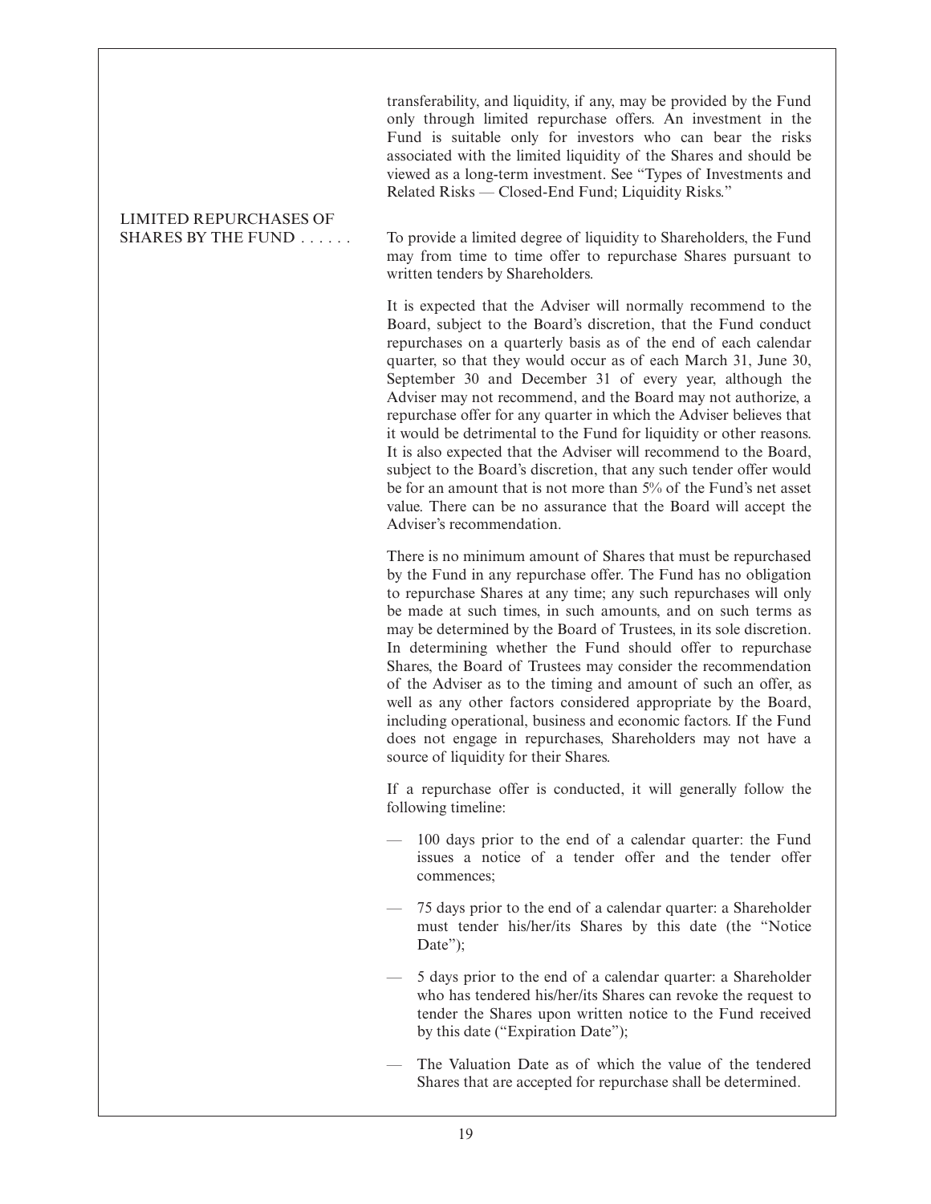transferability, and liquidity, if any, may be provided by the Fund only through limited repurchase offers. An investment in the Fund is suitable only for investors who can bear the risks associated with the limited liquidity of the Shares and should be viewed as a long-term investment. See "Types of Investments and Related Risks — Closed-End Fund; Liquidity Risks."

**LIMITED REPURCHASES OF SHARES BY THE FUND . . . . . .**

To provide a limited degree of liquidity to Shareholders, the Fund may from time to time offer to repurchase Shares pursuant to written tenders by Shareholders.

It is expected that the Adviser will normally recommend to the Board, subject to the Board's discretion, that the Fund conduct repurchases on a quarterly basis as of the end of each calendar quarter, so that they would occur as of each March 31, June 30, September 30 and December 31 of every year, although the Adviser may not recommend, and the Board may not authorize, a repurchase offer for any quarter in which the Adviser believes that it would be detrimental to the Fund for liquidity or other reasons. It is also expected that the Adviser will recommend to the Board, subject to the Board's discretion, that any such tender offer would be for an amount that is not more than 5% of the Fund's net asset value. There can be no assurance that the Board will accept the Adviser's recommendation.

There is no minimum amount of Shares that must be repurchased by the Fund in any repurchase offer. The Fund has no obligation to repurchase Shares at any time; any such repurchases will only be made at such times, in such amounts, and on such terms as may be determined by the Board of Trustees, in its sole discretion. In determining whether the Fund should offer to repurchase Shares, the Board of Trustees may consider the recommendation of the Adviser as to the timing and amount of such an offer, as well as any other factors considered appropriate by the Board, including operational, business and economic factors. If the Fund does not engage in repurchases, Shareholders may not have a source of liquidity for their Shares.

If a repurchase offer is conducted, it will generally follow the following timeline:

- 100 days prior to the end of a calendar quarter: the Fund issues a notice of a tender offer and the tender offer commences;
- 75 days prior to the end of a calendar quarter: a Shareholder must tender his/her/its Shares by this date (the "Notice Date");
- 5 days prior to the end of a calendar quarter: a Shareholder who has tendered his/her/its Shares can revoke the request to tender the Shares upon written notice to the Fund received by this date ("Expiration Date");
- The Valuation Date as of which the value of the tendered Shares that are accepted for repurchase shall be determined.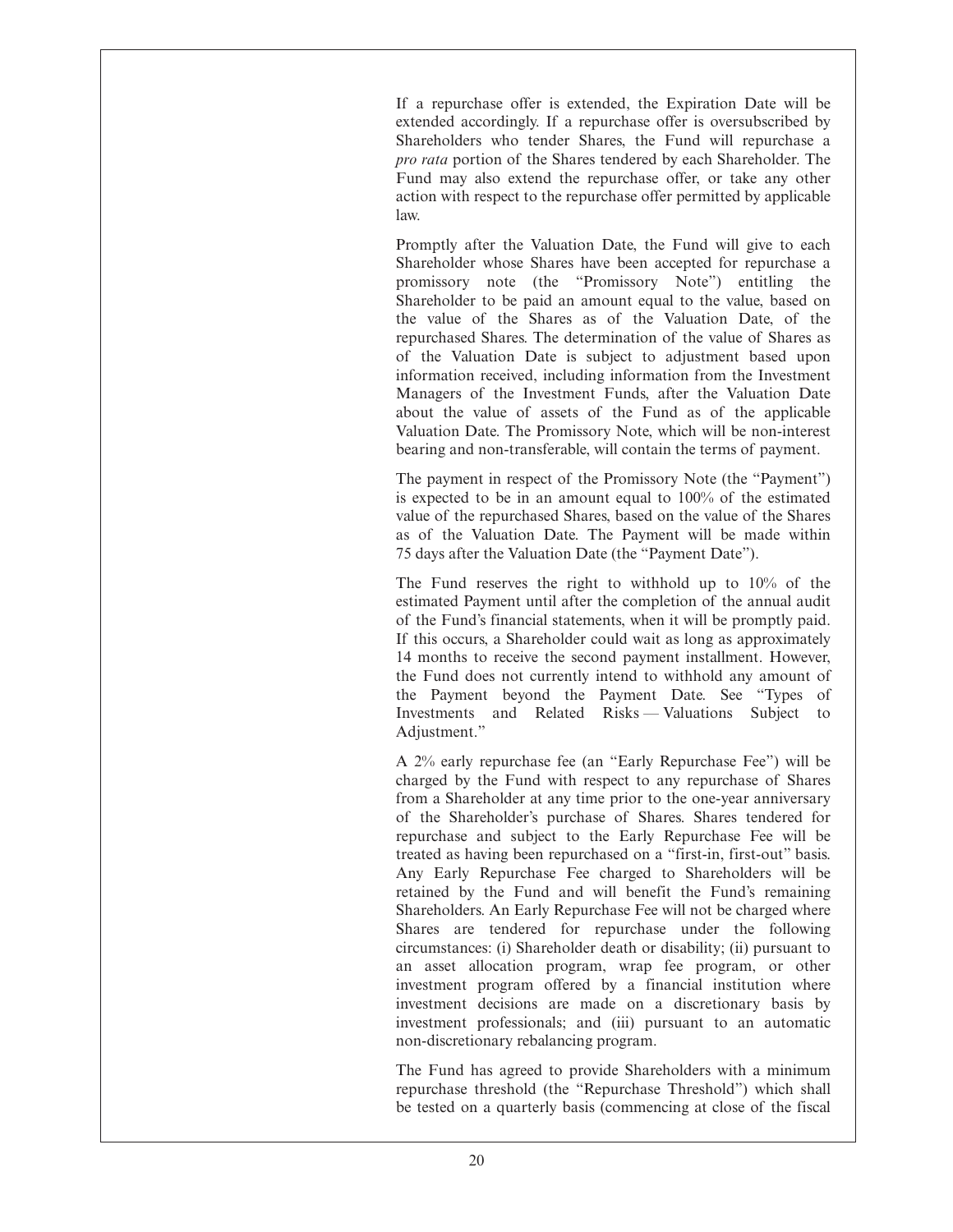If a repurchase offer is extended, the Expiration Date will be extended accordingly. If a repurchase offer is oversubscribed by Shareholders who tender Shares, the Fund will repurchase a *pro rata* portion of the Shares tendered by each Shareholder. The Fund may also extend the repurchase offer, or take any other action with respect to the repurchase offer permitted by applicable law.

Promptly after the Valuation Date, the Fund will give to each Shareholder whose Shares have been accepted for repurchase a promissory note (the "Promissory Note") entitling the Shareholder to be paid an amount equal to the value, based on the value of the Shares as of the Valuation Date, of the repurchased Shares. The determination of the value of Shares as of the Valuation Date is subject to adjustment based upon information received, including information from the Investment Managers of the Investment Funds, after the Valuation Date about the value of assets of the Fund as of the applicable Valuation Date. The Promissory Note, which will be non-interest bearing and non-transferable, will contain the terms of payment.

The payment in respect of the Promissory Note (the "Payment") is expected to be in an amount equal to 100% of the estimated value of the repurchased Shares, based on the value of the Shares as of the Valuation Date. The Payment will be made within 75 days after the Valuation Date (the "Payment Date").

The Fund reserves the right to withhold up to 10% of the estimated Payment until after the completion of the annual audit of the Fund's financial statements, when it will be promptly paid. If this occurs, a Shareholder could wait as long as approximately 14 months to receive the second payment installment. However, the Fund does not currently intend to withhold any amount of the Payment beyond the Payment Date. See "Types of Investments and Related Risks — Valuations Subject to Adjustment."

A 2% early repurchase fee (an "Early Repurchase Fee") will be charged by the Fund with respect to any repurchase of Shares from a Shareholder at any time prior to the one-year anniversary of the Shareholder's purchase of Shares. Shares tendered for repurchase and subject to the Early Repurchase Fee will be treated as having been repurchased on a "first-in, first-out" basis. Any Early Repurchase Fee charged to Shareholders will be retained by the Fund and will benefit the Fund's remaining Shareholders. An Early Repurchase Fee will not be charged where Shares are tendered for repurchase under the following circumstances: (i) Shareholder death or disability; (ii) pursuant to an asset allocation program, wrap fee program, or other investment program offered by a financial institution where investment decisions are made on a discretionary basis by investment professionals; and (iii) pursuant to an automatic non-discretionary rebalancing program.

The Fund has agreed to provide Shareholders with a minimum repurchase threshold (the "Repurchase Threshold") which shall be tested on a quarterly basis (commencing at close of the fiscal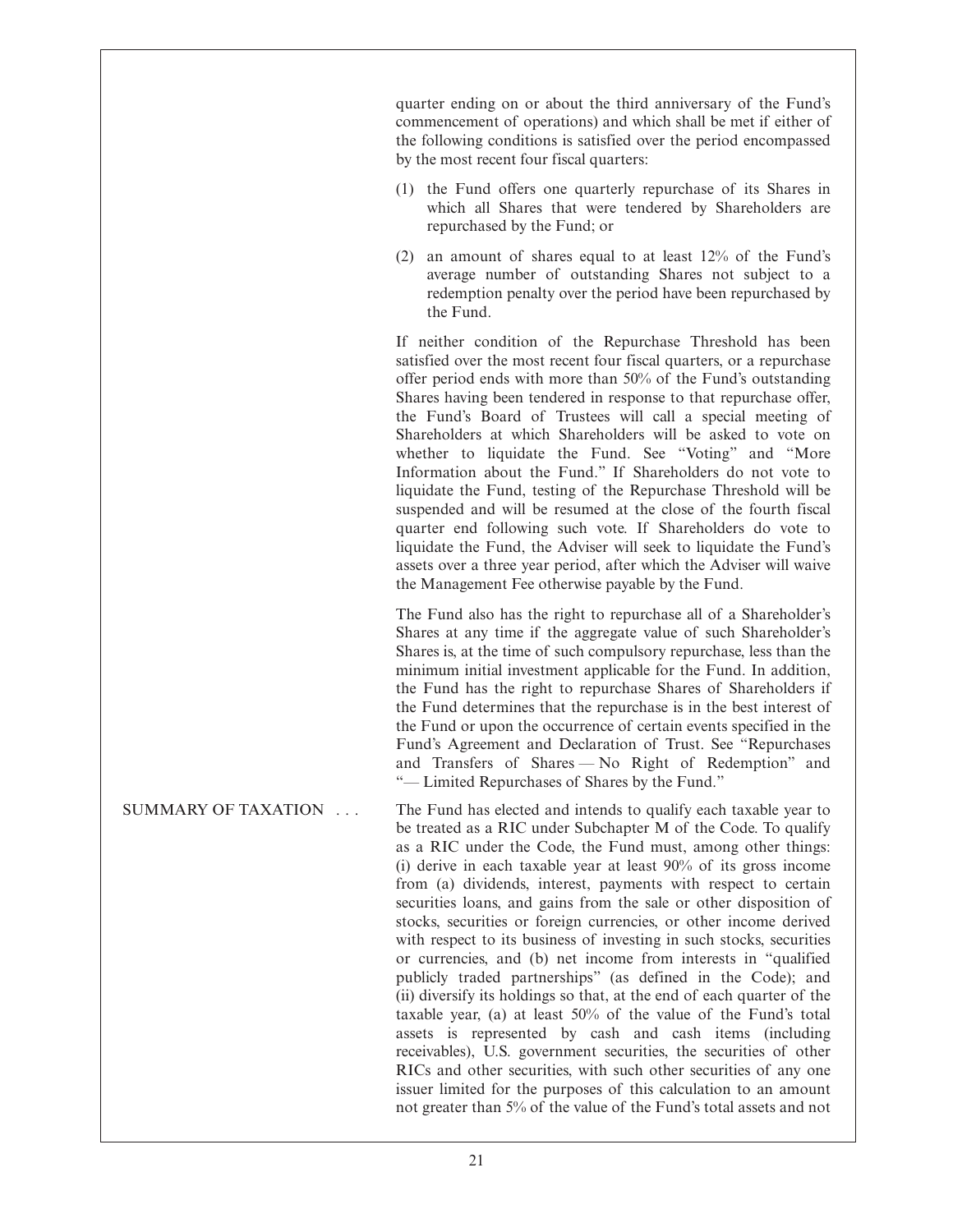quarter ending on or about the third anniversary of the Fund's commencement of operations) and which shall be met if either of the following conditions is satisfied over the period encompassed by the most recent four fiscal quarters:

(1) the Fund offers one quarterly repurchase of its Shares in which all Shares that were tendered by Shareholders are repurchased by the Fund; or

(2) an amount of shares equal to at least 12% of the Fund's average number of outstanding Shares not subject to a redemption penalty over the period have been repurchased by the Fund.

If neither condition of the Repurchase Threshold has been satisfied over the most recent four fiscal quarters, or a repurchase offer period ends with more than 50% of the Fund's outstanding Shares having been tendered in response to that repurchase offer, the Fund's Board of Trustees will call a special meeting of Shareholders at which Shareholders will be asked to vote on whether to liquidate the Fund. See "Voting" and "More Information about the Fund." If Shareholders do not vote to liquidate the Fund, testing of the Repurchase Threshold will be suspended and will be resumed at the close of the fourth fiscal quarter end following such vote. If Shareholders do vote to liquidate the Fund, the Adviser will seek to liquidate the Fund's assets over a three year period, after which the Adviser will waive the Management Fee otherwise payable by the Fund.

The Fund also has the right to repurchase all of a Shareholder's Shares at any time if the aggregate value of such Shareholder's Shares is, at the time of such compulsory repurchase, less than the minimum initial investment applicable for the Fund. In addition, the Fund has the right to repurchase Shares of Shareholders if the Fund determines that the repurchase is in the best interest of the Fund or upon the occurrence of certain events specified in the Fund's Agreement and Declaration of Trust. See "Repurchases and Transfers of Shares — No Right of Redemption" and "— Limited Repurchases of Shares by the Fund."

**SUMMARY OF TAXATION . . .** The Fund has elected and intends to qualify each taxable year to be treated as a RIC under Subchapter M of the Code. To qualify as a RIC under the Code, the Fund must, among other things: (i) derive in each taxable year at least 90% of its gross income from (a) dividends, interest, payments with respect to certain securities loans, and gains from the sale or other disposition of stocks, securities or foreign currencies, or other income derived with respect to its business of investing in such stocks, securities or currencies, and (b) net income from interests in "qualified publicly traded partnerships" (as defined in the Code); and (ii) diversify its holdings so that, at the end of each quarter of the taxable year, (a) at least 50% of the value of the Fund's total assets is represented by cash and cash items (including receivables), U.S. government securities, the securities of other RICs and other securities, with such other securities of any one issuer limited for the purposes of this calculation to an amount not greater than 5% of the value of the Fund's total assets and not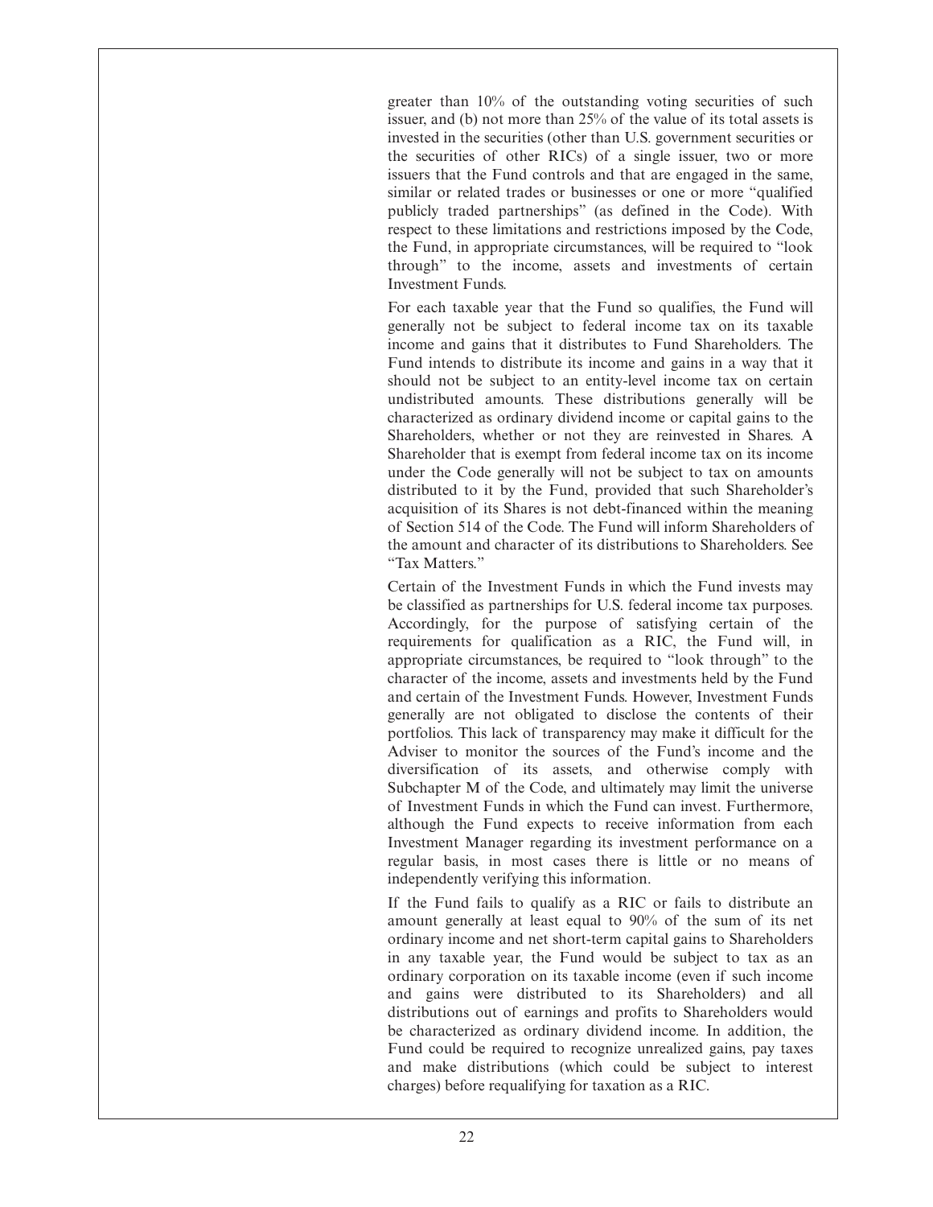greater than 10% of the outstanding voting securities of such issuer, and (b) not more than 25% of the value of its total assets is invested in the securities (other than U.S. government securities or the securities of other RICs) of a single issuer, two or more issuers that the Fund controls and that are engaged in the same, similar or related trades or businesses or one or more "qualified publicly traded partnerships" (as defined in the Code). With respect to these limitations and restrictions imposed by the Code, the Fund, in appropriate circumstances, will be required to "look through" to the income, assets and investments of certain Investment Funds.

For each taxable year that the Fund so qualifies, the Fund will generally not be subject to federal income tax on its taxable income and gains that it distributes to Fund Shareholders. The Fund intends to distribute its income and gains in a way that it should not be subject to an entity-level income tax on certain undistributed amounts. These distributions generally will be characterized as ordinary dividend income or capital gains to the Shareholders, whether or not they are reinvested in Shares. A Shareholder that is exempt from federal income tax on its income under the Code generally will not be subject to tax on amounts distributed to it by the Fund, provided that such Shareholder's acquisition of its Shares is not debt-financed within the meaning of Section 514 of the Code. The Fund will inform Shareholders of the amount and character of its distributions to Shareholders. See "Tax Matters."

Certain of the Investment Funds in which the Fund invests may be classified as partnerships for U.S. federal income tax purposes. Accordingly, for the purpose of satisfying certain of the requirements for qualification as a RIC, the Fund will, in appropriate circumstances, be required to "look through" to the character of the income, assets and investments held by the Fund and certain of the Investment Funds. However, Investment Funds generally are not obligated to disclose the contents of their portfolios. This lack of transparency may make it difficult for the Adviser to monitor the sources of the Fund's income and the diversification of its assets, and otherwise comply with Subchapter M of the Code, and ultimately may limit the universe of Investment Funds in which the Fund can invest. Furthermore, although the Fund expects to receive information from each Investment Manager regarding its investment performance on a regular basis, in most cases there is little or no means of independently verifying this information.

If the Fund fails to qualify as a RIC or fails to distribute an amount generally at least equal to 90% of the sum of its net ordinary income and net short-term capital gains to Shareholders in any taxable year, the Fund would be subject to tax as an ordinary corporation on its taxable income (even if such income and gains were distributed to its Shareholders) and all distributions out of earnings and profits to Shareholders would be characterized as ordinary dividend income. In addition, the Fund could be required to recognize unrealized gains, pay taxes and make distributions (which could be subject to interest charges) before requalifying for taxation as a RIC.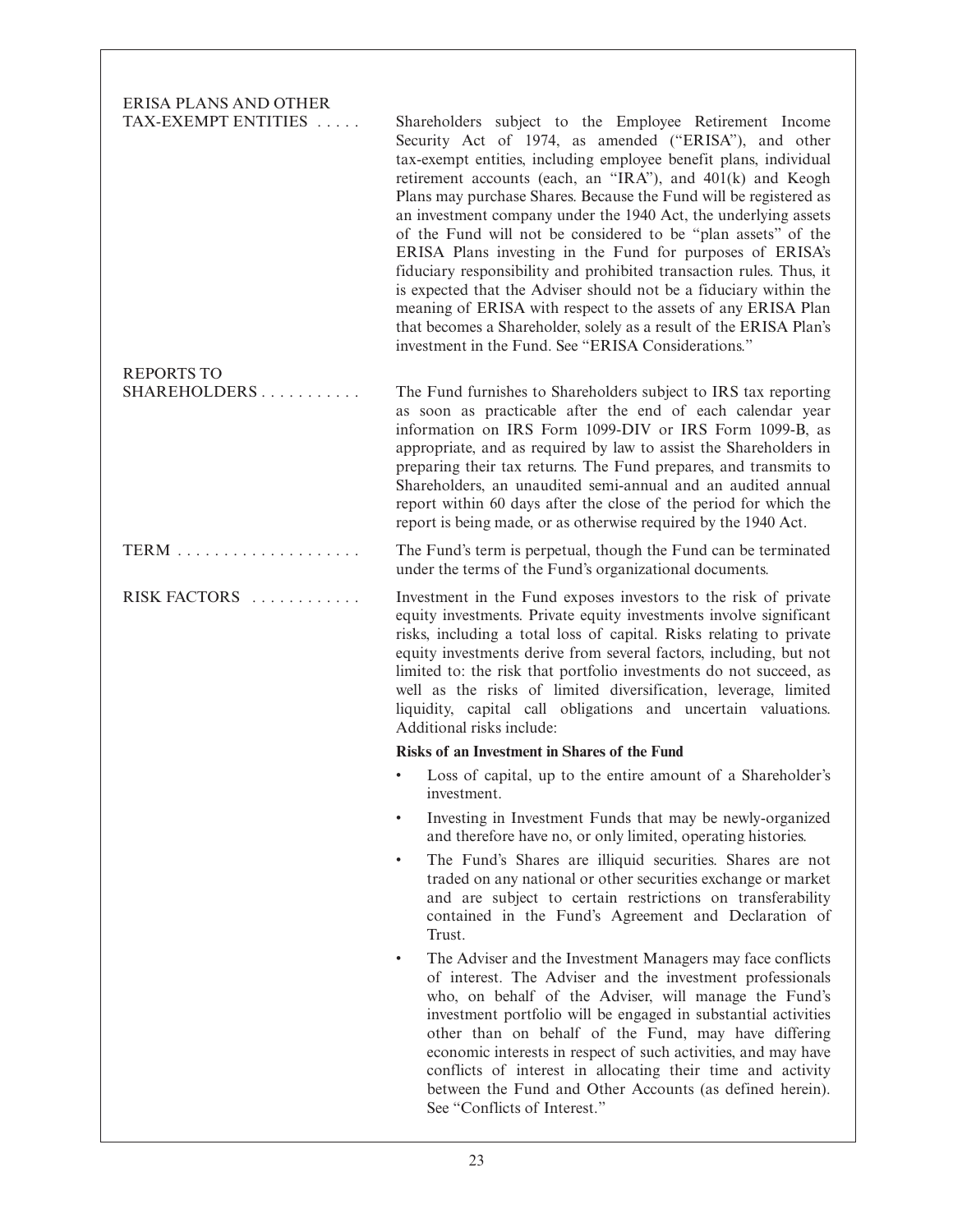**ERISA PLANS AND OTHER TAX-EXEMPT ENTITIES** . . . . . Shareholders subject to the Employee Retirement Income Security Act of 1974, as amended ("ERISA"), and other tax-exempt entities, including employee benefit plans, individual retirement accounts (each, an "IRA"), and 401(k) and Keogh Plans may purchase Shares. Because the Fund will be registered as an investment company under the 1940 Act, the underlying assets of the Fund will not be considered to be "plan assets" of the ERISA Plans investing in the Fund for purposes of ERISA's fiduciary responsibility and prohibited transaction rules. Thus, it is expected that the Adviser should not be a fiduciary within the meaning of ERISA with respect to the assets of any ERISA Plan that becomes a Shareholder, solely as a result of the ERISA Plan's investment in the Fund. See "ERISA Considerations."

**REPORTS TO SHAREHOLDERS** . . . . . . . . . . . The Fund furnishes to Shareholders subject to IRS tax reporting as soon as practicable after the end of each calendar year information on IRS Form 1099-DIV or IRS Form 1099-B, as appropriate, and as required by law to assist the Shareholders in preparing their tax returns. The Fund prepares, and transmits to Shareholders, an unaudited semi-annual and an audited annual report within 60 days after the close of the period for which the report is being made, or as otherwise required by the 1940 Act.

**TERM** . . . . . . . . . . . . . . . . . . . . The Fund's term is perpetual, though the Fund can be terminated under the terms of the Fund's organizational documents.

**RISK FACTORS** . . . . . . . . . . . . Investment in the Fund exposes investors to the risk of private equity investments. Private equity investments involve significant risks, including a total loss of capital. Risks relating to private equity investments derive from several factors, including, but not limited to: the risk that portfolio investments do not succeed, as well as the risks of limited diversification, leverage, limited liquidity, capital call obligations and uncertain valuations. Additional risks include:

**Risks of an Investment in Shares of the Fund**

- Loss of capital, up to the entire amount of a Shareholder's investment.
- Investing in Investment Funds that may be newly-organized and therefore have no, or only limited, operating histories.
- The Fund's Shares are illiquid securities. Shares are not traded on any national or other securities exchange or market and are subject to certain restrictions on transferability contained in the Fund's Agreement and Declaration of Trust.
- The Adviser and the Investment Managers may face conflicts of interest. The Adviser and the investment professionals who, on behalf of the Adviser, will manage the Fund's investment portfolio will be engaged in substantial activities other than on behalf of the Fund, may have differing economic interests in respect of such activities, and may have conflicts of interest in allocating their time and activity between the Fund and Other Accounts (as defined herein). See "Conflicts of Interest."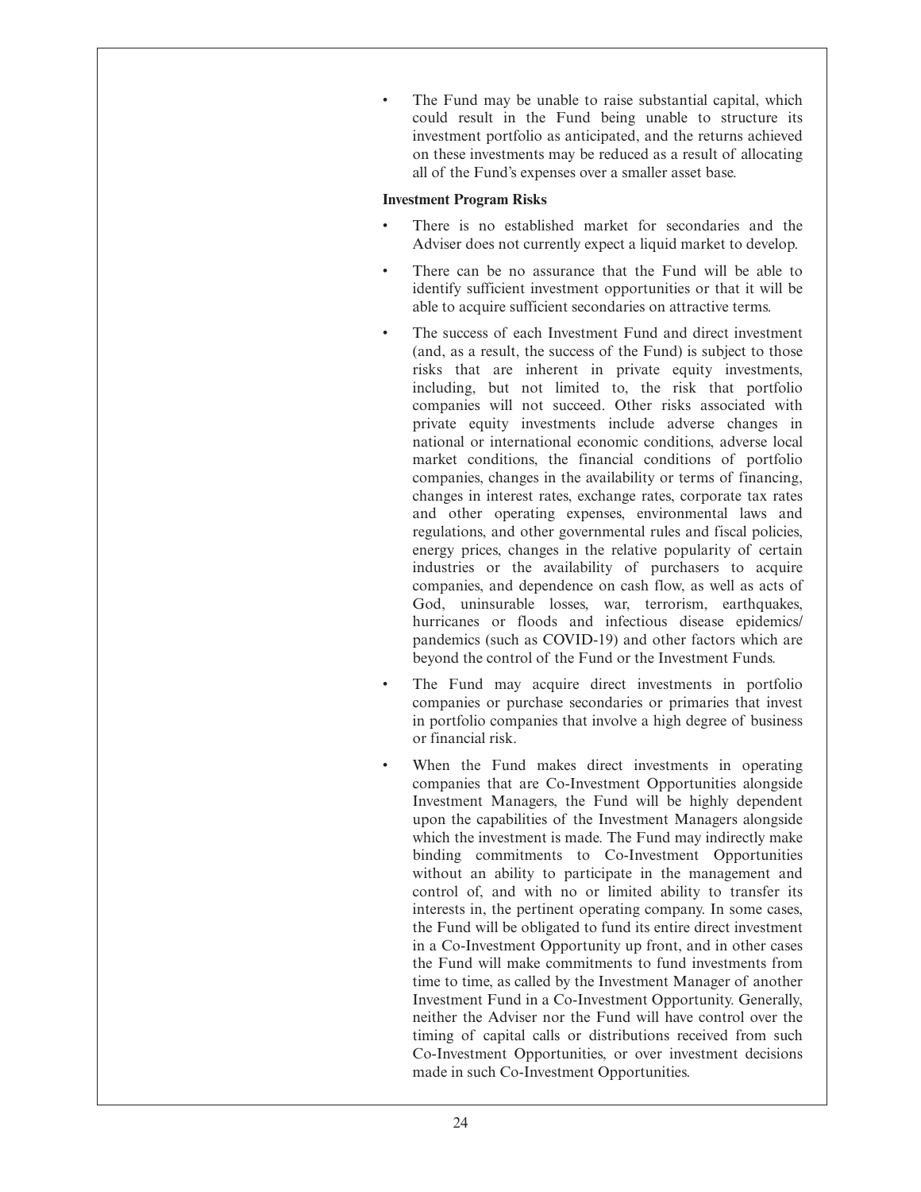- The Fund may be unable to raise substantial capital, which could result in the Fund being unable to structure its investment portfolio as anticipated, and the returns achieved on these investments may be reduced as a result of allocating all of the Fund's expenses over a smaller asset base.

**Investment Program Risks**

- There is no established market for secondaries and the Adviser does not currently expect a liquid market to develop.
- There can be no assurance that the Fund will be able to identify sufficient investment opportunities or that it will be able to acquire sufficient secondaries on attractive terms.
- The success of each Investment Fund and direct investment (and, as a result, the success of the Fund) is subject to those risks that are inherent in private equity investments, including, but not limited to, the risk that portfolio companies will not succeed. Other risks associated with private equity investments include adverse changes in national or international economic conditions, adverse local market conditions, the financial conditions of portfolio companies, changes in the availability or terms of financing, changes in interest rates, exchange rates, corporate tax rates and other operating expenses, environmental laws and regulations, and other governmental rules and fiscal policies, energy prices, changes in the relative popularity of certain industries or the availability of purchasers to acquire companies, and dependence on cash flow, as well as acts of God, uninsurable losses, war, terrorism, earthquakes, hurricanes or floods and infectious disease epidemics/ pandemics (such as COVID-19) and other factors which are beyond the control of the Fund or the Investment Funds.
- The Fund may acquire direct investments in portfolio companies or purchase secondaries or primaries that invest in portfolio companies that involve a high degree of business or financial risk.
- When the Fund makes direct investments in operating companies that are Co-Investment Opportunities alongside Investment Managers, the Fund will be highly dependent upon the capabilities of the Investment Managers alongside which the investment is made. The Fund may indirectly make binding commitments to Co-Investment Opportunities without an ability to participate in the management and control of, and with no or limited ability to transfer its interests in, the pertinent operating company. In some cases, the Fund will be obligated to fund its entire direct investment in a Co-Investment Opportunity up front, and in other cases the Fund will make commitments to fund investments from time to time, as called by the Investment Manager of another Investment Fund in a Co-Investment Opportunity. Generally, neither the Adviser nor the Fund will have control over the timing of capital calls or distributions received from such Co-Investment Opportunities, or over investment decisions made in such Co-Investment Opportunities.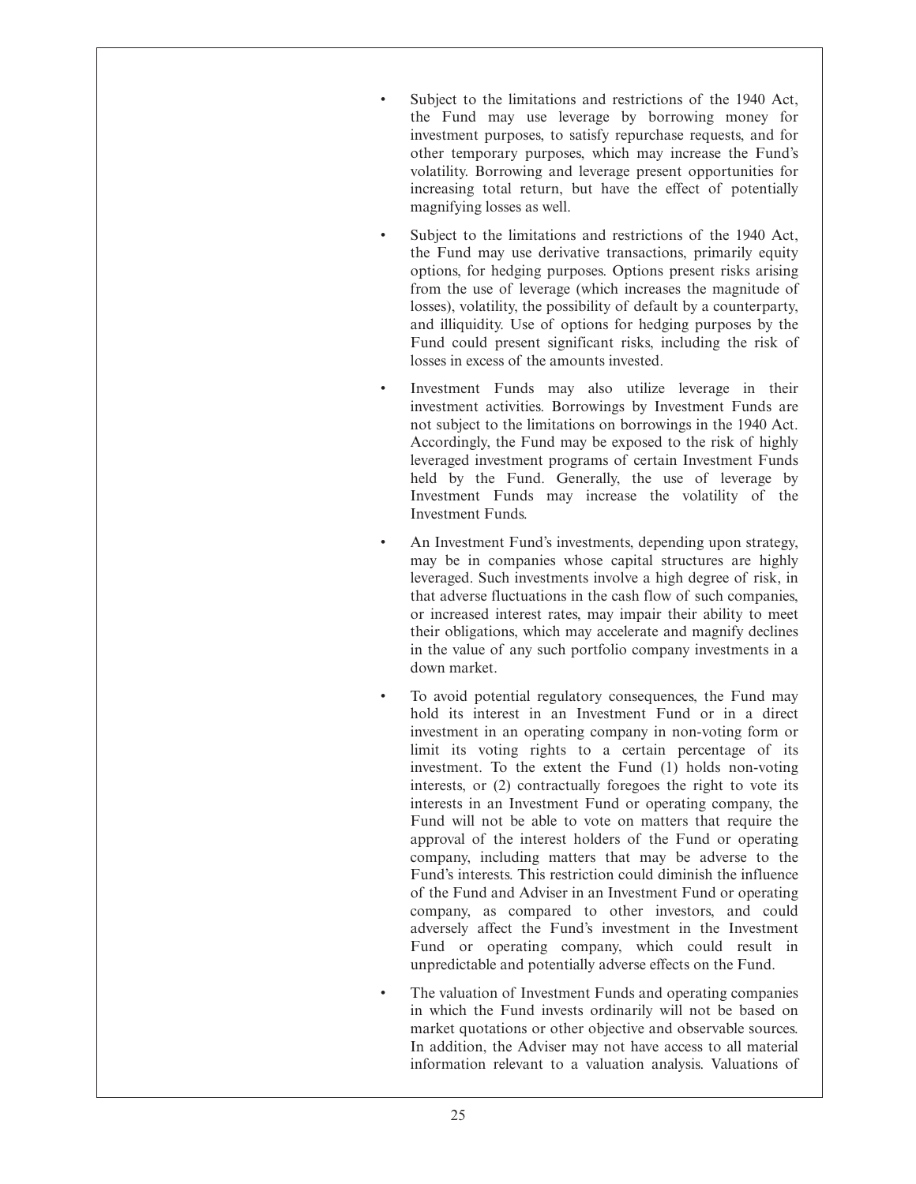- Subject to the limitations and restrictions of the 1940 Act, the Fund may use leverage by borrowing money for investment purposes, to satisfy repurchase requests, and for other temporary purposes, which may increase the Fund's volatility. Borrowing and leverage present opportunities for increasing total return, but have the effect of potentially magnifying losses as well.

- Subject to the limitations and restrictions of the 1940 Act, the Fund may use derivative transactions, primarily equity options, for hedging purposes. Options present risks arising from the use of leverage (which increases the magnitude of losses), volatility, the possibility of default by a counterparty, and illiquidity. Use of options for hedging purposes by the Fund could present significant risks, including the risk of losses in excess of the amounts invested.

- Investment Funds may also utilize leverage in their investment activities. Borrowings by Investment Funds are not subject to the limitations on borrowings in the 1940 Act. Accordingly, the Fund may be exposed to the risk of highly leveraged investment programs of certain Investment Funds held by the Fund. Generally, the use of leverage by Investment Funds may increase the volatility of the Investment Funds.

- An Investment Fund's investments, depending upon strategy, may be in companies whose capital structures are highly leveraged. Such investments involve a high degree of risk, in that adverse fluctuations in the cash flow of such companies, or increased interest rates, may impair their ability to meet their obligations, which may accelerate and magnify declines in the value of any such portfolio company investments in a down market.

- To avoid potential regulatory consequences, the Fund may hold its interest in an Investment Fund or in a direct investment in an operating company in non-voting form or limit its voting rights to a certain percentage of its investment. To the extent the Fund (1) holds non-voting interests, or (2) contractually foregoes the right to vote its interests in an Investment Fund or operating company, the Fund will not be able to vote on matters that require the approval of the interest holders of the Fund or operating company, including matters that may be adverse to the Fund's interests. This restriction could diminish the influence of the Fund and Adviser in an Investment Fund or operating company, as compared to other investors, and could adversely affect the Fund's investment in the Investment Fund or operating company, which could result in unpredictable and potentially adverse effects on the Fund.

- The valuation of Investment Funds and operating companies in which the Fund invests ordinarily will not be based on market quotations or other objective and observable sources. In addition, the Adviser may not have access to all material information relevant to a valuation analysis. Valuations of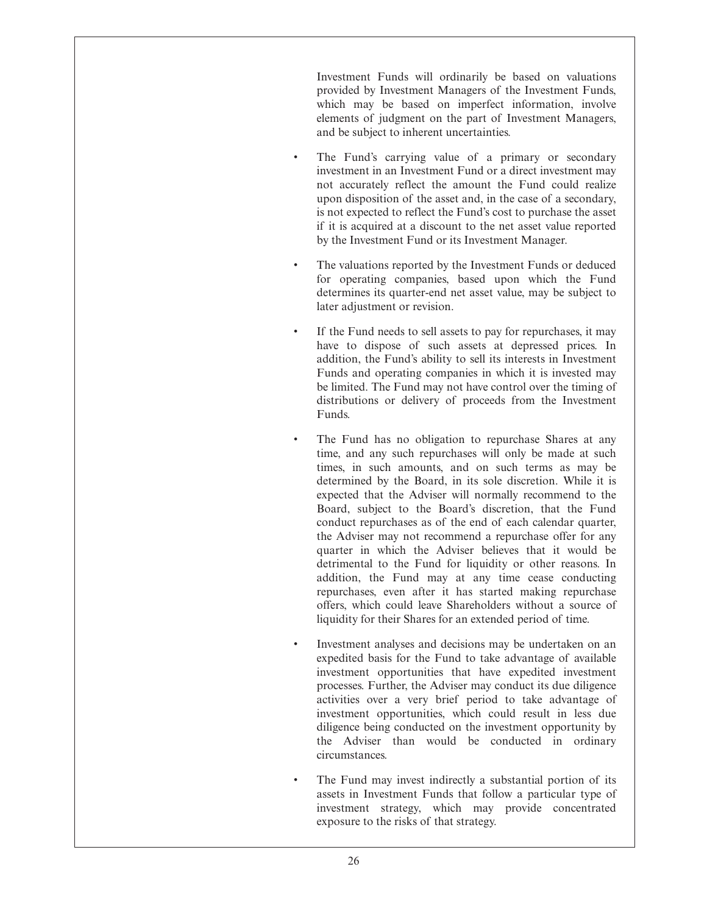Investment Funds will ordinarily be based on valuations provided by Investment Managers of the Investment Funds, which may be based on imperfect information, involve elements of judgment on the part of Investment Managers, and be subject to inherent uncertainties.

- The Fund's carrying value of a primary or secondary investment in an Investment Fund or a direct investment may not accurately reflect the amount the Fund could realize upon disposition of the asset and, in the case of a secondary, is not expected to reflect the Fund's cost to purchase the asset if it is acquired at a discount to the net asset value reported by the Investment Fund or its Investment Manager.

- The valuations reported by the Investment Funds or deduced for operating companies, based upon which the Fund determines its quarter-end net asset value, may be subject to later adjustment or revision.

- If the Fund needs to sell assets to pay for repurchases, it may have to dispose of such assets at depressed prices. In addition, the Fund's ability to sell its interests in Investment Funds and operating companies in which it is invested may be limited. The Fund may not have control over the timing of distributions or delivery of proceeds from the Investment Funds.

- The Fund has no obligation to repurchase Shares at any time, and any such repurchases will only be made at such times, in such amounts, and on such terms as may be determined by the Board, in its sole discretion. While it is expected that the Adviser will normally recommend to the Board, subject to the Board's discretion, that the Fund conduct repurchases as of the end of each calendar quarter, the Adviser may not recommend a repurchase offer for any quarter in which the Adviser believes that it would be detrimental to the Fund for liquidity or other reasons. In addition, the Fund may at any time cease conducting repurchases, even after it has started making repurchase offers, which could leave Shareholders without a source of liquidity for their Shares for an extended period of time.

- Investment analyses and decisions may be undertaken on an expedited basis for the Fund to take advantage of available investment opportunities that have expedited investment processes. Further, the Adviser may conduct its due diligence activities over a very brief period to take advantage of investment opportunities, which could result in less due diligence being conducted on the investment opportunity by the Adviser than would be conducted in ordinary circumstances.

- The Fund may invest indirectly a substantial portion of its assets in Investment Funds that follow a particular type of investment strategy, which may provide concentrated exposure to the risks of that strategy.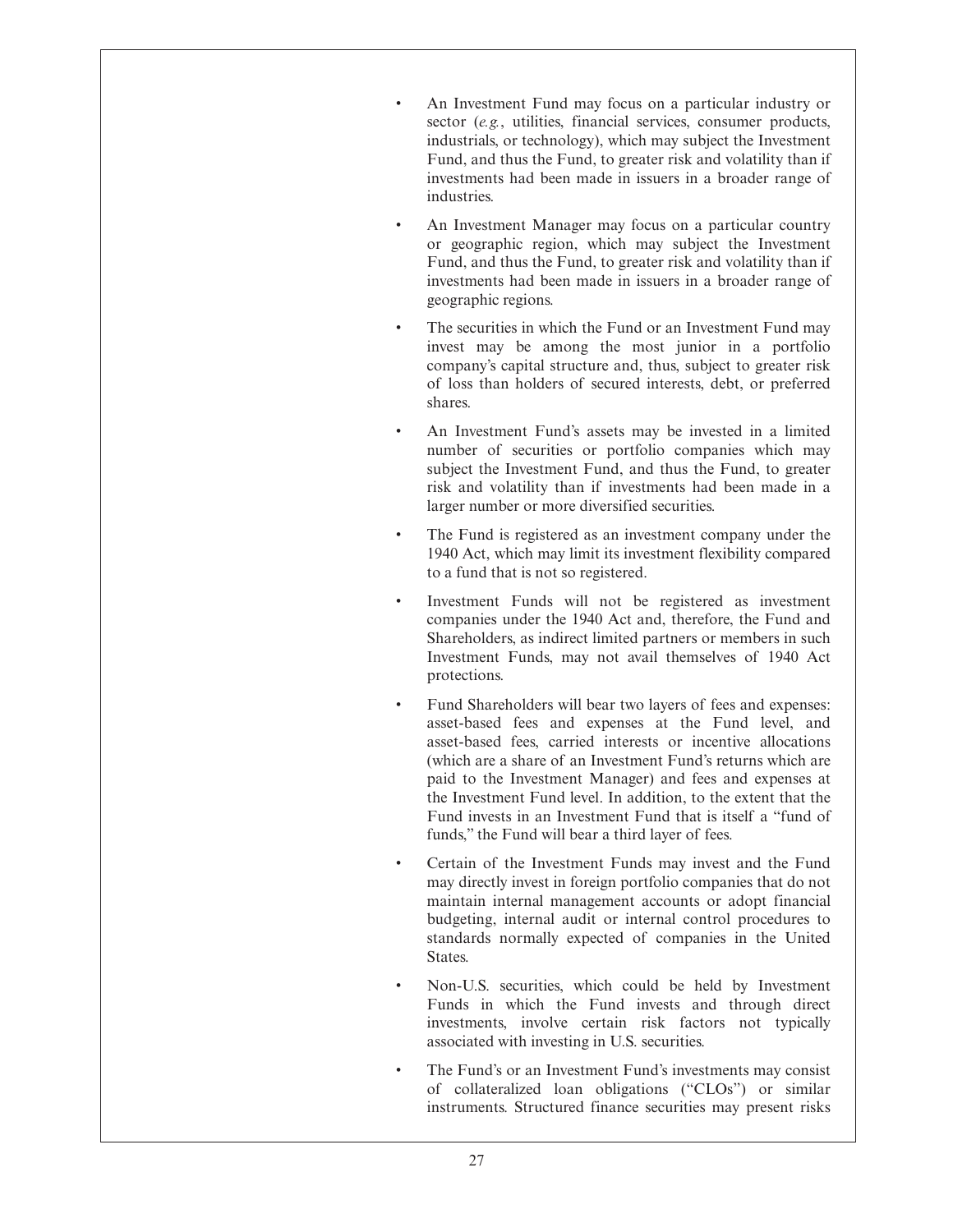- An Investment Fund may focus on a particular industry or sector (*e.g.*, utilities, financial services, consumer products, industrials, or technology), which may subject the Investment Fund, and thus the Fund, to greater risk and volatility than if investments had been made in issuers in a broader range of industries.
- An Investment Manager may focus on a particular country or geographic region, which may subject the Investment Fund, and thus the Fund, to greater risk and volatility than if investments had been made in issuers in a broader range of geographic regions.
- The securities in which the Fund or an Investment Fund may invest may be among the most junior in a portfolio company's capital structure and, thus, subject to greater risk of loss than holders of secured interests, debt, or preferred shares.
- An Investment Fund's assets may be invested in a limited number of securities or portfolio companies which may subject the Investment Fund, and thus the Fund, to greater risk and volatility than if investments had been made in a larger number or more diversified securities.
- The Fund is registered as an investment company under the 1940 Act, which may limit its investment flexibility compared to a fund that is not so registered.
- Investment Funds will not be registered as investment companies under the 1940 Act and, therefore, the Fund and Shareholders, as indirect limited partners or members in such Investment Funds, may not avail themselves of 1940 Act protections.
- Fund Shareholders will bear two layers of fees and expenses: asset-based fees and expenses at the Fund level, and asset-based fees, carried interests or incentive allocations (which are a share of an Investment Fund's returns which are paid to the Investment Manager) and fees and expenses at the Investment Fund level. In addition, to the extent that the Fund invests in an Investment Fund that is itself a "fund of funds," the Fund will bear a third layer of fees.
- Certain of the Investment Funds may invest and the Fund may directly invest in foreign portfolio companies that do not maintain internal management accounts or adopt financial budgeting, internal audit or internal control procedures to standards normally expected of companies in the United States.
- Non-U.S. securities, which could be held by Investment Funds in which the Fund invests and through direct investments, involve certain risk factors not typically associated with investing in U.S. securities.
- The Fund's or an Investment Fund's investments may consist of collateralized loan obligations ("CLOs") or similar instruments. Structured finance securities may present risks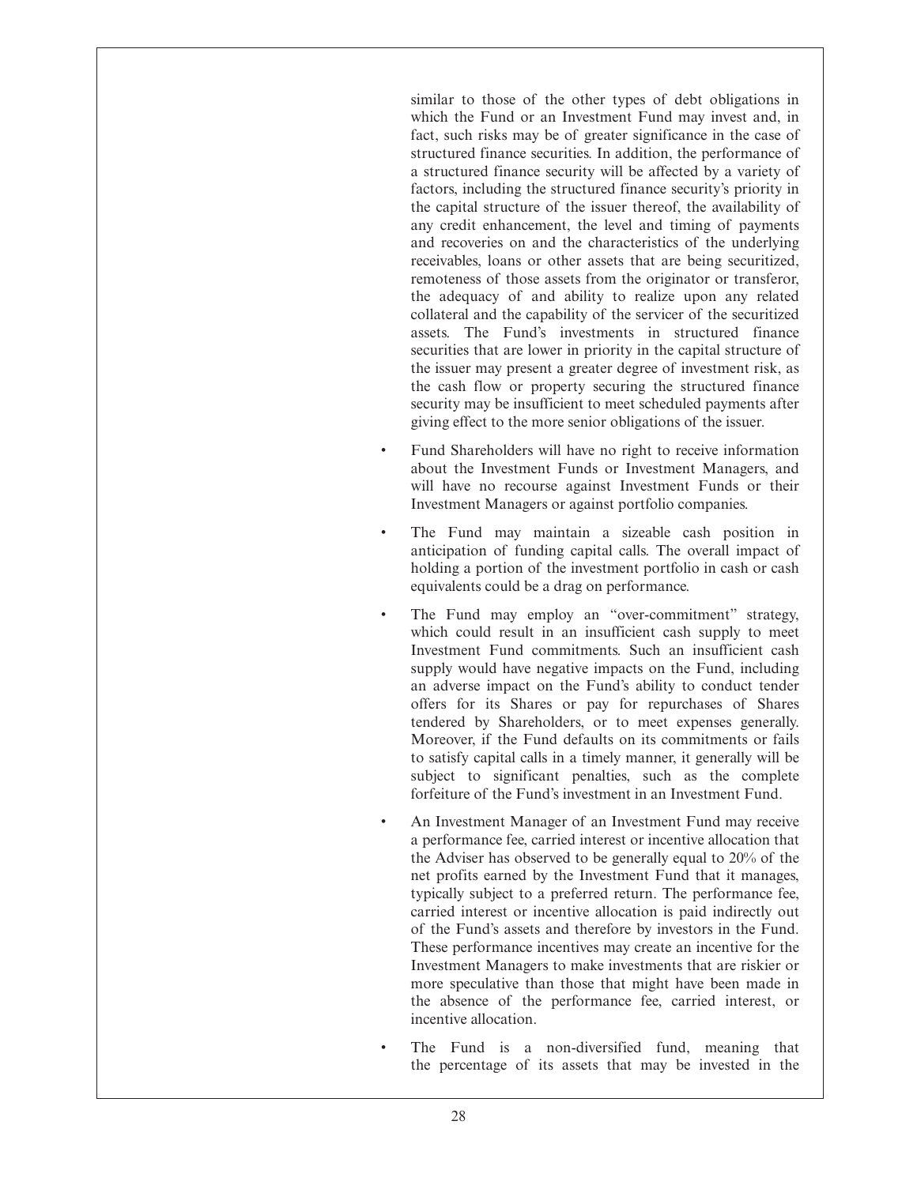similar to those of the other types of debt obligations in which the Fund or an Investment Fund may invest and, in fact, such risks may be of greater significance in the case of structured finance securities. In addition, the performance of a structured finance security will be affected by a variety of factors, including the structured finance security's priority in the capital structure of the issuer thereof, the availability of any credit enhancement, the level and timing of payments and recoveries on and the characteristics of the underlying receivables, loans or other assets that are being securitized, remoteness of those assets from the originator or transferor, the adequacy of and ability to realize upon any related collateral and the capability of the servicer of the securitized assets. The Fund's investments in structured finance securities that are lower in priority in the capital structure of the issuer may present a greater degree of investment risk, as the cash flow or property securing the structured finance security may be insufficient to meet scheduled payments after giving effect to the more senior obligations of the issuer.

- Fund Shareholders will have no right to receive information about the Investment Funds or Investment Managers, and will have no recourse against Investment Funds or their Investment Managers or against portfolio companies.
- The Fund may maintain a sizeable cash position in anticipation of funding capital calls. The overall impact of holding a portion of the investment portfolio in cash or cash equivalents could be a drag on performance.
- The Fund may employ an "over-commitment" strategy, which could result in an insufficient cash supply to meet Investment Fund commitments. Such an insufficient cash supply would have negative impacts on the Fund, including an adverse impact on the Fund's ability to conduct tender offers for its Shares or pay for repurchases of Shares tendered by Shareholders, or to meet expenses generally. Moreover, if the Fund defaults on its commitments or fails to satisfy capital calls in a timely manner, it generally will be subject to significant penalties, such as the complete forfeiture of the Fund's investment in an Investment Fund.
- An Investment Manager of an Investment Fund may receive a performance fee, carried interest or incentive allocation that the Adviser has observed to be generally equal to 20% of the net profits earned by the Investment Fund that it manages, typically subject to a preferred return. The performance fee, carried interest or incentive allocation is paid indirectly out of the Fund's assets and therefore by investors in the Fund. These performance incentives may create an incentive for the Investment Managers to make investments that are riskier or more speculative than those that might have been made in the absence of the performance fee, carried interest, or incentive allocation.
- The Fund is a non-diversified fund, meaning that the percentage of its assets that may be invested in the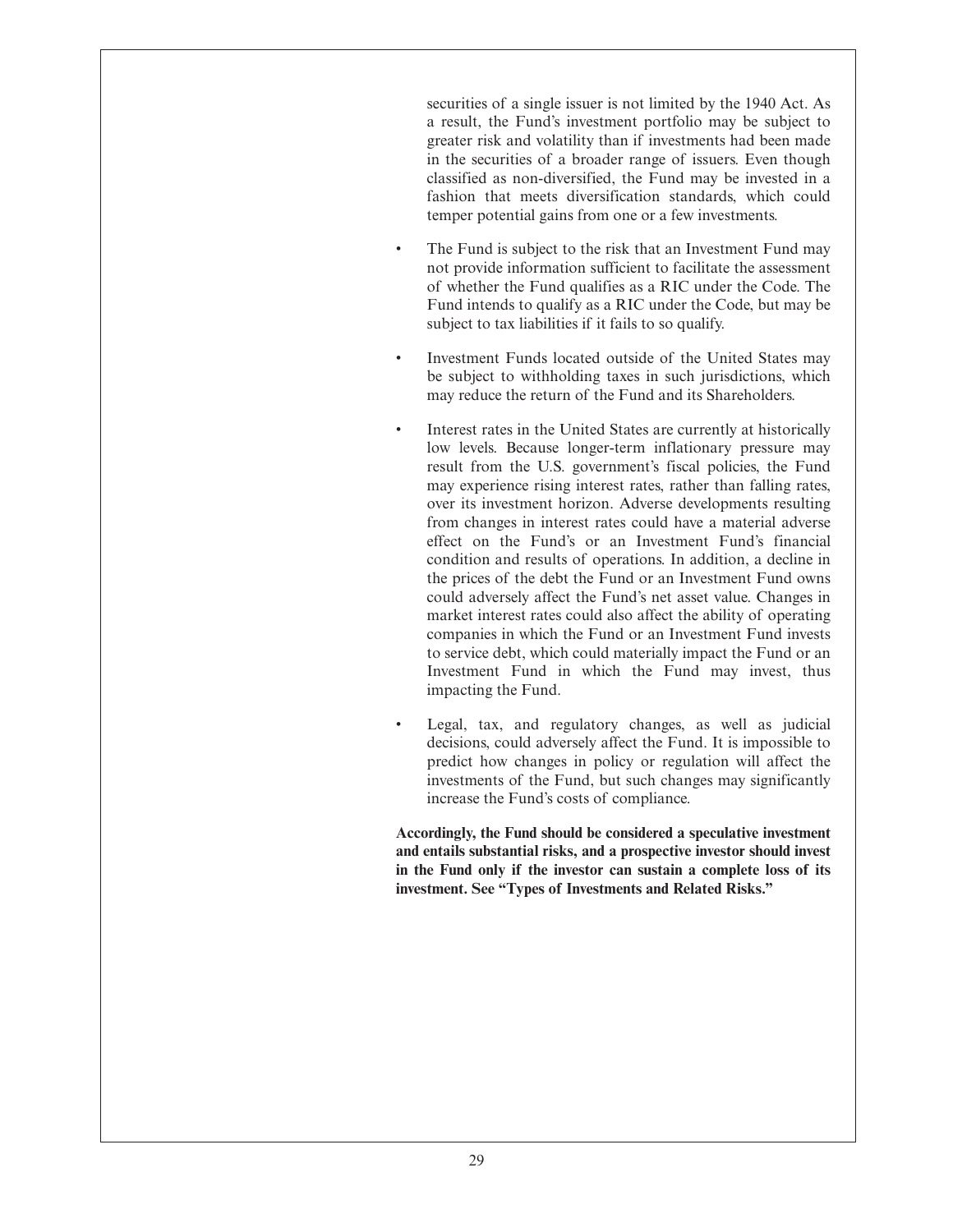securities of a single issuer is not limited by the 1940 Act. As a result, the Fund's investment portfolio may be subject to greater risk and volatility than if investments had been made in the securities of a broader range of issuers. Even though classified as non-diversified, the Fund may be invested in a fashion that meets diversification standards, which could temper potential gains from one or a few investments.

- The Fund is subject to the risk that an Investment Fund may not provide information sufficient to facilitate the assessment of whether the Fund qualifies as a RIC under the Code. The Fund intends to qualify as a RIC under the Code, but may be subject to tax liabilities if it fails to so qualify.

- Investment Funds located outside of the United States may be subject to withholding taxes in such jurisdictions, which may reduce the return of the Fund and its Shareholders.

- Interest rates in the United States are currently at historically low levels. Because longer-term inflationary pressure may result from the U.S. government's fiscal policies, the Fund may experience rising interest rates, rather than falling rates, over its investment horizon. Adverse developments resulting from changes in interest rates could have a material adverse effect on the Fund's or an Investment Fund's financial condition and results of operations. In addition, a decline in the prices of the debt the Fund or an Investment Fund owns could adversely affect the Fund's net asset value. Changes in market interest rates could also affect the ability of operating companies in which the Fund or an Investment Fund invests to service debt, which could materially impact the Fund or an Investment Fund in which the Fund may invest, thus impacting the Fund.

- Legal, tax, and regulatory changes, as well as judicial decisions, could adversely affect the Fund. It is impossible to predict how changes in policy or regulation will affect the investments of the Fund, but such changes may significantly increase the Fund's costs of compliance.

**Accordingly, the Fund should be considered a speculative investment and entails substantial risks, and a prospective investor should invest in the Fund only if the investor can sustain a complete loss of its investment. See "Types of Investments and Related Risks."**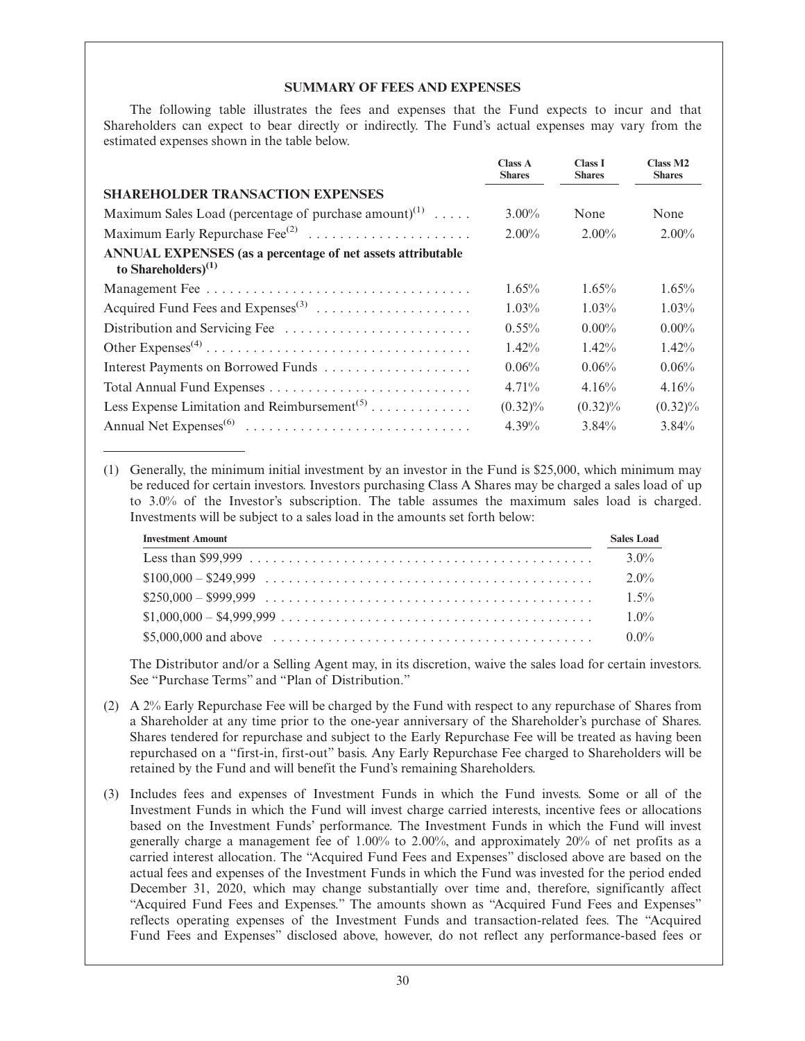## SUMMARY OF FEES AND EXPENSES

The following table illustrates the fees and expenses that the Fund expects to incur and that Shareholders can expect to bear directly or indirectly. The Fund's actual expenses may vary from the estimated expenses shown in the table below.

| | Class A Shares | Class I Shares | Class M2 Shares |
|---|---|---|---|
| **SHAREHOLDER TRANSACTION EXPENSES** | | | |
| Maximum Sales Load (percentage of purchase amount)[1] | 3.00% | None | None |
| Maximum Early Repurchase Fee[2] | 2.00% | 2.00% | 2.00% |
| **ANNUAL EXPENSES (as a percentage of net assets attributable to Shareholders)[1]** | | | |
| Management Fee | 1.65% | 1.65% | 1.65% |
| Acquired Fund Fees and Expenses[3] | 1.03% | 1.03% | 1.03% |
| Distribution and Servicing Fee | 0.55% | 0.00% | 0.00% |
| Other Expenses[4] | 1.42% | 1.42% | 1.42% |
| Interest Payments on Borrowed Funds | 0.06% | 0.06% | 0.06% |
| Total Annual Fund Expenses | 4.71% | 4.16% | 4.16% |
| Less Expense Limitation and Reimbursement[5] | (0.32)% | (0.32)% | (0.32)% |
| Annual Net Expenses[6] | 4.39% | 3.84% | 3.84% |

(1) Generally, the minimum initial investment by an investor in the Fund is $25,000, which minimum may be reduced for certain investors. Investors purchasing Class A Shares may be charged a sales load of up to 3.0% of the Investor's subscription. The table assumes the maximum sales load is charged. Investments will be subject to a sales load in the amounts set forth below:

| Investment Amount | Sales Load |
|---|---|
| Less than $99,999 | 3.0% |
| $100,000 – $249,999 | 2.0% |
| $250,000 – $999,999 | 1.5% |
| $1,000,000 – $4,999,999 | 1.0% |
| $5,000,000 and above | 0.0% |

The Distributor and/or a Selling Agent may, in its discretion, waive the sales load for certain investors. See "Purchase Terms" and "Plan of Distribution."

(2) A 2% Early Repurchase Fee will be charged by the Fund with respect to any repurchase of Shares from a Shareholder at any time prior to the one-year anniversary of the Shareholder's purchase of Shares. Shares tendered for repurchase and subject to the Early Repurchase Fee will be treated as having been repurchased on a "first-in, first-out" basis. Any Early Repurchase Fee charged to Shareholders will be retained by the Fund and will benefit the Fund's remaining Shareholders.

(3) Includes fees and expenses of Investment Funds in which the Fund invests. Some or all of the Investment Funds in which the Fund will invest charge carried interests, incentive fees or allocations based on the Investment Funds' performance. The Investment Funds in which the Fund will invest generally charge a management fee of 1.00% to 2.00%, and approximately 20% of net profits as a carried interest allocation. The "Acquired Fund Fees and Expenses" disclosed above are based on the actual fees and expenses of the Investment Funds in which the Fund was invested for the period ended December 31, 2020, which may change substantially over time and, therefore, significantly affect "Acquired Fund Fees and Expenses." The amounts shown as "Acquired Fund Fees and Expenses" reflects operating expenses of the Investment Funds and transaction-related fees. The "Acquired Fund Fees and Expenses" disclosed above, however, do not reflect any performance-based fees or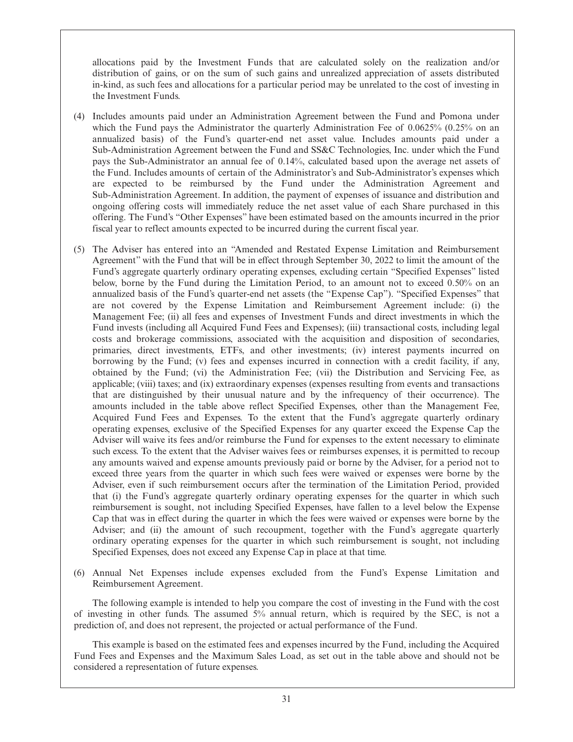allocations paid by the Investment Funds that are calculated solely on the realization and/or distribution of gains, or on the sum of such gains and unrealized appreciation of assets distributed in-kind, as such fees and allocations for a particular period may be unrelated to the cost of investing in the Investment Funds.

(4) Includes amounts paid under an Administration Agreement between the Fund and Pomona under which the Fund pays the Administrator the quarterly Administration Fee of 0.0625% (0.25% on an annualized basis) of the Fund's quarter-end net asset value. Includes amounts paid under a Sub-Administration Agreement between the Fund and SS&C Technologies, Inc. under which the Fund pays the Sub-Administrator an annual fee of 0.14%, calculated based upon the average net assets of the Fund. Includes amounts of certain of the Administrator's and Sub-Administrator's expenses which are expected to be reimbursed by the Fund under the Administration Agreement and Sub-Administration Agreement. In addition, the payment of expenses of issuance and distribution and ongoing offering costs will immediately reduce the net asset value of each Share purchased in this offering. The Fund's "Other Expenses" have been estimated based on the amounts incurred in the prior fiscal year to reflect amounts expected to be incurred during the current fiscal year.

(5) The Adviser has entered into an "Amended and Restated Expense Limitation and Reimbursement Agreement" with the Fund that will be in effect through September 30, 2022 to limit the amount of the Fund's aggregate quarterly ordinary operating expenses, excluding certain "Specified Expenses" listed below, borne by the Fund during the Limitation Period, to an amount not to exceed 0.50% on an annualized basis of the Fund's quarter-end net assets (the "Expense Cap"). "Specified Expenses" that are not covered by the Expense Limitation and Reimbursement Agreement include: (i) the Management Fee; (ii) all fees and expenses of Investment Funds and direct investments in which the Fund invests (including all Acquired Fund Fees and Expenses); (iii) transactional costs, including legal costs and brokerage commissions, associated with the acquisition and disposition of secondaries, primaries, direct investments, ETFs, and other investments; (iv) interest payments incurred on borrowing by the Fund; (v) fees and expenses incurred in connection with a credit facility, if any, obtained by the Fund; (vi) the Administration Fee; (vii) the Distribution and Servicing Fee, as applicable; (viii) taxes; and (ix) extraordinary expenses (expenses resulting from events and transactions that are distinguished by their unusual nature and by the infrequency of their occurrence). The amounts included in the table above reflect Specified Expenses, other than the Management Fee, Acquired Fund Fees and Expenses. To the extent that the Fund's aggregate quarterly ordinary operating expenses, exclusive of the Specified Expenses for any quarter exceed the Expense Cap the Adviser will waive its fees and/or reimburse the Fund for expenses to the extent necessary to eliminate such excess. To the extent that the Adviser waives fees or reimburses expenses, it is permitted to recoup any amounts waived and expense amounts previously paid or borne by the Adviser, for a period not to exceed three years from the quarter in which such fees were waived or expenses were borne by the Adviser, even if such reimbursement occurs after the termination of the Limitation Period, provided that (i) the Fund's aggregate quarterly ordinary operating expenses for the quarter in which such reimbursement is sought, not including Specified Expenses, have fallen to a level below the Expense Cap that was in effect during the quarter in which the fees were waived or expenses were borne by the Adviser; and (ii) the amount of such recoupment, together with the Fund's aggregate quarterly ordinary operating expenses for the quarter in which such reimbursement is sought, not including Specified Expenses, does not exceed any Expense Cap in place at that time.

(6) Annual Net Expenses include expenses excluded from the Fund's Expense Limitation and Reimbursement Agreement.

The following example is intended to help you compare the cost of investing in the Fund with the cost of investing in other funds. The assumed 5% annual return, which is required by the SEC, is not a prediction of, and does not represent, the projected or actual performance of the Fund.

This example is based on the estimated fees and expenses incurred by the Fund, including the Acquired Fund Fees and Expenses and the Maximum Sales Load, as set out in the table above and should not be considered a representation of future expenses.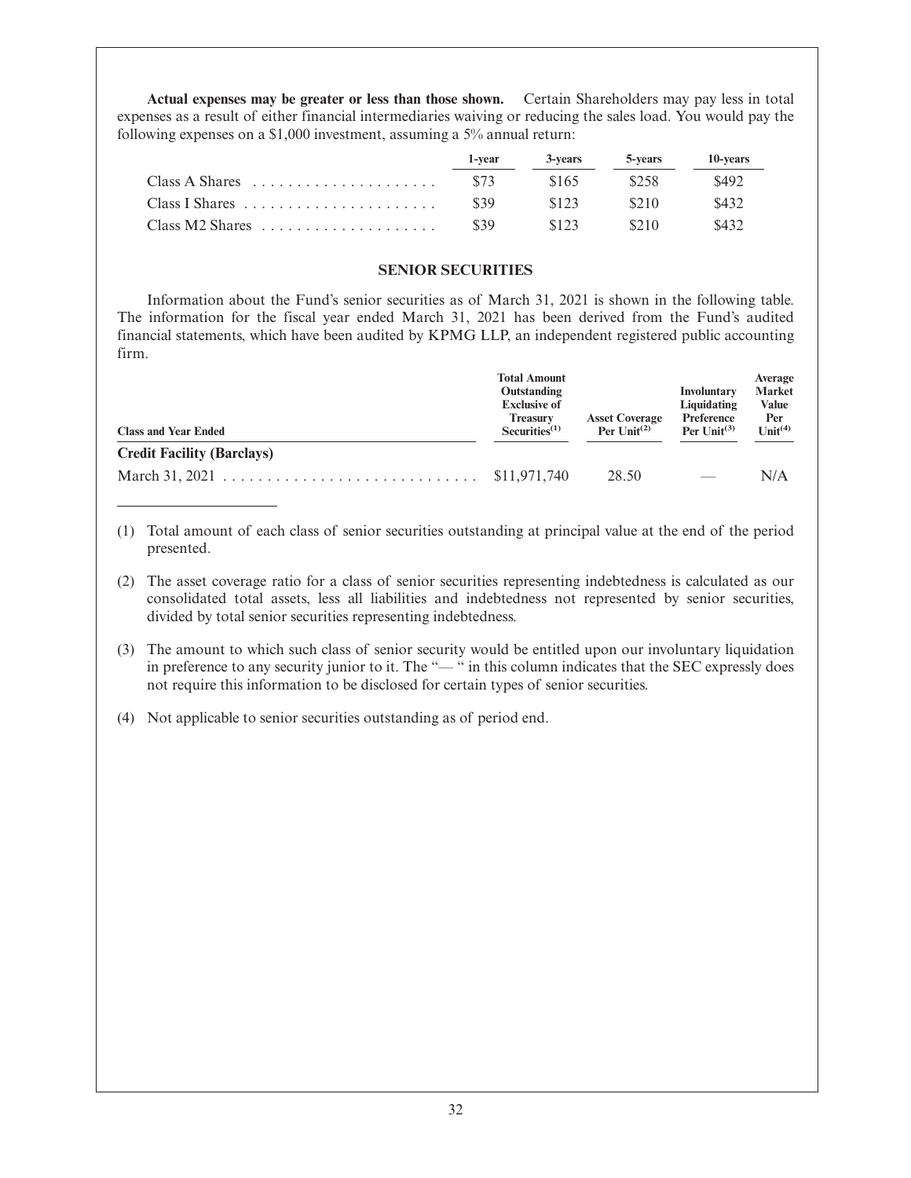**Actual expenses may be greater or less than those shown.** Certain Shareholders may pay less in total expenses as a result of either financial intermediaries waiving or reducing the sales load. You would pay the following expenses on a $1,000 investment, assuming a 5% annual return:

| | 1-year | 3-years | 5-years | 10-years |
|---|---|---|---|---|
| Class A Shares | $73 | $165 | $258 | $492 |
| Class I Shares | $39 | $123 | $210 | $432 |
| Class M2 Shares | $39 | $123 | $210 | $432 |

## SENIOR SECURITIES

Information about the Fund's senior securities as of March 31, 2021 is shown in the following table. The information for the fiscal year ended March 31, 2021 has been derived from the Fund's audited financial statements, which have been audited by KPMG LLP, an independent registered public accounting firm.

| Class and Year Ended | Total Amount Outstanding Exclusive of Treasury Securities[1] | Asset Coverage Per Unit[2] | Involuntary Liquidating Preference Per Unit[3] | Average Market Value Per Unit[4] |
|---|---|---|---|---|
| **Credit Facility (Barclays)** | | | | |
| March 31, 2021 | $11,971,740 | 28.50 | — | N/A |

(1) Total amount of each class of senior securities outstanding at principal value at the end of the period presented.

(2) The asset coverage ratio for a class of senior securities representing indebtedness is calculated as our consolidated total assets, less all liabilities and indebtedness not represented by senior securities, divided by total senior securities representing indebtedness.

(3) The amount to which such class of senior security would be entitled upon our involuntary liquidation in preference to any security junior to it. The "— " in this column indicates that the SEC expressly does not require this information to be disclosed for certain types of senior securities.

(4) Not applicable to senior securities outstanding as of period end.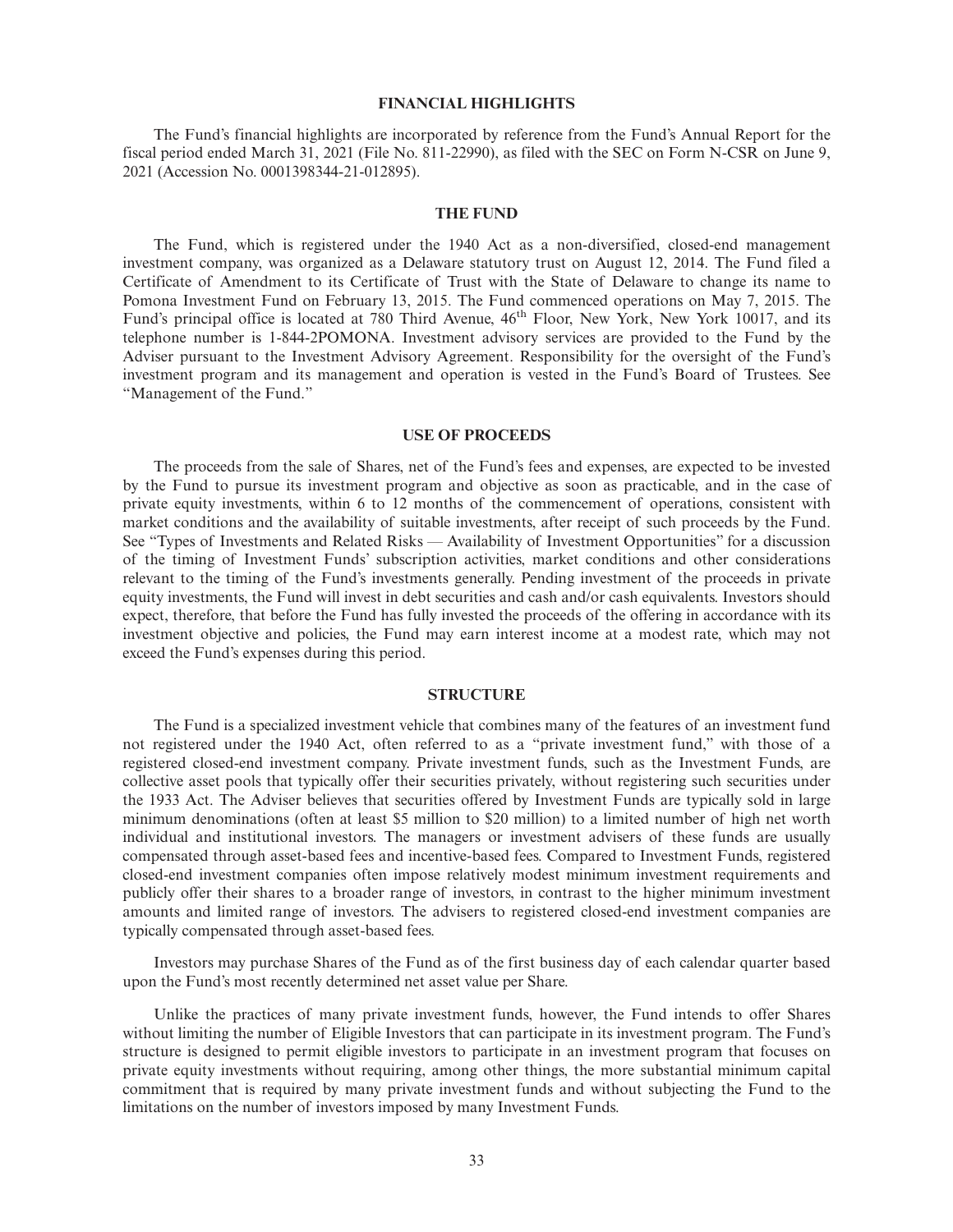## FINANCIAL HIGHLIGHTS

The Fund's financial highlights are incorporated by reference from the Fund's Annual Report for the fiscal period ended March 31, 2021 (File No. 811-22990), as filed with the SEC on Form N-CSR on June 9, 2021 (Accession No. 0001398344-21-012895).

## THE FUND

The Fund, which is registered under the 1940 Act as a non-diversified, closed-end management investment company, was organized as a Delaware statutory trust on August 12, 2014. The Fund filed a Certificate of Amendment to its Certificate of Trust with the State of Delaware to change its name to Pomona Investment Fund on February 13, 2015. The Fund commenced operations on May 7, 2015. The Fund's principal office is located at 780 Third Avenue, 46th Floor, New York, New York 10017, and its telephone number is 1-844-2POMONA. Investment advisory services are provided to the Fund by the Adviser pursuant to the Investment Advisory Agreement. Responsibility for the oversight of the Fund's investment program and its management and operation is vested in the Fund's Board of Trustees. See "Management of the Fund."

## USE OF PROCEEDS

The proceeds from the sale of Shares, net of the Fund's fees and expenses, are expected to be invested by the Fund to pursue its investment program and objective as soon as practicable, and in the case of private equity investments, within 6 to 12 months of the commencement of operations, consistent with market conditions and the availability of suitable investments, after receipt of such proceeds by the Fund. See "Types of Investments and Related Risks — Availability of Investment Opportunities" for a discussion of the timing of Investment Funds' subscription activities, market conditions and other considerations relevant to the timing of the Fund's investments generally. Pending investment of the proceeds in private equity investments, the Fund will invest in debt securities and cash and/or cash equivalents. Investors should expect, therefore, that before the Fund has fully invested the proceeds of the offering in accordance with its investment objective and policies, the Fund may earn interest income at a modest rate, which may not exceed the Fund's expenses during this period.

## STRUCTURE

The Fund is a specialized investment vehicle that combines many of the features of an investment fund not registered under the 1940 Act, often referred to as a "private investment fund," with those of a registered closed-end investment company. Private investment funds, such as the Investment Funds, are collective asset pools that typically offer their securities privately, without registering such securities under the 1933 Act. The Adviser believes that securities offered by Investment Funds are typically sold in large minimum denominations (often at least $5 million to $20 million) to a limited number of high net worth individual and institutional investors. The managers or investment advisers of these funds are usually compensated through asset-based fees and incentive-based fees. Compared to Investment Funds, registered closed-end investment companies often impose relatively modest minimum investment requirements and publicly offer their shares to a broader range of investors, in contrast to the higher minimum investment amounts and limited range of investors. The advisers to registered closed-end investment companies are typically compensated through asset-based fees.

Investors may purchase Shares of the Fund as of the first business day of each calendar quarter based upon the Fund's most recently determined net asset value per Share.

Unlike the practices of many private investment funds, however, the Fund intends to offer Shares without limiting the number of Eligible Investors that can participate in its investment program. The Fund's structure is designed to permit eligible investors to participate in an investment program that focuses on private equity investments without requiring, among other things, the more substantial minimum capital commitment that is required by many private investment funds and without subjecting the Fund to the limitations on the number of investors imposed by many Investment Funds.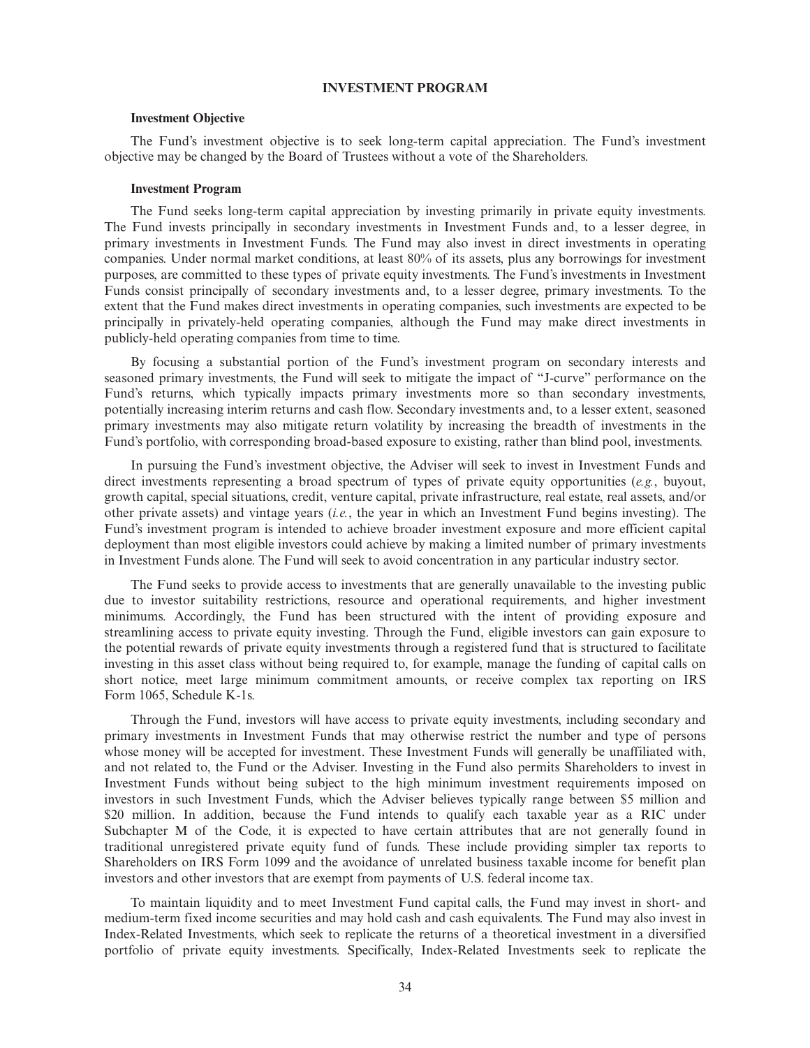## INVESTMENT PROGRAM

### Investment Objective

The Fund's investment objective is to seek long-term capital appreciation. The Fund's investment objective may be changed by the Board of Trustees without a vote of the Shareholders.

### Investment Program

The Fund seeks long-term capital appreciation by investing primarily in private equity investments. The Fund invests principally in secondary investments in Investment Funds and, to a lesser degree, in primary investments in Investment Funds. The Fund may also invest in direct investments in operating companies. Under normal market conditions, at least 80% of its assets, plus any borrowings for investment purposes, are committed to these types of private equity investments. The Fund's investments in Investment Funds consist principally of secondary investments and, to a lesser degree, primary investments. To the extent that the Fund makes direct investments in operating companies, such investments are expected to be principally in privately-held operating companies, although the Fund may make direct investments in publicly-held operating companies from time to time.

By focusing a substantial portion of the Fund's investment program on secondary interests and seasoned primary investments, the Fund will seek to mitigate the impact of "J-curve" performance on the Fund's returns, which typically impacts primary investments more so than secondary investments, potentially increasing interim returns and cash flow. Secondary investments and, to a lesser extent, seasoned primary investments may also mitigate return volatility by increasing the breadth of investments in the Fund's portfolio, with corresponding broad-based exposure to existing, rather than blind pool, investments.

In pursuing the Fund's investment objective, the Adviser will seek to invest in Investment Funds and direct investments representing a broad spectrum of types of private equity opportunities (*e.g.*, buyout, growth capital, special situations, credit, venture capital, private infrastructure, real estate, real assets, and/or other private assets) and vintage years (*i.e.*, the year in which an Investment Fund begins investing). The Fund's investment program is intended to achieve broader investment exposure and more efficient capital deployment than most eligible investors could achieve by making a limited number of primary investments in Investment Funds alone. The Fund will seek to avoid concentration in any particular industry sector.

The Fund seeks to provide access to investments that are generally unavailable to the investing public due to investor suitability restrictions, resource and operational requirements, and higher investment minimums. Accordingly, the Fund has been structured with the intent of providing exposure and streamlining access to private equity investing. Through the Fund, eligible investors can gain exposure to the potential rewards of private equity investments through a registered fund that is structured to facilitate investing in this asset class without being required to, for example, manage the funding of capital calls on short notice, meet large minimum commitment amounts, or receive complex tax reporting on IRS Form 1065, Schedule K-1s.

Through the Fund, investors will have access to private equity investments, including secondary and primary investments in Investment Funds that may otherwise restrict the number and type of persons whose money will be accepted for investment. These Investment Funds will generally be unaffiliated with, and not related to, the Fund or the Adviser. Investing in the Fund also permits Shareholders to invest in Investment Funds without being subject to the high minimum investment requirements imposed on investors in such Investment Funds, which the Adviser believes typically range between $5 million and $20 million. In addition, because the Fund intends to qualify each taxable year as a RIC under Subchapter M of the Code, it is expected to have certain attributes that are not generally found in traditional unregistered private equity fund of funds. These include providing simpler tax reports to Shareholders on IRS Form 1099 and the avoidance of unrelated business taxable income for benefit plan investors and other investors that are exempt from payments of U.S. federal income tax.

To maintain liquidity and to meet Investment Fund capital calls, the Fund may invest in short- and medium-term fixed income securities and may hold cash and cash equivalents. The Fund may also invest in Index-Related Investments, which seek to replicate the returns of a theoretical investment in a diversified portfolio of private equity investments. Specifically, Index-Related Investments seek to replicate the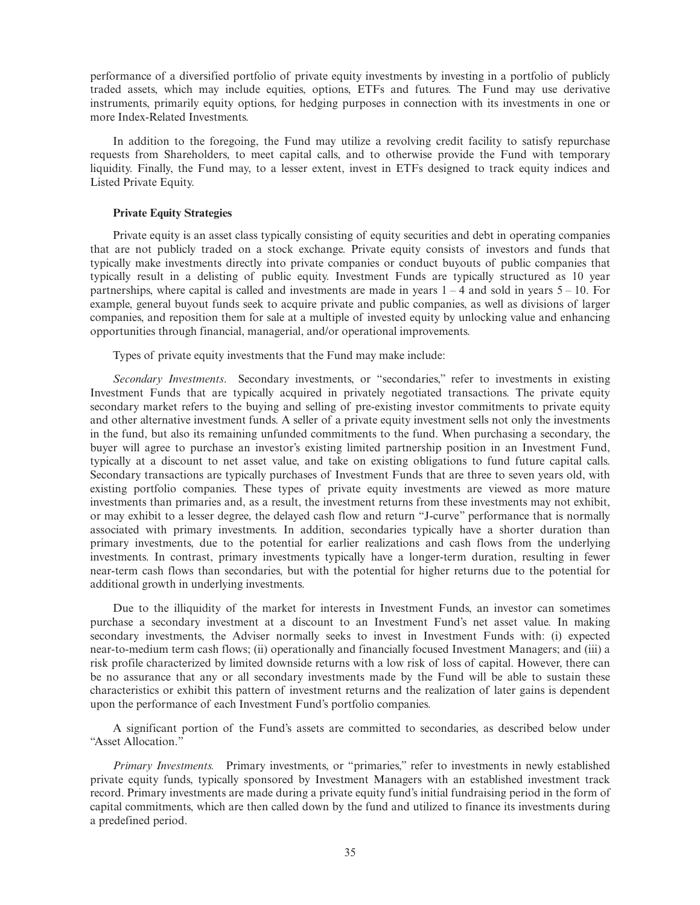performance of a diversified portfolio of private equity investments by investing in a portfolio of publicly traded assets, which may include equities, options, ETFs and futures. The Fund may use derivative instruments, primarily equity options, for hedging purposes in connection with its investments in one or more Index-Related Investments.

In addition to the foregoing, the Fund may utilize a revolving credit facility to satisfy repurchase requests from Shareholders, to meet capital calls, and to otherwise provide the Fund with temporary liquidity. Finally, the Fund may, to a lesser extent, invest in ETFs designed to track equity indices and Listed Private Equity.

**Private Equity Strategies**

Private equity is an asset class typically consisting of equity securities and debt in operating companies that are not publicly traded on a stock exchange. Private equity consists of investors and funds that typically make investments directly into private companies or conduct buyouts of public companies that typically result in a delisting of public equity. Investment Funds are typically structured as 10 year partnerships, where capital is called and investments are made in years 1 – 4 and sold in years 5 – 10. For example, general buyout funds seek to acquire private and public companies, as well as divisions of larger companies, and reposition them for sale at a multiple of invested equity by unlocking value and enhancing opportunities through financial, managerial, and/or operational improvements.

Types of private equity investments that the Fund may make include:

*Secondary Investments*. Secondary investments, or "secondaries," refer to investments in existing Investment Funds that are typically acquired in privately negotiated transactions. The private equity secondary market refers to the buying and selling of pre-existing investor commitments to private equity and other alternative investment funds. A seller of a private equity investment sells not only the investments in the fund, but also its remaining unfunded commitments to the fund. When purchasing a secondary, the buyer will agree to purchase an investor's existing limited partnership position in an Investment Fund, typically at a discount to net asset value, and take on existing obligations to fund future capital calls. Secondary transactions are typically purchases of Investment Funds that are three to seven years old, with existing portfolio companies. These types of private equity investments are viewed as more mature investments than primaries and, as a result, the investment returns from these investments may not exhibit, or may exhibit to a lesser degree, the delayed cash flow and return "J-curve" performance that is normally associated with primary investments. In addition, secondaries typically have a shorter duration than primary investments, due to the potential for earlier realizations and cash flows from the underlying investments. In contrast, primary investments typically have a longer-term duration, resulting in fewer near-term cash flows than secondaries, but with the potential for higher returns due to the potential for additional growth in underlying investments.

Due to the illiquidity of the market for interests in Investment Funds, an investor can sometimes purchase a secondary investment at a discount to an Investment Fund's net asset value. In making secondary investments, the Adviser normally seeks to invest in Investment Funds with: (i) expected near-to-medium term cash flows; (ii) operationally and financially focused Investment Managers; and (iii) a risk profile characterized by limited downside returns with a low risk of loss of capital. However, there can be no assurance that any or all secondary investments made by the Fund will be able to sustain these characteristics or exhibit this pattern of investment returns and the realization of later gains is dependent upon the performance of each Investment Fund's portfolio companies.

A significant portion of the Fund's assets are committed to secondaries, as described below under "Asset Allocation."

*Primary Investments.* Primary investments, or "primaries," refer to investments in newly established private equity funds, typically sponsored by Investment Managers with an established investment track record. Primary investments are made during a private equity fund's initial fundraising period in the form of capital commitments, which are then called down by the fund and utilized to finance its investments during a predefined period.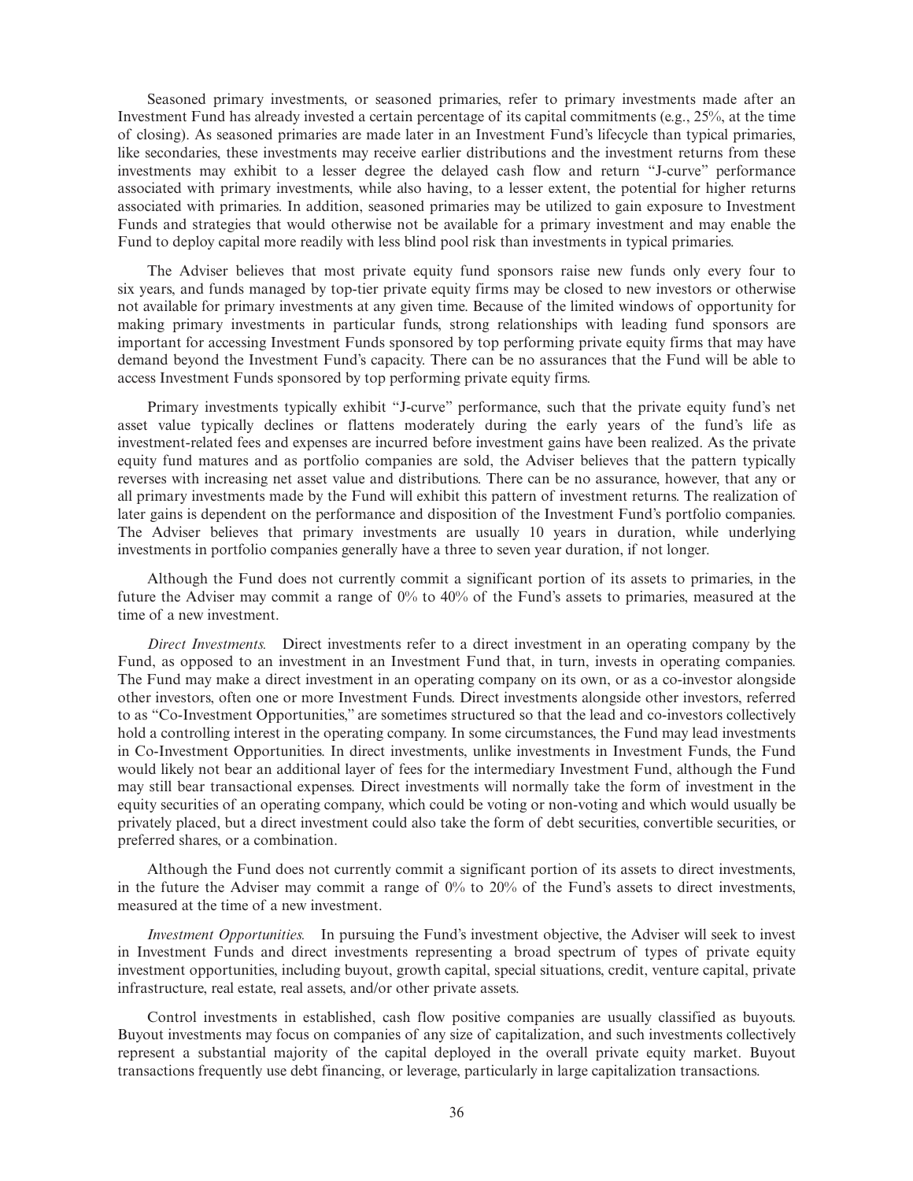Seasoned primary investments, or seasoned primaries, refer to primary investments made after an Investment Fund has already invested a certain percentage of its capital commitments (e.g., 25%, at the time of closing). As seasoned primaries are made later in an Investment Fund's lifecycle than typical primaries, like secondaries, these investments may receive earlier distributions and the investment returns from these investments may exhibit to a lesser degree the delayed cash flow and return "J-curve" performance associated with primary investments, while also having, to a lesser extent, the potential for higher returns associated with primaries. In addition, seasoned primaries may be utilized to gain exposure to Investment Funds and strategies that would otherwise not be available for a primary investment and may enable the Fund to deploy capital more readily with less blind pool risk than investments in typical primaries.

The Adviser believes that most private equity fund sponsors raise new funds only every four to six years, and funds managed by top-tier private equity firms may be closed to new investors or otherwise not available for primary investments at any given time. Because of the limited windows of opportunity for making primary investments in particular funds, strong relationships with leading fund sponsors are important for accessing Investment Funds sponsored by top performing private equity firms that may have demand beyond the Investment Fund's capacity. There can be no assurances that the Fund will be able to access Investment Funds sponsored by top performing private equity firms.

Primary investments typically exhibit "J-curve" performance, such that the private equity fund's net asset value typically declines or flattens moderately during the early years of the fund's life as investment-related fees and expenses are incurred before investment gains have been realized. As the private equity fund matures and as portfolio companies are sold, the Adviser believes that the pattern typically reverses with increasing net asset value and distributions. There can be no assurance, however, that any or all primary investments made by the Fund will exhibit this pattern of investment returns. The realization of later gains is dependent on the performance and disposition of the Investment Fund's portfolio companies. The Adviser believes that primary investments are usually 10 years in duration, while underlying investments in portfolio companies generally have a three to seven year duration, if not longer.

Although the Fund does not currently commit a significant portion of its assets to primaries, in the future the Adviser may commit a range of 0% to 40% of the Fund's assets to primaries, measured at the time of a new investment.

*Direct Investments.* Direct investments refer to a direct investment in an operating company by the Fund, as opposed to an investment in an Investment Fund that, in turn, invests in operating companies. The Fund may make a direct investment in an operating company on its own, or as a co-investor alongside other investors, often one or more Investment Funds. Direct investments alongside other investors, referred to as "Co-Investment Opportunities," are sometimes structured so that the lead and co-investors collectively hold a controlling interest in the operating company. In some circumstances, the Fund may lead investments in Co-Investment Opportunities. In direct investments, unlike investments in Investment Funds, the Fund would likely not bear an additional layer of fees for the intermediary Investment Fund, although the Fund may still bear transactional expenses. Direct investments will normally take the form of investment in the equity securities of an operating company, which could be voting or non-voting and which would usually be privately placed, but a direct investment could also take the form of debt securities, convertible securities, or preferred shares, or a combination.

Although the Fund does not currently commit a significant portion of its assets to direct investments, in the future the Adviser may commit a range of 0% to 20% of the Fund's assets to direct investments, measured at the time of a new investment.

*Investment Opportunities.* In pursuing the Fund's investment objective, the Adviser will seek to invest in Investment Funds and direct investments representing a broad spectrum of types of private equity investment opportunities, including buyout, growth capital, special situations, credit, venture capital, private infrastructure, real estate, real assets, and/or other private assets.

Control investments in established, cash flow positive companies are usually classified as buyouts. Buyout investments may focus on companies of any size of capitalization, and such investments collectively represent a substantial majority of the capital deployed in the overall private equity market. Buyout transactions frequently use debt financing, or leverage, particularly in large capitalization transactions.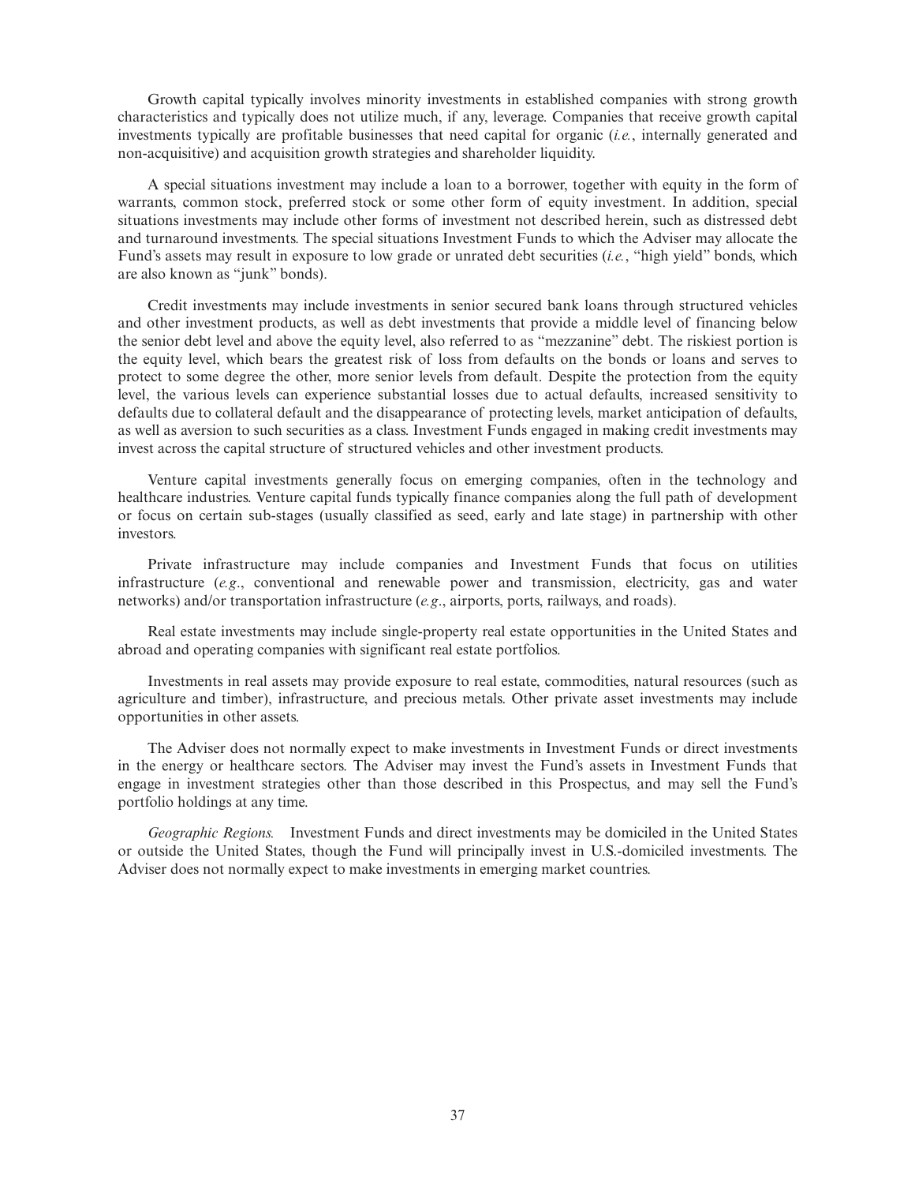Growth capital typically involves minority investments in established companies with strong growth characteristics and typically does not utilize much, if any, leverage. Companies that receive growth capital investments typically are profitable businesses that need capital for organic (*i.e.*, internally generated and non-acquisitive) and acquisition growth strategies and shareholder liquidity.

A special situations investment may include a loan to a borrower, together with equity in the form of warrants, common stock, preferred stock or some other form of equity investment. In addition, special situations investments may include other forms of investment not described herein, such as distressed debt and turnaround investments. The special situations Investment Funds to which the Adviser may allocate the Fund's assets may result in exposure to low grade or unrated debt securities (*i.e.*, "high yield" bonds, which are also known as "junk" bonds).

Credit investments may include investments in senior secured bank loans through structured vehicles and other investment products, as well as debt investments that provide a middle level of financing below the senior debt level and above the equity level, also referred to as "mezzanine" debt. The riskiest portion is the equity level, which bears the greatest risk of loss from defaults on the bonds or loans and serves to protect to some degree the other, more senior levels from default. Despite the protection from the equity level, the various levels can experience substantial losses due to actual defaults, increased sensitivity to defaults due to collateral default and the disappearance of protecting levels, market anticipation of defaults, as well as aversion to such securities as a class. Investment Funds engaged in making credit investments may invest across the capital structure of structured vehicles and other investment products.

Venture capital investments generally focus on emerging companies, often in the technology and healthcare industries. Venture capital funds typically finance companies along the full path of development or focus on certain sub-stages (usually classified as seed, early and late stage) in partnership with other investors.

Private infrastructure may include companies and Investment Funds that focus on utilities infrastructure (*e.g.*, conventional and renewable power and transmission, electricity, gas and water networks) and/or transportation infrastructure (*e.g.*, airports, ports, railways, and roads).

Real estate investments may include single-property real estate opportunities in the United States and abroad and operating companies with significant real estate portfolios.

Investments in real assets may provide exposure to real estate, commodities, natural resources (such as agriculture and timber), infrastructure, and precious metals. Other private asset investments may include opportunities in other assets.

The Adviser does not normally expect to make investments in Investment Funds or direct investments in the energy or healthcare sectors. The Adviser may invest the Fund's assets in Investment Funds that engage in investment strategies other than those described in this Prospectus, and may sell the Fund's portfolio holdings at any time.

*Geographic Regions.* Investment Funds and direct investments may be domiciled in the United States or outside the United States, though the Fund will principally invest in U.S.-domiciled investments. The Adviser does not normally expect to make investments in emerging market countries.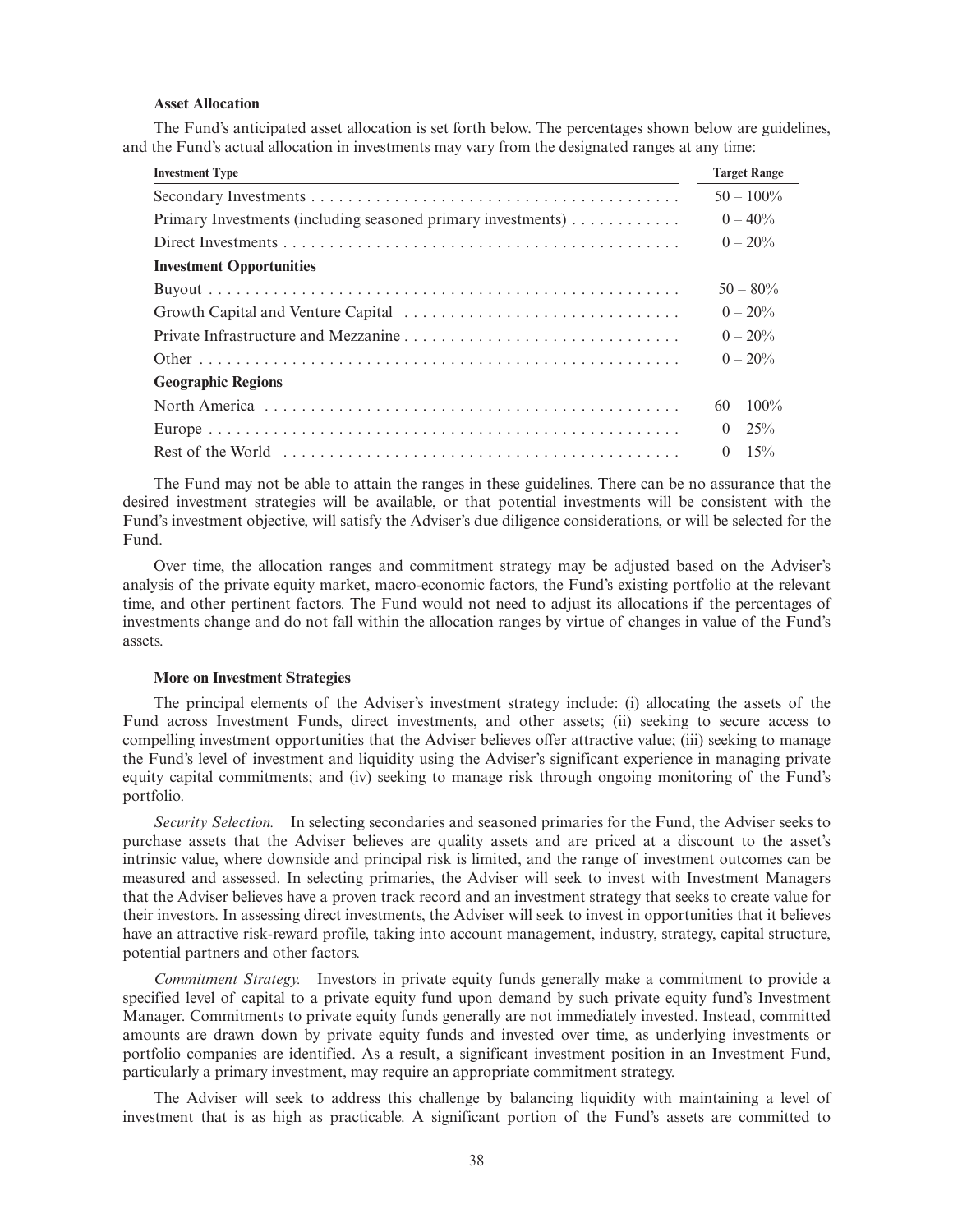### Asset Allocation

The Fund's anticipated asset allocation is set forth below. The percentages shown below are guidelines, and the Fund's actual allocation in investments may vary from the designated ranges at any time:

| Investment Type | Target Range |
|---|---|
| Secondary Investments | 50 – 100% |
| Primary Investments (including seasoned primary investments) | 0 – 40% |
| Direct Investments | 0 – 20% |
| **Investment Opportunities** | |
| Buyout | 50 – 80% |
| Growth Capital and Venture Capital | 0 – 20% |
| Private Infrastructure and Mezzanine | 0 – 20% |
| Other | 0 – 20% |
| **Geographic Regions** | |
| North America | 60 – 100% |
| Europe | 0 – 25% |
| Rest of the World | 0 – 15% |

The Fund may not be able to attain the ranges in these guidelines. There can be no assurance that the desired investment strategies will be available, or that potential investments will be consistent with the Fund's investment objective, will satisfy the Adviser's due diligence considerations, or will be selected for the Fund.

Over time, the allocation ranges and commitment strategy may be adjusted based on the Adviser's analysis of the private equity market, macro-economic factors, the Fund's existing portfolio at the relevant time, and other pertinent factors. The Fund would not need to adjust its allocations if the percentages of investments change and do not fall within the allocation ranges by virtue of changes in value of the Fund's assets.

### More on Investment Strategies

The principal elements of the Adviser's investment strategy include: (i) allocating the assets of the Fund across Investment Funds, direct investments, and other assets; (ii) seeking to secure access to compelling investment opportunities that the Adviser believes offer attractive value; (iii) seeking to manage the Fund's level of investment and liquidity using the Adviser's significant experience in managing private equity capital commitments; and (iv) seeking to manage risk through ongoing monitoring of the Fund's portfolio.

*Security Selection.* In selecting secondaries and seasoned primaries for the Fund, the Adviser seeks to purchase assets that the Adviser believes are quality assets and are priced at a discount to the asset's intrinsic value, where downside and principal risk is limited, and the range of investment outcomes can be measured and assessed. In selecting primaries, the Adviser will seek to invest with Investment Managers that the Adviser believes have a proven track record and an investment strategy that seeks to create value for their investors. In assessing direct investments, the Adviser will seek to invest in opportunities that it believes have an attractive risk-reward profile, taking into account management, industry, strategy, capital structure, potential partners and other factors.

*Commitment Strategy.* Investors in private equity funds generally make a commitment to provide a specified level of capital to a private equity fund upon demand by such private equity fund's Investment Manager. Commitments to private equity funds generally are not immediately invested. Instead, committed amounts are drawn down by private equity funds and invested over time, as underlying investments or portfolio companies are identified. As a result, a significant investment position in an Investment Fund, particularly a primary investment, may require an appropriate commitment strategy.

The Adviser will seek to address this challenge by balancing liquidity with maintaining a level of investment that is as high as practicable. A significant portion of the Fund's assets are committed to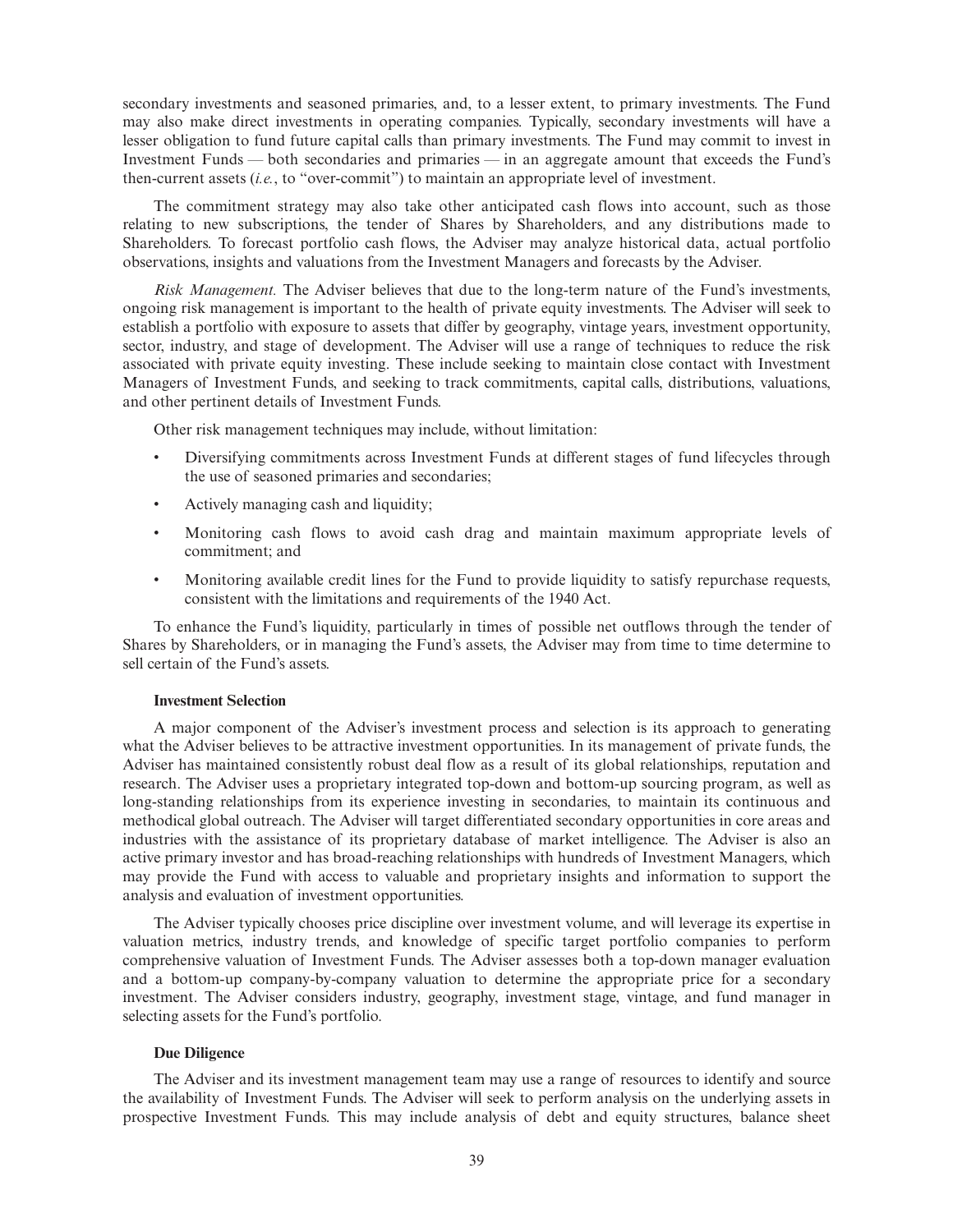secondary investments and seasoned primaries, and, to a lesser extent, to primary investments. The Fund may also make direct investments in operating companies. Typically, secondary investments will have a lesser obligation to fund future capital calls than primary investments. The Fund may commit to invest in Investment Funds — both secondaries and primaries — in an aggregate amount that exceeds the Fund's then-current assets (*i.e.*, to "over-commit") to maintain an appropriate level of investment.

The commitment strategy may also take other anticipated cash flows into account, such as those relating to new subscriptions, the tender of Shares by Shareholders, and any distributions made to Shareholders. To forecast portfolio cash flows, the Adviser may analyze historical data, actual portfolio observations, insights and valuations from the Investment Managers and forecasts by the Adviser.

*Risk Management.* The Adviser believes that due to the long-term nature of the Fund's investments, ongoing risk management is important to the health of private equity investments. The Adviser will seek to establish a portfolio with exposure to assets that differ by geography, vintage years, investment opportunity, sector, industry, and stage of development. The Adviser will use a range of techniques to reduce the risk associated with private equity investing. These include seeking to maintain close contact with Investment Managers of Investment Funds, and seeking to track commitments, capital calls, distributions, valuations, and other pertinent details of Investment Funds.

Other risk management techniques may include, without limitation:

- Diversifying commitments across Investment Funds at different stages of fund lifecycles through the use of seasoned primaries and secondaries;
- Actively managing cash and liquidity;
- Monitoring cash flows to avoid cash drag and maintain maximum appropriate levels of commitment; and
- Monitoring available credit lines for the Fund to provide liquidity to satisfy repurchase requests, consistent with the limitations and requirements of the 1940 Act.

To enhance the Fund's liquidity, particularly in times of possible net outflows through the tender of Shares by Shareholders, or in managing the Fund's assets, the Adviser may from time to time determine to sell certain of the Fund's assets.

### Investment Selection

A major component of the Adviser's investment process and selection is its approach to generating what the Adviser believes to be attractive investment opportunities. In its management of private funds, the Adviser has maintained consistently robust deal flow as a result of its global relationships, reputation and research. The Adviser uses a proprietary integrated top-down and bottom-up sourcing program, as well as long-standing relationships from its experience investing in secondaries, to maintain its continuous and methodical global outreach. The Adviser will target differentiated secondary opportunities in core areas and industries with the assistance of its proprietary database of market intelligence. The Adviser is also an active primary investor and has broad-reaching relationships with hundreds of Investment Managers, which may provide the Fund with access to valuable and proprietary insights and information to support the analysis and evaluation of investment opportunities.

The Adviser typically chooses price discipline over investment volume, and will leverage its expertise in valuation metrics, industry trends, and knowledge of specific target portfolio companies to perform comprehensive valuation of Investment Funds. The Adviser assesses both a top-down manager evaluation and a bottom-up company-by-company valuation to determine the appropriate price for a secondary investment. The Adviser considers industry, geography, investment stage, vintage, and fund manager in selecting assets for the Fund's portfolio.

### Due Diligence

The Adviser and its investment management team may use a range of resources to identify and source the availability of Investment Funds. The Adviser will seek to perform analysis on the underlying assets in prospective Investment Funds. This may include analysis of debt and equity structures, balance sheet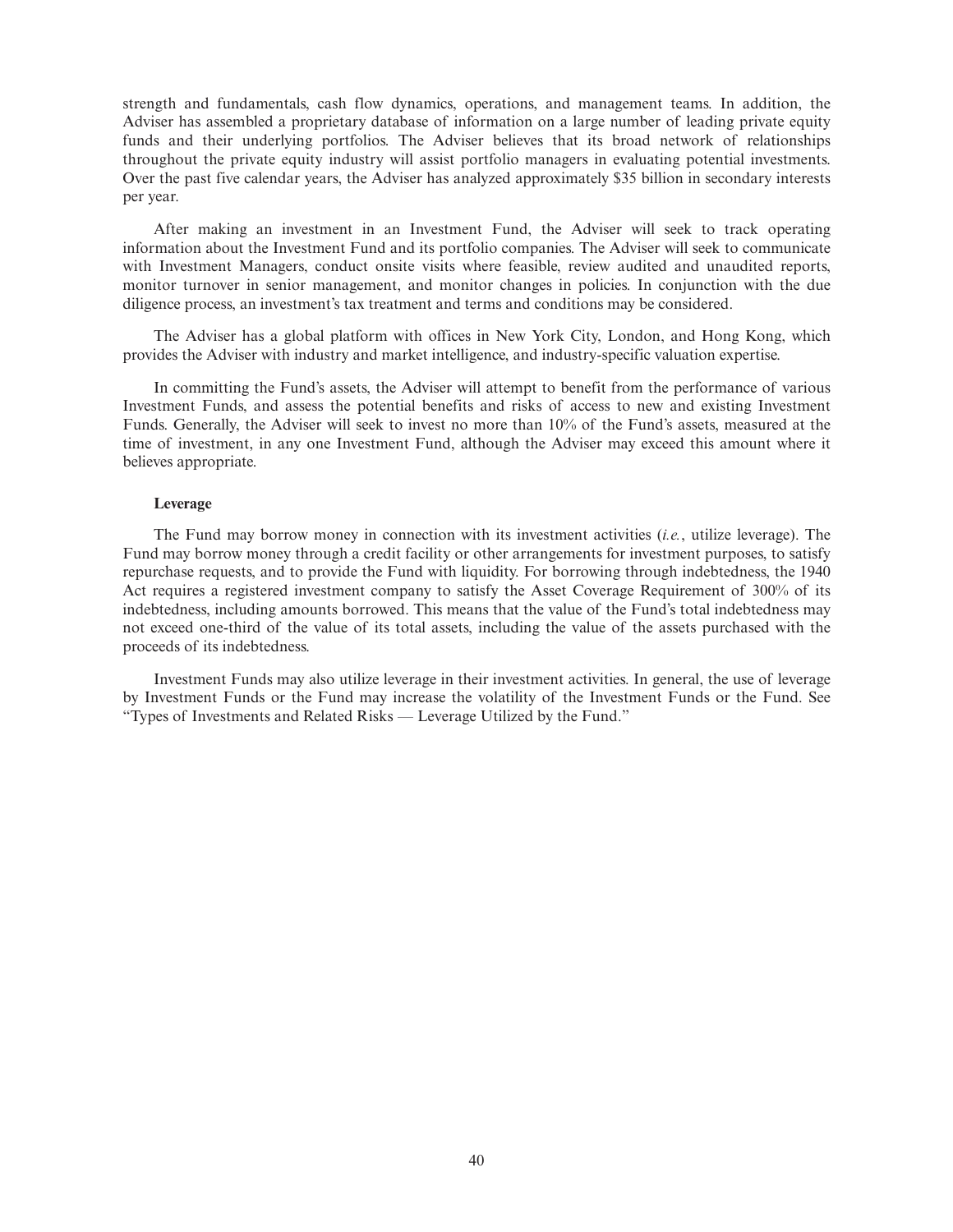strength and fundamentals, cash flow dynamics, operations, and management teams. In addition, the Adviser has assembled a proprietary database of information on a large number of leading private equity funds and their underlying portfolios. The Adviser believes that its broad network of relationships throughout the private equity industry will assist portfolio managers in evaluating potential investments. Over the past five calendar years, the Adviser has analyzed approximately $35 billion in secondary interests per year.

After making an investment in an Investment Fund, the Adviser will seek to track operating information about the Investment Fund and its portfolio companies. The Adviser will seek to communicate with Investment Managers, conduct onsite visits where feasible, review audited and unaudited reports, monitor turnover in senior management, and monitor changes in policies. In conjunction with the due diligence process, an investment's tax treatment and terms and conditions may be considered.

The Adviser has a global platform with offices in New York City, London, and Hong Kong, which provides the Adviser with industry and market intelligence, and industry-specific valuation expertise.

In committing the Fund's assets, the Adviser will attempt to benefit from the performance of various Investment Funds, and assess the potential benefits and risks of access to new and existing Investment Funds. Generally, the Adviser will seek to invest no more than 10% of the Fund's assets, measured at the time of investment, in any one Investment Fund, although the Adviser may exceed this amount where it believes appropriate.

**Leverage**

The Fund may borrow money in connection with its investment activities (*i.e.*, utilize leverage). The Fund may borrow money through a credit facility or other arrangements for investment purposes, to satisfy repurchase requests, and to provide the Fund with liquidity. For borrowing through indebtedness, the 1940 Act requires a registered investment company to satisfy the Asset Coverage Requirement of 300% of its indebtedness, including amounts borrowed. This means that the value of the Fund's total indebtedness may not exceed one-third of the value of its total assets, including the value of the assets purchased with the proceeds of its indebtedness.

Investment Funds may also utilize leverage in their investment activities. In general, the use of leverage by Investment Funds or the Fund may increase the volatility of the Investment Funds or the Fund. See "Types of Investments and Related Risks — Leverage Utilized by the Fund."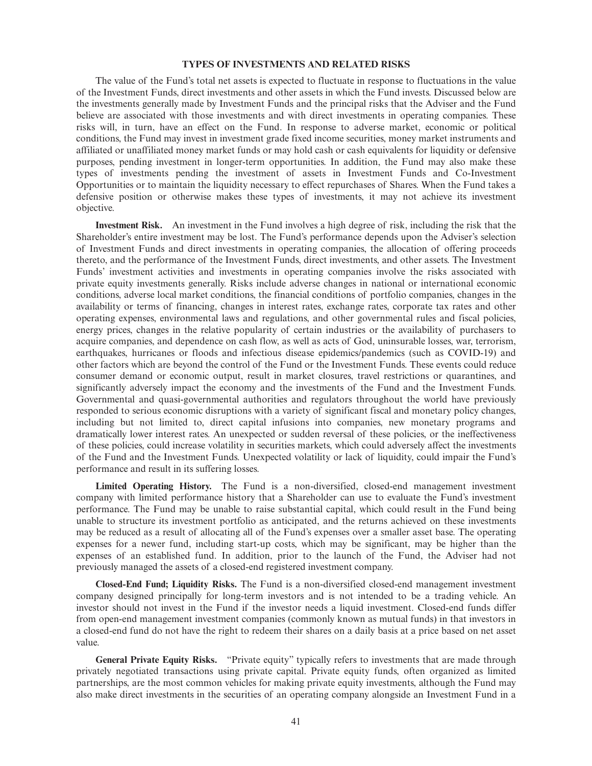## TYPES OF INVESTMENTS AND RELATED RISKS

The value of the Fund's total net assets is expected to fluctuate in response to fluctuations in the value of the Investment Funds, direct investments and other assets in which the Fund invests. Discussed below are the investments generally made by Investment Funds and the principal risks that the Adviser and the Fund believe are associated with those investments and with direct investments in operating companies. These risks will, in turn, have an effect on the Fund. In response to adverse market, economic or political conditions, the Fund may invest in investment grade fixed income securities, money market instruments and affiliated or unaffiliated money market funds or may hold cash or cash equivalents for liquidity or defensive purposes, pending investment in longer-term opportunities. In addition, the Fund may also make these types of investments pending the investment of assets in Investment Funds and Co-Investment Opportunities or to maintain the liquidity necessary to effect repurchases of Shares. When the Fund takes a defensive position or otherwise makes these types of investments, it may not achieve its investment objective.

**Investment Risk.** An investment in the Fund involves a high degree of risk, including the risk that the Shareholder's entire investment may be lost. The Fund's performance depends upon the Adviser's selection of Investment Funds and direct investments in operating companies, the allocation of offering proceeds thereto, and the performance of the Investment Funds, direct investments, and other assets. The Investment Funds' investment activities and investments in operating companies involve the risks associated with private equity investments generally. Risks include adverse changes in national or international economic conditions, adverse local market conditions, the financial conditions of portfolio companies, changes in the availability or terms of financing, changes in interest rates, exchange rates, corporate tax rates and other operating expenses, environmental laws and regulations, and other governmental rules and fiscal policies, energy prices, changes in the relative popularity of certain industries or the availability of purchasers to acquire companies, and dependence on cash flow, as well as acts of God, uninsurable losses, war, terrorism, earthquakes, hurricanes or floods and infectious disease epidemics/pandemics (such as COVID-19) and other factors which are beyond the control of the Fund or the Investment Funds. These events could reduce consumer demand or economic output, result in market closures, travel restrictions or quarantines, and significantly adversely impact the economy and the investments of the Fund and the Investment Funds. Governmental and quasi-governmental authorities and regulators throughout the world have previously responded to serious economic disruptions with a variety of significant fiscal and monetary policy changes, including but not limited to, direct capital infusions into companies, new monetary programs and dramatically lower interest rates. An unexpected or sudden reversal of these policies, or the ineffectiveness of these policies, could increase volatility in securities markets, which could adversely affect the investments of the Fund and the Investment Funds. Unexpected volatility or lack of liquidity, could impair the Fund's performance and result in its suffering losses.

**Limited Operating History.** The Fund is a non-diversified, closed-end management investment company with limited performance history that a Shareholder can use to evaluate the Fund's investment performance. The Fund may be unable to raise substantial capital, which could result in the Fund being unable to structure its investment portfolio as anticipated, and the returns achieved on these investments may be reduced as a result of allocating all of the Fund's expenses over a smaller asset base. The operating expenses for a newer fund, including start-up costs, which may be significant, may be higher than the expenses of an established fund. In addition, prior to the launch of the Fund, the Adviser had not previously managed the assets of a closed-end registered investment company.

**Closed-End Fund; Liquidity Risks.** The Fund is a non-diversified closed-end management investment company designed principally for long-term investors and is not intended to be a trading vehicle. An investor should not invest in the Fund if the investor needs a liquid investment. Closed-end funds differ from open-end management investment companies (commonly known as mutual funds) in that investors in a closed-end fund do not have the right to redeem their shares on a daily basis at a price based on net asset value.

**General Private Equity Risks.** "Private equity" typically refers to investments that are made through privately negotiated transactions using private capital. Private equity funds, often organized as limited partnerships, are the most common vehicles for making private equity investments, although the Fund may also make direct investments in the securities of an operating company alongside an Investment Fund in a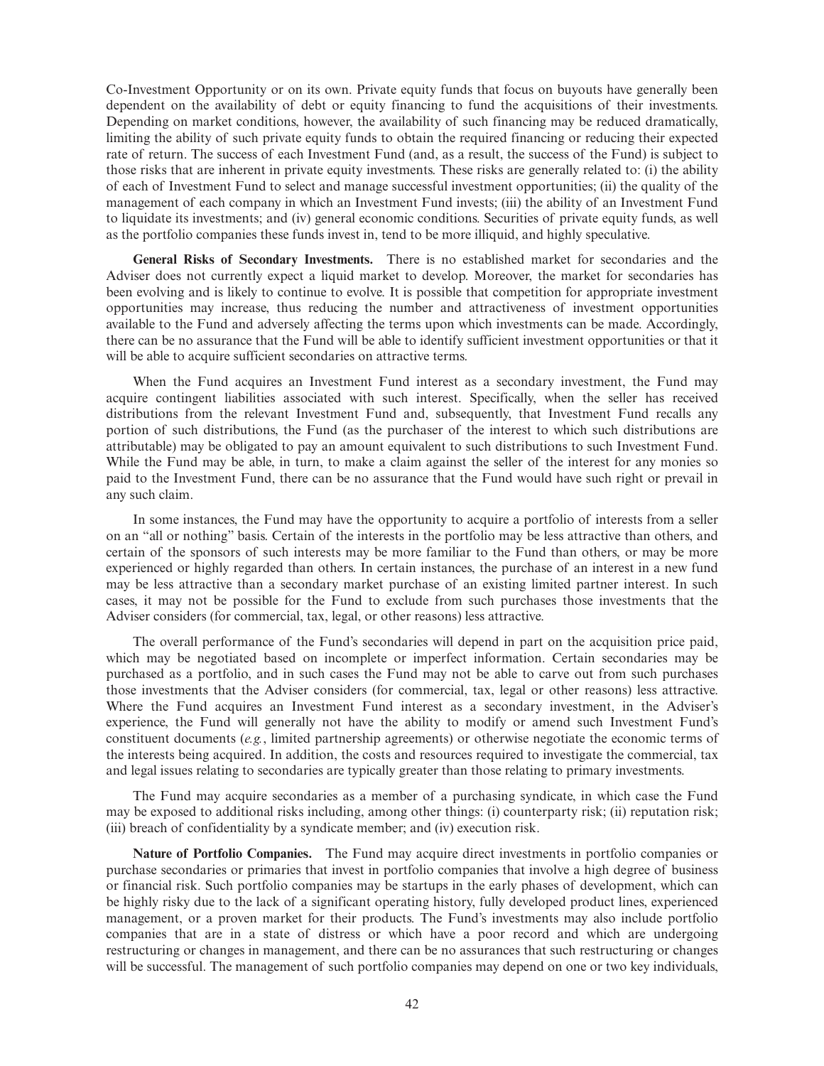Co-Investment Opportunity or on its own. Private equity funds that focus on buyouts have generally been dependent on the availability of debt or equity financing to fund the acquisitions of their investments. Depending on market conditions, however, the availability of such financing may be reduced dramatically, limiting the ability of such private equity funds to obtain the required financing or reducing their expected rate of return. The success of each Investment Fund (and, as a result, the success of the Fund) is subject to those risks that are inherent in private equity investments. These risks are generally related to: (i) the ability of each of Investment Fund to select and manage successful investment opportunities; (ii) the quality of the management of each company in which an Investment Fund invests; (iii) the ability of an Investment Fund to liquidate its investments; and (iv) general economic conditions. Securities of private equity funds, as well as the portfolio companies these funds invest in, tend to be more illiquid, and highly speculative.

**General Risks of Secondary Investments.** There is no established market for secondaries and the Adviser does not currently expect a liquid market to develop. Moreover, the market for secondaries has been evolving and is likely to continue to evolve. It is possible that competition for appropriate investment opportunities may increase, thus reducing the number and attractiveness of investment opportunities available to the Fund and adversely affecting the terms upon which investments can be made. Accordingly, there can be no assurance that the Fund will be able to identify sufficient investment opportunities or that it will be able to acquire sufficient secondaries on attractive terms.

When the Fund acquires an Investment Fund interest as a secondary investment, the Fund may acquire contingent liabilities associated with such interest. Specifically, when the seller has received distributions from the relevant Investment Fund and, subsequently, that Investment Fund recalls any portion of such distributions, the Fund (as the purchaser of the interest to which such distributions are attributable) may be obligated to pay an amount equivalent to such distributions to such Investment Fund. While the Fund may be able, in turn, to make a claim against the seller of the interest for any monies so paid to the Investment Fund, there can be no assurance that the Fund would have such right or prevail in any such claim.

In some instances, the Fund may have the opportunity to acquire a portfolio of interests from a seller on an "all or nothing" basis. Certain of the interests in the portfolio may be less attractive than others, and certain of the sponsors of such interests may be more familiar to the Fund than others, or may be more experienced or highly regarded than others. In certain instances, the purchase of an interest in a new fund may be less attractive than a secondary market purchase of an existing limited partner interest. In such cases, it may not be possible for the Fund to exclude from such purchases those investments that the Adviser considers (for commercial, tax, legal, or other reasons) less attractive.

The overall performance of the Fund's secondaries will depend in part on the acquisition price paid, which may be negotiated based on incomplete or imperfect information. Certain secondaries may be purchased as a portfolio, and in such cases the Fund may not be able to carve out from such purchases those investments that the Adviser considers (for commercial, tax, legal or other reasons) less attractive. Where the Fund acquires an Investment Fund interest as a secondary investment, in the Adviser's experience, the Fund will generally not have the ability to modify or amend such Investment Fund's constituent documents (*e.g.*, limited partnership agreements) or otherwise negotiate the economic terms of the interests being acquired. In addition, the costs and resources required to investigate the commercial, tax and legal issues relating to secondaries are typically greater than those relating to primary investments.

The Fund may acquire secondaries as a member of a purchasing syndicate, in which case the Fund may be exposed to additional risks including, among other things: (i) counterparty risk; (ii) reputation risk; (iii) breach of confidentiality by a syndicate member; and (iv) execution risk.

**Nature of Portfolio Companies.** The Fund may acquire direct investments in portfolio companies or purchase secondaries or primaries that invest in portfolio companies that involve a high degree of business or financial risk. Such portfolio companies may be startups in the early phases of development, which can be highly risky due to the lack of a significant operating history, fully developed product lines, experienced management, or a proven market for their products. The Fund's investments may also include portfolio companies that are in a state of distress or which have a poor record and which are undergoing restructuring or changes in management, and there can be no assurances that such restructuring or changes will be successful. The management of such portfolio companies may depend on one or two key individuals,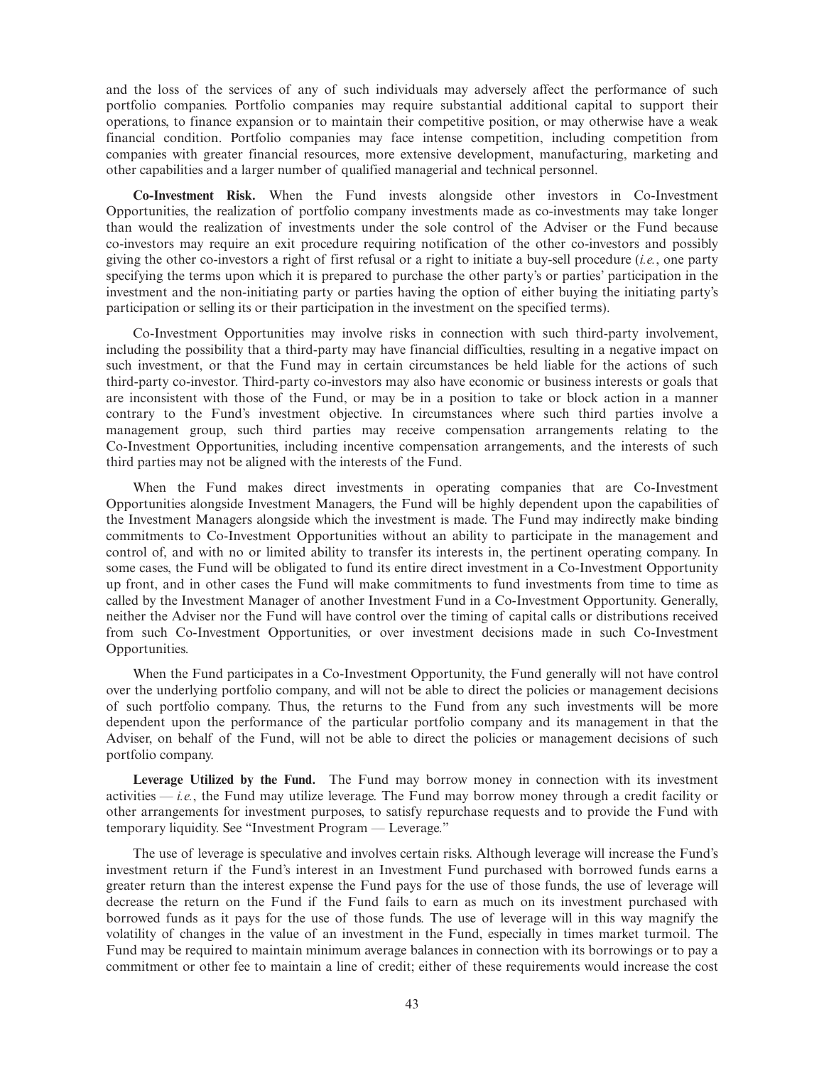and the loss of the services of any of such individuals may adversely affect the performance of such portfolio companies. Portfolio companies may require substantial additional capital to support their operations, to finance expansion or to maintain their competitive position, or may otherwise have a weak financial condition. Portfolio companies may face intense competition, including competition from companies with greater financial resources, more extensive development, manufacturing, marketing and other capabilities and a larger number of qualified managerial and technical personnel.

**Co-Investment Risk.** When the Fund invests alongside other investors in Co-Investment Opportunities, the realization of portfolio company investments made as co-investments may take longer than would the realization of investments under the sole control of the Adviser or the Fund because co-investors may require an exit procedure requiring notification of the other co-investors and possibly giving the other co-investors a right of first refusal or a right to initiate a buy-sell procedure (*i.e.*, one party specifying the terms upon which it is prepared to purchase the other party's or parties' participation in the investment and the non-initiating party or parties having the option of either buying the initiating party's participation or selling its or their participation in the investment on the specified terms).

Co-Investment Opportunities may involve risks in connection with such third-party involvement, including the possibility that a third-party may have financial difficulties, resulting in a negative impact on such investment, or that the Fund may in certain circumstances be held liable for the actions of such third-party co-investor. Third-party co-investors may also have economic or business interests or goals that are inconsistent with those of the Fund, or may be in a position to take or block action in a manner contrary to the Fund's investment objective. In circumstances where such third parties involve a management group, such third parties may receive compensation arrangements relating to the Co-Investment Opportunities, including incentive compensation arrangements, and the interests of such third parties may not be aligned with the interests of the Fund.

When the Fund makes direct investments in operating companies that are Co-Investment Opportunities alongside Investment Managers, the Fund will be highly dependent upon the capabilities of the Investment Managers alongside which the investment is made. The Fund may indirectly make binding commitments to Co-Investment Opportunities without an ability to participate in the management and control of, and with no or limited ability to transfer its interests in, the pertinent operating company. In some cases, the Fund will be obligated to fund its entire direct investment in a Co-Investment Opportunity up front, and in other cases the Fund will make commitments to fund investments from time to time as called by the Investment Manager of another Investment Fund in a Co-Investment Opportunity. Generally, neither the Adviser nor the Fund will have control over the timing of capital calls or distributions received from such Co-Investment Opportunities, or over investment decisions made in such Co-Investment Opportunities.

When the Fund participates in a Co-Investment Opportunity, the Fund generally will not have control over the underlying portfolio company, and will not be able to direct the policies or management decisions of such portfolio company. Thus, the returns to the Fund from any such investments will be more dependent upon the performance of the particular portfolio company and its management in that the Adviser, on behalf of the Fund, will not be able to direct the policies or management decisions of such portfolio company.

**Leverage Utilized by the Fund.** The Fund may borrow money in connection with its investment activities — *i.e.*, the Fund may utilize leverage. The Fund may borrow money through a credit facility or other arrangements for investment purposes, to satisfy repurchase requests and to provide the Fund with temporary liquidity. See "Investment Program — Leverage."

The use of leverage is speculative and involves certain risks. Although leverage will increase the Fund's investment return if the Fund's interest in an Investment Fund purchased with borrowed funds earns a greater return than the interest expense the Fund pays for the use of those funds, the use of leverage will decrease the return on the Fund if the Fund fails to earn as much on its investment purchased with borrowed funds as it pays for the use of those funds. The use of leverage will in this way magnify the volatility of changes in the value of an investment in the Fund, especially in times market turmoil. The Fund may be required to maintain minimum average balances in connection with its borrowings or to pay a commitment or other fee to maintain a line of credit; either of these requirements would increase the cost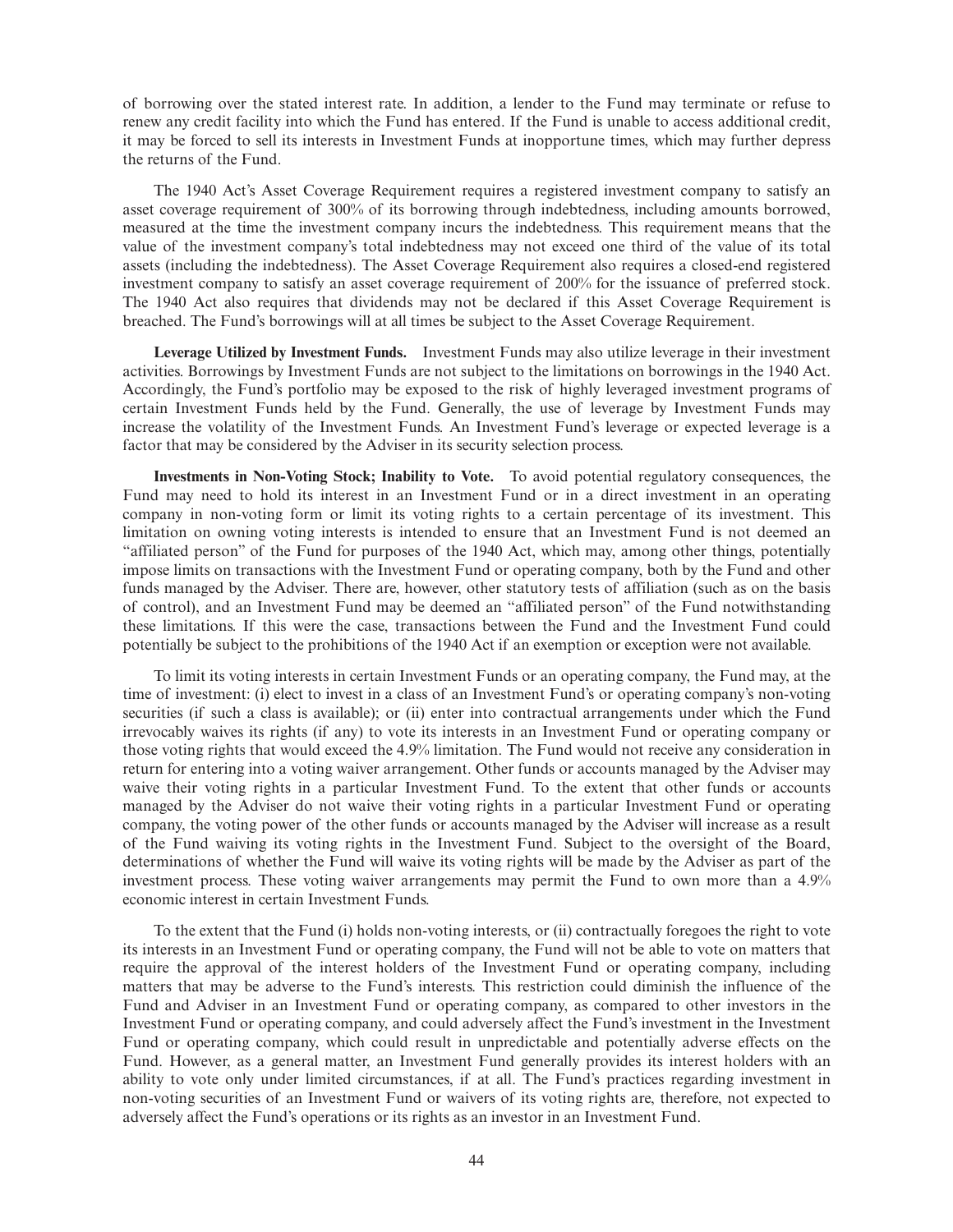of borrowing over the stated interest rate. In addition, a lender to the Fund may terminate or refuse to renew any credit facility into which the Fund has entered. If the Fund is unable to access additional credit, it may be forced to sell its interests in Investment Funds at inopportune times, which may further depress the returns of the Fund.

The 1940 Act's Asset Coverage Requirement requires a registered investment company to satisfy an asset coverage requirement of 300% of its borrowing through indebtedness, including amounts borrowed, measured at the time the investment company incurs the indebtedness. This requirement means that the value of the investment company's total indebtedness may not exceed one third of the value of its total assets (including the indebtedness). The Asset Coverage Requirement also requires a closed-end registered investment company to satisfy an asset coverage requirement of 200% for the issuance of preferred stock. The 1940 Act also requires that dividends may not be declared if this Asset Coverage Requirement is breached. The Fund's borrowings will at all times be subject to the Asset Coverage Requirement.

**Leverage Utilized by Investment Funds.** Investment Funds may also utilize leverage in their investment activities. Borrowings by Investment Funds are not subject to the limitations on borrowings in the 1940 Act. Accordingly, the Fund's portfolio may be exposed to the risk of highly leveraged investment programs of certain Investment Funds held by the Fund. Generally, the use of leverage by Investment Funds may increase the volatility of the Investment Funds. An Investment Fund's leverage or expected leverage is a factor that may be considered by the Adviser in its security selection process.

**Investments in Non-Voting Stock; Inability to Vote.** To avoid potential regulatory consequences, the Fund may need to hold its interest in an Investment Fund or in a direct investment in an operating company in non-voting form or limit its voting rights to a certain percentage of its investment. This limitation on owning voting interests is intended to ensure that an Investment Fund is not deemed an "affiliated person" of the Fund for purposes of the 1940 Act, which may, among other things, potentially impose limits on transactions with the Investment Fund or operating company, both by the Fund and other funds managed by the Adviser. There are, however, other statutory tests of affiliation (such as on the basis of control), and an Investment Fund may be deemed an "affiliated person" of the Fund notwithstanding these limitations. If this were the case, transactions between the Fund and the Investment Fund could potentially be subject to the prohibitions of the 1940 Act if an exemption or exception were not available.

To limit its voting interests in certain Investment Funds or an operating company, the Fund may, at the time of investment: (i) elect to invest in a class of an Investment Fund's or operating company's non-voting securities (if such a class is available); or (ii) enter into contractual arrangements under which the Fund irrevocably waives its rights (if any) to vote its interests in an Investment Fund or operating company or those voting rights that would exceed the 4.9% limitation. The Fund would not receive any consideration in return for entering into a voting waiver arrangement. Other funds or accounts managed by the Adviser may waive their voting rights in a particular Investment Fund. To the extent that other funds or accounts managed by the Adviser do not waive their voting rights in a particular Investment Fund or operating company, the voting power of the other funds or accounts managed by the Adviser will increase as a result of the Fund waiving its voting rights in the Investment Fund. Subject to the oversight of the Board, determinations of whether the Fund will waive its voting rights will be made by the Adviser as part of the investment process. These voting waiver arrangements may permit the Fund to own more than a 4.9% economic interest in certain Investment Funds.

To the extent that the Fund (i) holds non-voting interests, or (ii) contractually foregoes the right to vote its interests in an Investment Fund or operating company, the Fund will not be able to vote on matters that require the approval of the interest holders of the Investment Fund or operating company, including matters that may be adverse to the Fund's interests. This restriction could diminish the influence of the Fund and Adviser in an Investment Fund or operating company, as compared to other investors in the Investment Fund or operating company, and could adversely affect the Fund's investment in the Investment Fund or operating company, which could result in unpredictable and potentially adverse effects on the Fund. However, as a general matter, an Investment Fund generally provides its interest holders with an ability to vote only under limited circumstances, if at all. The Fund's practices regarding investment in non-voting securities of an Investment Fund or waivers of its voting rights are, therefore, not expected to adversely affect the Fund's operations or its rights as an investor in an Investment Fund.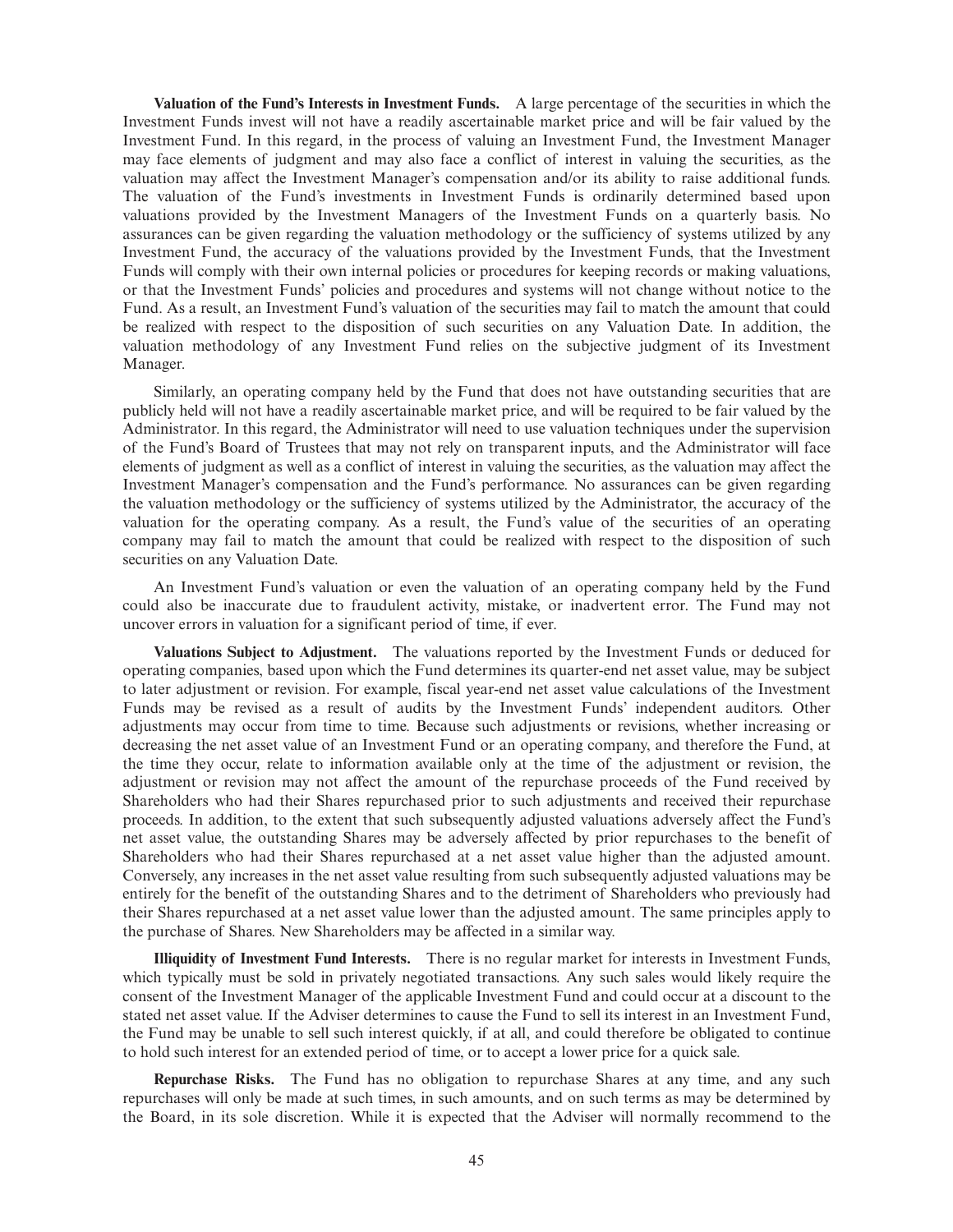**Valuation of the Fund's Interests in Investment Funds.** A large percentage of the securities in which the Investment Funds invest will not have a readily ascertainable market price and will be fair valued by the Investment Fund. In this regard, in the process of valuing an Investment Fund, the Investment Manager may face elements of judgment and may also face a conflict of interest in valuing the securities, as the valuation may affect the Investment Manager's compensation and/or its ability to raise additional funds. The valuation of the Fund's investments in Investment Funds is ordinarily determined based upon valuations provided by the Investment Managers of the Investment Funds on a quarterly basis. No assurances can be given regarding the valuation methodology or the sufficiency of systems utilized by any Investment Fund, the accuracy of the valuations provided by the Investment Funds, that the Investment Funds will comply with their own internal policies or procedures for keeping records or making valuations, or that the Investment Funds' policies and procedures and systems will not change without notice to the Fund. As a result, an Investment Fund's valuation of the securities may fail to match the amount that could be realized with respect to the disposition of such securities on any Valuation Date. In addition, the valuation methodology of any Investment Fund relies on the subjective judgment of its Investment Manager.

Similarly, an operating company held by the Fund that does not have outstanding securities that are publicly held will not have a readily ascertainable market price, and will be required to be fair valued by the Administrator. In this regard, the Administrator will need to use valuation techniques under the supervision of the Fund's Board of Trustees that may not rely on transparent inputs, and the Administrator will face elements of judgment as well as a conflict of interest in valuing the securities, as the valuation may affect the Investment Manager's compensation and the Fund's performance. No assurances can be given regarding the valuation methodology or the sufficiency of systems utilized by the Administrator, the accuracy of the valuation for the operating company. As a result, the Fund's value of the securities of an operating company may fail to match the amount that could be realized with respect to the disposition of such securities on any Valuation Date.

An Investment Fund's valuation or even the valuation of an operating company held by the Fund could also be inaccurate due to fraudulent activity, mistake, or inadvertent error. The Fund may not uncover errors in valuation for a significant period of time, if ever.

**Valuations Subject to Adjustment.** The valuations reported by the Investment Funds or deduced for operating companies, based upon which the Fund determines its quarter-end net asset value, may be subject to later adjustment or revision. For example, fiscal year-end net asset value calculations of the Investment Funds may be revised as a result of audits by the Investment Funds' independent auditors. Other adjustments may occur from time to time. Because such adjustments or revisions, whether increasing or decreasing the net asset value of an Investment Fund or an operating company, and therefore the Fund, at the time they occur, relate to information available only at the time of the adjustment or revision, the adjustment or revision may not affect the amount of the repurchase proceeds of the Fund received by Shareholders who had their Shares repurchased prior to such adjustments and received their repurchase proceeds. In addition, to the extent that such subsequently adjusted valuations adversely affect the Fund's net asset value, the outstanding Shares may be adversely affected by prior repurchases to the benefit of Shareholders who had their Shares repurchased at a net asset value higher than the adjusted amount. Conversely, any increases in the net asset value resulting from such subsequently adjusted valuations may be entirely for the benefit of the outstanding Shares and to the detriment of Shareholders who previously had their Shares repurchased at a net asset value lower than the adjusted amount. The same principles apply to the purchase of Shares. New Shareholders may be affected in a similar way.

**Illiquidity of Investment Fund Interests.** There is no regular market for interests in Investment Funds, which typically must be sold in privately negotiated transactions. Any such sales would likely require the consent of the Investment Manager of the applicable Investment Fund and could occur at a discount to the stated net asset value. If the Adviser determines to cause the Fund to sell its interest in an Investment Fund, the Fund may be unable to sell such interest quickly, if at all, and could therefore be obligated to continue to hold such interest for an extended period of time, or to accept a lower price for a quick sale.

**Repurchase Risks.** The Fund has no obligation to repurchase Shares at any time, and any such repurchases will only be made at such times, in such amounts, and on such terms as may be determined by the Board, in its sole discretion. While it is expected that the Adviser will normally recommend to the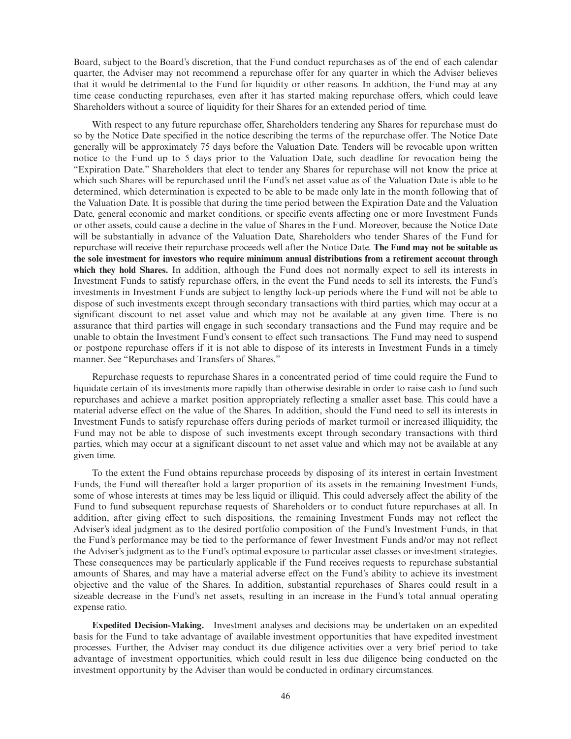Board, subject to the Board's discretion, that the Fund conduct repurchases as of the end of each calendar quarter, the Adviser may not recommend a repurchase offer for any quarter in which the Adviser believes that it would be detrimental to the Fund for liquidity or other reasons. In addition, the Fund may at any time cease conducting repurchases, even after it has started making repurchase offers, which could leave Shareholders without a source of liquidity for their Shares for an extended period of time.

With respect to any future repurchase offer, Shareholders tendering any Shares for repurchase must do so by the Notice Date specified in the notice describing the terms of the repurchase offer. The Notice Date generally will be approximately 75 days before the Valuation Date. Tenders will be revocable upon written notice to the Fund up to 5 days prior to the Valuation Date, such deadline for revocation being the "Expiration Date." Shareholders that elect to tender any Shares for repurchase will not know the price at which such Shares will be repurchased until the Fund's net asset value as of the Valuation Date is able to be determined, which determination is expected to be able to be made only late in the month following that of the Valuation Date. It is possible that during the time period between the Expiration Date and the Valuation Date, general economic and market conditions, or specific events affecting one or more Investment Funds or other assets, could cause a decline in the value of Shares in the Fund. Moreover, because the Notice Date will be substantially in advance of the Valuation Date, Shareholders who tender Shares of the Fund for repurchase will receive their repurchase proceeds well after the Notice Date. **The Fund may not be suitable as the sole investment for investors who require minimum annual distributions from a retirement account through which they hold Shares.** In addition, although the Fund does not normally expect to sell its interests in Investment Funds to satisfy repurchase offers, in the event the Fund needs to sell its interests, the Fund's investments in Investment Funds are subject to lengthy lock-up periods where the Fund will not be able to dispose of such investments except through secondary transactions with third parties, which may occur at a significant discount to net asset value and which may not be available at any given time. There is no assurance that third parties will engage in such secondary transactions and the Fund may require and be unable to obtain the Investment Fund's consent to effect such transactions. The Fund may need to suspend or postpone repurchase offers if it is not able to dispose of its interests in Investment Funds in a timely manner. See "Repurchases and Transfers of Shares."

Repurchase requests to repurchase Shares in a concentrated period of time could require the Fund to liquidate certain of its investments more rapidly than otherwise desirable in order to raise cash to fund such repurchases and achieve a market position appropriately reflecting a smaller asset base. This could have a material adverse effect on the value of the Shares. In addition, should the Fund need to sell its interests in Investment Funds to satisfy repurchase offers during periods of market turmoil or increased illiquidity, the Fund may not be able to dispose of such investments except through secondary transactions with third parties, which may occur at a significant discount to net asset value and which may not be available at any given time.

To the extent the Fund obtains repurchase proceeds by disposing of its interest in certain Investment Funds, the Fund will thereafter hold a larger proportion of its assets in the remaining Investment Funds, some of whose interests at times may be less liquid or illiquid. This could adversely affect the ability of the Fund to fund subsequent repurchase requests of Shareholders or to conduct future repurchases at all. In addition, after giving effect to such dispositions, the remaining Investment Funds may not reflect the Adviser's ideal judgment as to the desired portfolio composition of the Fund's Investment Funds, in that the Fund's performance may be tied to the performance of fewer Investment Funds and/or may not reflect the Adviser's judgment as to the Fund's optimal exposure to particular asset classes or investment strategies. These consequences may be particularly applicable if the Fund receives requests to repurchase substantial amounts of Shares, and may have a material adverse effect on the Fund's ability to achieve its investment objective and the value of the Shares. In addition, substantial repurchases of Shares could result in a sizeable decrease in the Fund's net assets, resulting in an increase in the Fund's total annual operating expense ratio.

**Expedited Decision-Making.** Investment analyses and decisions may be undertaken on an expedited basis for the Fund to take advantage of available investment opportunities that have expedited investment processes. Further, the Adviser may conduct its due diligence activities over a very brief period to take advantage of investment opportunities, which could result in less due diligence being conducted on the investment opportunity by the Adviser than would be conducted in ordinary circumstances.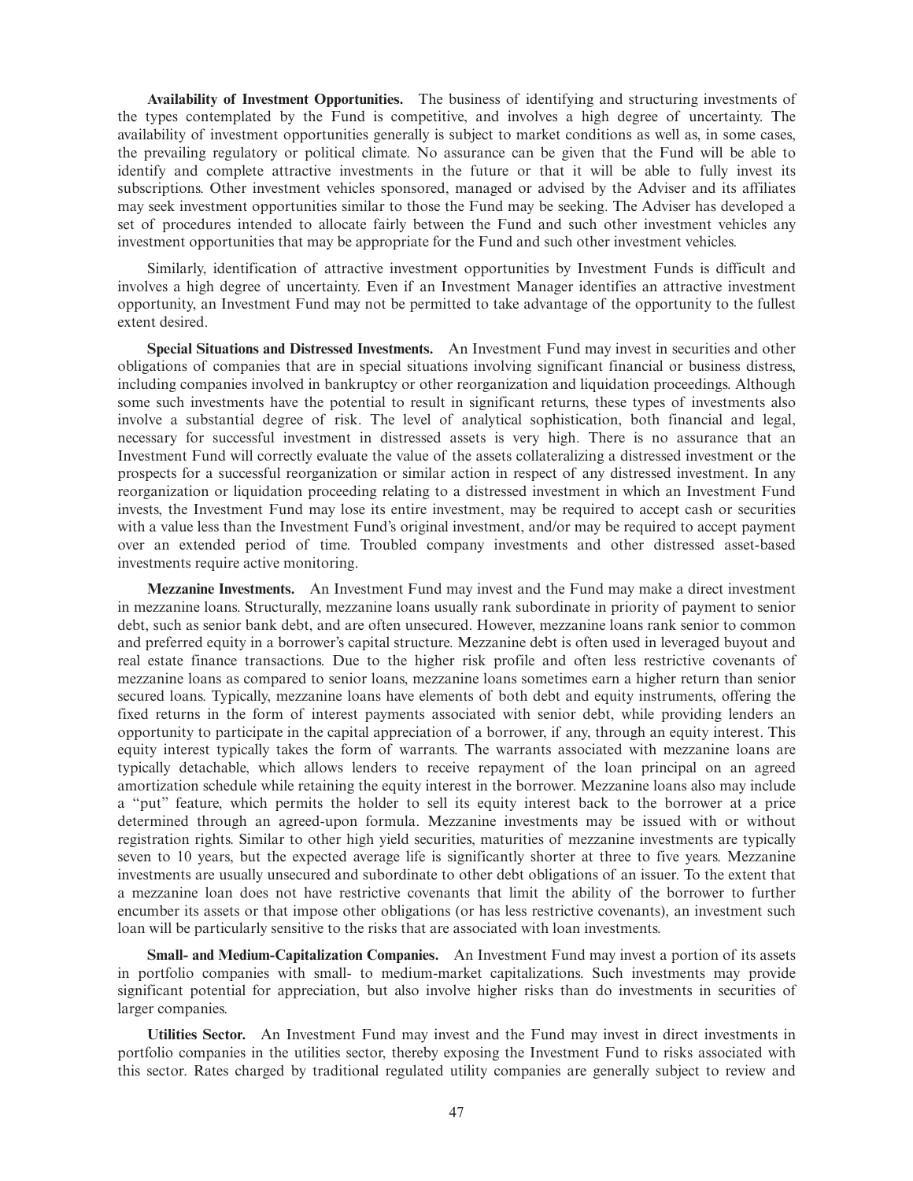**Availability of Investment Opportunities.** The business of identifying and structuring investments of the types contemplated by the Fund is competitive, and involves a high degree of uncertainty. The availability of investment opportunities generally is subject to market conditions as well as, in some cases, the prevailing regulatory or political climate. No assurance can be given that the Fund will be able to identify and complete attractive investments in the future or that it will be able to fully invest its subscriptions. Other investment vehicles sponsored, managed or advised by the Adviser and its affiliates may seek investment opportunities similar to those the Fund may be seeking. The Adviser has developed a set of procedures intended to allocate fairly between the Fund and such other investment vehicles any investment opportunities that may be appropriate for the Fund and such other investment vehicles.

Similarly, identification of attractive investment opportunities by Investment Funds is difficult and involves a high degree of uncertainty. Even if an Investment Manager identifies an attractive investment opportunity, an Investment Fund may not be permitted to take advantage of the opportunity to the fullest extent desired.

**Special Situations and Distressed Investments.** An Investment Fund may invest in securities and other obligations of companies that are in special situations involving significant financial or business distress, including companies involved in bankruptcy or other reorganization and liquidation proceedings. Although some such investments have the potential to result in significant returns, these types of investments also involve a substantial degree of risk. The level of analytical sophistication, both financial and legal, necessary for successful investment in distressed assets is very high. There is no assurance that an Investment Fund will correctly evaluate the value of the assets collateralizing a distressed investment or the prospects for a successful reorganization or similar action in respect of any distressed investment. In any reorganization or liquidation proceeding relating to a distressed investment in which an Investment Fund invests, the Investment Fund may lose its entire investment, may be required to accept cash or securities with a value less than the Investment Fund's original investment, and/or may be required to accept payment over an extended period of time. Troubled company investments and other distressed asset-based investments require active monitoring.

**Mezzanine Investments.** An Investment Fund may invest and the Fund may make a direct investment in mezzanine loans. Structurally, mezzanine loans usually rank subordinate in priority of payment to senior debt, such as senior bank debt, and are often unsecured. However, mezzanine loans rank senior to common and preferred equity in a borrower's capital structure. Mezzanine debt is often used in leveraged buyout and real estate finance transactions. Due to the higher risk profile and often less restrictive covenants of mezzanine loans as compared to senior loans, mezzanine loans sometimes earn a higher return than senior secured loans. Typically, mezzanine loans have elements of both debt and equity instruments, offering the fixed returns in the form of interest payments associated with senior debt, while providing lenders an opportunity to participate in the capital appreciation of a borrower, if any, through an equity interest. This equity interest typically takes the form of warrants. The warrants associated with mezzanine loans are typically detachable, which allows lenders to receive repayment of the loan principal on an agreed amortization schedule while retaining the equity interest in the borrower. Mezzanine loans also may include a "put" feature, which permits the holder to sell its equity interest back to the borrower at a price determined through an agreed-upon formula. Mezzanine investments may be issued with or without registration rights. Similar to other high yield securities, maturities of mezzanine investments are typically seven to 10 years, but the expected average life is significantly shorter at three to five years. Mezzanine investments are usually unsecured and subordinate to other debt obligations of an issuer. To the extent that a mezzanine loan does not have restrictive covenants that limit the ability of the borrower to further encumber its assets or that impose other obligations (or has less restrictive covenants), an investment such loan will be particularly sensitive to the risks that are associated with loan investments.

**Small- and Medium-Capitalization Companies.** An Investment Fund may invest a portion of its assets in portfolio companies with small- to medium-market capitalizations. Such investments may provide significant potential for appreciation, but also involve higher risks than do investments in securities of larger companies.

**Utilities Sector.** An Investment Fund may invest and the Fund may invest in direct investments in portfolio companies in the utilities sector, thereby exposing the Investment Fund to risks associated with this sector. Rates charged by traditional regulated utility companies are generally subject to review and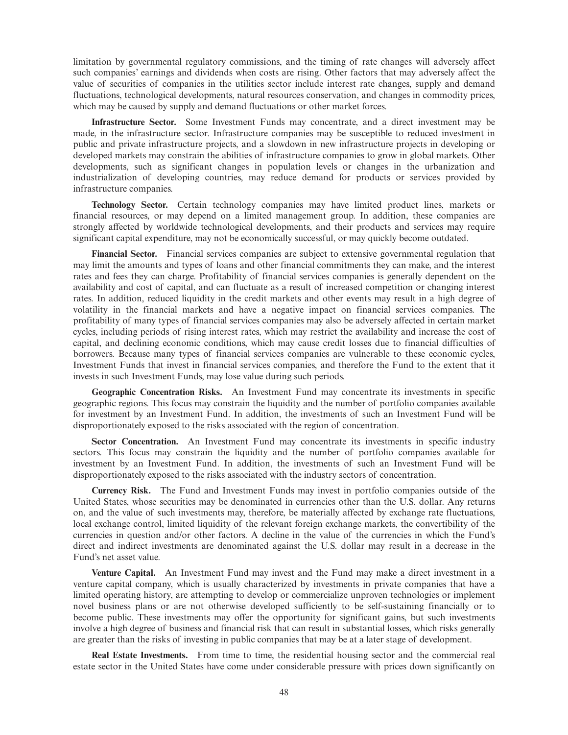limitation by governmental regulatory commissions, and the timing of rate changes will adversely affect such companies' earnings and dividends when costs are rising. Other factors that may adversely affect the value of securities of companies in the utilities sector include interest rate changes, supply and demand fluctuations, technological developments, natural resources conservation, and changes in commodity prices, which may be caused by supply and demand fluctuations or other market forces.

**Infrastructure Sector.** Some Investment Funds may concentrate, and a direct investment may be made, in the infrastructure sector. Infrastructure companies may be susceptible to reduced investment in public and private infrastructure projects, and a slowdown in new infrastructure projects in developing or developed markets may constrain the abilities of infrastructure companies to grow in global markets. Other developments, such as significant changes in population levels or changes in the urbanization and industrialization of developing countries, may reduce demand for products or services provided by infrastructure companies.

**Technology Sector.** Certain technology companies may have limited product lines, markets or financial resources, or may depend on a limited management group. In addition, these companies are strongly affected by worldwide technological developments, and their products and services may require significant capital expenditure, may not be economically successful, or may quickly become outdated.

**Financial Sector.** Financial services companies are subject to extensive governmental regulation that may limit the amounts and types of loans and other financial commitments they can make, and the interest rates and fees they can charge. Profitability of financial services companies is generally dependent on the availability and cost of capital, and can fluctuate as a result of increased competition or changing interest rates. In addition, reduced liquidity in the credit markets and other events may result in a high degree of volatility in the financial markets and have a negative impact on financial services companies. The profitability of many types of financial services companies may also be adversely affected in certain market cycles, including periods of rising interest rates, which may restrict the availability and increase the cost of capital, and declining economic conditions, which may cause credit losses due to financial difficulties of borrowers. Because many types of financial services companies are vulnerable to these economic cycles, Investment Funds that invest in financial services companies, and therefore the Fund to the extent that it invests in such Investment Funds, may lose value during such periods.

**Geographic Concentration Risks.** An Investment Fund may concentrate its investments in specific geographic regions. This focus may constrain the liquidity and the number of portfolio companies available for investment by an Investment Fund. In addition, the investments of such an Investment Fund will be disproportionately exposed to the risks associated with the region of concentration.

**Sector Concentration.** An Investment Fund may concentrate its investments in specific industry sectors. This focus may constrain the liquidity and the number of portfolio companies available for investment by an Investment Fund. In addition, the investments of such an Investment Fund will be disproportionately exposed to the risks associated with the industry sectors of concentration.

**Currency Risk.** The Fund and Investment Funds may invest in portfolio companies outside of the United States, whose securities may be denominated in currencies other than the U.S. dollar. Any returns on, and the value of such investments may, therefore, be materially affected by exchange rate fluctuations, local exchange control, limited liquidity of the relevant foreign exchange markets, the convertibility of the currencies in question and/or other factors. A decline in the value of the currencies in which the Fund's direct and indirect investments are denominated against the U.S. dollar may result in a decrease in the Fund's net asset value.

**Venture Capital.** An Investment Fund may invest and the Fund may make a direct investment in a venture capital company, which is usually characterized by investments in private companies that have a limited operating history, are attempting to develop or commercialize unproven technologies or implement novel business plans or are not otherwise developed sufficiently to be self-sustaining financially or to become public. These investments may offer the opportunity for significant gains, but such investments involve a high degree of business and financial risk that can result in substantial losses, which risks generally are greater than the risks of investing in public companies that may be at a later stage of development.

**Real Estate Investments.** From time to time, the residential housing sector and the commercial real estate sector in the United States have come under considerable pressure with prices down significantly on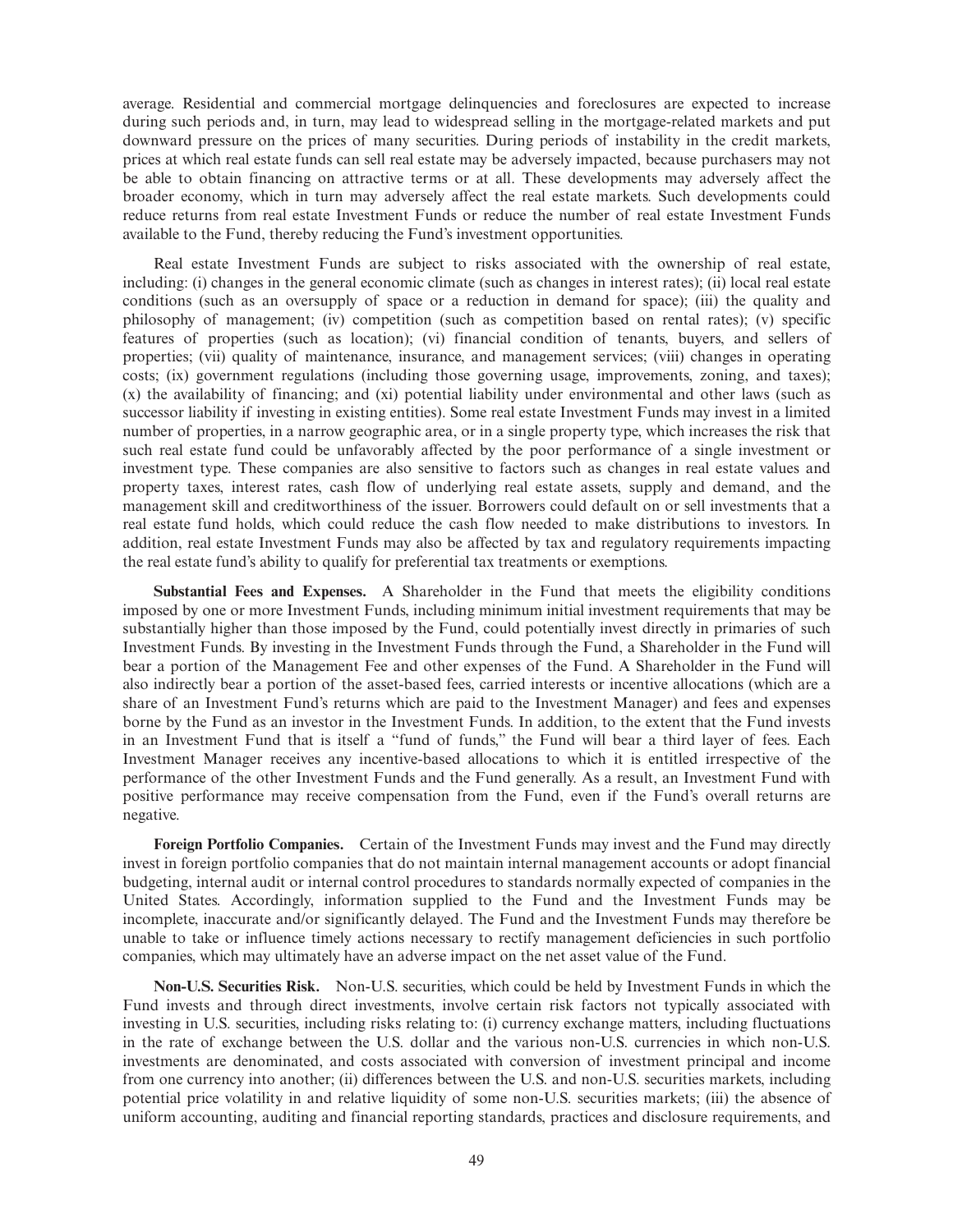average. Residential and commercial mortgage delinquencies and foreclosures are expected to increase during such periods and, in turn, may lead to widespread selling in the mortgage-related markets and put downward pressure on the prices of many securities. During periods of instability in the credit markets, prices at which real estate funds can sell real estate may be adversely impacted, because purchasers may not be able to obtain financing on attractive terms or at all. These developments may adversely affect the broader economy, which in turn may adversely affect the real estate markets. Such developments could reduce returns from real estate Investment Funds or reduce the number of real estate Investment Funds available to the Fund, thereby reducing the Fund's investment opportunities.

Real estate Investment Funds are subject to risks associated with the ownership of real estate, including: (i) changes in the general economic climate (such as changes in interest rates); (ii) local real estate conditions (such as an oversupply of space or a reduction in demand for space); (iii) the quality and philosophy of management; (iv) competition (such as competition based on rental rates); (v) specific features of properties (such as location); (vi) financial condition of tenants, buyers, and sellers of properties; (vii) quality of maintenance, insurance, and management services; (viii) changes in operating costs; (ix) government regulations (including those governing usage, improvements, zoning, and taxes); (x) the availability of financing; and (xi) potential liability under environmental and other laws (such as successor liability if investing in existing entities). Some real estate Investment Funds may invest in a limited number of properties, in a narrow geographic area, or in a single property type, which increases the risk that such real estate fund could be unfavorably affected by the poor performance of a single investment or investment type. These companies are also sensitive to factors such as changes in real estate values and property taxes, interest rates, cash flow of underlying real estate assets, supply and demand, and the management skill and creditworthiness of the issuer. Borrowers could default on or sell investments that a real estate fund holds, which could reduce the cash flow needed to make distributions to investors. In addition, real estate Investment Funds may also be affected by tax and regulatory requirements impacting the real estate fund's ability to qualify for preferential tax treatments or exemptions.

**Substantial Fees and Expenses.** A Shareholder in the Fund that meets the eligibility conditions imposed by one or more Investment Funds, including minimum initial investment requirements that may be substantially higher than those imposed by the Fund, could potentially invest directly in primaries of such Investment Funds. By investing in the Investment Funds through the Fund, a Shareholder in the Fund will bear a portion of the Management Fee and other expenses of the Fund. A Shareholder in the Fund will also indirectly bear a portion of the asset-based fees, carried interests or incentive allocations (which are a share of an Investment Fund's returns which are paid to the Investment Manager) and fees and expenses borne by the Fund as an investor in the Investment Funds. In addition, to the extent that the Fund invests in an Investment Fund that is itself a "fund of funds," the Fund will bear a third layer of fees. Each Investment Manager receives any incentive-based allocations to which it is entitled irrespective of the performance of the other Investment Funds and the Fund generally. As a result, an Investment Fund with positive performance may receive compensation from the Fund, even if the Fund's overall returns are negative.

**Foreign Portfolio Companies.** Certain of the Investment Funds may invest and the Fund may directly invest in foreign portfolio companies that do not maintain internal management accounts or adopt financial budgeting, internal audit or internal control procedures to standards normally expected of companies in the United States. Accordingly, information supplied to the Fund and the Investment Funds may be incomplete, inaccurate and/or significantly delayed. The Fund and the Investment Funds may therefore be unable to take or influence timely actions necessary to rectify management deficiencies in such portfolio companies, which may ultimately have an adverse impact on the net asset value of the Fund.

**Non-U.S. Securities Risk.** Non-U.S. securities, which could be held by Investment Funds in which the Fund invests and through direct investments, involve certain risk factors not typically associated with investing in U.S. securities, including risks relating to: (i) currency exchange matters, including fluctuations in the rate of exchange between the U.S. dollar and the various non-U.S. currencies in which non-U.S. investments are denominated, and costs associated with conversion of investment principal and income from one currency into another; (ii) differences between the U.S. and non-U.S. securities markets, including potential price volatility in and relative liquidity of some non-U.S. securities markets; (iii) the absence of uniform accounting, auditing and financial reporting standards, practices and disclosure requirements, and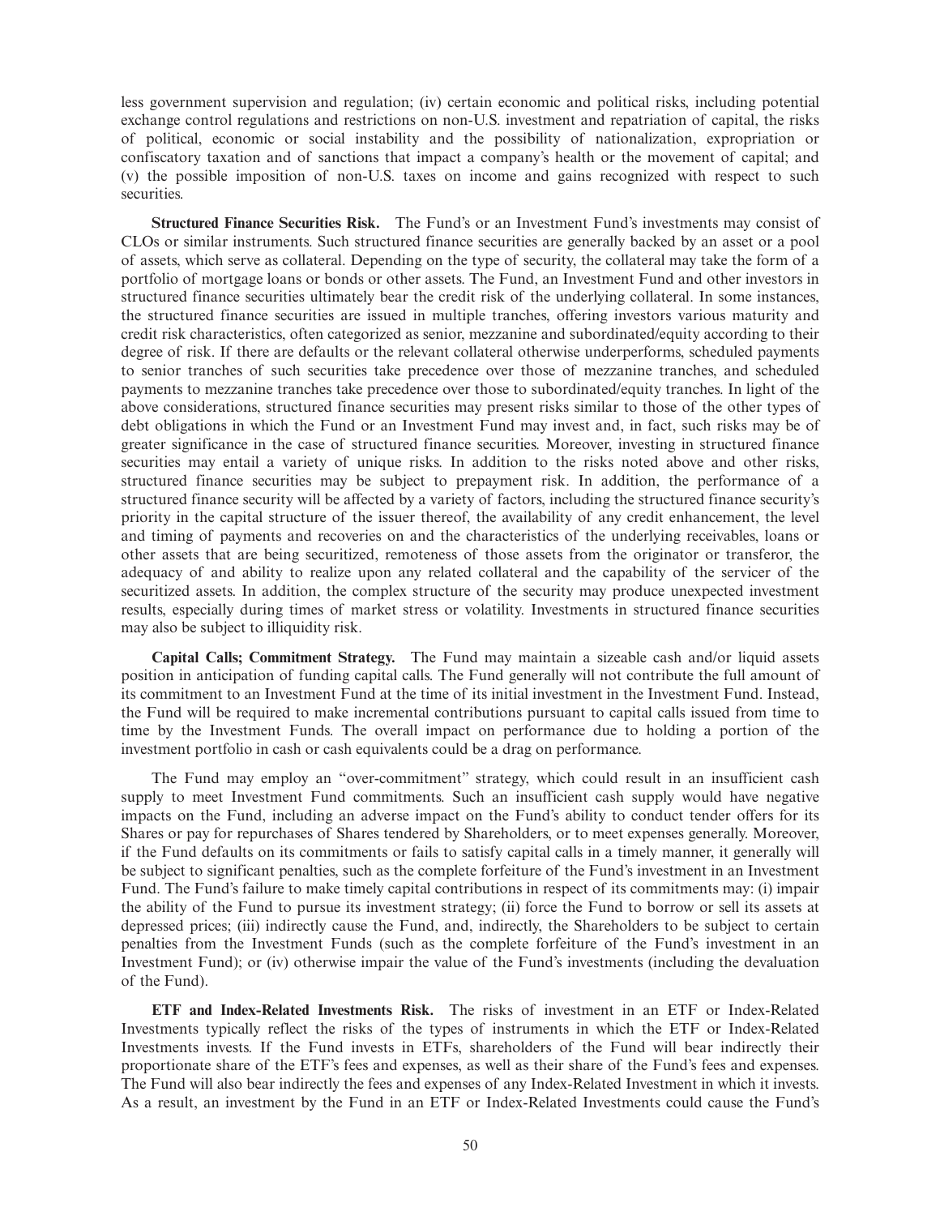less government supervision and regulation; (iv) certain economic and political risks, including potential exchange control regulations and restrictions on non-U.S. investment and repatriation of capital, the risks of political, economic or social instability and the possibility of nationalization, expropriation or confiscatory taxation and of sanctions that impact a company's health or the movement of capital; and (v) the possible imposition of non-U.S. taxes on income and gains recognized with respect to such securities.

**Structured Finance Securities Risk.** The Fund's or an Investment Fund's investments may consist of CLOs or similar instruments. Such structured finance securities are generally backed by an asset or a pool of assets, which serve as collateral. Depending on the type of security, the collateral may take the form of a portfolio of mortgage loans or bonds or other assets. The Fund, an Investment Fund and other investors in structured finance securities ultimately bear the credit risk of the underlying collateral. In some instances, the structured finance securities are issued in multiple tranches, offering investors various maturity and credit risk characteristics, often categorized as senior, mezzanine and subordinated/equity according to their degree of risk. If there are defaults or the relevant collateral otherwise underperforms, scheduled payments to senior tranches of such securities take precedence over those of mezzanine tranches, and scheduled payments to mezzanine tranches take precedence over those to subordinated/equity tranches. In light of the above considerations, structured finance securities may present risks similar to those of the other types of debt obligations in which the Fund or an Investment Fund may invest and, in fact, such risks may be of greater significance in the case of structured finance securities. Moreover, investing in structured finance securities may entail a variety of unique risks. In addition to the risks noted above and other risks, structured finance securities may be subject to prepayment risk. In addition, the performance of a structured finance security will be affected by a variety of factors, including the structured finance security's priority in the capital structure of the issuer thereof, the availability of any credit enhancement, the level and timing of payments and recoveries on and the characteristics of the underlying receivables, loans or other assets that are being securitized, remoteness of those assets from the originator or transferor, the adequacy of and ability to realize upon any related collateral and the capability of the servicer of the securitized assets. In addition, the complex structure of the security may produce unexpected investment results, especially during times of market stress or volatility. Investments in structured finance securities may also be subject to illiquidity risk.

**Capital Calls; Commitment Strategy.** The Fund may maintain a sizeable cash and/or liquid assets position in anticipation of funding capital calls. The Fund generally will not contribute the full amount of its commitment to an Investment Fund at the time of its initial investment in the Investment Fund. Instead, the Fund will be required to make incremental contributions pursuant to capital calls issued from time to time by the Investment Funds. The overall impact on performance due to holding a portion of the investment portfolio in cash or cash equivalents could be a drag on performance.

The Fund may employ an "over-commitment" strategy, which could result in an insufficient cash supply to meet Investment Fund commitments. Such an insufficient cash supply would have negative impacts on the Fund, including an adverse impact on the Fund's ability to conduct tender offers for its Shares or pay for repurchases of Shares tendered by Shareholders, or to meet expenses generally. Moreover, if the Fund defaults on its commitments or fails to satisfy capital calls in a timely manner, it generally will be subject to significant penalties, such as the complete forfeiture of the Fund's investment in an Investment Fund. The Fund's failure to make timely capital contributions in respect of its commitments may: (i) impair the ability of the Fund to pursue its investment strategy; (ii) force the Fund to borrow or sell its assets at depressed prices; (iii) indirectly cause the Fund, and, indirectly, the Shareholders to be subject to certain penalties from the Investment Funds (such as the complete forfeiture of the Fund's investment in an Investment Fund); or (iv) otherwise impair the value of the Fund's investments (including the devaluation of the Fund).

**ETF and Index-Related Investments Risk.** The risks of investment in an ETF or Index-Related Investments typically reflect the risks of the types of instruments in which the ETF or Index-Related Investments invests. If the Fund invests in ETFs, shareholders of the Fund will bear indirectly their proportionate share of the ETF's fees and expenses, as well as their share of the Fund's fees and expenses. The Fund will also bear indirectly the fees and expenses of any Index-Related Investment in which it invests. As a result, an investment by the Fund in an ETF or Index-Related Investments could cause the Fund's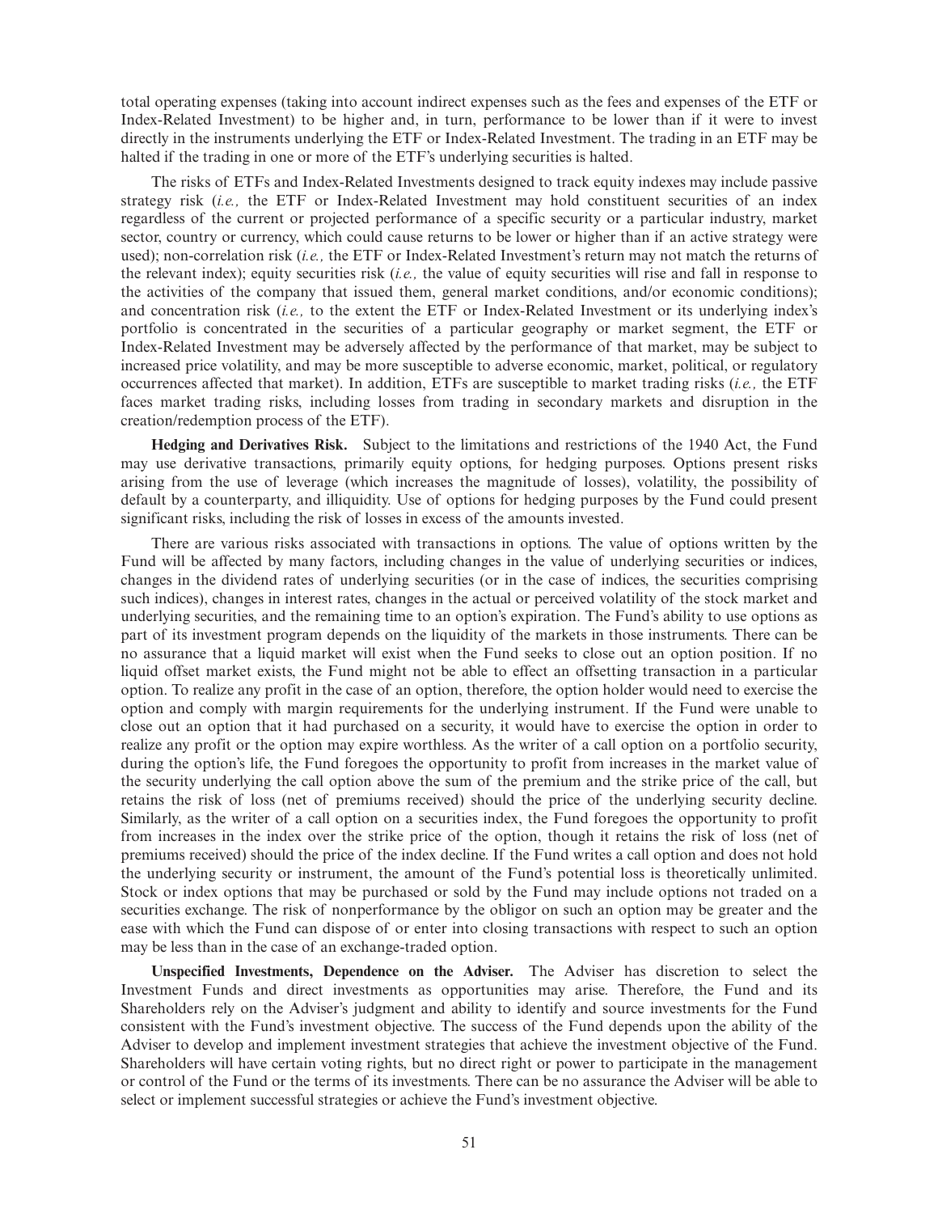total operating expenses (taking into account indirect expenses such as the fees and expenses of the ETF or Index-Related Investment) to be higher and, in turn, performance to be lower than if it were to invest directly in the instruments underlying the ETF or Index-Related Investment. The trading in an ETF may be halted if the trading in one or more of the ETF's underlying securities is halted.

The risks of ETFs and Index-Related Investments designed to track equity indexes may include passive strategy risk (*i.e.,* the ETF or Index-Related Investment may hold constituent securities of an index regardless of the current or projected performance of a specific security or a particular industry, market sector, country or currency, which could cause returns to be lower or higher than if an active strategy were used); non-correlation risk (*i.e.,* the ETF or Index-Related Investment's return may not match the returns of the relevant index); equity securities risk (*i.e.,* the value of equity securities will rise and fall in response to the activities of the company that issued them, general market conditions, and/or economic conditions); and concentration risk (*i.e.,* to the extent the ETF or Index-Related Investment or its underlying index's portfolio is concentrated in the securities of a particular geography or market segment, the ETF or Index-Related Investment may be adversely affected by the performance of that market, may be subject to increased price volatility, and may be more susceptible to adverse economic, market, political, or regulatory occurrences affected that market). In addition, ETFs are susceptible to market trading risks (*i.e.,* the ETF faces market trading risks, including losses from trading in secondary markets and disruption in the creation/redemption process of the ETF).

**Hedging and Derivatives Risk.** Subject to the limitations and restrictions of the 1940 Act, the Fund may use derivative transactions, primarily equity options, for hedging purposes. Options present risks arising from the use of leverage (which increases the magnitude of losses), volatility, the possibility of default by a counterparty, and illiquidity. Use of options for hedging purposes by the Fund could present significant risks, including the risk of losses in excess of the amounts invested.

There are various risks associated with transactions in options. The value of options written by the Fund will be affected by many factors, including changes in the value of underlying securities or indices, changes in the dividend rates of underlying securities (or in the case of indices, the securities comprising such indices), changes in interest rates, changes in the actual or perceived volatility of the stock market and underlying securities, and the remaining time to an option's expiration. The Fund's ability to use options as part of its investment program depends on the liquidity of the markets in those instruments. There can be no assurance that a liquid market will exist when the Fund seeks to close out an option position. If no liquid offset market exists, the Fund might not be able to effect an offsetting transaction in a particular option. To realize any profit in the case of an option, therefore, the option holder would need to exercise the option and comply with margin requirements for the underlying instrument. If the Fund were unable to close out an option that it had purchased on a security, it would have to exercise the option in order to realize any profit or the option may expire worthless. As the writer of a call option on a portfolio security, during the option's life, the Fund foregoes the opportunity to profit from increases in the market value of the security underlying the call option above the sum of the premium and the strike price of the call, but retains the risk of loss (net of premiums received) should the price of the underlying security decline. Similarly, as the writer of a call option on a securities index, the Fund foregoes the opportunity to profit from increases in the index over the strike price of the option, though it retains the risk of loss (net of premiums received) should the price of the index decline. If the Fund writes a call option and does not hold the underlying security or instrument, the amount of the Fund's potential loss is theoretically unlimited. Stock or index options that may be purchased or sold by the Fund may include options not traded on a securities exchange. The risk of nonperformance by the obligor on such an option may be greater and the ease with which the Fund can dispose of or enter into closing transactions with respect to such an option may be less than in the case of an exchange-traded option.

**Unspecified Investments, Dependence on the Adviser.** The Adviser has discretion to select the Investment Funds and direct investments as opportunities may arise. Therefore, the Fund and its Shareholders rely on the Adviser's judgment and ability to identify and source investments for the Fund consistent with the Fund's investment objective. The success of the Fund depends upon the ability of the Adviser to develop and implement investment strategies that achieve the investment objective of the Fund. Shareholders will have certain voting rights, but no direct right or power to participate in the management or control of the Fund or the terms of its investments. There can be no assurance the Adviser will be able to select or implement successful strategies or achieve the Fund's investment objective.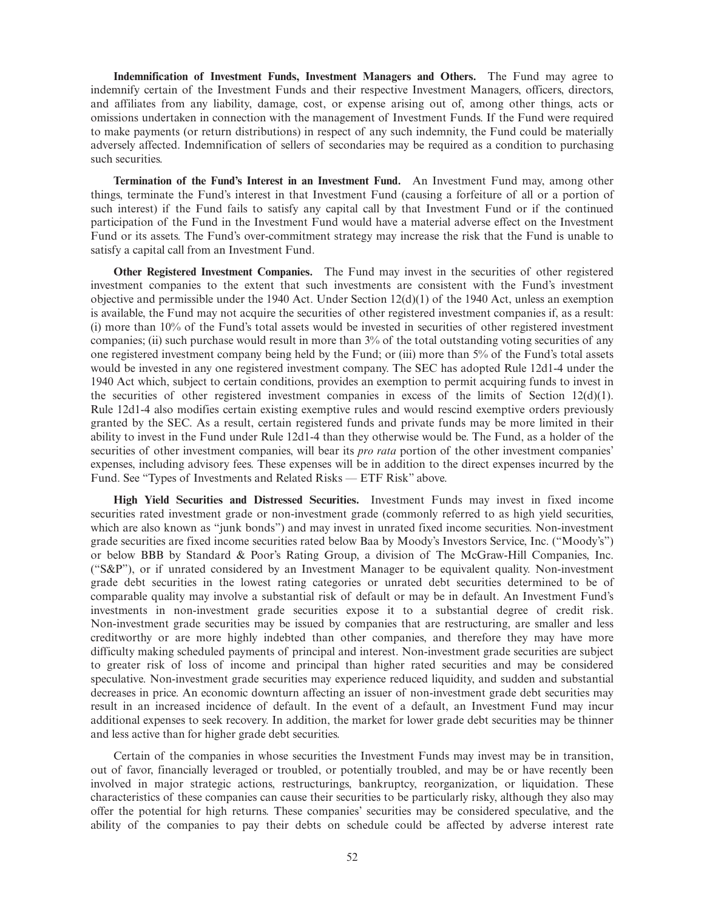**Indemnification of Investment Funds, Investment Managers and Others.** The Fund may agree to indemnify certain of the Investment Funds and their respective Investment Managers, officers, directors, and affiliates from any liability, damage, cost, or expense arising out of, among other things, acts or omissions undertaken in connection with the management of Investment Funds. If the Fund were required to make payments (or return distributions) in respect of any such indemnity, the Fund could be materially adversely affected. Indemnification of sellers of secondaries may be required as a condition to purchasing such securities.

**Termination of the Fund's Interest in an Investment Fund.** An Investment Fund may, among other things, terminate the Fund's interest in that Investment Fund (causing a forfeiture of all or a portion of such interest) if the Fund fails to satisfy any capital call by that Investment Fund or if the continued participation of the Fund in the Investment Fund would have a material adverse effect on the Investment Fund or its assets. The Fund's over-commitment strategy may increase the risk that the Fund is unable to satisfy a capital call from an Investment Fund.

**Other Registered Investment Companies.** The Fund may invest in the securities of other registered investment companies to the extent that such investments are consistent with the Fund's investment objective and permissible under the 1940 Act. Under Section 12(d)(1) of the 1940 Act, unless an exemption is available, the Fund may not acquire the securities of other registered investment companies if, as a result: (i) more than 10% of the Fund's total assets would be invested in securities of other registered investment companies; (ii) such purchase would result in more than 3% of the total outstanding voting securities of any one registered investment company being held by the Fund; or (iii) more than 5% of the Fund's total assets would be invested in any one registered investment company. The SEC has adopted Rule 12d1-4 under the 1940 Act which, subject to certain conditions, provides an exemption to permit acquiring funds to invest in the securities of other registered investment companies in excess of the limits of Section 12(d)(1). Rule 12d1-4 also modifies certain existing exemptive rules and would rescind exemptive orders previously granted by the SEC. As a result, certain registered funds and private funds may be more limited in their ability to invest in the Fund under Rule 12d1-4 than they otherwise would be. The Fund, as a holder of the securities of other investment companies, will bear its *pro rata* portion of the other investment companies' expenses, including advisory fees. These expenses will be in addition to the direct expenses incurred by the Fund. See "Types of Investments and Related Risks — ETF Risk" above.

**High Yield Securities and Distressed Securities.** Investment Funds may invest in fixed income securities rated investment grade or non-investment grade (commonly referred to as high yield securities, which are also known as "junk bonds") and may invest in unrated fixed income securities. Non-investment grade securities are fixed income securities rated below Baa by Moody's Investors Service, Inc. ("Moody's") or below BBB by Standard & Poor's Rating Group, a division of The McGraw-Hill Companies, Inc. ("S&P"), or if unrated considered by an Investment Manager to be equivalent quality. Non-investment grade debt securities in the lowest rating categories or unrated debt securities determined to be of comparable quality may involve a substantial risk of default or may be in default. An Investment Fund's investments in non-investment grade securities expose it to a substantial degree of credit risk. Non-investment grade securities may be issued by companies that are restructuring, are smaller and less creditworthy or are more highly indebted than other companies, and therefore they may have more difficulty making scheduled payments of principal and interest. Non-investment grade securities are subject to greater risk of loss of income and principal than higher rated securities and may be considered speculative. Non-investment grade securities may experience reduced liquidity, and sudden and substantial decreases in price. An economic downturn affecting an issuer of non-investment grade debt securities may result in an increased incidence of default. In the event of a default, an Investment Fund may incur additional expenses to seek recovery. In addition, the market for lower grade debt securities may be thinner and less active than for higher grade debt securities.

Certain of the companies in whose securities the Investment Funds may invest may be in transition, out of favor, financially leveraged or troubled, or potentially troubled, and may be or have recently been involved in major strategic actions, restructurings, bankruptcy, reorganization, or liquidation. These characteristics of these companies can cause their securities to be particularly risky, although they also may offer the potential for high returns. These companies' securities may be considered speculative, and the ability of the companies to pay their debts on schedule could be affected by adverse interest rate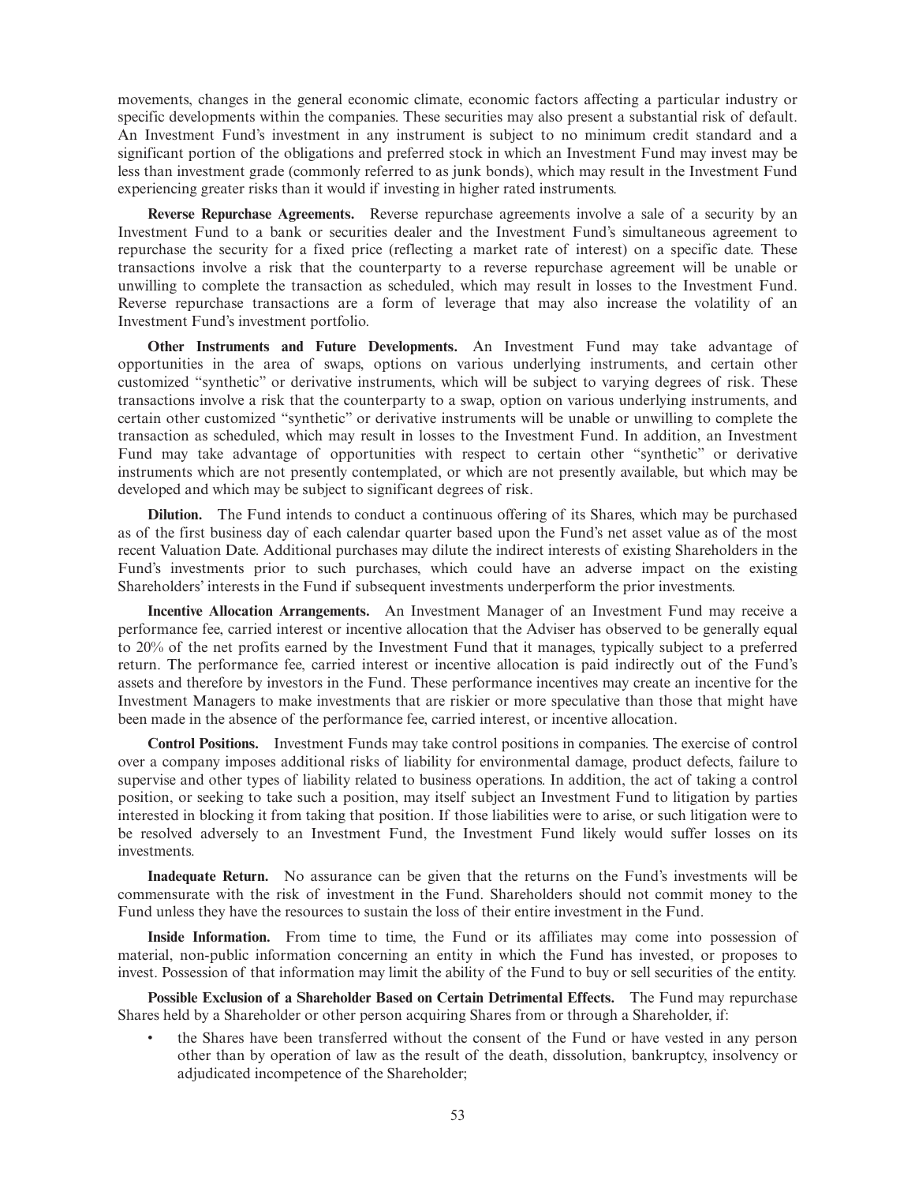movements, changes in the general economic climate, economic factors affecting a particular industry or specific developments within the companies. These securities may also present a substantial risk of default. An Investment Fund's investment in any instrument is subject to no minimum credit standard and a significant portion of the obligations and preferred stock in which an Investment Fund may invest may be less than investment grade (commonly referred to as junk bonds), which may result in the Investment Fund experiencing greater risks than it would if investing in higher rated instruments.

**Reverse Repurchase Agreements.** Reverse repurchase agreements involve a sale of a security by an Investment Fund to a bank or securities dealer and the Investment Fund's simultaneous agreement to repurchase the security for a fixed price (reflecting a market rate of interest) on a specific date. These transactions involve a risk that the counterparty to a reverse repurchase agreement will be unable or unwilling to complete the transaction as scheduled, which may result in losses to the Investment Fund. Reverse repurchase transactions are a form of leverage that may also increase the volatility of an Investment Fund's investment portfolio.

**Other Instruments and Future Developments.** An Investment Fund may take advantage of opportunities in the area of swaps, options on various underlying instruments, and certain other customized "synthetic" or derivative instruments, which will be subject to varying degrees of risk. These transactions involve a risk that the counterparty to a swap, option on various underlying instruments, and certain other customized "synthetic" or derivative instruments will be unable or unwilling to complete the transaction as scheduled, which may result in losses to the Investment Fund. In addition, an Investment Fund may take advantage of opportunities with respect to certain other "synthetic" or derivative instruments which are not presently contemplated, or which are not presently available, but which may be developed and which may be subject to significant degrees of risk.

**Dilution.** The Fund intends to conduct a continuous offering of its Shares, which may be purchased as of the first business day of each calendar quarter based upon the Fund's net asset value as of the most recent Valuation Date. Additional purchases may dilute the indirect interests of existing Shareholders in the Fund's investments prior to such purchases, which could have an adverse impact on the existing Shareholders' interests in the Fund if subsequent investments underperform the prior investments.

**Incentive Allocation Arrangements.** An Investment Manager of an Investment Fund may receive a performance fee, carried interest or incentive allocation that the Adviser has observed to be generally equal to 20% of the net profits earned by the Investment Fund that it manages, typically subject to a preferred return. The performance fee, carried interest or incentive allocation is paid indirectly out of the Fund's assets and therefore by investors in the Fund. These performance incentives may create an incentive for the Investment Managers to make investments that are riskier or more speculative than those that might have been made in the absence of the performance fee, carried interest, or incentive allocation.

**Control Positions.** Investment Funds may take control positions in companies. The exercise of control over a company imposes additional risks of liability for environmental damage, product defects, failure to supervise and other types of liability related to business operations. In addition, the act of taking a control position, or seeking to take such a position, may itself subject an Investment Fund to litigation by parties interested in blocking it from taking that position. If those liabilities were to arise, or such litigation were to be resolved adversely to an Investment Fund, the Investment Fund likely would suffer losses on its investments.

**Inadequate Return.** No assurance can be given that the returns on the Fund's investments will be commensurate with the risk of investment in the Fund. Shareholders should not commit money to the Fund unless they have the resources to sustain the loss of their entire investment in the Fund.

**Inside Information.** From time to time, the Fund or its affiliates may come into possession of material, non-public information concerning an entity in which the Fund has invested, or proposes to invest. Possession of that information may limit the ability of the Fund to buy or sell securities of the entity.

**Possible Exclusion of a Shareholder Based on Certain Detrimental Effects.** The Fund may repurchase Shares held by a Shareholder or other person acquiring Shares from or through a Shareholder, if:

- the Shares have been transferred without the consent of the Fund or have vested in any person other than by operation of law as the result of the death, dissolution, bankruptcy, insolvency or adjudicated incompetence of the Shareholder;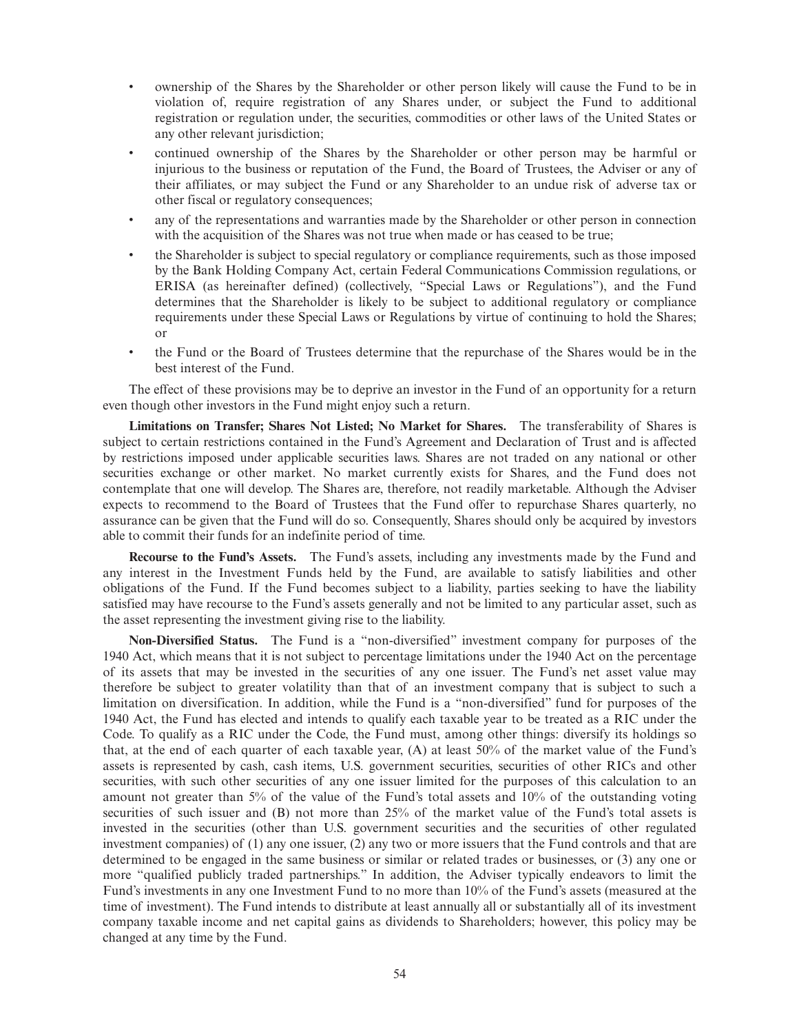- ownership of the Shares by the Shareholder or other person likely will cause the Fund to be in violation of, require registration of any Shares under, or subject the Fund to additional registration or regulation under, the securities, commodities or other laws of the United States or any other relevant jurisdiction;
- continued ownership of the Shares by the Shareholder or other person may be harmful or injurious to the business or reputation of the Fund, the Board of Trustees, the Adviser or any of their affiliates, or may subject the Fund or any Shareholder to an undue risk of adverse tax or other fiscal or regulatory consequences;
- any of the representations and warranties made by the Shareholder or other person in connection with the acquisition of the Shares was not true when made or has ceased to be true;
- the Shareholder is subject to special regulatory or compliance requirements, such as those imposed by the Bank Holding Company Act, certain Federal Communications Commission regulations, or ERISA (as hereinafter defined) (collectively, "Special Laws or Regulations"), and the Fund determines that the Shareholder is likely to be subject to additional regulatory or compliance requirements under these Special Laws or Regulations by virtue of continuing to hold the Shares; or
- the Fund or the Board of Trustees determine that the repurchase of the Shares would be in the best interest of the Fund.

The effect of these provisions may be to deprive an investor in the Fund of an opportunity for a return even though other investors in the Fund might enjoy such a return.

**Limitations on Transfer; Shares Not Listed; No Market for Shares.** The transferability of Shares is subject to certain restrictions contained in the Fund's Agreement and Declaration of Trust and is affected by restrictions imposed under applicable securities laws. Shares are not traded on any national or other securities exchange or other market. No market currently exists for Shares, and the Fund does not contemplate that one will develop. The Shares are, therefore, not readily marketable. Although the Adviser expects to recommend to the Board of Trustees that the Fund offer to repurchase Shares quarterly, no assurance can be given that the Fund will do so. Consequently, Shares should only be acquired by investors able to commit their funds for an indefinite period of time.

**Recourse to the Fund's Assets.** The Fund's assets, including any investments made by the Fund and any interest in the Investment Funds held by the Fund, are available to satisfy liabilities and other obligations of the Fund. If the Fund becomes subject to a liability, parties seeking to have the liability satisfied may have recourse to the Fund's assets generally and not be limited to any particular asset, such as the asset representing the investment giving rise to the liability.

**Non-Diversified Status.** The Fund is a "non-diversified" investment company for purposes of the 1940 Act, which means that it is not subject to percentage limitations under the 1940 Act on the percentage of its assets that may be invested in the securities of any one issuer. The Fund's net asset value may therefore be subject to greater volatility than that of an investment company that is subject to such a limitation on diversification. In addition, while the Fund is a "non-diversified" fund for purposes of the 1940 Act, the Fund has elected and intends to qualify each taxable year to be treated as a RIC under the Code. To qualify as a RIC under the Code, the Fund must, among other things: diversify its holdings so that, at the end of each quarter of each taxable year, (A) at least 50% of the market value of the Fund's assets is represented by cash, cash items, U.S. government securities, securities of other RICs and other securities, with such other securities of any one issuer limited for the purposes of this calculation to an amount not greater than 5% of the value of the Fund's total assets and 10% of the outstanding voting securities of such issuer and (B) not more than 25% of the market value of the Fund's total assets is invested in the securities (other than U.S. government securities and the securities of other regulated investment companies) of (1) any one issuer, (2) any two or more issuers that the Fund controls and that are determined to be engaged in the same business or similar or related trades or businesses, or (3) any one or more "qualified publicly traded partnerships." In addition, the Adviser typically endeavors to limit the Fund's investments in any one Investment Fund to no more than 10% of the Fund's assets (measured at the time of investment). The Fund intends to distribute at least annually all or substantially all of its investment company taxable income and net capital gains as dividends to Shareholders; however, this policy may be changed at any time by the Fund.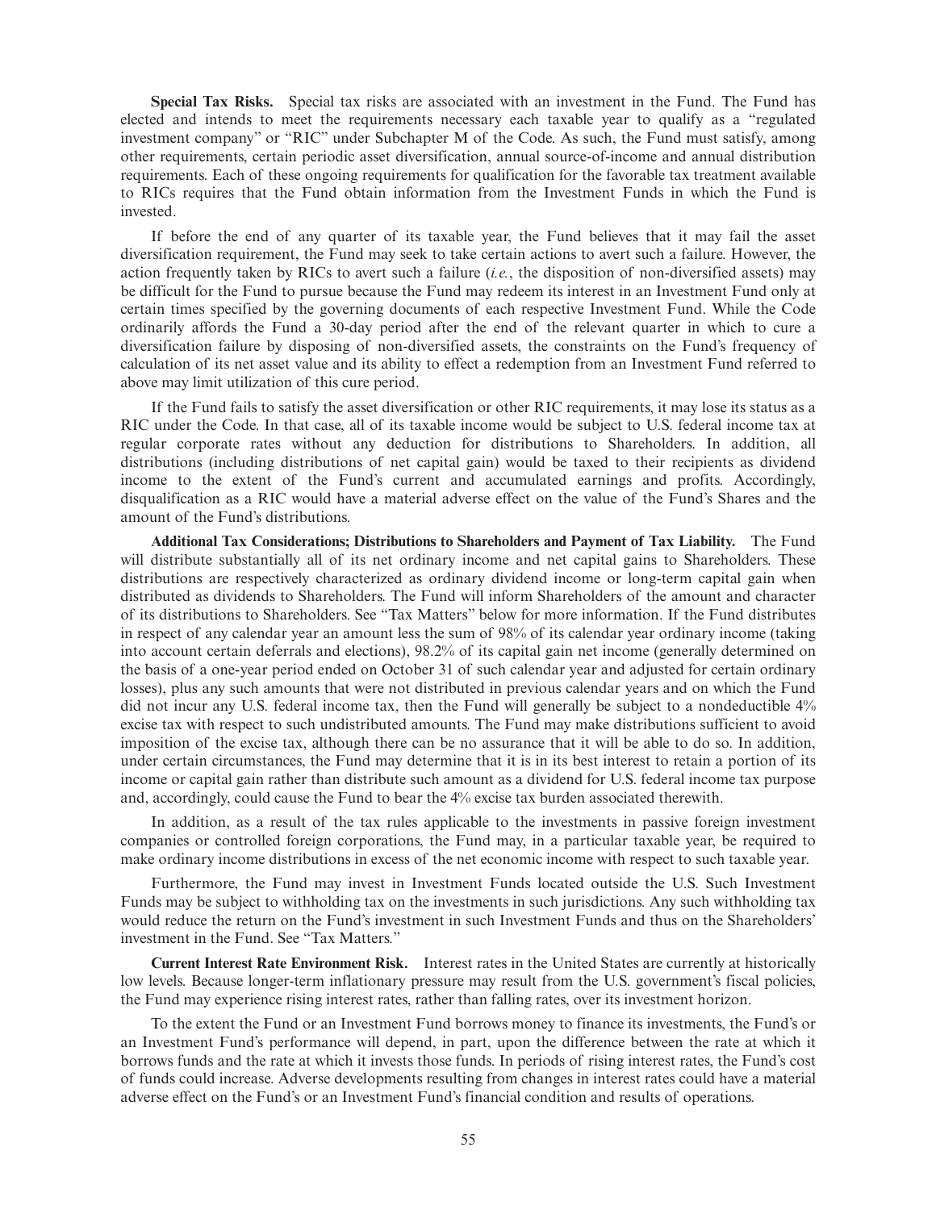**Special Tax Risks.** Special tax risks are associated with an investment in the Fund. The Fund has elected and intends to meet the requirements necessary each taxable year to qualify as a "regulated investment company" or "RIC" under Subchapter M of the Code. As such, the Fund must satisfy, among other requirements, certain periodic asset diversification, annual source-of-income and annual distribution requirements. Each of these ongoing requirements for qualification for the favorable tax treatment available to RICs requires that the Fund obtain information from the Investment Funds in which the Fund is invested.

If before the end of any quarter of its taxable year, the Fund believes that it may fail the asset diversification requirement, the Fund may seek to take certain actions to avert such a failure. However, the action frequently taken by RICs to avert such a failure (*i.e.*, the disposition of non-diversified assets) may be difficult for the Fund to pursue because the Fund may redeem its interest in an Investment Fund only at certain times specified by the governing documents of each respective Investment Fund. While the Code ordinarily affords the Fund a 30-day period after the end of the relevant quarter in which to cure a diversification failure by disposing of non-diversified assets, the constraints on the Fund's frequency of calculation of its net asset value and its ability to effect a redemption from an Investment Fund referred to above may limit utilization of this cure period.

If the Fund fails to satisfy the asset diversification or other RIC requirements, it may lose its status as a RIC under the Code. In that case, all of its taxable income would be subject to U.S. federal income tax at regular corporate rates without any deduction for distributions to Shareholders. In addition, all distributions (including distributions of net capital gain) would be taxed to their recipients as dividend income to the extent of the Fund's current and accumulated earnings and profits. Accordingly, disqualification as a RIC would have a material adverse effect on the value of the Fund's Shares and the amount of the Fund's distributions.

**Additional Tax Considerations; Distributions to Shareholders and Payment of Tax Liability.** The Fund will distribute substantially all of its net ordinary income and net capital gains to Shareholders. These distributions are respectively characterized as ordinary dividend income or long-term capital gain when distributed as dividends to Shareholders. The Fund will inform Shareholders of the amount and character of its distributions to Shareholders. See "Tax Matters" below for more information. If the Fund distributes in respect of any calendar year an amount less the sum of 98% of its calendar year ordinary income (taking into account certain deferrals and elections), 98.2% of its capital gain net income (generally determined on the basis of a one-year period ended on October 31 of such calendar year and adjusted for certain ordinary losses), plus any such amounts that were not distributed in previous calendar years and on which the Fund did not incur any U.S. federal income tax, then the Fund will generally be subject to a nondeductible 4% excise tax with respect to such undistributed amounts. The Fund may make distributions sufficient to avoid imposition of the excise tax, although there can be no assurance that it will be able to do so. In addition, under certain circumstances, the Fund may determine that it is in its best interest to retain a portion of its income or capital gain rather than distribute such amount as a dividend for U.S. federal income tax purpose and, accordingly, could cause the Fund to bear the 4% excise tax burden associated therewith.

In addition, as a result of the tax rules applicable to the investments in passive foreign investment companies or controlled foreign corporations, the Fund may, in a particular taxable year, be required to make ordinary income distributions in excess of the net economic income with respect to such taxable year.

Furthermore, the Fund may invest in Investment Funds located outside the U.S. Such Investment Funds may be subject to withholding tax on the investments in such jurisdictions. Any such withholding tax would reduce the return on the Fund's investment in such Investment Funds and thus on the Shareholders' investment in the Fund. See "Tax Matters."

**Current Interest Rate Environment Risk.** Interest rates in the United States are currently at historically low levels. Because longer-term inflationary pressure may result from the U.S. government's fiscal policies, the Fund may experience rising interest rates, rather than falling rates, over its investment horizon.

To the extent the Fund or an Investment Fund borrows money to finance its investments, the Fund's or an Investment Fund's performance will depend, in part, upon the difference between the rate at which it borrows funds and the rate at which it invests those funds. In periods of rising interest rates, the Fund's cost of funds could increase. Adverse developments resulting from changes in interest rates could have a material adverse effect on the Fund's or an Investment Fund's financial condition and results of operations.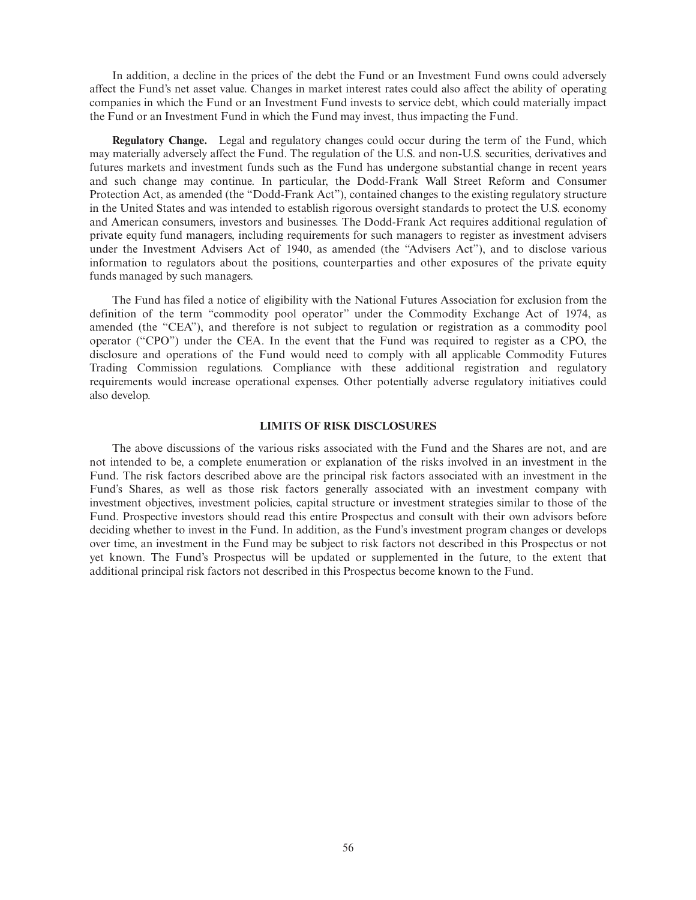In addition, a decline in the prices of the debt the Fund or an Investment Fund owns could adversely affect the Fund's net asset value. Changes in market interest rates could also affect the ability of operating companies in which the Fund or an Investment Fund invests to service debt, which could materially impact the Fund or an Investment Fund in which the Fund may invest, thus impacting the Fund.

**Regulatory Change.** Legal and regulatory changes could occur during the term of the Fund, which may materially adversely affect the Fund. The regulation of the U.S. and non-U.S. securities, derivatives and futures markets and investment funds such as the Fund has undergone substantial change in recent years and such change may continue. In particular, the Dodd-Frank Wall Street Reform and Consumer Protection Act, as amended (the "Dodd-Frank Act"), contained changes to the existing regulatory structure in the United States and was intended to establish rigorous oversight standards to protect the U.S. economy and American consumers, investors and businesses. The Dodd-Frank Act requires additional regulation of private equity fund managers, including requirements for such managers to register as investment advisers under the Investment Advisers Act of 1940, as amended (the "Advisers Act"), and to disclose various information to regulators about the positions, counterparties and other exposures of the private equity funds managed by such managers.

The Fund has filed a notice of eligibility with the National Futures Association for exclusion from the definition of the term "commodity pool operator" under the Commodity Exchange Act of 1974, as amended (the "CEA"), and therefore is not subject to regulation or registration as a commodity pool operator ("CPO") under the CEA. In the event that the Fund was required to register as a CPO, the disclosure and operations of the Fund would need to comply with all applicable Commodity Futures Trading Commission regulations. Compliance with these additional registration and regulatory requirements would increase operational expenses. Other potentially adverse regulatory initiatives could also develop.

## LIMITS OF RISK DISCLOSURES

The above discussions of the various risks associated with the Fund and the Shares are not, and are not intended to be, a complete enumeration or explanation of the risks involved in an investment in the Fund. The risk factors described above are the principal risk factors associated with an investment in the Fund's Shares, as well as those risk factors generally associated with an investment company with investment objectives, investment policies, capital structure or investment strategies similar to those of the Fund. Prospective investors should read this entire Prospectus and consult with their own advisors before deciding whether to invest in the Fund. In addition, as the Fund's investment program changes or develops over time, an investment in the Fund may be subject to risk factors not described in this Prospectus or not yet known. The Fund's Prospectus will be updated or supplemented in the future, to the extent that additional principal risk factors not described in this Prospectus become known to the Fund.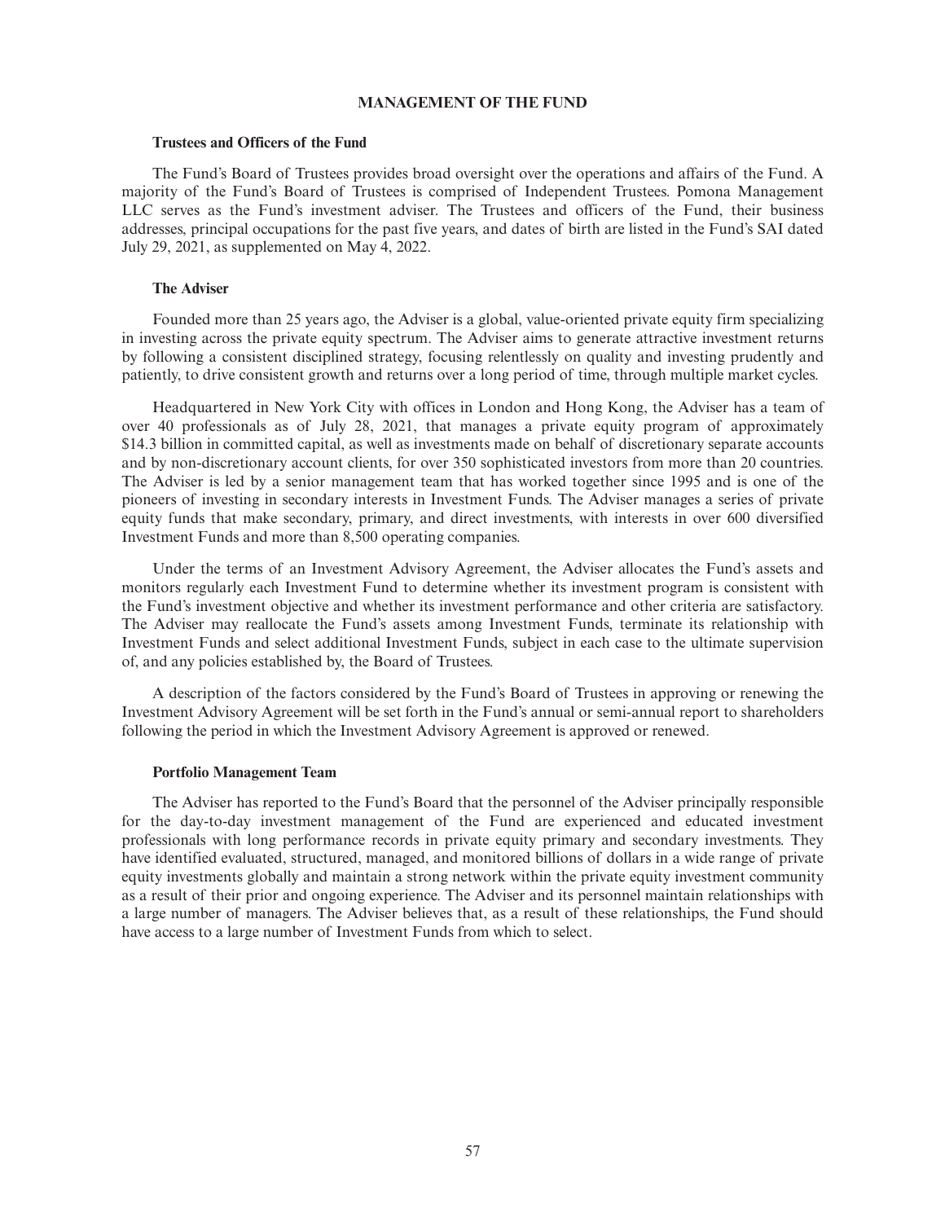# MANAGEMENT OF THE FUND

## Trustees and Officers of the Fund

The Fund's Board of Trustees provides broad oversight over the operations and affairs of the Fund. A majority of the Fund's Board of Trustees is comprised of Independent Trustees. Pomona Management LLC serves as the Fund's investment adviser. The Trustees and officers of the Fund, their business addresses, principal occupations for the past five years, and dates of birth are listed in the Fund's SAI dated July 29, 2021, as supplemented on May 4, 2022.

## The Adviser

Founded more than 25 years ago, the Adviser is a global, value-oriented private equity firm specializing in investing across the private equity spectrum. The Adviser aims to generate attractive investment returns by following a consistent disciplined strategy, focusing relentlessly on quality and investing prudently and patiently, to drive consistent growth and returns over a long period of time, through multiple market cycles.

Headquartered in New York City with offices in London and Hong Kong, the Adviser has a team of over 40 professionals as of July 28, 2021, that manages a private equity program of approximately $14.3 billion in committed capital, as well as investments made on behalf of discretionary separate accounts and by non-discretionary account clients, for over 350 sophisticated investors from more than 20 countries. The Adviser is led by a senior management team that has worked together since 1995 and is one of the pioneers of investing in secondary interests in Investment Funds. The Adviser manages a series of private equity funds that make secondary, primary, and direct investments, with interests in over 600 diversified Investment Funds and more than 8,500 operating companies.

Under the terms of an Investment Advisory Agreement, the Adviser allocates the Fund's assets and monitors regularly each Investment Fund to determine whether its investment program is consistent with the Fund's investment objective and whether its investment performance and other criteria are satisfactory. The Adviser may reallocate the Fund's assets among Investment Funds, terminate its relationship with Investment Funds and select additional Investment Funds, subject in each case to the ultimate supervision of, and any policies established by, the Board of Trustees.

A description of the factors considered by the Fund's Board of Trustees in approving or renewing the Investment Advisory Agreement will be set forth in the Fund's annual or semi-annual report to shareholders following the period in which the Investment Advisory Agreement is approved or renewed.

## Portfolio Management Team

The Adviser has reported to the Fund's Board that the personnel of the Adviser principally responsible for the day-to-day investment management of the Fund are experienced and educated investment professionals with long performance records in private equity primary and secondary investments. They have identified evaluated, structured, managed, and monitored billions of dollars in a wide range of private equity investments globally and maintain a strong network within the private equity investment community as a result of their prior and ongoing experience. The Adviser and its personnel maintain relationships with a large number of managers. The Adviser believes that, as a result of these relationships, the Fund should have access to a large number of Investment Funds from which to select.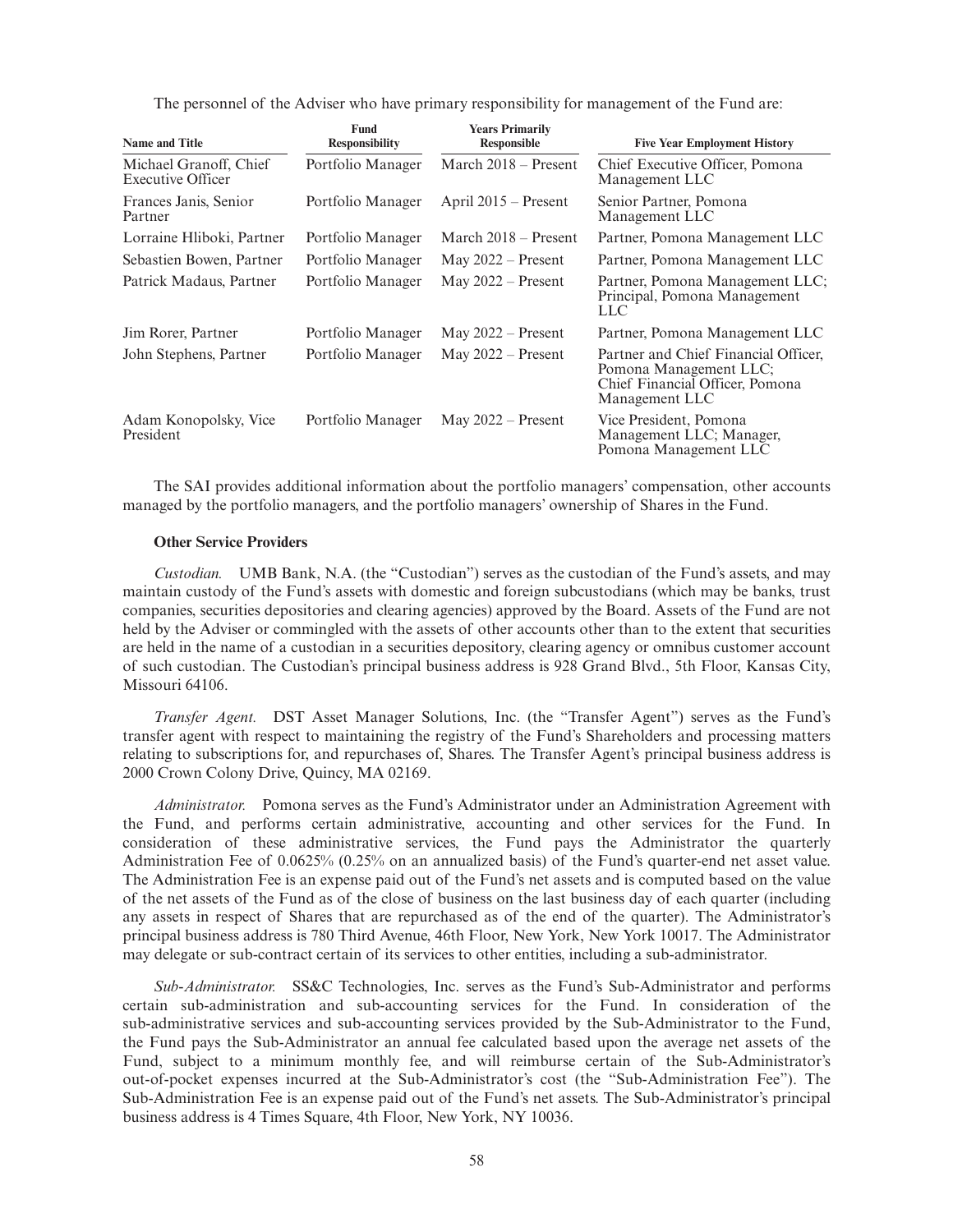The personnel of the Adviser who have primary responsibility for management of the Fund are:

| Name and Title | Fund Responsibility | Years Primarily Responsible | Five Year Employment History |
|---|---|---|---|
| Michael Granoff, Chief Executive Officer | Portfolio Manager | March 2018 – Present | Chief Executive Officer, Pomona Management LLC |
| Frances Janis, Senior Partner | Portfolio Manager | April 2015 – Present | Senior Partner, Pomona Management LLC |
| Lorraine Hliboki, Partner | Portfolio Manager | March 2018 – Present | Partner, Pomona Management LLC |
| Sebastien Bowen, Partner | Portfolio Manager | May 2022 – Present | Partner, Pomona Management LLC |
| Patrick Madaus, Partner | Portfolio Manager | May 2022 – Present | Partner, Pomona Management LLC; Principal, Pomona Management LLC |
| Jim Rorer, Partner | Portfolio Manager | May 2022 – Present | Partner, Pomona Management LLC |
| John Stephens, Partner | Portfolio Manager | May 2022 – Present | Partner and Chief Financial Officer, Pomona Management LLC; Chief Financial Officer, Pomona Management LLC |
| Adam Konopolsky, Vice President | Portfolio Manager | May 2022 – Present | Vice President, Pomona Management LLC; Manager, Pomona Management LLC |

The SAI provides additional information about the portfolio managers' compensation, other accounts managed by the portfolio managers, and the portfolio managers' ownership of Shares in the Fund.

**Other Service Providers**

*Custodian.* UMB Bank, N.A. (the "Custodian") serves as the custodian of the Fund's assets, and may maintain custody of the Fund's assets with domestic and foreign subcustodians (which may be banks, trust companies, securities depositories and clearing agencies) approved by the Board. Assets of the Fund are not held by the Adviser or commingled with the assets of other accounts other than to the extent that securities are held in the name of a custodian in a securities depository, clearing agency or omnibus customer account of such custodian. The Custodian's principal business address is 928 Grand Blvd., 5th Floor, Kansas City, Missouri 64106.

*Transfer Agent.* DST Asset Manager Solutions, Inc. (the "Transfer Agent") serves as the Fund's transfer agent with respect to maintaining the registry of the Fund's Shareholders and processing matters relating to subscriptions for, and repurchases of, Shares. The Transfer Agent's principal business address is 2000 Crown Colony Drive, Quincy, MA 02169.

*Administrator.* Pomona serves as the Fund's Administrator under an Administration Agreement with the Fund, and performs certain administrative, accounting and other services for the Fund. In consideration of these administrative services, the Fund pays the Administrator the quarterly Administration Fee of 0.0625% (0.25% on an annualized basis) of the Fund's quarter-end net asset value. The Administration Fee is an expense paid out of the Fund's net assets and is computed based on the value of the net assets of the Fund as of the close of business on the last business day of each quarter (including any assets in respect of Shares that are repurchased as of the end of the quarter). The Administrator's principal business address is 780 Third Avenue, 46th Floor, New York, New York 10017. The Administrator may delegate or sub-contract certain of its services to other entities, including a sub-administrator.

*Sub-Administrator.* SS&C Technologies, Inc. serves as the Fund's Sub-Administrator and performs certain sub-administration and sub-accounting services for the Fund. In consideration of the sub-administrative services and sub-accounting services provided by the Sub-Administrator to the Fund, the Fund pays the Sub-Administrator an annual fee calculated based upon the average net assets of the Fund, subject to a minimum monthly fee, and will reimburse certain of the Sub-Administrator's out-of-pocket expenses incurred at the Sub-Administrator's cost (the "Sub-Administration Fee"). The Sub-Administration Fee is an expense paid out of the Fund's net assets. The Sub-Administrator's principal business address is 4 Times Square, 4th Floor, New York, NY 10036.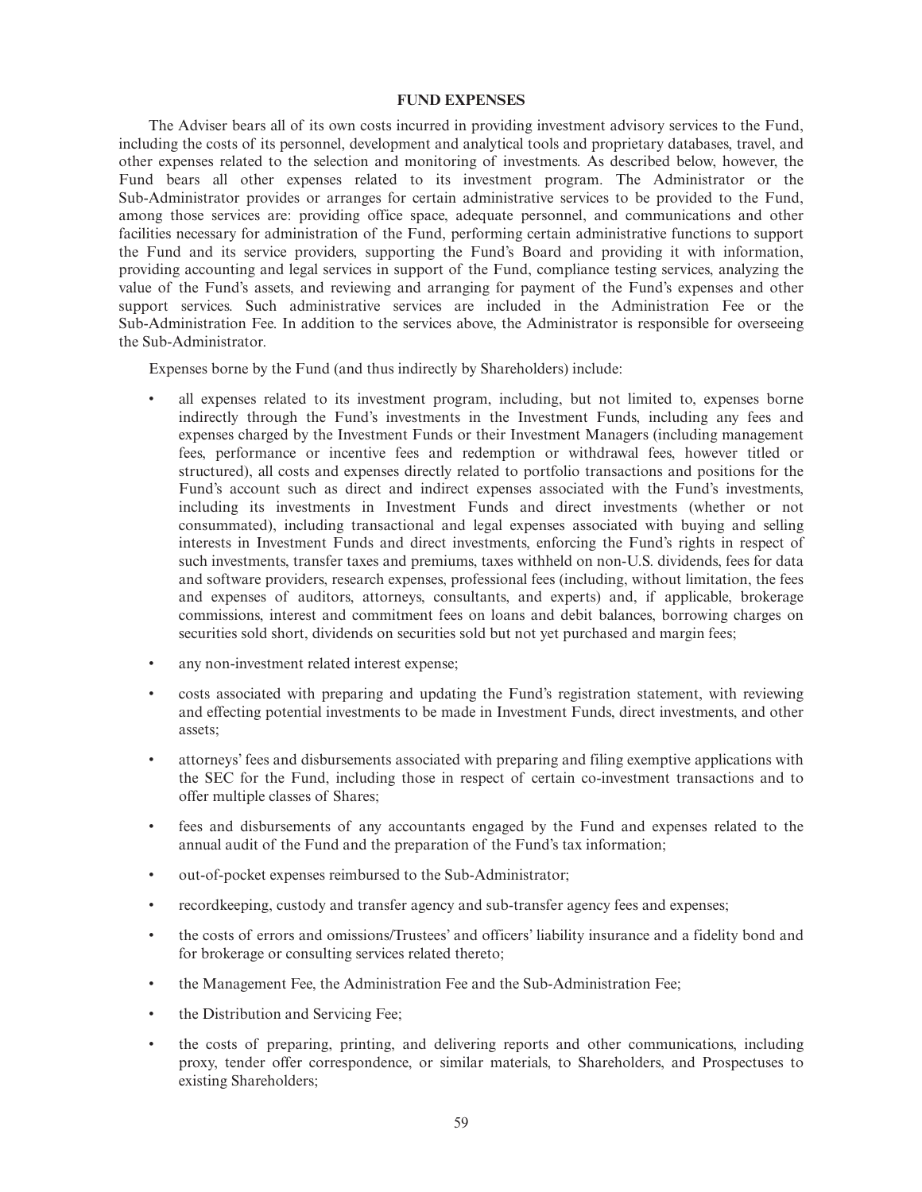## FUND EXPENSES

The Adviser bears all of its own costs incurred in providing investment advisory services to the Fund, including the costs of its personnel, development and analytical tools and proprietary databases, travel, and other expenses related to the selection and monitoring of investments. As described below, however, the Fund bears all other expenses related to its investment program. The Administrator or the Sub-Administrator provides or arranges for certain administrative services to be provided to the Fund, among those services are: providing office space, adequate personnel, and communications and other facilities necessary for administration of the Fund, performing certain administrative functions to support the Fund and its service providers, supporting the Fund's Board and providing it with information, providing accounting and legal services in support of the Fund, compliance testing services, analyzing the value of the Fund's assets, and reviewing and arranging for payment of the Fund's expenses and other support services. Such administrative services are included in the Administration Fee or the Sub-Administration Fee. In addition to the services above, the Administrator is responsible for overseeing the Sub-Administrator.

Expenses borne by the Fund (and thus indirectly by Shareholders) include:

- all expenses related to its investment program, including, but not limited to, expenses borne indirectly through the Fund's investments in the Investment Funds, including any fees and expenses charged by the Investment Funds or their Investment Managers (including management fees, performance or incentive fees and redemption or withdrawal fees, however titled or structured), all costs and expenses directly related to portfolio transactions and positions for the Fund's account such as direct and indirect expenses associated with the Fund's investments, including its investments in Investment Funds and direct investments (whether or not consummated), including transactional and legal expenses associated with buying and selling interests in Investment Funds and direct investments, enforcing the Fund's rights in respect of such investments, transfer taxes and premiums, taxes withheld on non-U.S. dividends, fees for data and software providers, research expenses, professional fees (including, without limitation, the fees and expenses of auditors, attorneys, consultants, and experts) and, if applicable, brokerage commissions, interest and commitment fees on loans and debit balances, borrowing charges on securities sold short, dividends on securities sold but not yet purchased and margin fees;
- any non-investment related interest expense;
- costs associated with preparing and updating the Fund's registration statement, with reviewing and effecting potential investments to be made in Investment Funds, direct investments, and other assets;
- attorneys' fees and disbursements associated with preparing and filing exemptive applications with the SEC for the Fund, including those in respect of certain co-investment transactions and to offer multiple classes of Shares;
- fees and disbursements of any accountants engaged by the Fund and expenses related to the annual audit of the Fund and the preparation of the Fund's tax information;
- out-of-pocket expenses reimbursed to the Sub-Administrator;
- recordkeeping, custody and transfer agency and sub-transfer agency fees and expenses;
- the costs of errors and omissions/Trustees' and officers' liability insurance and a fidelity bond and for brokerage or consulting services related thereto;
- the Management Fee, the Administration Fee and the Sub-Administration Fee;
- the Distribution and Servicing Fee;
- the costs of preparing, printing, and delivering reports and other communications, including proxy, tender offer correspondence, or similar materials, to Shareholders, and Prospectuses to existing Shareholders;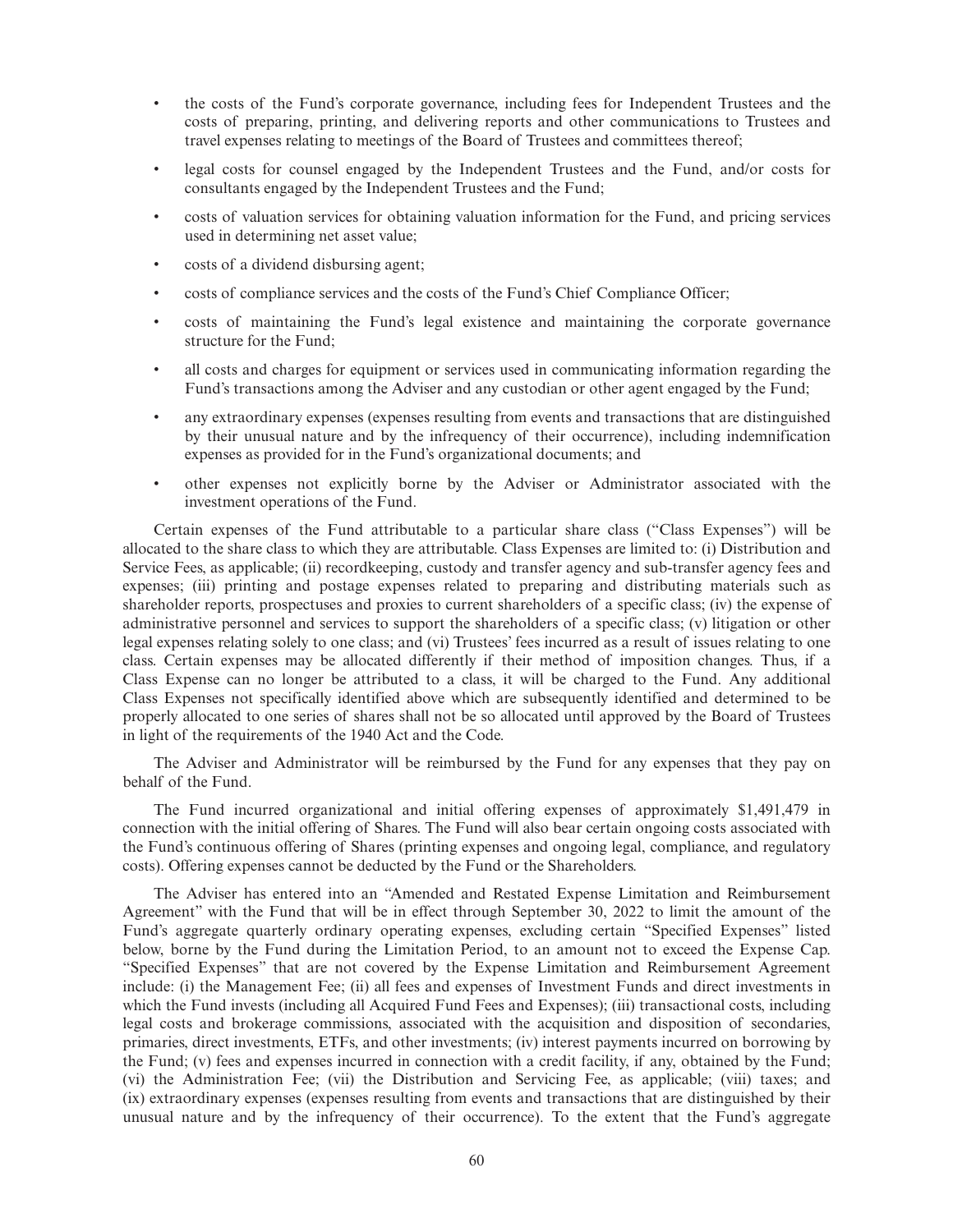- the costs of the Fund's corporate governance, including fees for Independent Trustees and the costs of preparing, printing, and delivering reports and other communications to Trustees and travel expenses relating to meetings of the Board of Trustees and committees thereof;
- legal costs for counsel engaged by the Independent Trustees and the Fund, and/or costs for consultants engaged by the Independent Trustees and the Fund;
- costs of valuation services for obtaining valuation information for the Fund, and pricing services used in determining net asset value;
- costs of a dividend disbursing agent;
- costs of compliance services and the costs of the Fund's Chief Compliance Officer;
- costs of maintaining the Fund's legal existence and maintaining the corporate governance structure for the Fund;
- all costs and charges for equipment or services used in communicating information regarding the Fund's transactions among the Adviser and any custodian or other agent engaged by the Fund;
- any extraordinary expenses (expenses resulting from events and transactions that are distinguished by their unusual nature and by the infrequency of their occurrence), including indemnification expenses as provided for in the Fund's organizational documents; and
- other expenses not explicitly borne by the Adviser or Administrator associated with the investment operations of the Fund.

Certain expenses of the Fund attributable to a particular share class ("Class Expenses") will be allocated to the share class to which they are attributable. Class Expenses are limited to: (i) Distribution and Service Fees, as applicable; (ii) recordkeeping, custody and transfer agency and sub-transfer agency fees and expenses; (iii) printing and postage expenses related to preparing and distributing materials such as shareholder reports, prospectuses and proxies to current shareholders of a specific class; (iv) the expense of administrative personnel and services to support the shareholders of a specific class; (v) litigation or other legal expenses relating solely to one class; and (vi) Trustees' fees incurred as a result of issues relating to one class. Certain expenses may be allocated differently if their method of imposition changes. Thus, if a Class Expense can no longer be attributed to a class, it will be charged to the Fund. Any additional Class Expenses not specifically identified above which are subsequently identified and determined to be properly allocated to one series of shares shall not be so allocated until approved by the Board of Trustees in light of the requirements of the 1940 Act and the Code.

The Adviser and Administrator will be reimbursed by the Fund for any expenses that they pay on behalf of the Fund.

The Fund incurred organizational and initial offering expenses of approximately $1,491,479 in connection with the initial offering of Shares. The Fund will also bear certain ongoing costs associated with the Fund's continuous offering of Shares (printing expenses and ongoing legal, compliance, and regulatory costs). Offering expenses cannot be deducted by the Fund or the Shareholders.

The Adviser has entered into an "Amended and Restated Expense Limitation and Reimbursement Agreement" with the Fund that will be in effect through September 30, 2022 to limit the amount of the Fund's aggregate quarterly ordinary operating expenses, excluding certain "Specified Expenses" listed below, borne by the Fund during the Limitation Period, to an amount not to exceed the Expense Cap. "Specified Expenses" that are not covered by the Expense Limitation and Reimbursement Agreement include: (i) the Management Fee; (ii) all fees and expenses of Investment Funds and direct investments in which the Fund invests (including all Acquired Fund Fees and Expenses); (iii) transactional costs, including legal costs and brokerage commissions, associated with the acquisition and disposition of secondaries, primaries, direct investments, ETFs, and other investments; (iv) interest payments incurred on borrowing by the Fund; (v) fees and expenses incurred in connection with a credit facility, if any, obtained by the Fund; (vi) the Administration Fee; (vii) the Distribution and Servicing Fee, as applicable; (viii) taxes; and (ix) extraordinary expenses (expenses resulting from events and transactions that are distinguished by their unusual nature and by the infrequency of their occurrence). To the extent that the Fund's aggregate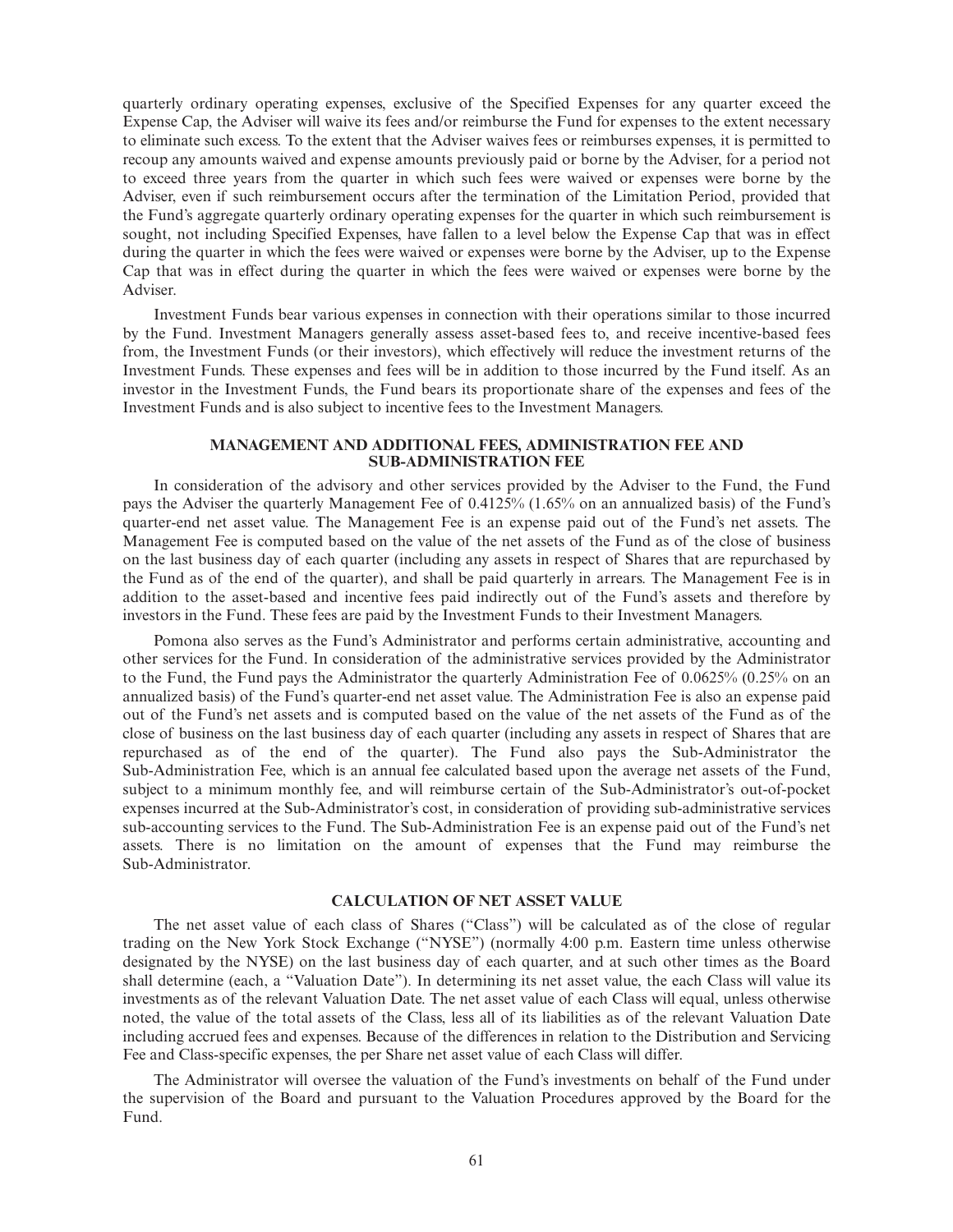quarterly ordinary operating expenses, exclusive of the Specified Expenses for any quarter exceed the Expense Cap, the Adviser will waive its fees and/or reimburse the Fund for expenses to the extent necessary to eliminate such excess. To the extent that the Adviser waives fees or reimburses expenses, it is permitted to recoup any amounts waived and expense amounts previously paid or borne by the Adviser, for a period not to exceed three years from the quarter in which such fees were waived or expenses were borne by the Adviser, even if such reimbursement occurs after the termination of the Limitation Period, provided that the Fund's aggregate quarterly ordinary operating expenses for the quarter in which such reimbursement is sought, not including Specified Expenses, have fallen to a level below the Expense Cap that was in effect during the quarter in which the fees were waived or expenses were borne by the Adviser, up to the Expense Cap that was in effect during the quarter in which the fees were waived or expenses were borne by the Adviser.

Investment Funds bear various expenses in connection with their operations similar to those incurred by the Fund. Investment Managers generally assess asset-based fees to, and receive incentive-based fees from, the Investment Funds (or their investors), which effectively will reduce the investment returns of the Investment Funds. These expenses and fees will be in addition to those incurred by the Fund itself. As an investor in the Investment Funds, the Fund bears its proportionate share of the expenses and fees of the Investment Funds and is also subject to incentive fees to the Investment Managers.

## MANAGEMENT AND ADDITIONAL FEES, ADMINISTRATION FEE AND SUB-ADMINISTRATION FEE

In consideration of the advisory and other services provided by the Adviser to the Fund, the Fund pays the Adviser the quarterly Management Fee of 0.4125% (1.65% on an annualized basis) of the Fund's quarter-end net asset value. The Management Fee is an expense paid out of the Fund's net assets. The Management Fee is computed based on the value of the net assets of the Fund as of the close of business on the last business day of each quarter (including any assets in respect of Shares that are repurchased by the Fund as of the end of the quarter), and shall be paid quarterly in arrears. The Management Fee is in addition to the asset-based and incentive fees paid indirectly out of the Fund's assets and therefore by investors in the Fund. These fees are paid by the Investment Funds to their Investment Managers.

Pomona also serves as the Fund's Administrator and performs certain administrative, accounting and other services for the Fund. In consideration of the administrative services provided by the Administrator to the Fund, the Fund pays the Administrator the quarterly Administration Fee of 0.0625% (0.25% on an annualized basis) of the Fund's quarter-end net asset value. The Administration Fee is also an expense paid out of the Fund's net assets and is computed based on the value of the net assets of the Fund as of the close of business on the last business day of each quarter (including any assets in respect of Shares that are repurchased as of the end of the quarter). The Fund also pays the Sub-Administrator the Sub-Administration Fee, which is an annual fee calculated based upon the average net assets of the Fund, subject to a minimum monthly fee, and will reimburse certain of the Sub-Administrator's out-of-pocket expenses incurred at the Sub-Administrator's cost, in consideration of providing sub-administrative services sub-accounting services to the Fund. The Sub-Administration Fee is an expense paid out of the Fund's net assets. There is no limitation on the amount of expenses that the Fund may reimburse the Sub-Administrator.

## CALCULATION OF NET ASSET VALUE

The net asset value of each class of Shares ("Class") will be calculated as of the close of regular trading on the New York Stock Exchange ("NYSE") (normally 4:00 p.m. Eastern time unless otherwise designated by the NYSE) on the last business day of each quarter, and at such other times as the Board shall determine (each, a "Valuation Date"). In determining its net asset value, the each Class will value its investments as of the relevant Valuation Date. The net asset value of each Class will equal, unless otherwise noted, the value of the total assets of the Class, less all of its liabilities as of the relevant Valuation Date including accrued fees and expenses. Because of the differences in relation to the Distribution and Servicing Fee and Class-specific expenses, the per Share net asset value of each Class will differ.

The Administrator will oversee the valuation of the Fund's investments on behalf of the Fund under the supervision of the Board and pursuant to the Valuation Procedures approved by the Board for the Fund.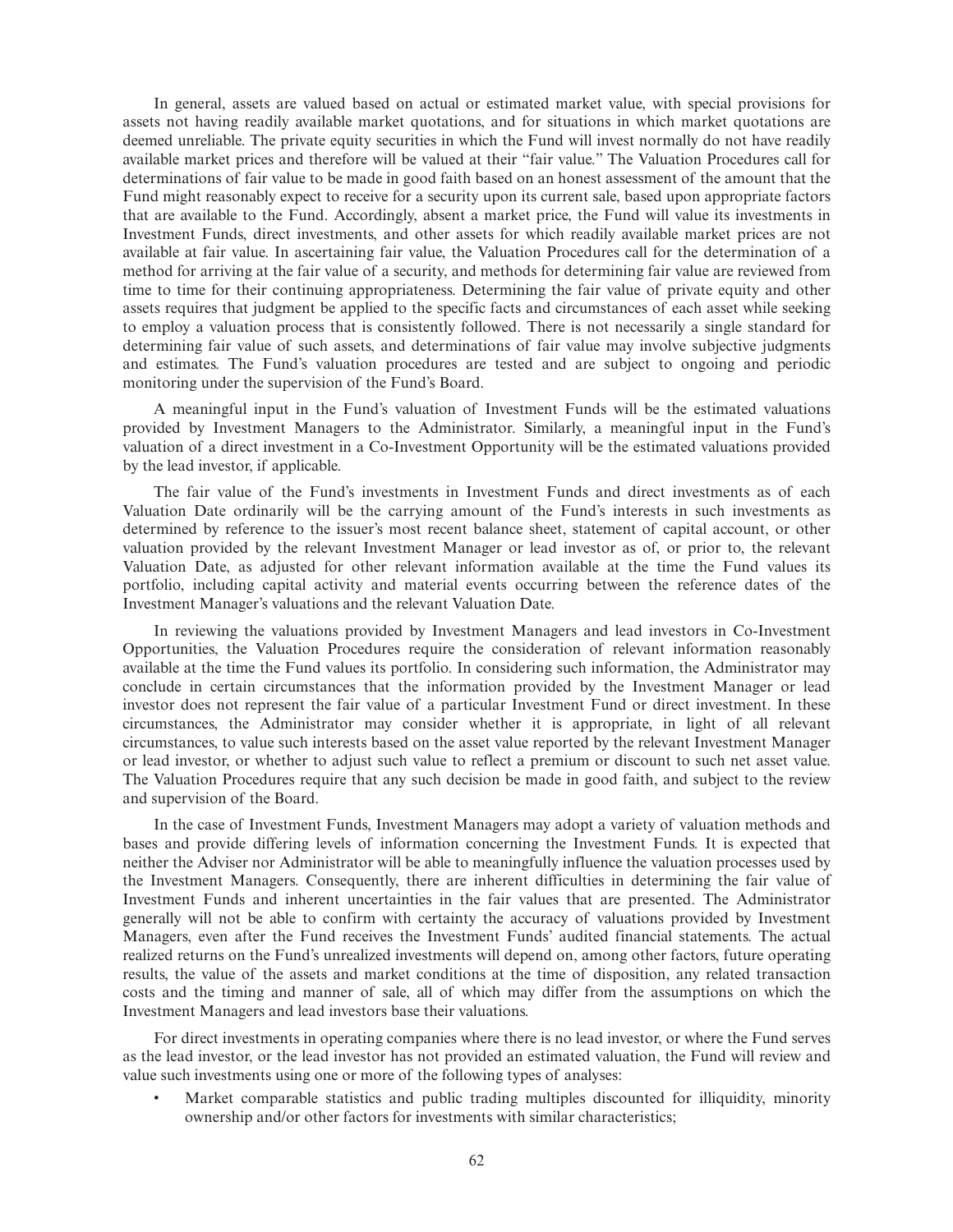In general, assets are valued based on actual or estimated market value, with special provisions for assets not having readily available market quotations, and for situations in which market quotations are deemed unreliable. The private equity securities in which the Fund will invest normally do not have readily available market prices and therefore will be valued at their "fair value." The Valuation Procedures call for determinations of fair value to be made in good faith based on an honest assessment of the amount that the Fund might reasonably expect to receive for a security upon its current sale, based upon appropriate factors that are available to the Fund. Accordingly, absent a market price, the Fund will value its investments in Investment Funds, direct investments, and other assets for which readily available market prices are not available at fair value. In ascertaining fair value, the Valuation Procedures call for the determination of a method for arriving at the fair value of a security, and methods for determining fair value are reviewed from time to time for their continuing appropriateness. Determining the fair value of private equity and other assets requires that judgment be applied to the specific facts and circumstances of each asset while seeking to employ a valuation process that is consistently followed. There is not necessarily a single standard for determining fair value of such assets, and determinations of fair value may involve subjective judgments and estimates. The Fund's valuation procedures are tested and are subject to ongoing and periodic monitoring under the supervision of the Fund's Board.

A meaningful input in the Fund's valuation of Investment Funds will be the estimated valuations provided by Investment Managers to the Administrator. Similarly, a meaningful input in the Fund's valuation of a direct investment in a Co-Investment Opportunity will be the estimated valuations provided by the lead investor, if applicable.

The fair value of the Fund's investments in Investment Funds and direct investments as of each Valuation Date ordinarily will be the carrying amount of the Fund's interests in such investments as determined by reference to the issuer's most recent balance sheet, statement of capital account, or other valuation provided by the relevant Investment Manager or lead investor as of, or prior to, the relevant Valuation Date, as adjusted for other relevant information available at the time the Fund values its portfolio, including capital activity and material events occurring between the reference dates of the Investment Manager's valuations and the relevant Valuation Date.

In reviewing the valuations provided by Investment Managers and lead investors in Co-Investment Opportunities, the Valuation Procedures require the consideration of relevant information reasonably available at the time the Fund values its portfolio. In considering such information, the Administrator may conclude in certain circumstances that the information provided by the Investment Manager or lead investor does not represent the fair value of a particular Investment Fund or direct investment. In these circumstances, the Administrator may consider whether it is appropriate, in light of all relevant circumstances, to value such interests based on the asset value reported by the relevant Investment Manager or lead investor, or whether to adjust such value to reflect a premium or discount to such net asset value. The Valuation Procedures require that any such decision be made in good faith, and subject to the review and supervision of the Board.

In the case of Investment Funds, Investment Managers may adopt a variety of valuation methods and bases and provide differing levels of information concerning the Investment Funds. It is expected that neither the Adviser nor Administrator will be able to meaningfully influence the valuation processes used by the Investment Managers. Consequently, there are inherent difficulties in determining the fair value of Investment Funds and inherent uncertainties in the fair values that are presented. The Administrator generally will not be able to confirm with certainty the accuracy of valuations provided by Investment Managers, even after the Fund receives the Investment Funds' audited financial statements. The actual realized returns on the Fund's unrealized investments will depend on, among other factors, future operating results, the value of the assets and market conditions at the time of disposition, any related transaction costs and the timing and manner of sale, all of which may differ from the assumptions on which the Investment Managers and lead investors base their valuations.

For direct investments in operating companies where there is no lead investor, or where the Fund serves as the lead investor, or the lead investor has not provided an estimated valuation, the Fund will review and value such investments using one or more of the following types of analyses:

- Market comparable statistics and public trading multiples discounted for illiquidity, minority ownership and/or other factors for investments with similar characteristics;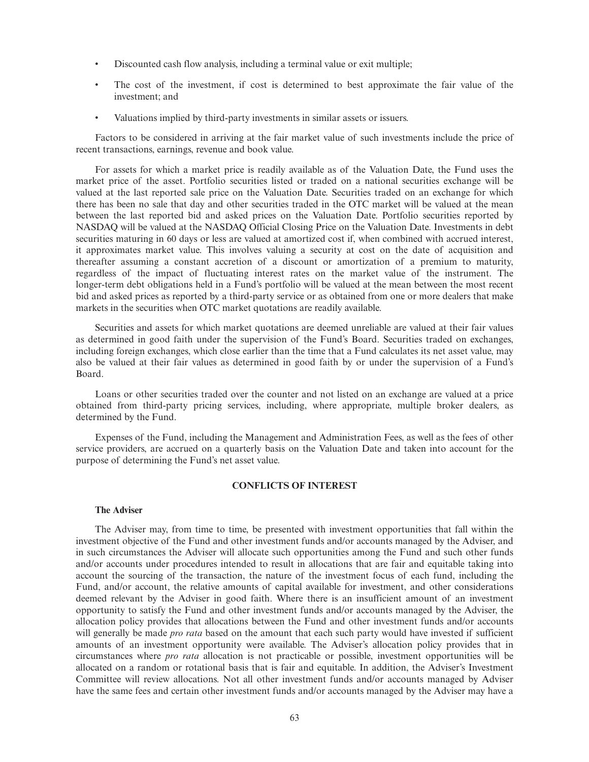- Discounted cash flow analysis, including a terminal value or exit multiple;
- The cost of the investment, if cost is determined to best approximate the fair value of the investment; and
- Valuations implied by third-party investments in similar assets or issuers.

Factors to be considered in arriving at the fair market value of such investments include the price of recent transactions, earnings, revenue and book value.

For assets for which a market price is readily available as of the Valuation Date, the Fund uses the market price of the asset. Portfolio securities listed or traded on a national securities exchange will be valued at the last reported sale price on the Valuation Date. Securities traded on an exchange for which there has been no sale that day and other securities traded in the OTC market will be valued at the mean between the last reported bid and asked prices on the Valuation Date. Portfolio securities reported by NASDAQ will be valued at the NASDAQ Official Closing Price on the Valuation Date. Investments in debt securities maturing in 60 days or less are valued at amortized cost if, when combined with accrued interest, it approximates market value. This involves valuing a security at cost on the date of acquisition and thereafter assuming a constant accretion of a discount or amortization of a premium to maturity, regardless of the impact of fluctuating interest rates on the market value of the instrument. The longer-term debt obligations held in a Fund's portfolio will be valued at the mean between the most recent bid and asked prices as reported by a third-party service or as obtained from one or more dealers that make markets in the securities when OTC market quotations are readily available.

Securities and assets for which market quotations are deemed unreliable are valued at their fair values as determined in good faith under the supervision of the Fund's Board. Securities traded on exchanges, including foreign exchanges, which close earlier than the time that a Fund calculates its net asset value, may also be valued at their fair values as determined in good faith by or under the supervision of a Fund's Board.

Loans or other securities traded over the counter and not listed on an exchange are valued at a price obtained from third-party pricing services, including, where appropriate, multiple broker dealers, as determined by the Fund.

Expenses of the Fund, including the Management and Administration Fees, as well as the fees of other service providers, are accrued on a quarterly basis on the Valuation Date and taken into account for the purpose of determining the Fund's net asset value.

## CONFLICTS OF INTEREST

### The Adviser

The Adviser may, from time to time, be presented with investment opportunities that fall within the investment objective of the Fund and other investment funds and/or accounts managed by the Adviser, and in such circumstances the Adviser will allocate such opportunities among the Fund and such other funds and/or accounts under procedures intended to result in allocations that are fair and equitable taking into account the sourcing of the transaction, the nature of the investment focus of each fund, including the Fund, and/or account, the relative amounts of capital available for investment, and other considerations deemed relevant by the Adviser in good faith. Where there is an insufficient amount of an investment opportunity to satisfy the Fund and other investment funds and/or accounts managed by the Adviser, the allocation policy provides that allocations between the Fund and other investment funds and/or accounts will generally be made *pro rata* based on the amount that each such party would have invested if sufficient amounts of an investment opportunity were available. The Adviser's allocation policy provides that in circumstances where *pro rata* allocation is not practicable or possible, investment opportunities will be allocated on a random or rotational basis that is fair and equitable. In addition, the Adviser's Investment Committee will review allocations. Not all other investment funds and/or accounts managed by Adviser have the same fees and certain other investment funds and/or accounts managed by the Adviser may have a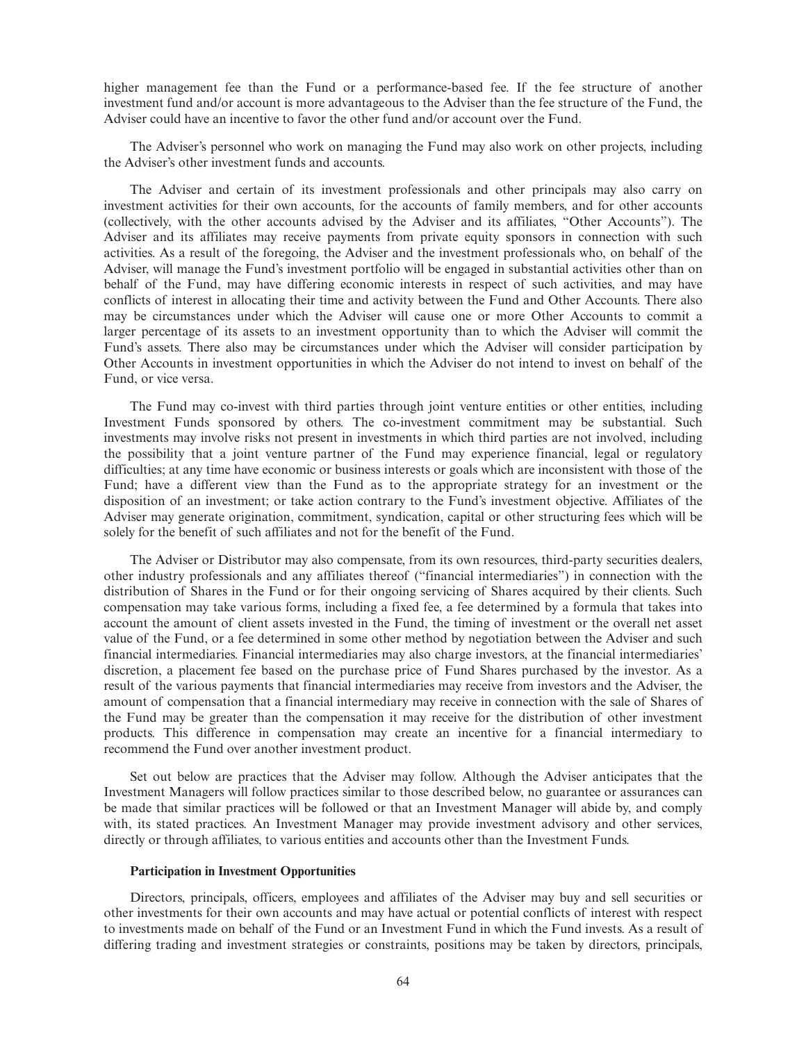higher management fee than the Fund or a performance-based fee. If the fee structure of another investment fund and/or account is more advantageous to the Adviser than the fee structure of the Fund, the Adviser could have an incentive to favor the other fund and/or account over the Fund.

The Adviser's personnel who work on managing the Fund may also work on other projects, including the Adviser's other investment funds and accounts.

The Adviser and certain of its investment professionals and other principals may also carry on investment activities for their own accounts, for the accounts of family members, and for other accounts (collectively, with the other accounts advised by the Adviser and its affiliates, "Other Accounts"). The Adviser and its affiliates may receive payments from private equity sponsors in connection with such activities. As a result of the foregoing, the Adviser and the investment professionals who, on behalf of the Adviser, will manage the Fund's investment portfolio will be engaged in substantial activities other than on behalf of the Fund, may have differing economic interests in respect of such activities, and may have conflicts of interest in allocating their time and activity between the Fund and Other Accounts. There also may be circumstances under which the Adviser will cause one or more Other Accounts to commit a larger percentage of its assets to an investment opportunity than to which the Adviser will commit the Fund's assets. There also may be circumstances under which the Adviser will consider participation by Other Accounts in investment opportunities in which the Adviser do not intend to invest on behalf of the Fund, or vice versa.

The Fund may co-invest with third parties through joint venture entities or other entities, including Investment Funds sponsored by others. The co-investment commitment may be substantial. Such investments may involve risks not present in investments in which third parties are not involved, including the possibility that a joint venture partner of the Fund may experience financial, legal or regulatory difficulties; at any time have economic or business interests or goals which are inconsistent with those of the Fund; have a different view than the Fund as to the appropriate strategy for an investment or the disposition of an investment; or take action contrary to the Fund's investment objective. Affiliates of the Adviser may generate origination, commitment, syndication, capital or other structuring fees which will be solely for the benefit of such affiliates and not for the benefit of the Fund.

The Adviser or Distributor may also compensate, from its own resources, third-party securities dealers, other industry professionals and any affiliates thereof ("financial intermediaries") in connection with the distribution of Shares in the Fund or for their ongoing servicing of Shares acquired by their clients. Such compensation may take various forms, including a fixed fee, a fee determined by a formula that takes into account the amount of client assets invested in the Fund, the timing of investment or the overall net asset value of the Fund, or a fee determined in some other method by negotiation between the Adviser and such financial intermediaries. Financial intermediaries may also charge investors, at the financial intermediaries' discretion, a placement fee based on the purchase price of Fund Shares purchased by the investor. As a result of the various payments that financial intermediaries may receive from investors and the Adviser, the amount of compensation that a financial intermediary may receive in connection with the sale of Shares of the Fund may be greater than the compensation it may receive for the distribution of other investment products. This difference in compensation may create an incentive for a financial intermediary to recommend the Fund over another investment product.

Set out below are practices that the Adviser may follow. Although the Adviser anticipates that the Investment Managers will follow practices similar to those described below, no guarantee or assurances can be made that similar practices will be followed or that an Investment Manager will abide by, and comply with, its stated practices. An Investment Manager may provide investment advisory and other services, directly or through affiliates, to various entities and accounts other than the Investment Funds.

**Participation in Investment Opportunities**

Directors, principals, officers, employees and affiliates of the Adviser may buy and sell securities or other investments for their own accounts and may have actual or potential conflicts of interest with respect to investments made on behalf of the Fund or an Investment Fund in which the Fund invests. As a result of differing trading and investment strategies or constraints, positions may be taken by directors, principals,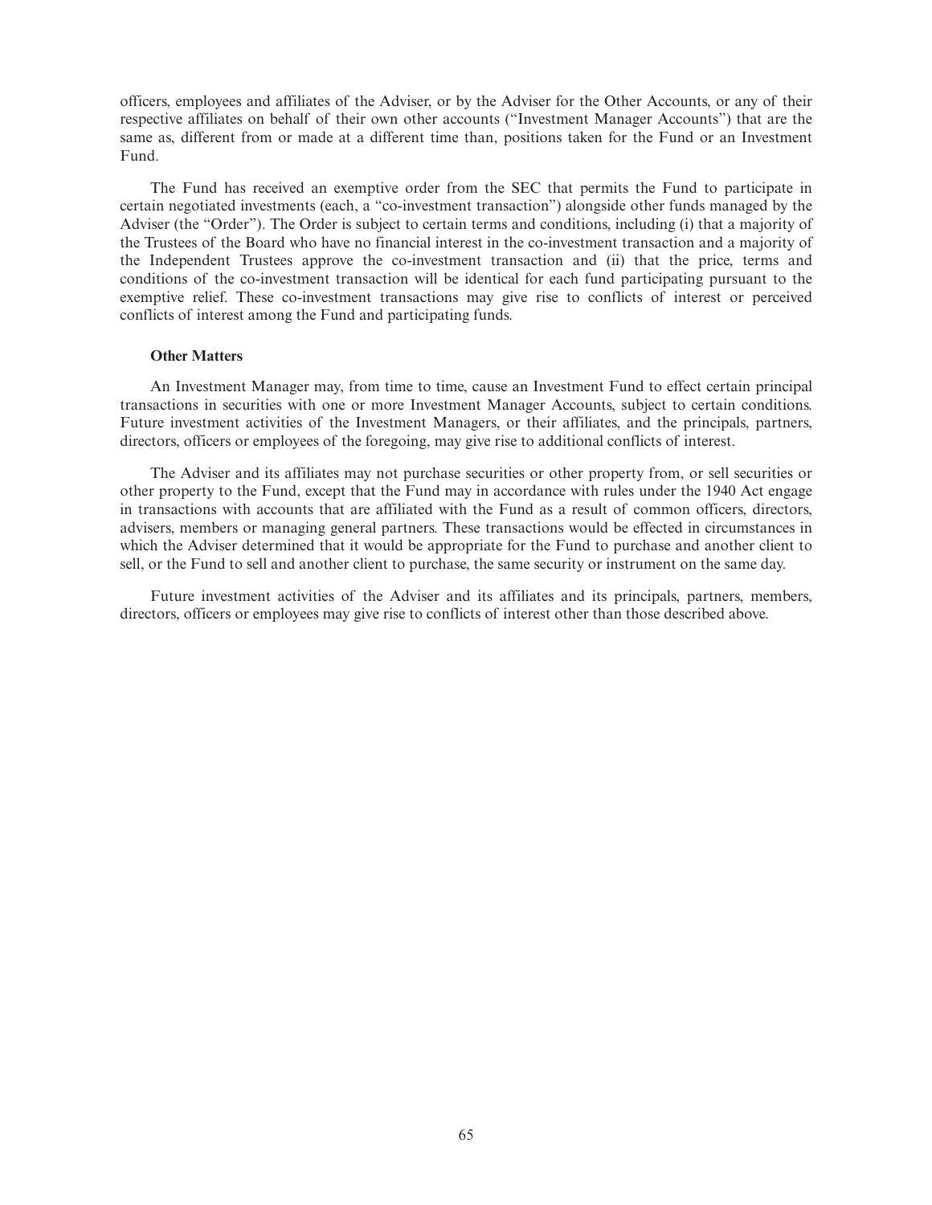officers, employees and affiliates of the Adviser, or by the Adviser for the Other Accounts, or any of their respective affiliates on behalf of their own other accounts ("Investment Manager Accounts") that are the same as, different from or made at a different time than, positions taken for the Fund or an Investment Fund.

The Fund has received an exemptive order from the SEC that permits the Fund to participate in certain negotiated investments (each, a "co-investment transaction") alongside other funds managed by the Adviser (the "Order"). The Order is subject to certain terms and conditions, including (i) that a majority of the Trustees of the Board who have no financial interest in the co-investment transaction and a majority of the Independent Trustees approve the co-investment transaction and (ii) that the price, terms and conditions of the co-investment transaction will be identical for each fund participating pursuant to the exemptive relief. These co-investment transactions may give rise to conflicts of interest or perceived conflicts of interest among the Fund and participating funds.

**Other Matters**

An Investment Manager may, from time to time, cause an Investment Fund to effect certain principal transactions in securities with one or more Investment Manager Accounts, subject to certain conditions. Future investment activities of the Investment Managers, or their affiliates, and the principals, partners, directors, officers or employees of the foregoing, may give rise to additional conflicts of interest.

The Adviser and its affiliates may not purchase securities or other property from, or sell securities or other property to the Fund, except that the Fund may in accordance with rules under the 1940 Act engage in transactions with accounts that are affiliated with the Fund as a result of common officers, directors, advisers, members or managing general partners. These transactions would be effected in circumstances in which the Adviser determined that it would be appropriate for the Fund to purchase and another client to sell, or the Fund to sell and another client to purchase, the same security or instrument on the same day.

Future investment activities of the Adviser and its affiliates and its principals, partners, members, directors, officers or employees may give rise to conflicts of interest other than those described above.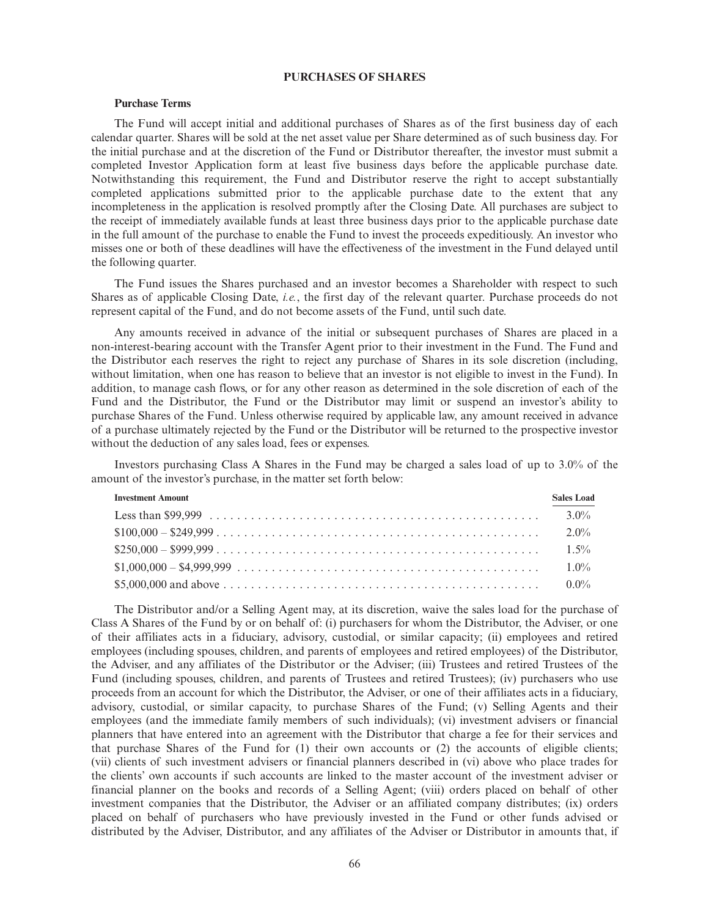## PURCHASES OF SHARES

### Purchase Terms

The Fund will accept initial and additional purchases of Shares as of the first business day of each calendar quarter. Shares will be sold at the net asset value per Share determined as of such business day. For the initial purchase and at the discretion of the Fund or Distributor thereafter, the investor must submit a completed Investor Application form at least five business days before the applicable purchase date. Notwithstanding this requirement, the Fund and Distributor reserve the right to accept substantially completed applications submitted prior to the applicable purchase date to the extent that any incompleteness in the application is resolved promptly after the Closing Date. All purchases are subject to the receipt of immediately available funds at least three business days prior to the applicable purchase date in the full amount of the purchase to enable the Fund to invest the proceeds expeditiously. An investor who misses one or both of these deadlines will have the effectiveness of the investment in the Fund delayed until the following quarter.

The Fund issues the Shares purchased and an investor becomes a Shareholder with respect to such Shares as of applicable Closing Date, *i.e.*, the first day of the relevant quarter. Purchase proceeds do not represent capital of the Fund, and do not become assets of the Fund, until such date.

Any amounts received in advance of the initial or subsequent purchases of Shares are placed in a non-interest-bearing account with the Transfer Agent prior to their investment in the Fund. The Fund and the Distributor each reserves the right to reject any purchase of Shares in its sole discretion (including, without limitation, when one has reason to believe that an investor is not eligible to invest in the Fund). In addition, to manage cash flows, or for any other reason as determined in the sole discretion of each of the Fund and the Distributor, the Fund or the Distributor may limit or suspend an investor's ability to purchase Shares of the Fund. Unless otherwise required by applicable law, any amount received in advance of a purchase ultimately rejected by the Fund or the Distributor will be returned to the prospective investor without the deduction of any sales load, fees or expenses.

Investors purchasing Class A Shares in the Fund may be charged a sales load of up to 3.0% of the amount of the investor's purchase, in the matter set forth below:

| Investment Amount | Sales Load |
|---|---|
| Less than $99,999 | 3.0% |
| $100,000 – $249,999 | 2.0% |
| $250,000 – $999,999 | 1.5% |
| $1,000,000 – $4,999,999 | 1.0% |
| $5,000,000 and above | 0.0% |

The Distributor and/or a Selling Agent may, at its discretion, waive the sales load for the purchase of Class A Shares of the Fund by or on behalf of: (i) purchasers for whom the Distributor, the Adviser, or one of their affiliates acts in a fiduciary, advisory, custodial, or similar capacity; (ii) employees and retired employees (including spouses, children, and parents of employees and retired employees) of the Distributor, the Adviser, and any affiliates of the Distributor or the Adviser; (iii) Trustees and retired Trustees of the Fund (including spouses, children, and parents of Trustees and retired Trustees); (iv) purchasers who use proceeds from an account for which the Distributor, the Adviser, or one of their affiliates acts in a fiduciary, advisory, custodial, or similar capacity, to purchase Shares of the Fund; (v) Selling Agents and their employees (and the immediate family members of such individuals); (vi) investment advisers or financial planners that have entered into an agreement with the Distributor that charge a fee for their services and that purchase Shares of the Fund for (1) their own accounts or (2) the accounts of eligible clients; (vii) clients of such investment advisers or financial planners described in (vi) above who place trades for the clients' own accounts if such accounts are linked to the master account of the investment adviser or financial planner on the books and records of a Selling Agent; (viii) orders placed on behalf of other investment companies that the Distributor, the Adviser or an affiliated company distributes; (ix) orders placed on behalf of purchasers who have previously invested in the Fund or other funds advised or distributed by the Adviser, Distributor, and any affiliates of the Adviser or Distributor in amounts that, if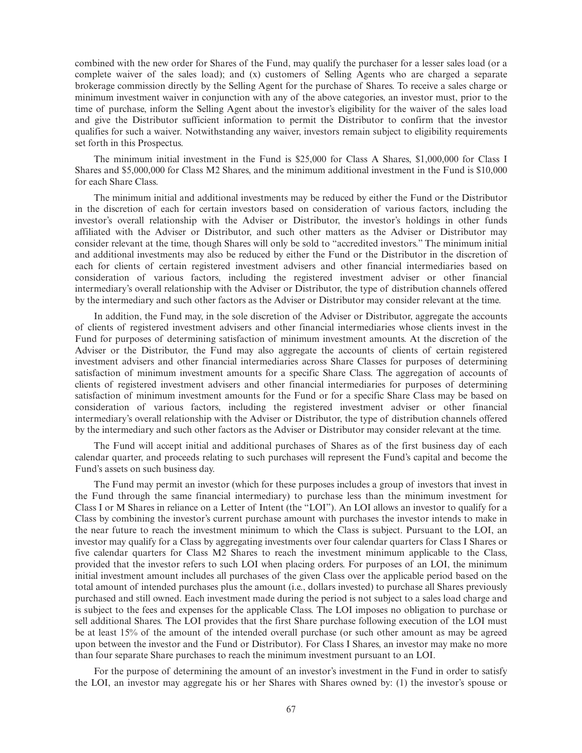combined with the new order for Shares of the Fund, may qualify the purchaser for a lesser sales load (or a complete waiver of the sales load); and (x) customers of Selling Agents who are charged a separate brokerage commission directly by the Selling Agent for the purchase of Shares. To receive a sales charge or minimum investment waiver in conjunction with any of the above categories, an investor must, prior to the time of purchase, inform the Selling Agent about the investor's eligibility for the waiver of the sales load and give the Distributor sufficient information to permit the Distributor to confirm that the investor qualifies for such a waiver. Notwithstanding any waiver, investors remain subject to eligibility requirements set forth in this Prospectus.

The minimum initial investment in the Fund is $25,000 for Class A Shares, $1,000,000 for Class I Shares and $5,000,000 for Class M2 Shares, and the minimum additional investment in the Fund is $10,000 for each Share Class.

The minimum initial and additional investments may be reduced by either the Fund or the Distributor in the discretion of each for certain investors based on consideration of various factors, including the investor's overall relationship with the Adviser or Distributor, the investor's holdings in other funds affiliated with the Adviser or Distributor, and such other matters as the Adviser or Distributor may consider relevant at the time, though Shares will only be sold to "accredited investors." The minimum initial and additional investments may also be reduced by either the Fund or the Distributor in the discretion of each for clients of certain registered investment advisers and other financial intermediaries based on consideration of various factors, including the registered investment adviser or other financial intermediary's overall relationship with the Adviser or Distributor, the type of distribution channels offered by the intermediary and such other factors as the Adviser or Distributor may consider relevant at the time.

In addition, the Fund may, in the sole discretion of the Adviser or Distributor, aggregate the accounts of clients of registered investment advisers and other financial intermediaries whose clients invest in the Fund for purposes of determining satisfaction of minimum investment amounts. At the discretion of the Adviser or the Distributor, the Fund may also aggregate the accounts of clients of certain registered investment advisers and other financial intermediaries across Share Classes for purposes of determining satisfaction of minimum investment amounts for a specific Share Class. The aggregation of accounts of clients of registered investment advisers and other financial intermediaries for purposes of determining satisfaction of minimum investment amounts for the Fund or for a specific Share Class may be based on consideration of various factors, including the registered investment adviser or other financial intermediary's overall relationship with the Adviser or Distributor, the type of distribution channels offered by the intermediary and such other factors as the Adviser or Distributor may consider relevant at the time.

The Fund will accept initial and additional purchases of Shares as of the first business day of each calendar quarter, and proceeds relating to such purchases will represent the Fund's capital and become the Fund's assets on such business day.

The Fund may permit an investor (which for these purposes includes a group of investors that invest in the Fund through the same financial intermediary) to purchase less than the minimum investment for Class I or M Shares in reliance on a Letter of Intent (the "LOI"). An LOI allows an investor to qualify for a Class by combining the investor's current purchase amount with purchases the investor intends to make in the near future to reach the investment minimum to which the Class is subject. Pursuant to the LOI, an investor may qualify for a Class by aggregating investments over four calendar quarters for Class I Shares or five calendar quarters for Class M2 Shares to reach the investment minimum applicable to the Class, provided that the investor refers to such LOI when placing orders. For purposes of an LOI, the minimum initial investment amount includes all purchases of the given Class over the applicable period based on the total amount of intended purchases plus the amount (i.e., dollars invested) to purchase all Shares previously purchased and still owned. Each investment made during the period is not subject to a sales load charge and is subject to the fees and expenses for the applicable Class. The LOI imposes no obligation to purchase or sell additional Shares. The LOI provides that the first Share purchase following execution of the LOI must be at least 15% of the amount of the intended overall purchase (or such other amount as may be agreed upon between the investor and the Fund or Distributor). For Class I Shares, an investor may make no more than four separate Share purchases to reach the minimum investment pursuant to an LOI.

For the purpose of determining the amount of an investor's investment in the Fund in order to satisfy the LOI, an investor may aggregate his or her Shares with Shares owned by: (1) the investor's spouse or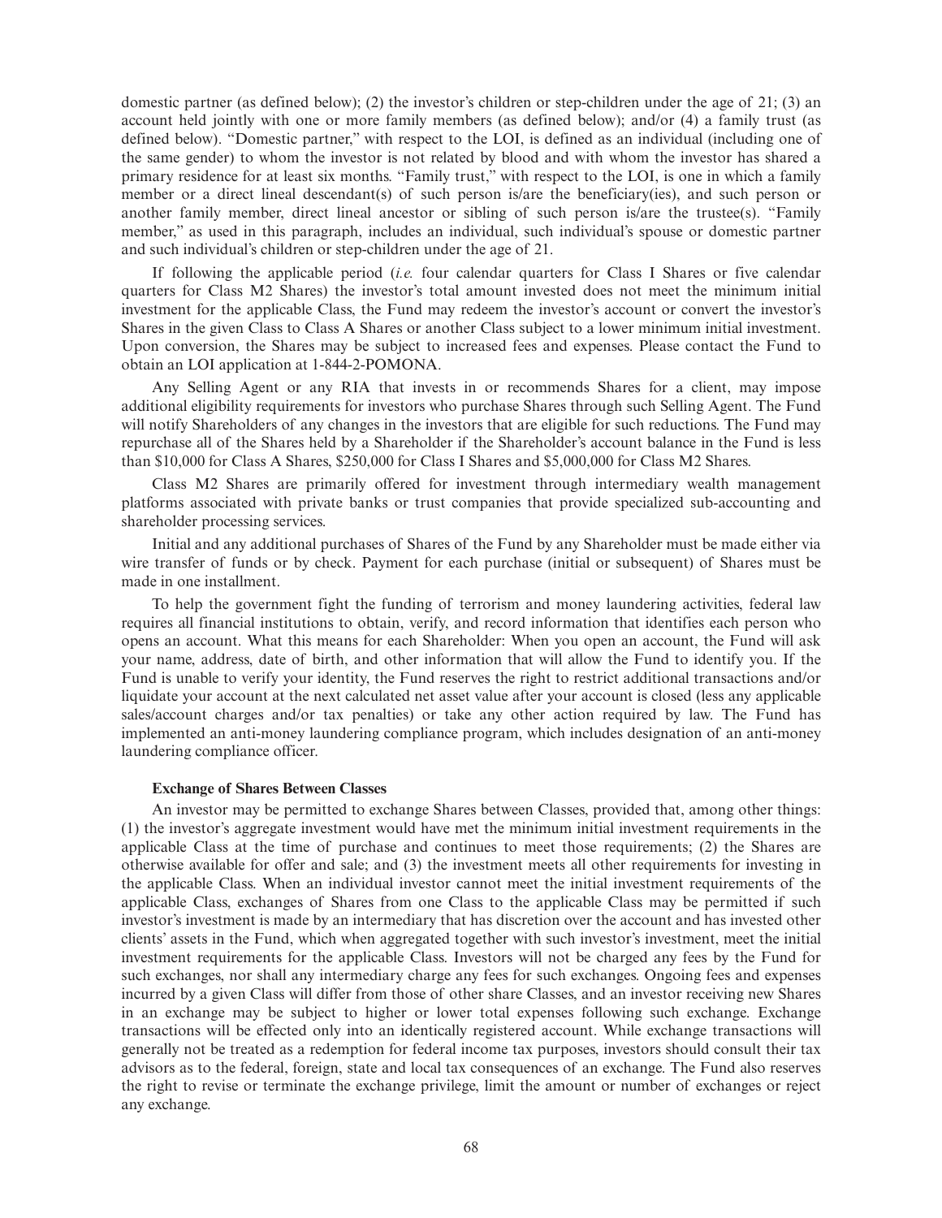domestic partner (as defined below); (2) the investor's children or step-children under the age of 21; (3) an account held jointly with one or more family members (as defined below); and/or (4) a family trust (as defined below). "Domestic partner," with respect to the LOI, is defined as an individual (including one of the same gender) to whom the investor is not related by blood and with whom the investor has shared a primary residence for at least six months. "Family trust," with respect to the LOI, is one in which a family member or a direct lineal descendant(s) of such person is/are the beneficiary(ies), and such person or another family member, direct lineal ancestor or sibling of such person is/are the trustee(s). "Family member," as used in this paragraph, includes an individual, such individual's spouse or domestic partner and such individual's children or step-children under the age of 21.

If following the applicable period (*i.e.* four calendar quarters for Class I Shares or five calendar quarters for Class M2 Shares) the investor's total amount invested does not meet the minimum initial investment for the applicable Class, the Fund may redeem the investor's account or convert the investor's Shares in the given Class to Class A Shares or another Class subject to a lower minimum initial investment. Upon conversion, the Shares may be subject to increased fees and expenses. Please contact the Fund to obtain an LOI application at 1-844-2-POMONA.

Any Selling Agent or any RIA that invests in or recommends Shares for a client, may impose additional eligibility requirements for investors who purchase Shares through such Selling Agent. The Fund will notify Shareholders of any changes in the investors that are eligible for such reductions. The Fund may repurchase all of the Shares held by a Shareholder if the Shareholder's account balance in the Fund is less than \$10,000 for Class A Shares, \$250,000 for Class I Shares and \$5,000,000 for Class M2 Shares.

Class M2 Shares are primarily offered for investment through intermediary wealth management platforms associated with private banks or trust companies that provide specialized sub-accounting and shareholder processing services.

Initial and any additional purchases of Shares of the Fund by any Shareholder must be made either via wire transfer of funds or by check. Payment for each purchase (initial or subsequent) of Shares must be made in one installment.

To help the government fight the funding of terrorism and money laundering activities, federal law requires all financial institutions to obtain, verify, and record information that identifies each person who opens an account. What this means for each Shareholder: When you open an account, the Fund will ask your name, address, date of birth, and other information that will allow the Fund to identify you. If the Fund is unable to verify your identity, the Fund reserves the right to restrict additional transactions and/or liquidate your account at the next calculated net asset value after your account is closed (less any applicable sales/account charges and/or tax penalties) or take any other action required by law. The Fund has implemented an anti-money laundering compliance program, which includes designation of an anti-money laundering compliance officer.

**Exchange of Shares Between Classes**

An investor may be permitted to exchange Shares between Classes, provided that, among other things: (1) the investor's aggregate investment would have met the minimum initial investment requirements in the applicable Class at the time of purchase and continues to meet those requirements; (2) the Shares are otherwise available for offer and sale; and (3) the investment meets all other requirements for investing in the applicable Class. When an individual investor cannot meet the initial investment requirements of the applicable Class, exchanges of Shares from one Class to the applicable Class may be permitted if such investor's investment is made by an intermediary that has discretion over the account and has invested other clients' assets in the Fund, which when aggregated together with such investor's investment, meet the initial investment requirements for the applicable Class. Investors will not be charged any fees by the Fund for such exchanges, nor shall any intermediary charge any fees for such exchanges. Ongoing fees and expenses incurred by a given Class will differ from those of other share Classes, and an investor receiving new Shares in an exchange may be subject to higher or lower total expenses following such exchange. Exchange transactions will be effected only into an identically registered account. While exchange transactions will generally not be treated as a redemption for federal income tax purposes, investors should consult their tax advisors as to the federal, foreign, state and local tax consequences of an exchange. The Fund also reserves the right to revise or terminate the exchange privilege, limit the amount or number of exchanges or reject any exchange.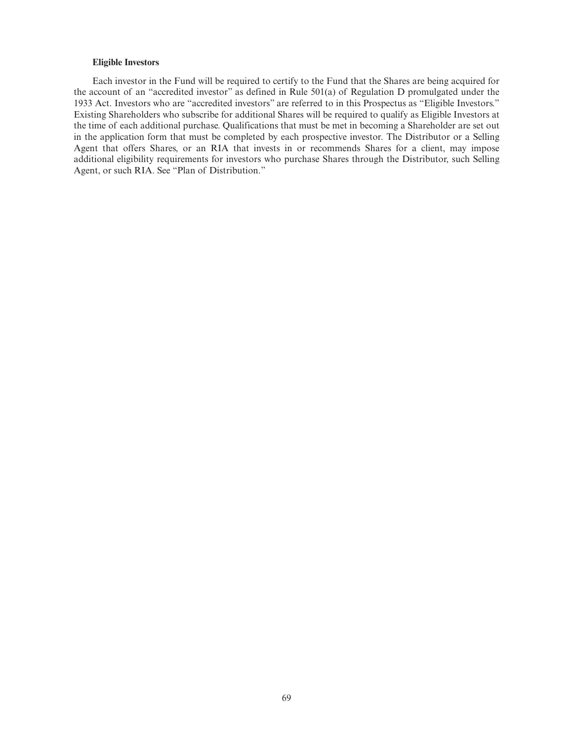**Eligible Investors**

Each investor in the Fund will be required to certify to the Fund that the Shares are being acquired for the account of an "accredited investor" as defined in Rule 501(a) of Regulation D promulgated under the 1933 Act. Investors who are "accredited investors" are referred to in this Prospectus as "Eligible Investors." Existing Shareholders who subscribe for additional Shares will be required to qualify as Eligible Investors at the time of each additional purchase. Qualifications that must be met in becoming a Shareholder are set out in the application form that must be completed by each prospective investor. The Distributor or a Selling Agent that offers Shares, or an RIA that invests in or recommends Shares for a client, may impose additional eligibility requirements for investors who purchase Shares through the Distributor, such Selling Agent, or such RIA. See "Plan of Distribution."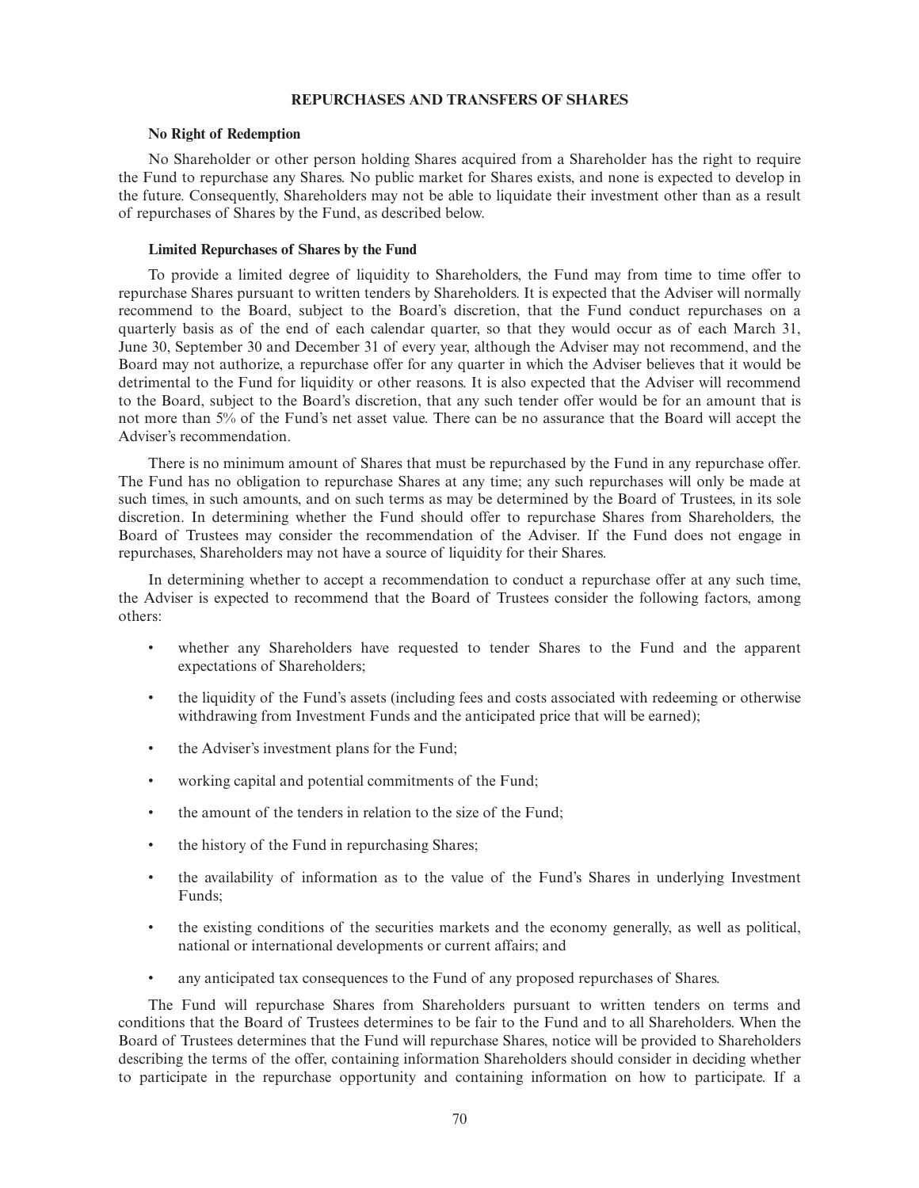## REPURCHASES AND TRANSFERS OF SHARES

### No Right of Redemption

No Shareholder or other person holding Shares acquired from a Shareholder has the right to require the Fund to repurchase any Shares. No public market for Shares exists, and none is expected to develop in the future. Consequently, Shareholders may not be able to liquidate their investment other than as a result of repurchases of Shares by the Fund, as described below.

### Limited Repurchases of Shares by the Fund

To provide a limited degree of liquidity to Shareholders, the Fund may from time to time offer to repurchase Shares pursuant to written tenders by Shareholders. It is expected that the Adviser will normally recommend to the Board, subject to the Board's discretion, that the Fund conduct repurchases on a quarterly basis as of the end of each calendar quarter, so that they would occur as of each March 31, June 30, September 30 and December 31 of every year, although the Adviser may not recommend, and the Board may not authorize, a repurchase offer for any quarter in which the Adviser believes that it would be detrimental to the Fund for liquidity or other reasons. It is also expected that the Adviser will recommend to the Board, subject to the Board's discretion, that any such tender offer would be for an amount that is not more than 5% of the Fund's net asset value. There can be no assurance that the Board will accept the Adviser's recommendation.

There is no minimum amount of Shares that must be repurchased by the Fund in any repurchase offer. The Fund has no obligation to repurchase Shares at any time; any such repurchases will only be made at such times, in such amounts, and on such terms as may be determined by the Board of Trustees, in its sole discretion. In determining whether the Fund should offer to repurchase Shares from Shareholders, the Board of Trustees may consider the recommendation of the Adviser. If the Fund does not engage in repurchases, Shareholders may not have a source of liquidity for their Shares.

In determining whether to accept a recommendation to conduct a repurchase offer at any such time, the Adviser is expected to recommend that the Board of Trustees consider the following factors, among others:

- whether any Shareholders have requested to tender Shares to the Fund and the apparent expectations of Shareholders;
- the liquidity of the Fund's assets (including fees and costs associated with redeeming or otherwise withdrawing from Investment Funds and the anticipated price that will be earned);
- the Adviser's investment plans for the Fund;
- working capital and potential commitments of the Fund;
- the amount of the tenders in relation to the size of the Fund;
- the history of the Fund in repurchasing Shares;
- the availability of information as to the value of the Fund's Shares in underlying Investment Funds;
- the existing conditions of the securities markets and the economy generally, as well as political, national or international developments or current affairs; and
- any anticipated tax consequences to the Fund of any proposed repurchases of Shares.

The Fund will repurchase Shares from Shareholders pursuant to written tenders on terms and conditions that the Board of Trustees determines to be fair to the Fund and to all Shareholders. When the Board of Trustees determines that the Fund will repurchase Shares, notice will be provided to Shareholders describing the terms of the offer, containing information Shareholders should consider in deciding whether to participate in the repurchase opportunity and containing information on how to participate. If a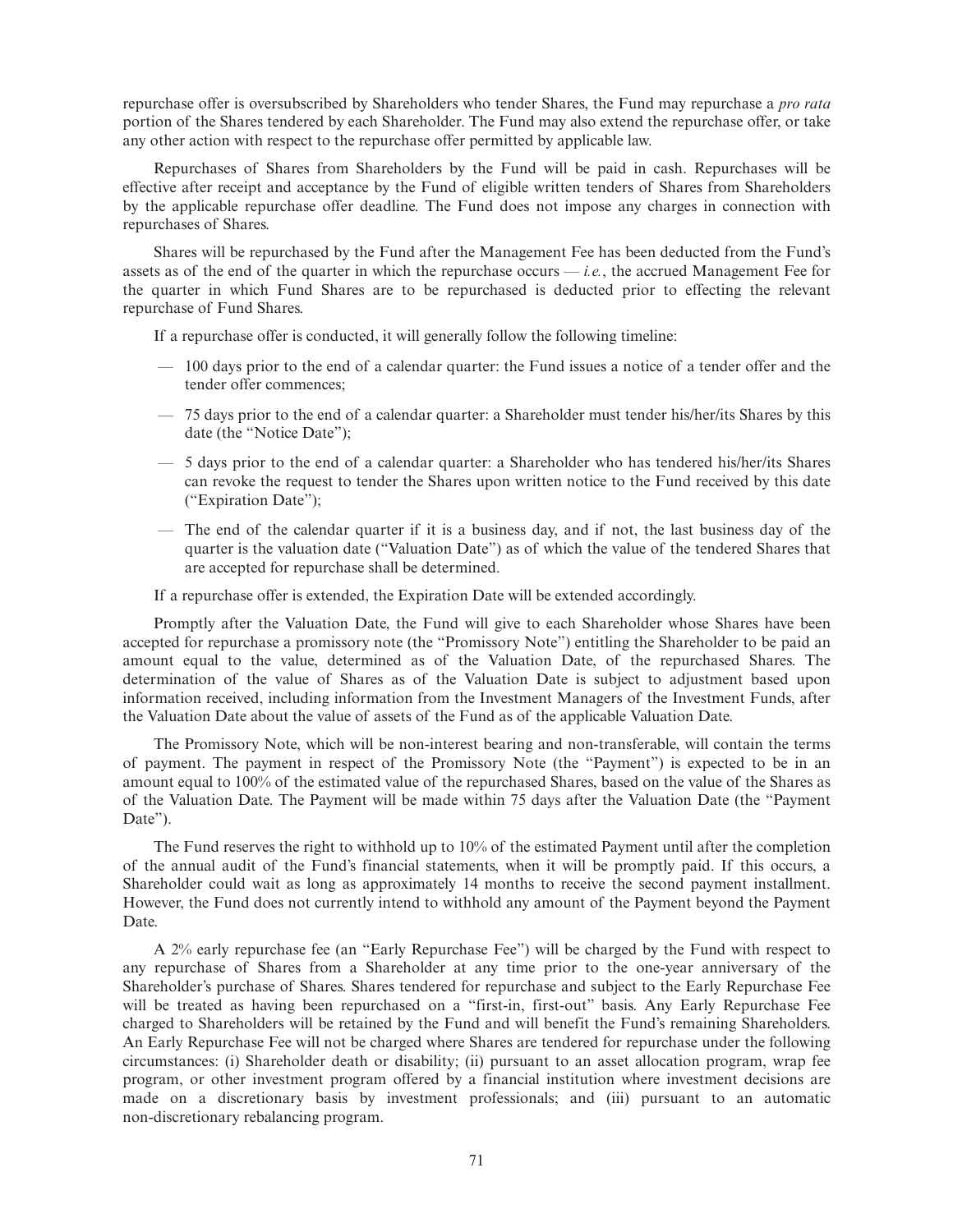repurchase offer is oversubscribed by Shareholders who tender Shares, the Fund may repurchase a *pro rata* portion of the Shares tendered by each Shareholder. The Fund may also extend the repurchase offer, or take any other action with respect to the repurchase offer permitted by applicable law.

Repurchases of Shares from Shareholders by the Fund will be paid in cash. Repurchases will be effective after receipt and acceptance by the Fund of eligible written tenders of Shares from Shareholders by the applicable repurchase offer deadline. The Fund does not impose any charges in connection with repurchases of Shares.

Shares will be repurchased by the Fund after the Management Fee has been deducted from the Fund's assets as of the end of the quarter in which the repurchase occurs — *i.e.*, the accrued Management Fee for the quarter in which Fund Shares are to be repurchased is deducted prior to effecting the relevant repurchase of Fund Shares.

If a repurchase offer is conducted, it will generally follow the following timeline:

- 100 days prior to the end of a calendar quarter: the Fund issues a notice of a tender offer and the tender offer commences;
- 75 days prior to the end of a calendar quarter: a Shareholder must tender his/her/its Shares by this date (the "Notice Date");
- 5 days prior to the end of a calendar quarter: a Shareholder who has tendered his/her/its Shares can revoke the request to tender the Shares upon written notice to the Fund received by this date ("Expiration Date");
- The end of the calendar quarter if it is a business day, and if not, the last business day of the quarter is the valuation date ("Valuation Date") as of which the value of the tendered Shares that are accepted for repurchase shall be determined.

If a repurchase offer is extended, the Expiration Date will be extended accordingly.

Promptly after the Valuation Date, the Fund will give to each Shareholder whose Shares have been accepted for repurchase a promissory note (the "Promissory Note") entitling the Shareholder to be paid an amount equal to the value, determined as of the Valuation Date, of the repurchased Shares. The determination of the value of Shares as of the Valuation Date is subject to adjustment based upon information received, including information from the Investment Managers of the Investment Funds, after the Valuation Date about the value of assets of the Fund as of the applicable Valuation Date.

The Promissory Note, which will be non-interest bearing and non-transferable, will contain the terms of payment. The payment in respect of the Promissory Note (the "Payment") is expected to be in an amount equal to 100% of the estimated value of the repurchased Shares, based on the value of the Shares as of the Valuation Date. The Payment will be made within 75 days after the Valuation Date (the "Payment Date").

The Fund reserves the right to withhold up to 10% of the estimated Payment until after the completion of the annual audit of the Fund's financial statements, when it will be promptly paid. If this occurs, a Shareholder could wait as long as approximately 14 months to receive the second payment installment. However, the Fund does not currently intend to withhold any amount of the Payment beyond the Payment Date.

A 2% early repurchase fee (an "Early Repurchase Fee") will be charged by the Fund with respect to any repurchase of Shares from a Shareholder at any time prior to the one-year anniversary of the Shareholder's purchase of Shares. Shares tendered for repurchase and subject to the Early Repurchase Fee will be treated as having been repurchased on a "first-in, first-out" basis. Any Early Repurchase Fee charged to Shareholders will be retained by the Fund and will benefit the Fund's remaining Shareholders. An Early Repurchase Fee will not be charged where Shares are tendered for repurchase under the following circumstances: (i) Shareholder death or disability; (ii) pursuant to an asset allocation program, wrap fee program, or other investment program offered by a financial institution where investment decisions are made on a discretionary basis by investment professionals; and (iii) pursuant to an automatic non-discretionary rebalancing program.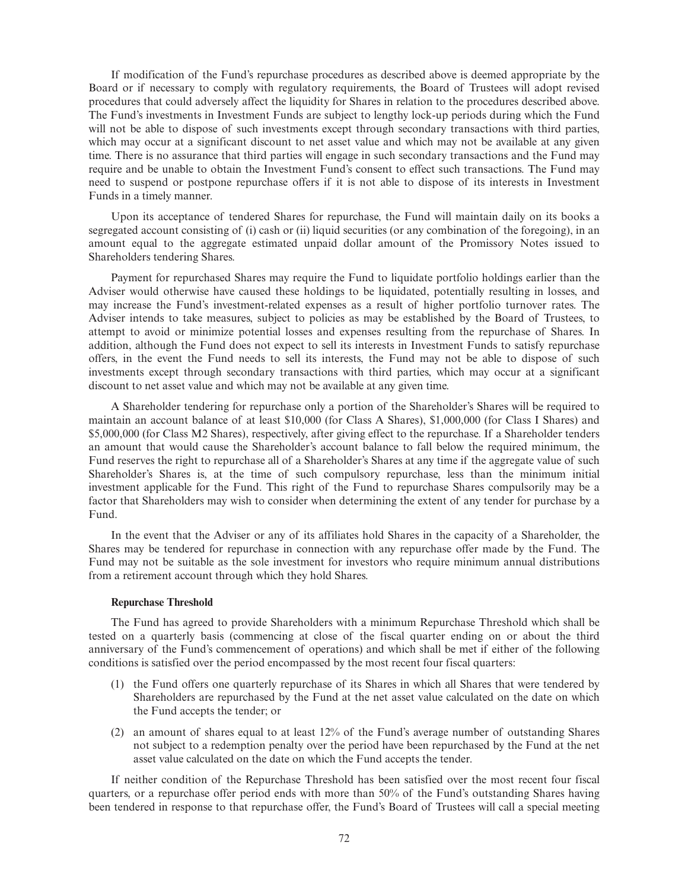If modification of the Fund's repurchase procedures as described above is deemed appropriate by the Board or if necessary to comply with regulatory requirements, the Board of Trustees will adopt revised procedures that could adversely affect the liquidity for Shares in relation to the procedures described above. The Fund's investments in Investment Funds are subject to lengthy lock-up periods during which the Fund will not be able to dispose of such investments except through secondary transactions with third parties, which may occur at a significant discount to net asset value and which may not be available at any given time. There is no assurance that third parties will engage in such secondary transactions and the Fund may require and be unable to obtain the Investment Fund's consent to effect such transactions. The Fund may need to suspend or postpone repurchase offers if it is not able to dispose of its interests in Investment Funds in a timely manner.

Upon its acceptance of tendered Shares for repurchase, the Fund will maintain daily on its books a segregated account consisting of (i) cash or (ii) liquid securities (or any combination of the foregoing), in an amount equal to the aggregate estimated unpaid dollar amount of the Promissory Notes issued to Shareholders tendering Shares.

Payment for repurchased Shares may require the Fund to liquidate portfolio holdings earlier than the Adviser would otherwise have caused these holdings to be liquidated, potentially resulting in losses, and may increase the Fund's investment-related expenses as a result of higher portfolio turnover rates. The Adviser intends to take measures, subject to policies as may be established by the Board of Trustees, to attempt to avoid or minimize potential losses and expenses resulting from the repurchase of Shares. In addition, although the Fund does not expect to sell its interests in Investment Funds to satisfy repurchase offers, in the event the Fund needs to sell its interests, the Fund may not be able to dispose of such investments except through secondary transactions with third parties, which may occur at a significant discount to net asset value and which may not be available at any given time.

A Shareholder tendering for repurchase only a portion of the Shareholder's Shares will be required to maintain an account balance of at least $10,000 (for Class A Shares), $1,000,000 (for Class I Shares) and $5,000,000 (for Class M2 Shares), respectively, after giving effect to the repurchase. If a Shareholder tenders an amount that would cause the Shareholder's account balance to fall below the required minimum, the Fund reserves the right to repurchase all of a Shareholder's Shares at any time if the aggregate value of such Shareholder's Shares is, at the time of such compulsory repurchase, less than the minimum initial investment applicable for the Fund. This right of the Fund to repurchase Shares compulsorily may be a factor that Shareholders may wish to consider when determining the extent of any tender for purchase by a Fund.

In the event that the Adviser or any of its affiliates hold Shares in the capacity of a Shareholder, the Shares may be tendered for repurchase in connection with any repurchase offer made by the Fund. The Fund may not be suitable as the sole investment for investors who require minimum annual distributions from a retirement account through which they hold Shares.

**Repurchase Threshold**

The Fund has agreed to provide Shareholders with a minimum Repurchase Threshold which shall be tested on a quarterly basis (commencing at close of the fiscal quarter ending on or about the third anniversary of the Fund's commencement of operations) and which shall be met if either of the following conditions is satisfied over the period encompassed by the most recent four fiscal quarters:

(1) the Fund offers one quarterly repurchase of its Shares in which all Shares that were tendered by Shareholders are repurchased by the Fund at the net asset value calculated on the date on which the Fund accepts the tender; or

(2) an amount of shares equal to at least 12% of the Fund's average number of outstanding Shares not subject to a redemption penalty over the period have been repurchased by the Fund at the net asset value calculated on the date on which the Fund accepts the tender.

If neither condition of the Repurchase Threshold has been satisfied over the most recent four fiscal quarters, or a repurchase offer period ends with more than 50% of the Fund's outstanding Shares having been tendered in response to that repurchase offer, the Fund's Board of Trustees will call a special meeting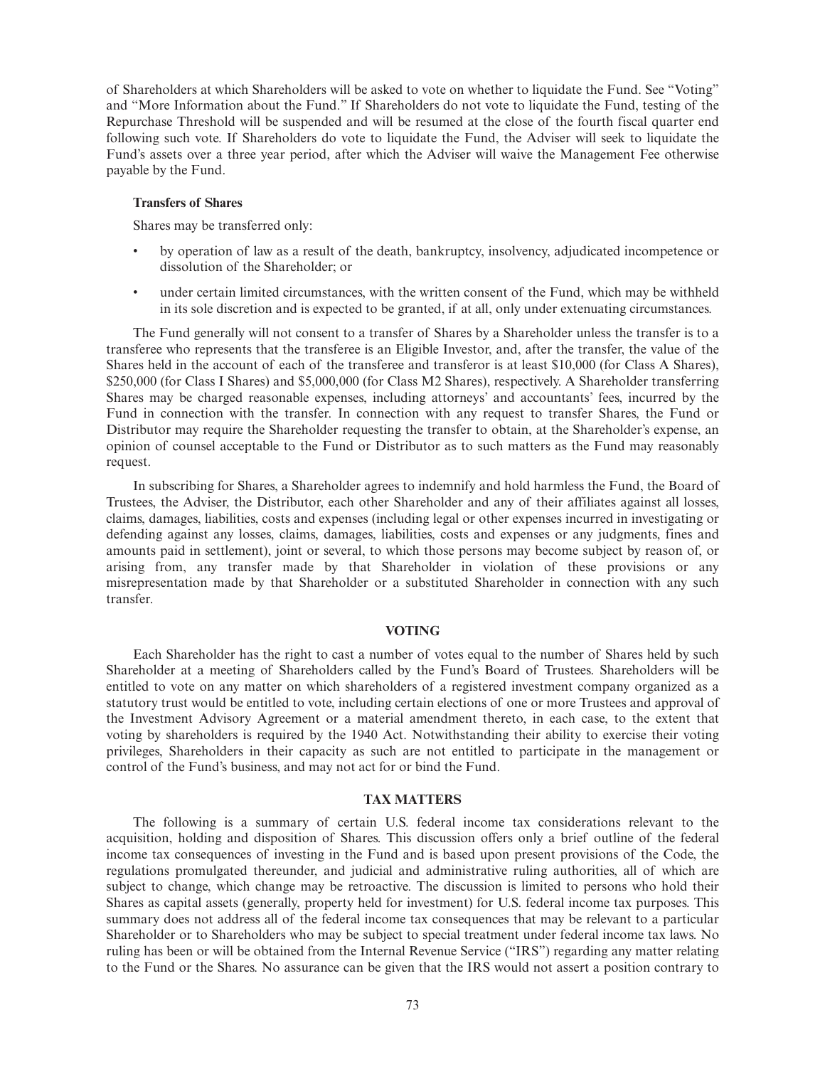of Shareholders at which Shareholders will be asked to vote on whether to liquidate the Fund. See "Voting" and "More Information about the Fund." If Shareholders do not vote to liquidate the Fund, testing of the Repurchase Threshold will be suspended and will be resumed at the close of the fourth fiscal quarter end following such vote. If Shareholders do vote to liquidate the Fund, the Adviser will seek to liquidate the Fund's assets over a three year period, after which the Adviser will waive the Management Fee otherwise payable by the Fund.

### Transfers of Shares

Shares may be transferred only:

- by operation of law as a result of the death, bankruptcy, insolvency, adjudicated incompetence or dissolution of the Shareholder; or
- under certain limited circumstances, with the written consent of the Fund, which may be withheld in its sole discretion and is expected to be granted, if at all, only under extenuating circumstances.

The Fund generally will not consent to a transfer of Shares by a Shareholder unless the transfer is to a transferee who represents that the transferee is an Eligible Investor, and, after the transfer, the value of the Shares held in the account of each of the transferee and transferor is at least $10,000 (for Class A Shares), $250,000 (for Class I Shares) and $5,000,000 (for Class M2 Shares), respectively. A Shareholder transferring Shares may be charged reasonable expenses, including attorneys' and accountants' fees, incurred by the Fund in connection with the transfer. In connection with any request to transfer Shares, the Fund or Distributor may require the Shareholder requesting the transfer to obtain, at the Shareholder's expense, an opinion of counsel acceptable to the Fund or Distributor as to such matters as the Fund may reasonably request.

In subscribing for Shares, a Shareholder agrees to indemnify and hold harmless the Fund, the Board of Trustees, the Adviser, the Distributor, each other Shareholder and any of their affiliates against all losses, claims, damages, liabilities, costs and expenses (including legal or other expenses incurred in investigating or defending against any losses, claims, damages, liabilities, costs and expenses or any judgments, fines and amounts paid in settlement), joint or several, to which those persons may become subject by reason of, or arising from, any transfer made by that Shareholder in violation of these provisions or any misrepresentation made by that Shareholder or a substituted Shareholder in connection with any such transfer.

## VOTING

Each Shareholder has the right to cast a number of votes equal to the number of Shares held by such Shareholder at a meeting of Shareholders called by the Fund's Board of Trustees. Shareholders will be entitled to vote on any matter on which shareholders of a registered investment company organized as a statutory trust would be entitled to vote, including certain elections of one or more Trustees and approval of the Investment Advisory Agreement or a material amendment thereto, in each case, to the extent that voting by shareholders is required by the 1940 Act. Notwithstanding their ability to exercise their voting privileges, Shareholders in their capacity as such are not entitled to participate in the management or control of the Fund's business, and may not act for or bind the Fund.

## TAX MATTERS

The following is a summary of certain U.S. federal income tax considerations relevant to the acquisition, holding and disposition of Shares. This discussion offers only a brief outline of the federal income tax consequences of investing in the Fund and is based upon present provisions of the Code, the regulations promulgated thereunder, and judicial and administrative ruling authorities, all of which are subject to change, which change may be retroactive. The discussion is limited to persons who hold their Shares as capital assets (generally, property held for investment) for U.S. federal income tax purposes. This summary does not address all of the federal income tax consequences that may be relevant to a particular Shareholder or to Shareholders who may be subject to special treatment under federal income tax laws. No ruling has been or will be obtained from the Internal Revenue Service ("IRS") regarding any matter relating to the Fund or the Shares. No assurance can be given that the IRS would not assert a position contrary to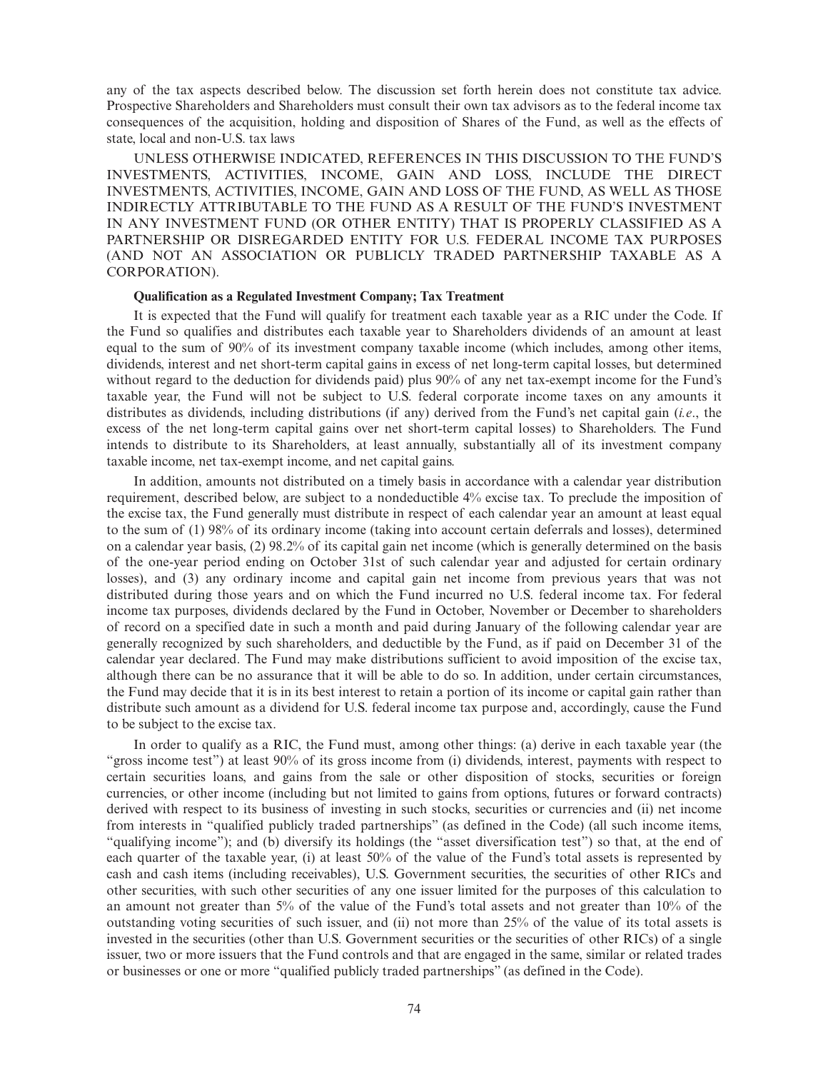any of the tax aspects described below. The discussion set forth herein does not constitute tax advice. Prospective Shareholders and Shareholders must consult their own tax advisors as to the federal income tax consequences of the acquisition, holding and disposition of Shares of the Fund, as well as the effects of state, local and non-U.S. tax laws

UNLESS OTHERWISE INDICATED, REFERENCES IN THIS DISCUSSION TO THE FUND'S INVESTMENTS, ACTIVITIES, INCOME, GAIN AND LOSS, INCLUDE THE DIRECT INVESTMENTS, ACTIVITIES, INCOME, GAIN AND LOSS OF THE FUND, AS WELL AS THOSE INDIRECTLY ATTRIBUTABLE TO THE FUND AS A RESULT OF THE FUND'S INVESTMENT IN ANY INVESTMENT FUND (OR OTHER ENTITY) THAT IS PROPERLY CLASSIFIED AS A PARTNERSHIP OR DISREGARDED ENTITY FOR U.S. FEDERAL INCOME TAX PURPOSES (AND NOT AN ASSOCIATION OR PUBLICLY TRADED PARTNERSHIP TAXABLE AS A CORPORATION).

**Qualification as a Regulated Investment Company; Tax Treatment**

It is expected that the Fund will qualify for treatment each taxable year as a RIC under the Code. If the Fund so qualifies and distributes each taxable year to Shareholders dividends of an amount at least equal to the sum of 90% of its investment company taxable income (which includes, among other items, dividends, interest and net short-term capital gains in excess of net long-term capital losses, but determined without regard to the deduction for dividends paid) plus 90% of any net tax-exempt income for the Fund's taxable year, the Fund will not be subject to U.S. federal corporate income taxes on any amounts it distributes as dividends, including distributions (if any) derived from the Fund's net capital gain (*i.e*., the excess of the net long-term capital gains over net short-term capital losses) to Shareholders. The Fund intends to distribute to its Shareholders, at least annually, substantially all of its investment company taxable income, net tax-exempt income, and net capital gains.

In addition, amounts not distributed on a timely basis in accordance with a calendar year distribution requirement, described below, are subject to a nondeductible 4% excise tax. To preclude the imposition of the excise tax, the Fund generally must distribute in respect of each calendar year an amount at least equal to the sum of (1) 98% of its ordinary income (taking into account certain deferrals and losses), determined on a calendar year basis, (2) 98.2% of its capital gain net income (which is generally determined on the basis of the one-year period ending on October 31st of such calendar year and adjusted for certain ordinary losses), and (3) any ordinary income and capital gain net income from previous years that was not distributed during those years and on which the Fund incurred no U.S. federal income tax. For federal income tax purposes, dividends declared by the Fund in October, November or December to shareholders of record on a specified date in such a month and paid during January of the following calendar year are generally recognized by such shareholders, and deductible by the Fund, as if paid on December 31 of the calendar year declared. The Fund may make distributions sufficient to avoid imposition of the excise tax, although there can be no assurance that it will be able to do so. In addition, under certain circumstances, the Fund may decide that it is in its best interest to retain a portion of its income or capital gain rather than distribute such amount as a dividend for U.S. federal income tax purpose and, accordingly, cause the Fund to be subject to the excise tax.

In order to qualify as a RIC, the Fund must, among other things: (a) derive in each taxable year (the "gross income test") at least 90% of its gross income from (i) dividends, interest, payments with respect to certain securities loans, and gains from the sale or other disposition of stocks, securities or foreign currencies, or other income (including but not limited to gains from options, futures or forward contracts) derived with respect to its business of investing in such stocks, securities or currencies and (ii) net income from interests in "qualified publicly traded partnerships" (as defined in the Code) (all such income items, "qualifying income"); and (b) diversify its holdings (the "asset diversification test") so that, at the end of each quarter of the taxable year, (i) at least 50% of the value of the Fund's total assets is represented by cash and cash items (including receivables), U.S. Government securities, the securities of other RICs and other securities, with such other securities of any one issuer limited for the purposes of this calculation to an amount not greater than 5% of the value of the Fund's total assets and not greater than 10% of the outstanding voting securities of such issuer, and (ii) not more than 25% of the value of its total assets is invested in the securities (other than U.S. Government securities or the securities of other RICs) of a single issuer, two or more issuers that the Fund controls and that are engaged in the same, similar or related trades or businesses or one or more "qualified publicly traded partnerships" (as defined in the Code).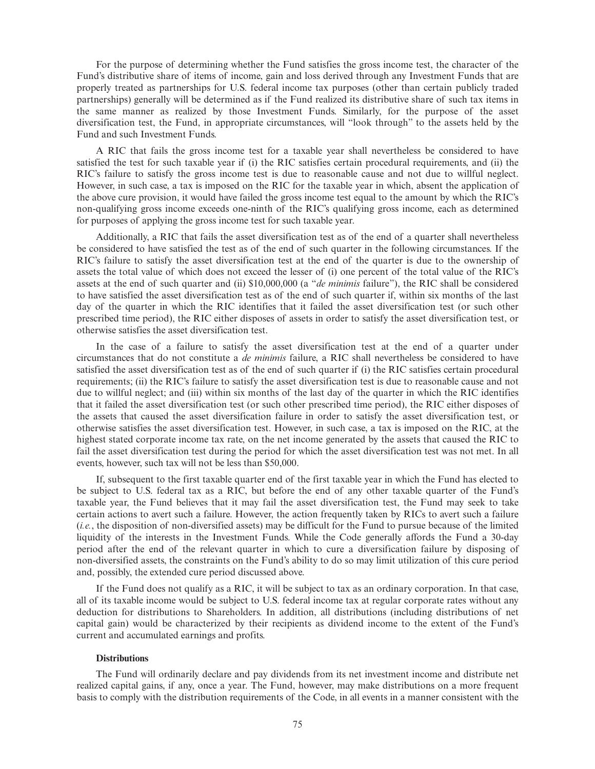For the purpose of determining whether the Fund satisfies the gross income test, the character of the Fund's distributive share of items of income, gain and loss derived through any Investment Funds that are properly treated as partnerships for U.S. federal income tax purposes (other than certain publicly traded partnerships) generally will be determined as if the Fund realized its distributive share of such tax items in the same manner as realized by those Investment Funds. Similarly, for the purpose of the asset diversification test, the Fund, in appropriate circumstances, will "look through" to the assets held by the Fund and such Investment Funds.

A RIC that fails the gross income test for a taxable year shall nevertheless be considered to have satisfied the test for such taxable year if (i) the RIC satisfies certain procedural requirements, and (ii) the RIC's failure to satisfy the gross income test is due to reasonable cause and not due to willful neglect. However, in such case, a tax is imposed on the RIC for the taxable year in which, absent the application of the above cure provision, it would have failed the gross income test equal to the amount by which the RIC's non-qualifying gross income exceeds one-ninth of the RIC's qualifying gross income, each as determined for purposes of applying the gross income test for such taxable year.

Additionally, a RIC that fails the asset diversification test as of the end of a quarter shall nevertheless be considered to have satisfied the test as of the end of such quarter in the following circumstances. If the RIC's failure to satisfy the asset diversification test at the end of the quarter is due to the ownership of assets the total value of which does not exceed the lesser of (i) one percent of the total value of the RIC's assets at the end of such quarter and (ii) $10,000,000 (a "*de minimis* failure"), the RIC shall be considered to have satisfied the asset diversification test as of the end of such quarter if, within six months of the last day of the quarter in which the RIC identifies that it failed the asset diversification test (or such other prescribed time period), the RIC either disposes of assets in order to satisfy the asset diversification test, or otherwise satisfies the asset diversification test.

In the case of a failure to satisfy the asset diversification test at the end of a quarter under circumstances that do not constitute a *de minimis* failure, a RIC shall nevertheless be considered to have satisfied the asset diversification test as of the end of such quarter if (i) the RIC satisfies certain procedural requirements; (ii) the RIC's failure to satisfy the asset diversification test is due to reasonable cause and not due to willful neglect; and (iii) within six months of the last day of the quarter in which the RIC identifies that it failed the asset diversification test (or such other prescribed time period), the RIC either disposes of the assets that caused the asset diversification failure in order to satisfy the asset diversification test, or otherwise satisfies the asset diversification test. However, in such case, a tax is imposed on the RIC, at the highest stated corporate income tax rate, on the net income generated by the assets that caused the RIC to fail the asset diversification test during the period for which the asset diversification test was not met. In all events, however, such tax will not be less than $50,000.

If, subsequent to the first taxable quarter end of the first taxable year in which the Fund has elected to be subject to U.S. federal tax as a RIC, but before the end of any other taxable quarter of the Fund's taxable year, the Fund believes that it may fail the asset diversification test, the Fund may seek to take certain actions to avert such a failure. However, the action frequently taken by RICs to avert such a failure (*i.e.*, the disposition of non-diversified assets) may be difficult for the Fund to pursue because of the limited liquidity of the interests in the Investment Funds. While the Code generally affords the Fund a 30-day period after the end of the relevant quarter in which to cure a diversification failure by disposing of non-diversified assets, the constraints on the Fund's ability to do so may limit utilization of this cure period and, possibly, the extended cure period discussed above.

If the Fund does not qualify as a RIC, it will be subject to tax as an ordinary corporation. In that case, all of its taxable income would be subject to U.S. federal income tax at regular corporate rates without any deduction for distributions to Shareholders. In addition, all distributions (including distributions of net capital gain) would be characterized by their recipients as dividend income to the extent of the Fund's current and accumulated earnings and profits.

#### Distributions

The Fund will ordinarily declare and pay dividends from its net investment income and distribute net realized capital gains, if any, once a year. The Fund, however, may make distributions on a more frequent basis to comply with the distribution requirements of the Code, in all events in a manner consistent with the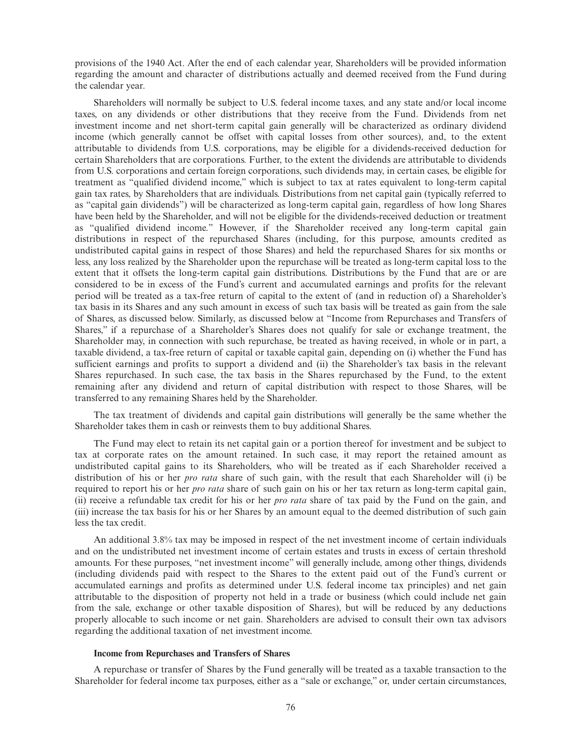provisions of the 1940 Act. After the end of each calendar year, Shareholders will be provided information regarding the amount and character of distributions actually and deemed received from the Fund during the calendar year.

Shareholders will normally be subject to U.S. federal income taxes, and any state and/or local income taxes, on any dividends or other distributions that they receive from the Fund. Dividends from net investment income and net short-term capital gain generally will be characterized as ordinary dividend income (which generally cannot be offset with capital losses from other sources), and, to the extent attributable to dividends from U.S. corporations, may be eligible for a dividends-received deduction for certain Shareholders that are corporations. Further, to the extent the dividends are attributable to dividends from U.S. corporations and certain foreign corporations, such dividends may, in certain cases, be eligible for treatment as "qualified dividend income," which is subject to tax at rates equivalent to long-term capital gain tax rates, by Shareholders that are individuals. Distributions from net capital gain (typically referred to as "capital gain dividends") will be characterized as long-term capital gain, regardless of how long Shares have been held by the Shareholder, and will not be eligible for the dividends-received deduction or treatment as "qualified dividend income." However, if the Shareholder received any long-term capital gain distributions in respect of the repurchased Shares (including, for this purpose, amounts credited as undistributed capital gains in respect of those Shares) and held the repurchased Shares for six months or less, any loss realized by the Shareholder upon the repurchase will be treated as long-term capital loss to the extent that it offsets the long-term capital gain distributions. Distributions by the Fund that are or are considered to be in excess of the Fund's current and accumulated earnings and profits for the relevant period will be treated as a tax-free return of capital to the extent of (and in reduction of) a Shareholder's tax basis in its Shares and any such amount in excess of such tax basis will be treated as gain from the sale of Shares, as discussed below. Similarly, as discussed below at "Income from Repurchases and Transfers of Shares," if a repurchase of a Shareholder's Shares does not qualify for sale or exchange treatment, the Shareholder may, in connection with such repurchase, be treated as having received, in whole or in part, a taxable dividend, a tax-free return of capital or taxable capital gain, depending on (i) whether the Fund has sufficient earnings and profits to support a dividend and (ii) the Shareholder's tax basis in the relevant Shares repurchased. In such case, the tax basis in the Shares repurchased by the Fund, to the extent remaining after any dividend and return of capital distribution with respect to those Shares, will be transferred to any remaining Shares held by the Shareholder.

The tax treatment of dividends and capital gain distributions will generally be the same whether the Shareholder takes them in cash or reinvests them to buy additional Shares.

The Fund may elect to retain its net capital gain or a portion thereof for investment and be subject to tax at corporate rates on the amount retained. In such case, it may report the retained amount as undistributed capital gains to its Shareholders, who will be treated as if each Shareholder received a distribution of his or her *pro rata* share of such gain, with the result that each Shareholder will (i) be required to report his or her *pro rata* share of such gain on his or her tax return as long-term capital gain, (ii) receive a refundable tax credit for his or her *pro rata* share of tax paid by the Fund on the gain, and (iii) increase the tax basis for his or her Shares by an amount equal to the deemed distribution of such gain less the tax credit.

An additional 3.8% tax may be imposed in respect of the net investment income of certain individuals and on the undistributed net investment income of certain estates and trusts in excess of certain threshold amounts. For these purposes, "net investment income" will generally include, among other things, dividends (including dividends paid with respect to the Shares to the extent paid out of the Fund's current or accumulated earnings and profits as determined under U.S. federal income tax principles) and net gain attributable to the disposition of property not held in a trade or business (which could include net gain from the sale, exchange or other taxable disposition of Shares), but will be reduced by any deductions properly allocable to such income or net gain. Shareholders are advised to consult their own tax advisors regarding the additional taxation of net investment income.

#### Income from Repurchases and Transfers of Shares

A repurchase or transfer of Shares by the Fund generally will be treated as a taxable transaction to the Shareholder for federal income tax purposes, either as a "sale or exchange," or, under certain circumstances,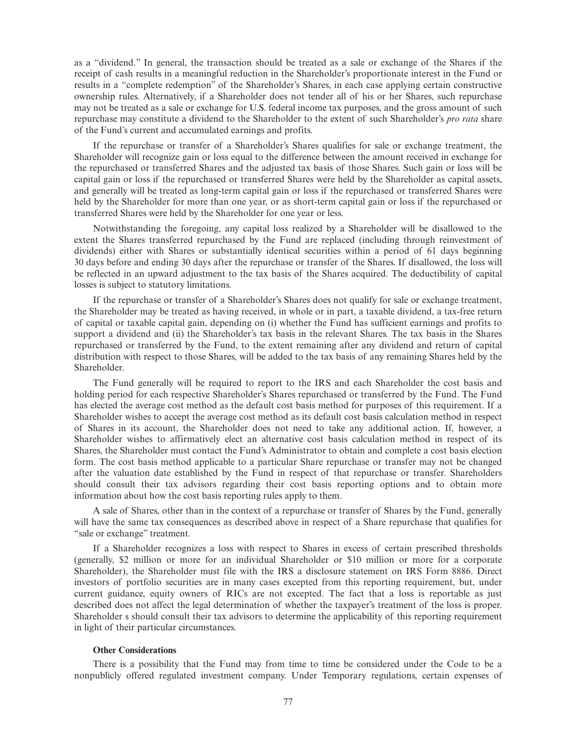as a "dividend." In general, the transaction should be treated as a sale or exchange of the Shares if the receipt of cash results in a meaningful reduction in the Shareholder's proportionate interest in the Fund or results in a "complete redemption" of the Shareholder's Shares, in each case applying certain constructive ownership rules. Alternatively, if a Shareholder does not tender all of his or her Shares, such repurchase may not be treated as a sale or exchange for U.S. federal income tax purposes, and the gross amount of such repurchase may constitute a dividend to the Shareholder to the extent of such Shareholder's *pro rata* share of the Fund's current and accumulated earnings and profits.

If the repurchase or transfer of a Shareholder's Shares qualifies for sale or exchange treatment, the Shareholder will recognize gain or loss equal to the difference between the amount received in exchange for the repurchased or transferred Shares and the adjusted tax basis of those Shares. Such gain or loss will be capital gain or loss if the repurchased or transferred Shares were held by the Shareholder as capital assets, and generally will be treated as long-term capital gain or loss if the repurchased or transferred Shares were held by the Shareholder for more than one year, or as short-term capital gain or loss if the repurchased or transferred Shares were held by the Shareholder for one year or less.

Notwithstanding the foregoing, any capital loss realized by a Shareholder will be disallowed to the extent the Shares transferred repurchased by the Fund are replaced (including through reinvestment of dividends) either with Shares or substantially identical securities within a period of 61 days beginning 30 days before and ending 30 days after the repurchase or transfer of the Shares. If disallowed, the loss will be reflected in an upward adjustment to the tax basis of the Shares acquired. The deductibility of capital losses is subject to statutory limitations.

If the repurchase or transfer of a Shareholder's Shares does not qualify for sale or exchange treatment, the Shareholder may be treated as having received, in whole or in part, a taxable dividend, a tax-free return of capital or taxable capital gain, depending on (i) whether the Fund has sufficient earnings and profits to support a dividend and (ii) the Shareholder's tax basis in the relevant Shares. The tax basis in the Shares repurchased or transferred by the Fund, to the extent remaining after any dividend and return of capital distribution with respect to those Shares, will be added to the tax basis of any remaining Shares held by the Shareholder.

The Fund generally will be required to report to the IRS and each Shareholder the cost basis and holding period for each respective Shareholder's Shares repurchased or transferred by the Fund. The Fund has elected the average cost method as the default cost basis method for purposes of this requirement. If a Shareholder wishes to accept the average cost method as its default cost basis calculation method in respect of Shares in its account, the Shareholder does not need to take any additional action. If, however, a Shareholder wishes to affirmatively elect an alternative cost basis calculation method in respect of its Shares, the Shareholder must contact the Fund's Administrator to obtain and complete a cost basis election form. The cost basis method applicable to a particular Share repurchase or transfer may not be changed after the valuation date established by the Fund in respect of that repurchase or transfer. Shareholders should consult their tax advisors regarding their cost basis reporting options and to obtain more information about how the cost basis reporting rules apply to them.

A sale of Shares, other than in the context of a repurchase or transfer of Shares by the Fund, generally will have the same tax consequences as described above in respect of a Share repurchase that qualifies for "sale or exchange" treatment.

If a Shareholder recognizes a loss with respect to Shares in excess of certain prescribed thresholds (generally, $2 million or more for an individual Shareholder or $10 million or more for a corporate Shareholder), the Shareholder must file with the IRS a disclosure statement on IRS Form 8886. Direct investors of portfolio securities are in many cases excepted from this reporting requirement, but, under current guidance, equity owners of RICs are not excepted. The fact that a loss is reportable as just described does not affect the legal determination of whether the taxpayer's treatment of the loss is proper. Shareholder s should consult their tax advisors to determine the applicability of this reporting requirement in light of their particular circumstances.

### Other Considerations

There is a possibility that the Fund may from time to time be considered under the Code to be a nonpublicly offered regulated investment company. Under Temporary regulations, certain expenses of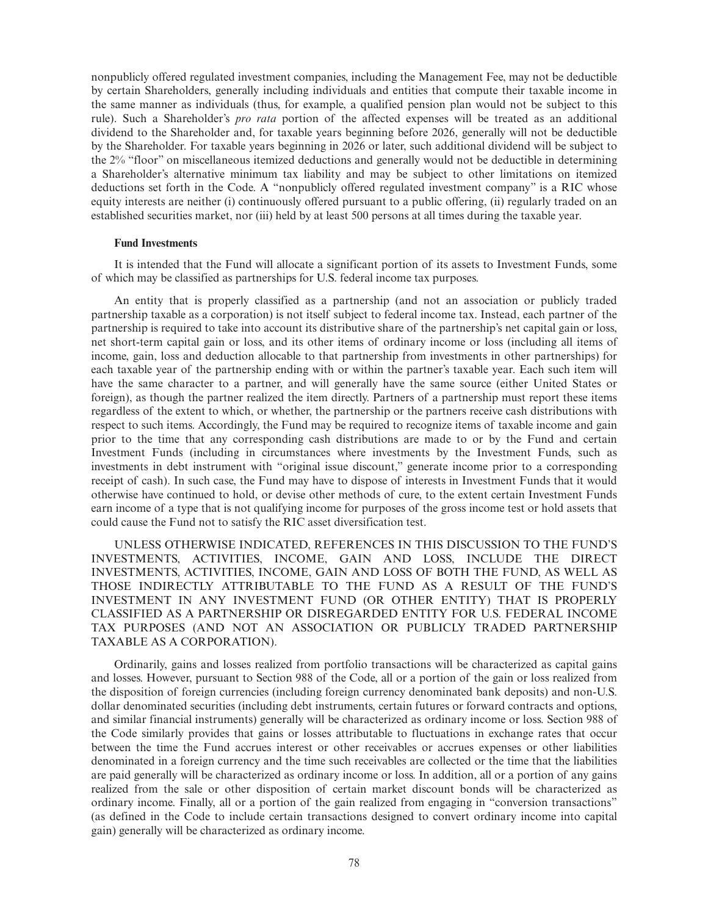nonpublicly offered regulated investment companies, including the Management Fee, may not be deductible by certain Shareholders, generally including individuals and entities that compute their taxable income in the same manner as individuals (thus, for example, a qualified pension plan would not be subject to this rule). Such a Shareholder's *pro rata* portion of the affected expenses will be treated as an additional dividend to the Shareholder and, for taxable years beginning before 2026, generally will not be deductible by the Shareholder. For taxable years beginning in 2026 or later, such additional dividend will be subject to the 2% "floor" on miscellaneous itemized deductions and generally would not be deductible in determining a Shareholder's alternative minimum tax liability and may be subject to other limitations on itemized deductions set forth in the Code. A "nonpublicly offered regulated investment company" is a RIC whose equity interests are neither (i) continuously offered pursuant to a public offering, (ii) regularly traded on an established securities market, nor (iii) held by at least 500 persons at all times during the taxable year.

**Fund Investments**

It is intended that the Fund will allocate a significant portion of its assets to Investment Funds, some of which may be classified as partnerships for U.S. federal income tax purposes.

An entity that is properly classified as a partnership (and not an association or publicly traded partnership taxable as a corporation) is not itself subject to federal income tax. Instead, each partner of the partnership is required to take into account its distributive share of the partnership's net capital gain or loss, net short-term capital gain or loss, and its other items of ordinary income or loss (including all items of income, gain, loss and deduction allocable to that partnership from investments in other partnerships) for each taxable year of the partnership ending with or within the partner's taxable year. Each such item will have the same character to a partner, and will generally have the same source (either United States or foreign), as though the partner realized the item directly. Partners of a partnership must report these items regardless of the extent to which, or whether, the partnership or the partners receive cash distributions with respect to such items. Accordingly, the Fund may be required to recognize items of taxable income and gain prior to the time that any corresponding cash distributions are made to or by the Fund and certain Investment Funds (including in circumstances where investments by the Investment Funds, such as investments in debt instrument with "original issue discount," generate income prior to a corresponding receipt of cash). In such case, the Fund may have to dispose of interests in Investment Funds that it would otherwise have continued to hold, or devise other methods of cure, to the extent certain Investment Funds earn income of a type that is not qualifying income for purposes of the gross income test or hold assets that could cause the Fund not to satisfy the RIC asset diversification test.

UNLESS OTHERWISE INDICATED, REFERENCES IN THIS DISCUSSION TO THE FUND'S INVESTMENTS, ACTIVITIES, INCOME, GAIN AND LOSS, INCLUDE THE DIRECT INVESTMENTS, ACTIVITIES, INCOME, GAIN AND LOSS OF BOTH THE FUND, AS WELL AS THOSE INDIRECTLY ATTRIBUTABLE TO THE FUND AS A RESULT OF THE FUND'S INVESTMENT IN ANY INVESTMENT FUND (OR OTHER ENTITY) THAT IS PROPERLY CLASSIFIED AS A PARTNERSHIP OR DISREGARDED ENTITY FOR U.S. FEDERAL INCOME TAX PURPOSES (AND NOT AN ASSOCIATION OR PUBLICLY TRADED PARTNERSHIP TAXABLE AS A CORPORATION).

Ordinarily, gains and losses realized from portfolio transactions will be characterized as capital gains and losses. However, pursuant to Section 988 of the Code, all or a portion of the gain or loss realized from the disposition of foreign currencies (including foreign currency denominated bank deposits) and non-U.S. dollar denominated securities (including debt instruments, certain futures or forward contracts and options, and similar financial instruments) generally will be characterized as ordinary income or loss. Section 988 of the Code similarly provides that gains or losses attributable to fluctuations in exchange rates that occur between the time the Fund accrues interest or other receivables or accrues expenses or other liabilities denominated in a foreign currency and the time such receivables are collected or the time that the liabilities are paid generally will be characterized as ordinary income or loss. In addition, all or a portion of any gains realized from the sale or other disposition of certain market discount bonds will be characterized as ordinary income. Finally, all or a portion of the gain realized from engaging in "conversion transactions" (as defined in the Code to include certain transactions designed to convert ordinary income into capital gain) generally will be characterized as ordinary income.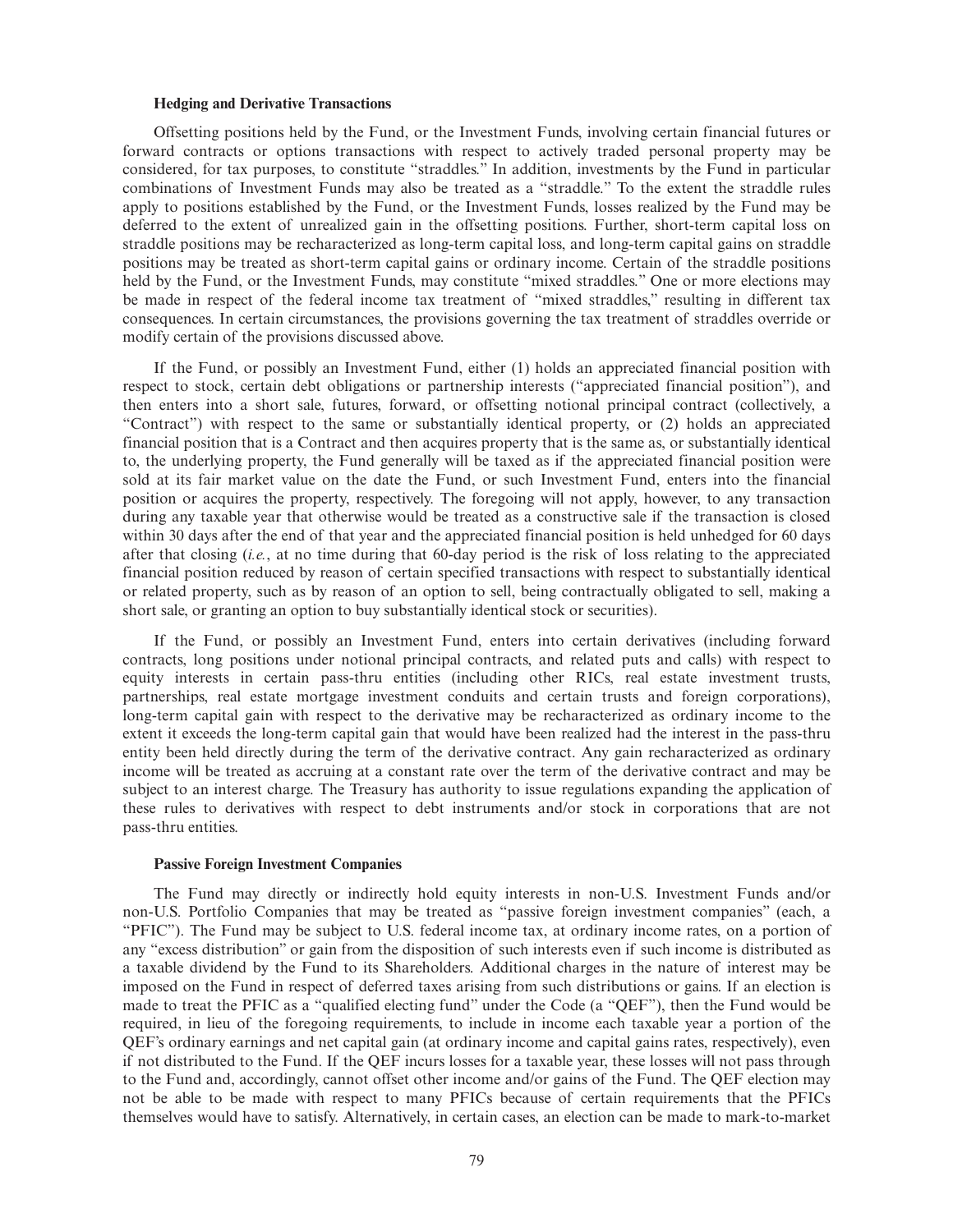**Hedging and Derivative Transactions**

Offsetting positions held by the Fund, or the Investment Funds, involving certain financial futures or forward contracts or options transactions with respect to actively traded personal property may be considered, for tax purposes, to constitute "straddles." In addition, investments by the Fund in particular combinations of Investment Funds may also be treated as a "straddle." To the extent the straddle rules apply to positions established by the Fund, or the Investment Funds, losses realized by the Fund may be deferred to the extent of unrealized gain in the offsetting positions. Further, short-term capital loss on straddle positions may be recharacterized as long-term capital loss, and long-term capital gains on straddle positions may be treated as short-term capital gains or ordinary income. Certain of the straddle positions held by the Fund, or the Investment Funds, may constitute "mixed straddles." One or more elections may be made in respect of the federal income tax treatment of "mixed straddles," resulting in different tax consequences. In certain circumstances, the provisions governing the tax treatment of straddles override or modify certain of the provisions discussed above.

If the Fund, or possibly an Investment Fund, either (1) holds an appreciated financial position with respect to stock, certain debt obligations or partnership interests ("appreciated financial position"), and then enters into a short sale, futures, forward, or offsetting notional principal contract (collectively, a "Contract") with respect to the same or substantially identical property, or (2) holds an appreciated financial position that is a Contract and then acquires property that is the same as, or substantially identical to, the underlying property, the Fund generally will be taxed as if the appreciated financial position were sold at its fair market value on the date the Fund, or such Investment Fund, enters into the financial position or acquires the property, respectively. The foregoing will not apply, however, to any transaction during any taxable year that otherwise would be treated as a constructive sale if the transaction is closed within 30 days after the end of that year and the appreciated financial position is held unhedged for 60 days after that closing (*i.e.*, at no time during that 60-day period is the risk of loss relating to the appreciated financial position reduced by reason of certain specified transactions with respect to substantially identical or related property, such as by reason of an option to sell, being contractually obligated to sell, making a short sale, or granting an option to buy substantially identical stock or securities).

If the Fund, or possibly an Investment Fund, enters into certain derivatives (including forward contracts, long positions under notional principal contracts, and related puts and calls) with respect to equity interests in certain pass-thru entities (including other RICs, real estate investment trusts, partnerships, real estate mortgage investment conduits and certain trusts and foreign corporations), long-term capital gain with respect to the derivative may be recharacterized as ordinary income to the extent it exceeds the long-term capital gain that would have been realized had the interest in the pass-thru entity been held directly during the term of the derivative contract. Any gain recharacterized as ordinary income will be treated as accruing at a constant rate over the term of the derivative contract and may be subject to an interest charge. The Treasury has authority to issue regulations expanding the application of these rules to derivatives with respect to debt instruments and/or stock in corporations that are not pass-thru entities.

**Passive Foreign Investment Companies**

The Fund may directly or indirectly hold equity interests in non-U.S. Investment Funds and/or non-U.S. Portfolio Companies that may be treated as "passive foreign investment companies" (each, a "PFIC"). The Fund may be subject to U.S. federal income tax, at ordinary income rates, on a portion of any "excess distribution" or gain from the disposition of such interests even if such income is distributed as a taxable dividend by the Fund to its Shareholders. Additional charges in the nature of interest may be imposed on the Fund in respect of deferred taxes arising from such distributions or gains. If an election is made to treat the PFIC as a "qualified electing fund" under the Code (a "QEF"), then the Fund would be required, in lieu of the foregoing requirements, to include in income each taxable year a portion of the QEF's ordinary earnings and net capital gain (at ordinary income and capital gains rates, respectively), even if not distributed to the Fund. If the QEF incurs losses for a taxable year, these losses will not pass through to the Fund and, accordingly, cannot offset other income and/or gains of the Fund. The QEF election may not be able to be made with respect to many PFICs because of certain requirements that the PFICs themselves would have to satisfy. Alternatively, in certain cases, an election can be made to mark-to-market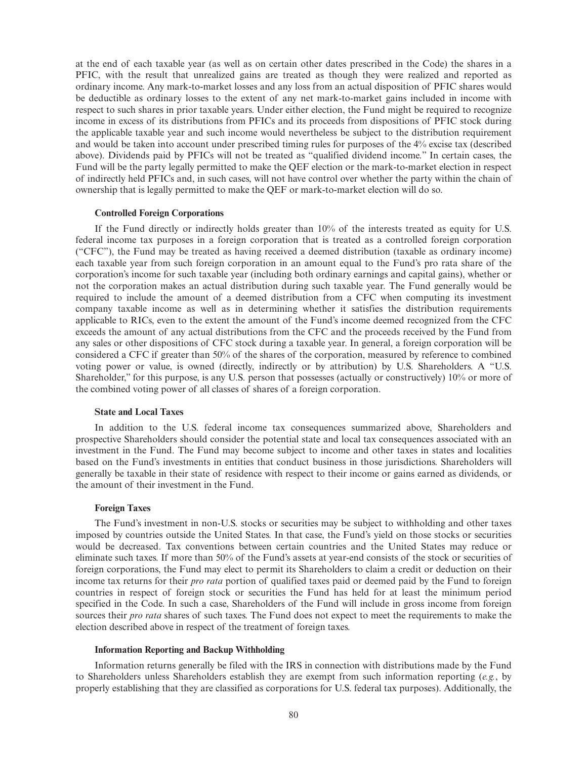at the end of each taxable year (as well as on certain other dates prescribed in the Code) the shares in a PFIC, with the result that unrealized gains are treated as though they were realized and reported as ordinary income. Any mark-to-market losses and any loss from an actual disposition of PFIC shares would be deductible as ordinary losses to the extent of any net mark-to-market gains included in income with respect to such shares in prior taxable years. Under either election, the Fund might be required to recognize income in excess of its distributions from PFICs and its proceeds from dispositions of PFIC stock during the applicable taxable year and such income would nevertheless be subject to the distribution requirement and would be taken into account under prescribed timing rules for purposes of the 4% excise tax (described above). Dividends paid by PFICs will not be treated as "qualified dividend income." In certain cases, the Fund will be the party legally permitted to make the QEF election or the mark-to-market election in respect of indirectly held PFICs and, in such cases, will not have control over whether the party within the chain of ownership that is legally permitted to make the QEF or mark-to-market election will do so.

#### Controlled Foreign Corporations

If the Fund directly or indirectly holds greater than 10% of the interests treated as equity for U.S. federal income tax purposes in a foreign corporation that is treated as a controlled foreign corporation ("CFC"), the Fund may be treated as having received a deemed distribution (taxable as ordinary income) each taxable year from such foreign corporation in an amount equal to the Fund's pro rata share of the corporation's income for such taxable year (including both ordinary earnings and capital gains), whether or not the corporation makes an actual distribution during such taxable year. The Fund generally would be required to include the amount of a deemed distribution from a CFC when computing its investment company taxable income as well as in determining whether it satisfies the distribution requirements applicable to RICs, even to the extent the amount of the Fund's income deemed recognized from the CFC exceeds the amount of any actual distributions from the CFC and the proceeds received by the Fund from any sales or other dispositions of CFC stock during a taxable year. In general, a foreign corporation will be considered a CFC if greater than 50% of the shares of the corporation, measured by reference to combined voting power or value, is owned (directly, indirectly or by attribution) by U.S. Shareholders. A "U.S. Shareholder," for this purpose, is any U.S. person that possesses (actually or constructively) 10% or more of the combined voting power of all classes of shares of a foreign corporation.

#### State and Local Taxes

In addition to the U.S. federal income tax consequences summarized above, Shareholders and prospective Shareholders should consider the potential state and local tax consequences associated with an investment in the Fund. The Fund may become subject to income and other taxes in states and localities based on the Fund's investments in entities that conduct business in those jurisdictions. Shareholders will generally be taxable in their state of residence with respect to their income or gains earned as dividends, or the amount of their investment in the Fund.

#### Foreign Taxes

The Fund's investment in non-U.S. stocks or securities may be subject to withholding and other taxes imposed by countries outside the United States. In that case, the Fund's yield on those stocks or securities would be decreased. Tax conventions between certain countries and the United States may reduce or eliminate such taxes. If more than 50% of the Fund's assets at year-end consists of the stock or securities of foreign corporations, the Fund may elect to permit its Shareholders to claim a credit or deduction on their income tax returns for their *pro rata* portion of qualified taxes paid or deemed paid by the Fund to foreign countries in respect of foreign stock or securities the Fund has held for at least the minimum period specified in the Code. In such a case, Shareholders of the Fund will include in gross income from foreign sources their *pro rata* shares of such taxes. The Fund does not expect to meet the requirements to make the election described above in respect of the treatment of foreign taxes.

#### Information Reporting and Backup Withholding

Information returns generally be filed with the IRS in connection with distributions made by the Fund to Shareholders unless Shareholders establish they are exempt from such information reporting (*e.g.*, by properly establishing that they are classified as corporations for U.S. federal tax purposes). Additionally, the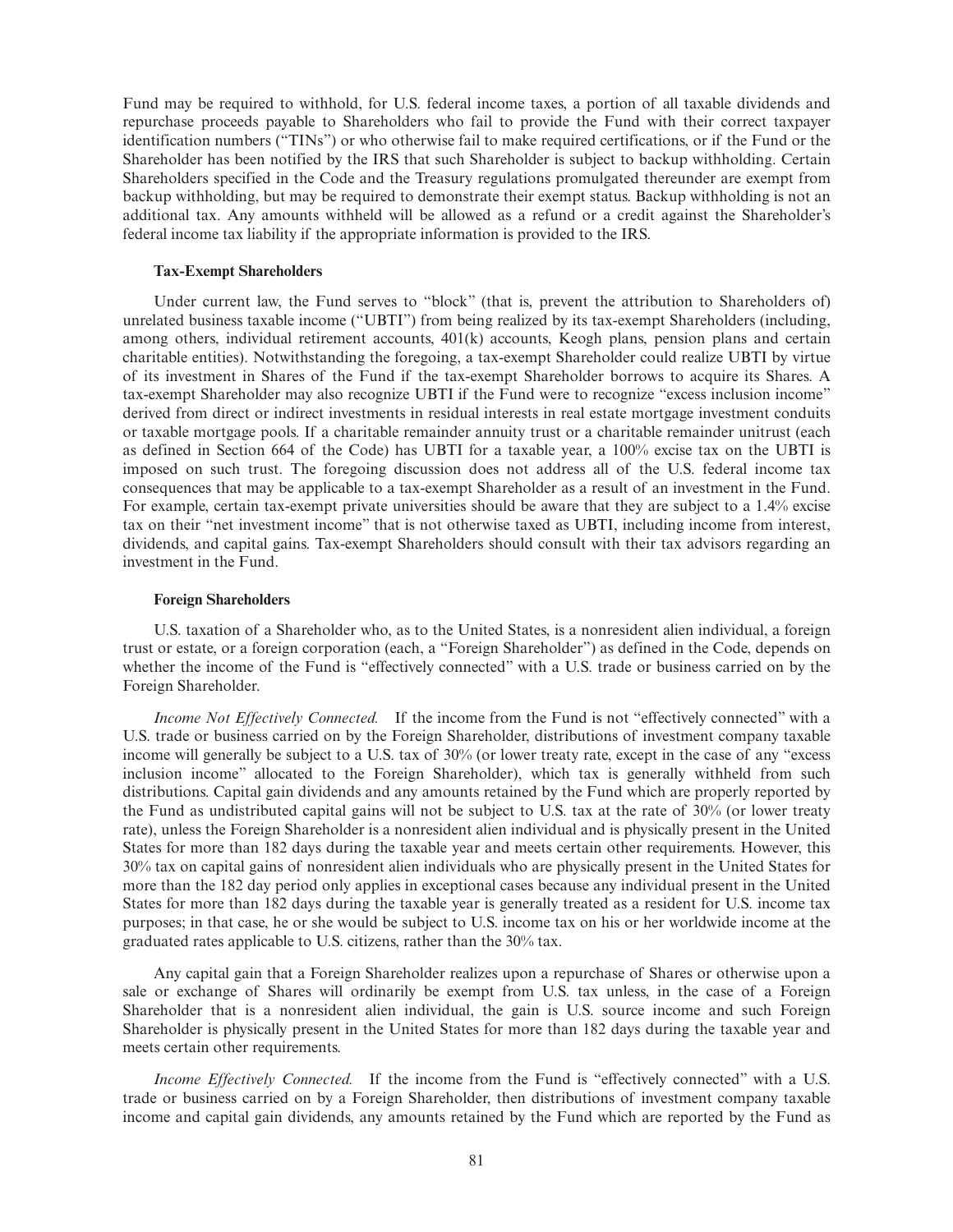Fund may be required to withhold, for U.S. federal income taxes, a portion of all taxable dividends and repurchase proceeds payable to Shareholders who fail to provide the Fund with their correct taxpayer identification numbers ("TINs") or who otherwise fail to make required certifications, or if the Fund or the Shareholder has been notified by the IRS that such Shareholder is subject to backup withholding. Certain Shareholders specified in the Code and the Treasury regulations promulgated thereunder are exempt from backup withholding, but may be required to demonstrate their exempt status. Backup withholding is not an additional tax. Any amounts withheld will be allowed as a refund or a credit against the Shareholder's federal income tax liability if the appropriate information is provided to the IRS.

#### Tax-Exempt Shareholders

Under current law, the Fund serves to "block" (that is, prevent the attribution to Shareholders of) unrelated business taxable income ("UBTI") from being realized by its tax-exempt Shareholders (including, among others, individual retirement accounts, 401(k) accounts, Keogh plans, pension plans and certain charitable entities). Notwithstanding the foregoing, a tax-exempt Shareholder could realize UBTI by virtue of its investment in Shares of the Fund if the tax-exempt Shareholder borrows to acquire its Shares. A tax-exempt Shareholder may also recognize UBTI if the Fund were to recognize "excess inclusion income" derived from direct or indirect investments in residual interests in real estate mortgage investment conduits or taxable mortgage pools. If a charitable remainder annuity trust or a charitable remainder unitrust (each as defined in Section 664 of the Code) has UBTI for a taxable year, a 100% excise tax on the UBTI is imposed on such trust. The foregoing discussion does not address all of the U.S. federal income tax consequences that may be applicable to a tax-exempt Shareholder as a result of an investment in the Fund. For example, certain tax-exempt private universities should be aware that they are subject to a 1.4% excise tax on their "net investment income" that is not otherwise taxed as UBTI, including income from interest, dividends, and capital gains. Tax-exempt Shareholders should consult with their tax advisors regarding an investment in the Fund.

#### Foreign Shareholders

U.S. taxation of a Shareholder who, as to the United States, is a nonresident alien individual, a foreign trust or estate, or a foreign corporation (each, a "Foreign Shareholder") as defined in the Code, depends on whether the income of the Fund is "effectively connected" with a U.S. trade or business carried on by the Foreign Shareholder.

*Income Not Effectively Connected.* If the income from the Fund is not "effectively connected" with a U.S. trade or business carried on by the Foreign Shareholder, distributions of investment company taxable income will generally be subject to a U.S. tax of 30% (or lower treaty rate, except in the case of any "excess inclusion income" allocated to the Foreign Shareholder), which tax is generally withheld from such distributions. Capital gain dividends and any amounts retained by the Fund which are properly reported by the Fund as undistributed capital gains will not be subject to U.S. tax at the rate of 30% (or lower treaty rate), unless the Foreign Shareholder is a nonresident alien individual and is physically present in the United States for more than 182 days during the taxable year and meets certain other requirements. However, this 30% tax on capital gains of nonresident alien individuals who are physically present in the United States for more than the 182 day period only applies in exceptional cases because any individual present in the United States for more than 182 days during the taxable year is generally treated as a resident for U.S. income tax purposes; in that case, he or she would be subject to U.S. income tax on his or her worldwide income at the graduated rates applicable to U.S. citizens, rather than the 30% tax.

Any capital gain that a Foreign Shareholder realizes upon a repurchase of Shares or otherwise upon a sale or exchange of Shares will ordinarily be exempt from U.S. tax unless, in the case of a Foreign Shareholder that is a nonresident alien individual, the gain is U.S. source income and such Foreign Shareholder is physically present in the United States for more than 182 days during the taxable year and meets certain other requirements.

*Income Effectively Connected.* If the income from the Fund is "effectively connected" with a U.S. trade or business carried on by a Foreign Shareholder, then distributions of investment company taxable income and capital gain dividends, any amounts retained by the Fund which are reported by the Fund as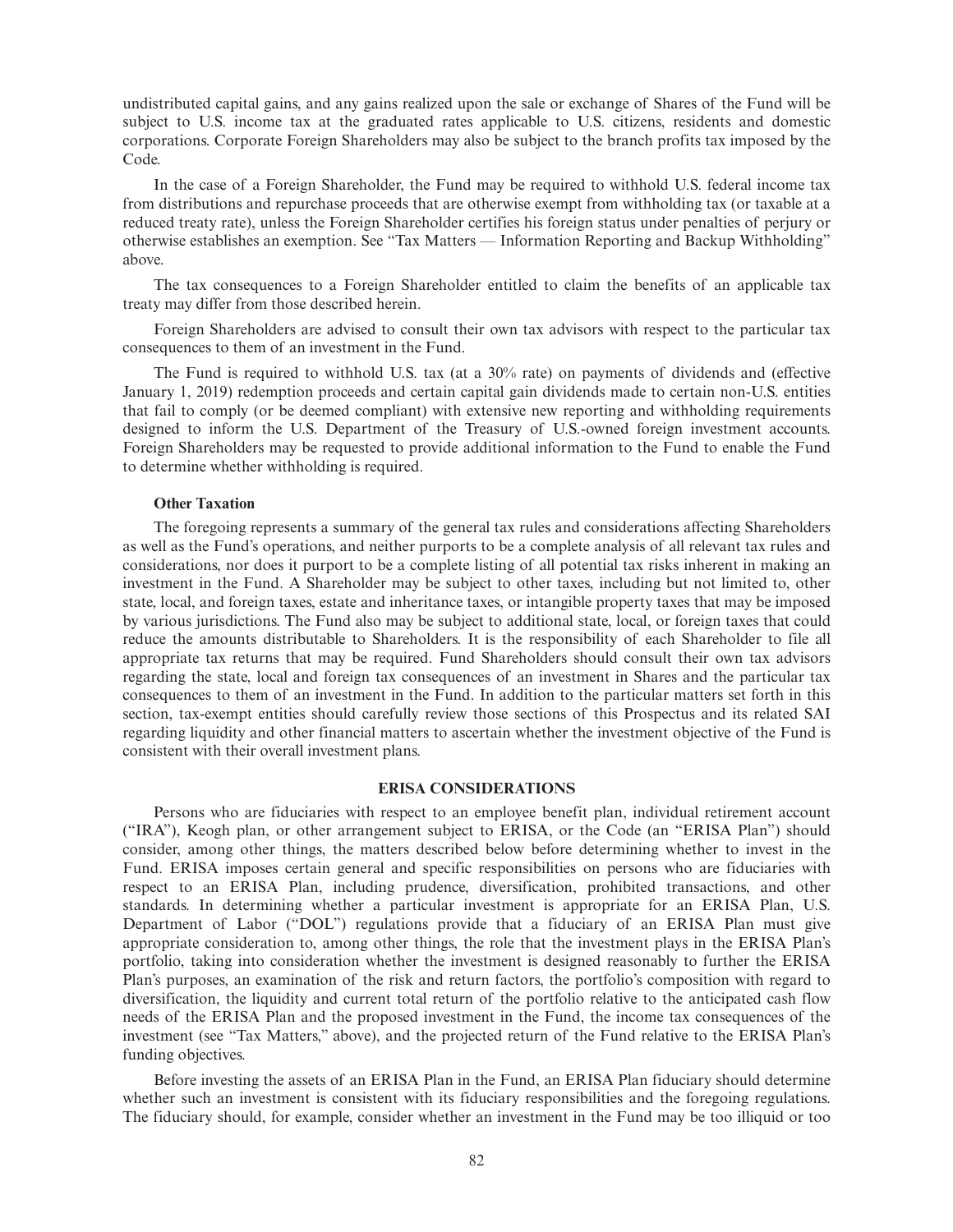undistributed capital gains, and any gains realized upon the sale or exchange of Shares of the Fund will be subject to U.S. income tax at the graduated rates applicable to U.S. citizens, residents and domestic corporations. Corporate Foreign Shareholders may also be subject to the branch profits tax imposed by the Code.

In the case of a Foreign Shareholder, the Fund may be required to withhold U.S. federal income tax from distributions and repurchase proceeds that are otherwise exempt from withholding tax (or taxable at a reduced treaty rate), unless the Foreign Shareholder certifies his foreign status under penalties of perjury or otherwise establishes an exemption. See "Tax Matters — Information Reporting and Backup Withholding" above.

The tax consequences to a Foreign Shareholder entitled to claim the benefits of an applicable tax treaty may differ from those described herein.

Foreign Shareholders are advised to consult their own tax advisors with respect to the particular tax consequences to them of an investment in the Fund.

The Fund is required to withhold U.S. tax (at a 30% rate) on payments of dividends and (effective January 1, 2019) redemption proceeds and certain capital gain dividends made to certain non-U.S. entities that fail to comply (or be deemed compliant) with extensive new reporting and withholding requirements designed to inform the U.S. Department of the Treasury of U.S.-owned foreign investment accounts. Foreign Shareholders may be requested to provide additional information to the Fund to enable the Fund to determine whether withholding is required.

**Other Taxation**

The foregoing represents a summary of the general tax rules and considerations affecting Shareholders as well as the Fund's operations, and neither purports to be a complete analysis of all relevant tax rules and considerations, nor does it purport to be a complete listing of all potential tax risks inherent in making an investment in the Fund. A Shareholder may be subject to other taxes, including but not limited to, other state, local, and foreign taxes, estate and inheritance taxes, or intangible property taxes that may be imposed by various jurisdictions. The Fund also may be subject to additional state, local, or foreign taxes that could reduce the amounts distributable to Shareholders. It is the responsibility of each Shareholder to file all appropriate tax returns that may be required. Fund Shareholders should consult their own tax advisors regarding the state, local and foreign tax consequences of an investment in Shares and the particular tax consequences to them of an investment in the Fund. In addition to the particular matters set forth in this section, tax-exempt entities should carefully review those sections of this Prospectus and its related SAI regarding liquidity and other financial matters to ascertain whether the investment objective of the Fund is consistent with their overall investment plans.

## ERISA CONSIDERATIONS

Persons who are fiduciaries with respect to an employee benefit plan, individual retirement account ("IRA"), Keogh plan, or other arrangement subject to ERISA, or the Code (an "ERISA Plan") should consider, among other things, the matters described below before determining whether to invest in the Fund. ERISA imposes certain general and specific responsibilities on persons who are fiduciaries with respect to an ERISA Plan, including prudence, diversification, prohibited transactions, and other standards. In determining whether a particular investment is appropriate for an ERISA Plan, U.S. Department of Labor ("DOL") regulations provide that a fiduciary of an ERISA Plan must give appropriate consideration to, among other things, the role that the investment plays in the ERISA Plan's portfolio, taking into consideration whether the investment is designed reasonably to further the ERISA Plan's purposes, an examination of the risk and return factors, the portfolio's composition with regard to diversification, the liquidity and current total return of the portfolio relative to the anticipated cash flow needs of the ERISA Plan and the proposed investment in the Fund, the income tax consequences of the investment (see "Tax Matters," above), and the projected return of the Fund relative to the ERISA Plan's funding objectives.

Before investing the assets of an ERISA Plan in the Fund, an ERISA Plan fiduciary should determine whether such an investment is consistent with its fiduciary responsibilities and the foregoing regulations. The fiduciary should, for example, consider whether an investment in the Fund may be too illiquid or too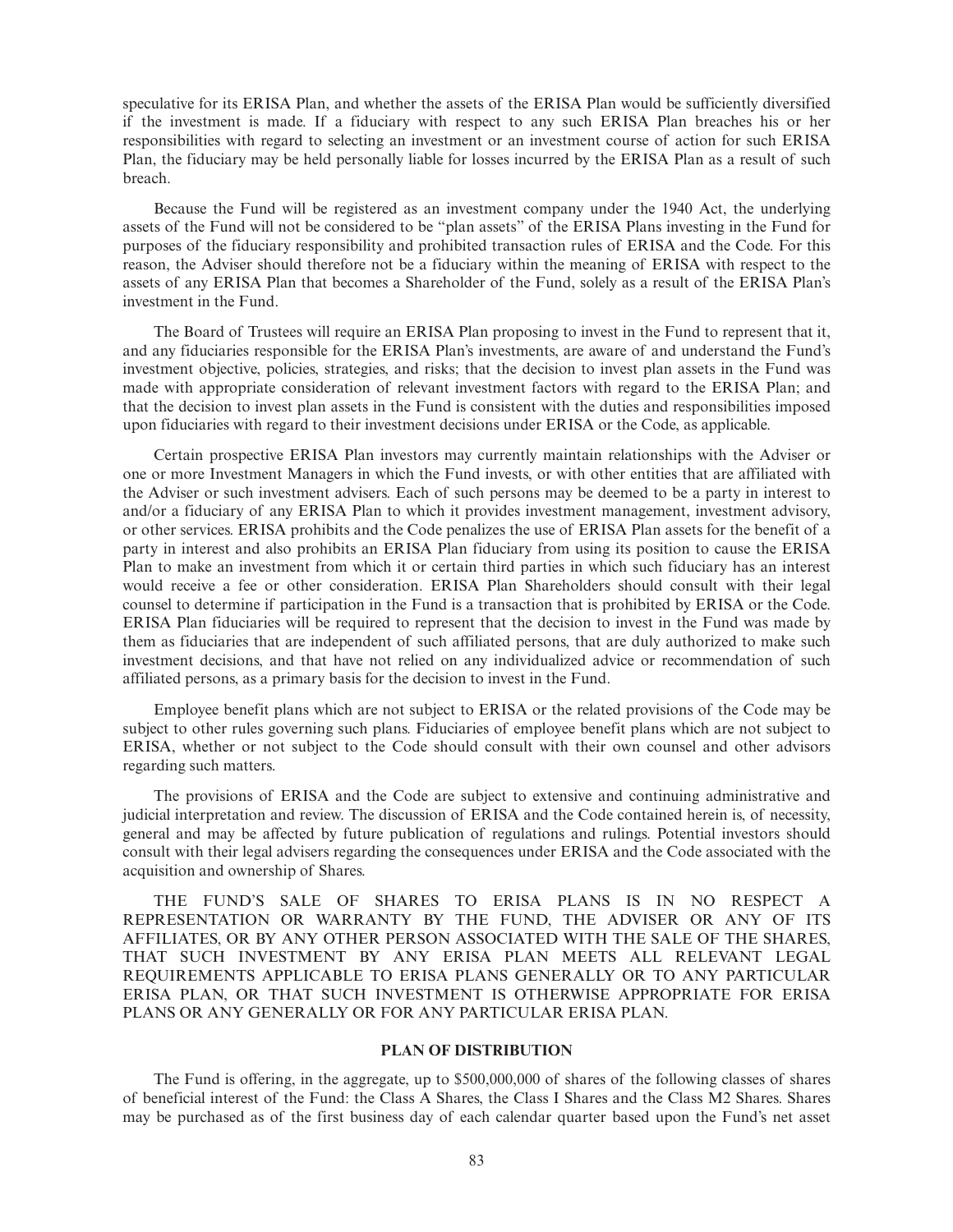speculative for its ERISA Plan, and whether the assets of the ERISA Plan would be sufficiently diversified if the investment is made. If a fiduciary with respect to any such ERISA Plan breaches his or her responsibilities with regard to selecting an investment or an investment course of action for such ERISA Plan, the fiduciary may be held personally liable for losses incurred by the ERISA Plan as a result of such breach.

Because the Fund will be registered as an investment company under the 1940 Act, the underlying assets of the Fund will not be considered to be "plan assets" of the ERISA Plans investing in the Fund for purposes of the fiduciary responsibility and prohibited transaction rules of ERISA and the Code. For this reason, the Adviser should therefore not be a fiduciary within the meaning of ERISA with respect to the assets of any ERISA Plan that becomes a Shareholder of the Fund, solely as a result of the ERISA Plan's investment in the Fund.

The Board of Trustees will require an ERISA Plan proposing to invest in the Fund to represent that it, and any fiduciaries responsible for the ERISA Plan's investments, are aware of and understand the Fund's investment objective, policies, strategies, and risks; that the decision to invest plan assets in the Fund was made with appropriate consideration of relevant investment factors with regard to the ERISA Plan; and that the decision to invest plan assets in the Fund is consistent with the duties and responsibilities imposed upon fiduciaries with regard to their investment decisions under ERISA or the Code, as applicable.

Certain prospective ERISA Plan investors may currently maintain relationships with the Adviser or one or more Investment Managers in which the Fund invests, or with other entities that are affiliated with the Adviser or such investment advisers. Each of such persons may be deemed to be a party in interest to and/or a fiduciary of any ERISA Plan to which it provides investment management, investment advisory, or other services. ERISA prohibits and the Code penalizes the use of ERISA Plan assets for the benefit of a party in interest and also prohibits an ERISA Plan fiduciary from using its position to cause the ERISA Plan to make an investment from which it or certain third parties in which such fiduciary has an interest would receive a fee or other consideration. ERISA Plan Shareholders should consult with their legal counsel to determine if participation in the Fund is a transaction that is prohibited by ERISA or the Code. ERISA Plan fiduciaries will be required to represent that the decision to invest in the Fund was made by them as fiduciaries that are independent of such affiliated persons, that are duly authorized to make such investment decisions, and that have not relied on any individualized advice or recommendation of such affiliated persons, as a primary basis for the decision to invest in the Fund.

Employee benefit plans which are not subject to ERISA or the related provisions of the Code may be subject to other rules governing such plans. Fiduciaries of employee benefit plans which are not subject to ERISA, whether or not subject to the Code should consult with their own counsel and other advisors regarding such matters.

The provisions of ERISA and the Code are subject to extensive and continuing administrative and judicial interpretation and review. The discussion of ERISA and the Code contained herein is, of necessity, general and may be affected by future publication of regulations and rulings. Potential investors should consult with their legal advisers regarding the consequences under ERISA and the Code associated with the acquisition and ownership of Shares.

THE FUND'S SALE OF SHARES TO ERISA PLANS IS IN NO RESPECT A REPRESENTATION OR WARRANTY BY THE FUND, THE ADVISER OR ANY OF ITS AFFILIATES, OR BY ANY OTHER PERSON ASSOCIATED WITH THE SALE OF THE SHARES, THAT SUCH INVESTMENT BY ANY ERISA PLAN MEETS ALL RELEVANT LEGAL REQUIREMENTS APPLICABLE TO ERISA PLANS GENERALLY OR TO ANY PARTICULAR ERISA PLAN, OR THAT SUCH INVESTMENT IS OTHERWISE APPROPRIATE FOR ERISA PLANS OR ANY GENERALLY OR FOR ANY PARTICULAR ERISA PLAN.

## PLAN OF DISTRIBUTION

The Fund is offering, in the aggregate, up to $500,000,000 of shares of the following classes of shares of beneficial interest of the Fund: the Class A Shares, the Class I Shares and the Class M2 Shares. Shares may be purchased as of the first business day of each calendar quarter based upon the Fund's net asset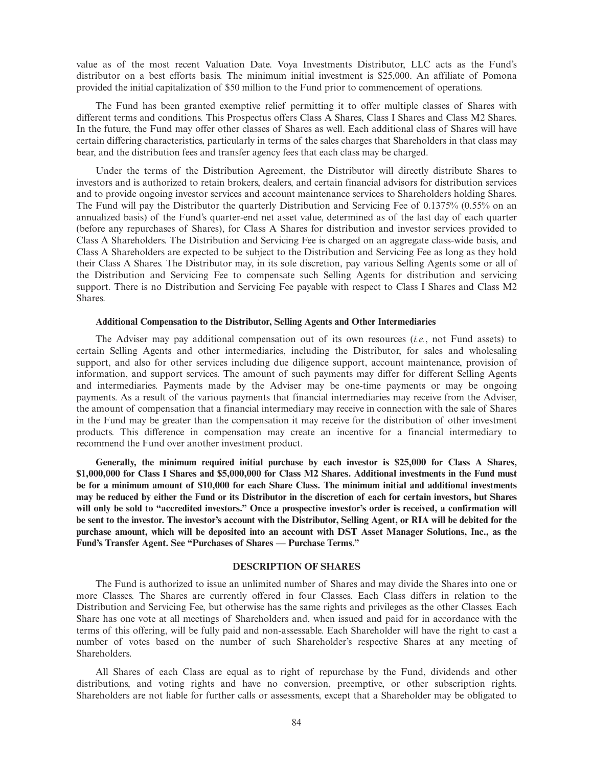value as of the most recent Valuation Date. Voya Investments Distributor, LLC acts as the Fund's distributor on a best efforts basis. The minimum initial investment is $25,000. An affiliate of Pomona provided the initial capitalization of $50 million to the Fund prior to commencement of operations.

The Fund has been granted exemptive relief permitting it to offer multiple classes of Shares with different terms and conditions. This Prospectus offers Class A Shares, Class I Shares and Class M2 Shares. In the future, the Fund may offer other classes of Shares as well. Each additional class of Shares will have certain differing characteristics, particularly in terms of the sales charges that Shareholders in that class may bear, and the distribution fees and transfer agency fees that each class may be charged.

Under the terms of the Distribution Agreement, the Distributor will directly distribute Shares to investors and is authorized to retain brokers, dealers, and certain financial advisors for distribution services and to provide ongoing investor services and account maintenance services to Shareholders holding Shares. The Fund will pay the Distributor the quarterly Distribution and Servicing Fee of 0.1375% (0.55% on an annualized basis) of the Fund's quarter-end net asset value, determined as of the last day of each quarter (before any repurchases of Shares), for Class A Shares for distribution and investor services provided to Class A Shareholders. The Distribution and Servicing Fee is charged on an aggregate class-wide basis, and Class A Shareholders are expected to be subject to the Distribution and Servicing Fee as long as they hold their Class A Shares. The Distributor may, in its sole discretion, pay various Selling Agents some or all of the Distribution and Servicing Fee to compensate such Selling Agents for distribution and servicing support. There is no Distribution and Servicing Fee payable with respect to Class I Shares and Class M2 Shares.

**Additional Compensation to the Distributor, Selling Agents and Other Intermediaries**

The Adviser may pay additional compensation out of its own resources (*i.e.*, not Fund assets) to certain Selling Agents and other intermediaries, including the Distributor, for sales and wholesaling support, and also for other services including due diligence support, account maintenance, provision of information, and support services. The amount of such payments may differ for different Selling Agents and intermediaries. Payments made by the Adviser may be one-time payments or may be ongoing payments. As a result of the various payments that financial intermediaries may receive from the Adviser, the amount of compensation that a financial intermediary may receive in connection with the sale of Shares in the Fund may be greater than the compensation it may receive for the distribution of other investment products. This difference in compensation may create an incentive for a financial intermediary to recommend the Fund over another investment product.

**Generally, the minimum required initial purchase by each investor is $25,000 for Class A Shares, $1,000,000 for Class I Shares and $5,000,000 for Class M2 Shares. Additional investments in the Fund must be for a minimum amount of $10,000 for each Share Class. The minimum initial and additional investments may be reduced by either the Fund or its Distributor in the discretion of each for certain investors, but Shares will only be sold to "accredited investors." Once a prospective investor's order is received, a confirmation will be sent to the investor. The investor's account with the Distributor, Selling Agent, or RIA will be debited for the purchase amount, which will be deposited into an account with DST Asset Manager Solutions, Inc., as the Fund's Transfer Agent. See "Purchases of Shares — Purchase Terms."**

## DESCRIPTION OF SHARES

The Fund is authorized to issue an unlimited number of Shares and may divide the Shares into one or more Classes. The Shares are currently offered in four Classes. Each Class differs in relation to the Distribution and Servicing Fee, but otherwise has the same rights and privileges as the other Classes. Each Share has one vote at all meetings of Shareholders and, when issued and paid for in accordance with the terms of this offering, will be fully paid and non-assessable. Each Shareholder will have the right to cast a number of votes based on the number of such Shareholder's respective Shares at any meeting of Shareholders.

All Shares of each Class are equal as to right of repurchase by the Fund, dividends and other distributions, and voting rights and have no conversion, preemptive, or other subscription rights. Shareholders are not liable for further calls or assessments, except that a Shareholder may be obligated to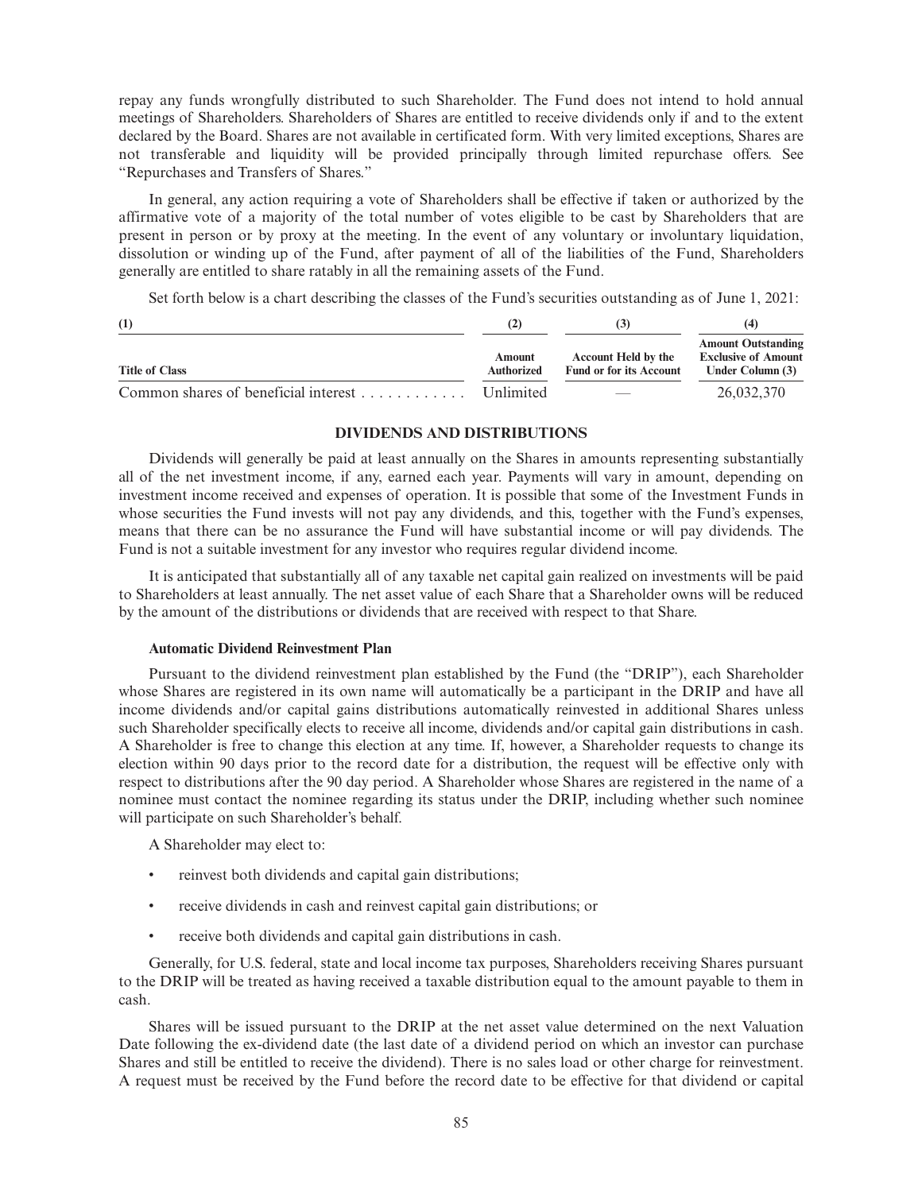repay any funds wrongfully distributed to such Shareholder. The Fund does not intend to hold annual meetings of Shareholders. Shareholders of Shares are entitled to receive dividends only if and to the extent declared by the Board. Shares are not available in certificated form. With very limited exceptions, Shares are not transferable and liquidity will be provided principally through limited repurchase offers. See "Repurchases and Transfers of Shares."

In general, any action requiring a vote of Shareholders shall be effective if taken or authorized by the affirmative vote of a majority of the total number of votes eligible to be cast by Shareholders that are present in person or by proxy at the meeting. In the event of any voluntary or involuntary liquidation, dissolution or winding up of the Fund, after payment of all of the liabilities of the Fund, Shareholders generally are entitled to share ratably in all the remaining assets of the Fund.

Set forth below is a chart describing the classes of the Fund's securities outstanding as of June 1, 2021:

| (1) | (2) | (3) | (4) |
|---|---|---|---|
| **Title of Class** | **Amount Authorized** | **Account Held by the Fund or for its Account** | **Amount Outstanding Exclusive of Amount Under Column (3)** |
| Common shares of beneficial interest | Unlimited | — | 26,032,370 |

## DIVIDENDS AND DISTRIBUTIONS

Dividends will generally be paid at least annually on the Shares in amounts representing substantially all of the net investment income, if any, earned each year. Payments will vary in amount, depending on investment income received and expenses of operation. It is possible that some of the Investment Funds in whose securities the Fund invests will not pay any dividends, and this, together with the Fund's expenses, means that there can be no assurance the Fund will have substantial income or will pay dividends. The Fund is not a suitable investment for any investor who requires regular dividend income.

It is anticipated that substantially all of any taxable net capital gain realized on investments will be paid to Shareholders at least annually. The net asset value of each Share that a Shareholder owns will be reduced by the amount of the distributions or dividends that are received with respect to that Share.

### Automatic Dividend Reinvestment Plan

Pursuant to the dividend reinvestment plan established by the Fund (the "DRIP"), each Shareholder whose Shares are registered in its own name will automatically be a participant in the DRIP and have all income dividends and/or capital gains distributions automatically reinvested in additional Shares unless such Shareholder specifically elects to receive all income, dividends and/or capital gain distributions in cash. A Shareholder is free to change this election at any time. If, however, a Shareholder requests to change its election within 90 days prior to the record date for a distribution, the request will be effective only with respect to distributions after the 90 day period. A Shareholder whose Shares are registered in the name of a nominee must contact the nominee regarding its status under the DRIP, including whether such nominee will participate on such Shareholder's behalf.

A Shareholder may elect to:

- reinvest both dividends and capital gain distributions;
- receive dividends in cash and reinvest capital gain distributions; or
- receive both dividends and capital gain distributions in cash.

Generally, for U.S. federal, state and local income tax purposes, Shareholders receiving Shares pursuant to the DRIP will be treated as having received a taxable distribution equal to the amount payable to them in cash.

Shares will be issued pursuant to the DRIP at the net asset value determined on the next Valuation Date following the ex-dividend date (the last date of a dividend period on which an investor can purchase Shares and still be entitled to receive the dividend). There is no sales load or other charge for reinvestment. A request must be received by the Fund before the record date to be effective for that dividend or capital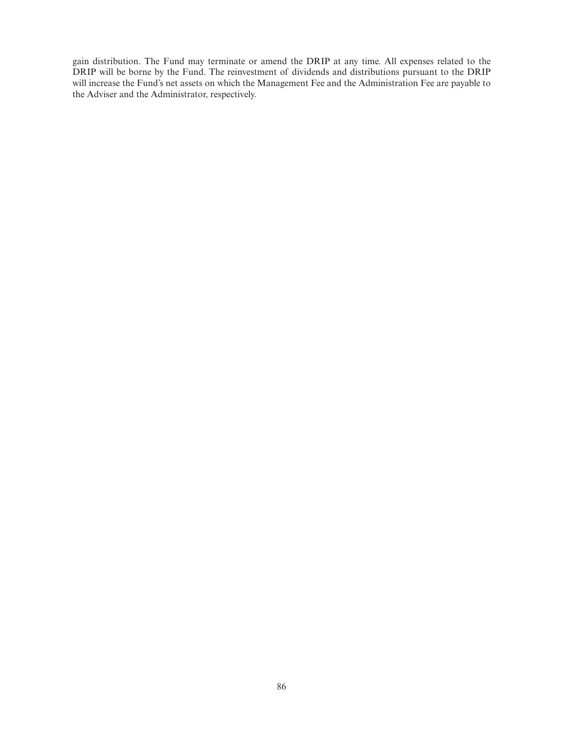gain distribution. The Fund may terminate or amend the DRIP at any time. All expenses related to the DRIP will be borne by the Fund. The reinvestment of dividends and distributions pursuant to the DRIP will increase the Fund's net assets on which the Management Fee and the Administration Fee are payable to the Adviser and the Administrator, respectively.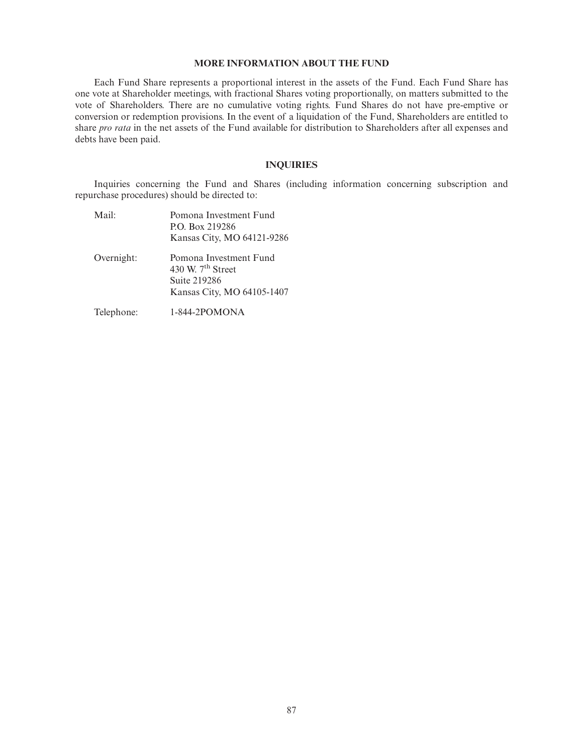## MORE INFORMATION ABOUT THE FUND

Each Fund Share represents a proportional interest in the assets of the Fund. Each Fund Share has one vote at Shareholder meetings, with fractional Shares voting proportionally, on matters submitted to the vote of Shareholders. There are no cumulative voting rights. Fund Shares do not have pre-emptive or conversion or redemption provisions. In the event of a liquidation of the Fund, Shareholders are entitled to share *pro rata* in the net assets of the Fund available for distribution to Shareholders after all expenses and debts have been paid.

## INQUIRIES

Inquiries concerning the Fund and Shares (including information concerning subscription and repurchase procedures) should be directed to:

| | |
|---|---|
| Mail: | Pomona Investment Fund<br>P.O. Box 219286<br>Kansas City, MO 64121-9286 |
| Overnight: | Pomona Investment Fund<br>430 W. 7th Street<br>Suite 219286<br>Kansas City, MO 64105-1407 |
| Telephone: | 1-844-2POMONA |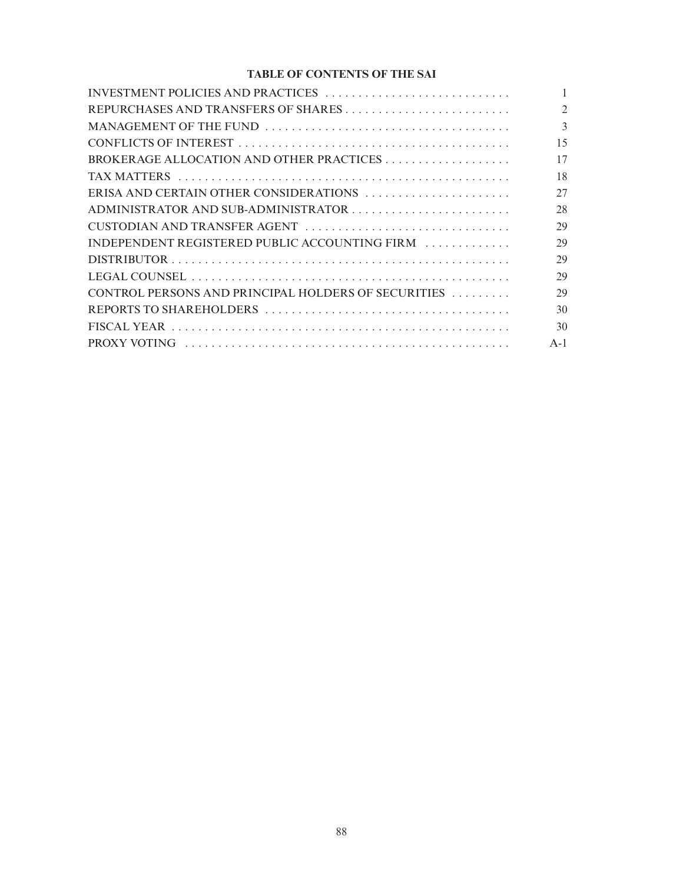## TABLE OF CONTENTS OF THE SAI

| | |
|---|---|
| INVESTMENT POLICIES AND PRACTICES | 1 |
| REPURCHASES AND TRANSFERS OF SHARES | 2 |
| MANAGEMENT OF THE FUND | 3 |
| CONFLICTS OF INTEREST | 15 |
| BROKERAGE ALLOCATION AND OTHER PRACTICES | 17 |
| TAX MATTERS | 18 |
| ERISA AND CERTAIN OTHER CONSIDERATIONS | 27 |
| ADMINISTRATOR AND SUB-ADMINISTRATOR | 28 |
| CUSTODIAN AND TRANSFER AGENT | 29 |
| INDEPENDENT REGISTERED PUBLIC ACCOUNTING FIRM | 29 |
| DISTRIBUTOR | 29 |
| LEGAL COUNSEL | 29 |
| CONTROL PERSONS AND PRINCIPAL HOLDERS OF SECURITIES | 29 |
| REPORTS TO SHAREHOLDERS | 30 |
| FISCAL YEAR | 30 |
| PROXY VOTING | A-1 |